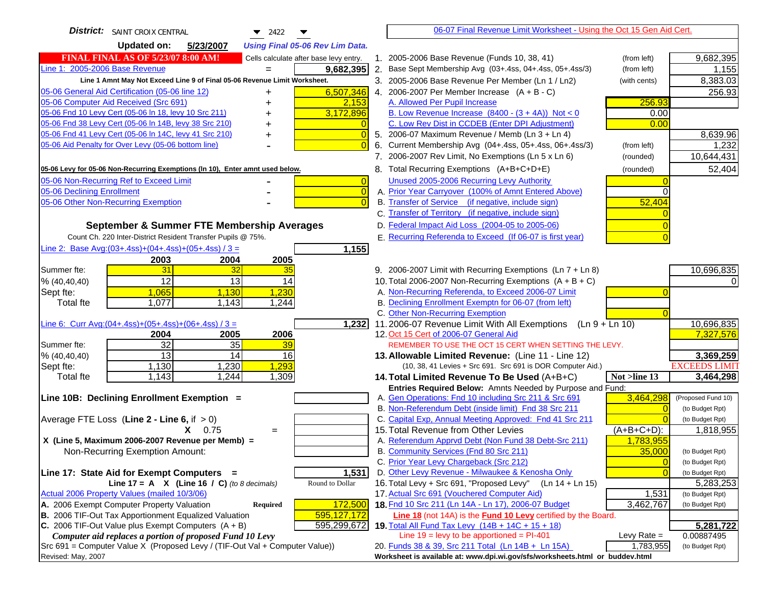**District:** SAINT CROIX CENTRAL 2422

**Updated on:** 5/23/2007 *Using Final 05-06 Rev Lim Data.*

06-07 Final Revenue Limit Worksheet - Using the Oct 15 Gen Aid Cert.

**FINAL FINAL AS OF 5/23/07 8:00 AM!** Cells calculate after base levy entry.

| | | |
|---|---|---|
| Line 1: 2005-2006 Base Revenue | = | 9,682,395 |

Line 1 Amnt May Not Exceed Line 9 of Final 05-06 Revenue Limit Worksheet.

| | | |
|---|---|---|
| 05-06 General Aid Certification (05-06 line 12) | + | 6,507,346 |
| 05-06 Computer Aid Received (Src 691) | + | 2,153 |
| 05-06 Fnd 10 Levy Cert (05-06 ln 18, levy 10 Src 211) | + | 3,172,896 |
| 05-06 Fnd 38 Levy Cert (05-06 ln 14B, levy 38 Src 210) | + | 0 |
| 05-06 Fnd 41 Levy Cert (05-06 ln 14C, levy 41 Src 210) | + | 0 |
| 05-06 Aid Penalty for Over Levy (05-06 bottom line) | - | 0 |

**05-06 Levy for 05-06 Non-Recurring Exemptions (ln 10), Enter amnt used below.**

| | | |
|---|---|---|
| 05-06 Non-Recurring Ref to Exceed Limit | - | 0 |
| 05-06 Declining Enrollment | - | 0 |
| 05-06 Other Non-Recurring Exemption | - | 0 |

### September & Summer FTE Membership Averages

Count Ch. 220 Inter-District Resident Transfer Pupils @ 75%.

Line 2: Base Avg:(03+.4ss)+(04+.4ss)+(05+.4ss) / 3 = **1,155**

| | 2003 | 2004 | 2005 |
|---|---|---|---|
| Summer fte: | 31 | 32 | 35 |
| % (40,40,40) | 12 | 13 | 14 |
| Sept fte: | 1,065 | 1,130 | 1,230 |
| Total fte | 1,077 | 1,143 | 1,244 |

Line 6: Curr Avg:(04+.4ss)+(05+.4ss)+(06+.4ss) / 3 = **1,232**

| | 2004 | 2005 | 2006 |
|---|---|---|---|
| Summer fte: | 32 | 35 | 39 |
| % (40,40,40) | 13 | 14 | 16 |
| Sept fte: | 1,130 | 1,230 | 1,293 |
| Total fte | 1,143 | 1,244 | 1,309 |

**Line 10B: Declining Enrollment Exemption =**

Average FTE Loss (Line 2 - Line 6, if > 0)

X 0.75 =

X (Line 5, Maximum 2006-2007 Revenue per Memb) =

Non-Recurring Exemption Amount:

**Line 17: State Aid for Exempt Computers =** 1,531

Line 17 = A X (Line 16 / C) *(to 8 decimals)* Round to Dollar

Actual 2006 Property Values (mailed 10/3/06)

| | | |
|---|---|---|
| A. 2006 Exempt Computer Property Valuation | Required | 172,500 |
| B. 2006 TIF-Out Tax Apportionment Equalized Valuation | | 595,127,172 |
| C. 2006 TIF-Out Value plus Exempt Computers (A + B) | | 595,299,672 |

*Computer aid replaces a portion of proposed Fund 10 Levy*

Src 691 = Computer Value X (Proposed Levy / (TIF-Out Val + Computer Value))

Revised: May, 2007

| Line | Description | | Amount |
|---|---|---|---|
| 1. | 2005-2006 Base Revenue (Funds 10, 38, 41) | (from left) | 9,682,395 |
| 2. | Base Sept Membership Avg (03+.4ss, 04+.4ss, 05+.4ss/3) | (from left) | 1,155 |
| 3. | 2005-2006 Base Revenue Per Member (Ln 1 / Ln2) | (with cents) | 8,383.03 |
| 4. | 2006-2007 Per Member Increase (A + B - C) | | 256.93 |
| | A. Allowed Per Pupil Increase | 256.93 | |
| | B. Low Revenue Increase (8400 - (3 + 4A)) Not < 0 | 0.00 | |
| | C. Low Rev Dist in CCDEB (Enter DPI Adjustment) | 0.00 | |
| 5. | 2006-07 Maximum Revenue / Memb (Ln 3 + Ln 4) | | 8,639.96 |
| 6. | Current Membership Avg (04+.4ss, 05+.4ss, 06+.4ss/3) | (from left) | 1,232 |
| 7. | 2006-2007 Rev Limit, No Exemptions (Ln 5 x Ln 6) | (rounded) | 10,644,431 |
| 8. | Total Recurring Exemptions (A+B+C+D+E) | (rounded) | 52,404 |
| | Unused 2005-2006 Recurring Levy Authority | 0 | |
| | A. Prior Year Carryover (100% of Amnt Entered Above) | 0 | |
| | B. Transfer of Service (if negative, include sign) | 52,404 | |
| | C. Transfer of Territory (if negative, include sign) | 0 | |
| | D. Federal Impact Aid Loss (2004-05 to 2005-06) | 0 | |
| | E. Recurring Referenda to Exceed (If 06-07 is first year) | 0 | |
| 9. | 2006-2007 Limit with Recurring Exemptions (Ln 7 + Ln 8) | | 10,696,835 |
| 10. | Total 2006-2007 Non-Recurring Exemptions (A + B + C) | | 0 |
| | A. Non-Recurring Referenda, to Exceed 2006-07 Limit | 0 | |
| | B. Declining Enrollment Exemptn for 06-07 (from left) | | |
| | C. Other Non-Recurring Exemption | 0 | |
| 11. | 2006-07 Revenue Limit With All Exemptions (Ln 9 + Ln 10) | | 10,696,835 |
| 12. | Oct 15 Cert of 2006-07 General Aid | | 7,327,576 |
| | REMEMBER TO USE THE OCT 15 CERT WHEN SETTING THE LEVY. | | |
| **13.** | **Allowable Limited Revenue:** (Line 11 - Line 12) | | **3,369,259** |
| | (10, 38, 41 Levies + Src 691. Src 691 is DOR Computer Aid.) | | EXCEEDS LIMIT |
| **14.** | **Total Limited Revenue To Be Used** (A+B+C) | Not >line 13 | **3,464,298** |
| | Entries Required Below: Amnts Needed by Purpose and Fund: | | |
| | A. Gen Operations: Fnd 10 including Src 211 & Src 691 | 3,464,298 | (Proposed Fund 10) |
| | B. Non-Referendum Debt (inside limit) Fnd 38 Src 211 | 0 | (to Budget Rpt) |
| | C. Capital Exp, Annual Meeting Approved: Fnd 41 Src 211 | 0 | (to Budget Rpt) |
| 15. | Total Revenue from Other Levies | (A+B+C+D): | 1,818,955 |
| | A. Referendum Apprvd Debt (Non Fund 38 Debt-Src 211) | 1,783,955 | |
| | B. Community Services (Fnd 80 Src 211) | 35,000 | (to Budget Rpt) |
| | C. Prior Year Levy Chargeback (Src 212) | 0 | (to Budget Rpt) |
| | D. Other Levy Revenue - Milwaukee & Kenosha Only | 0 | (to Budget Rpt) |
| 16. | Total Levy + Src 691, "Proposed Levy" (Ln 14 + Ln 15) | | 5,283,253 |
| 17. | Actual Src 691 (Vouchered Computer Aid) | 1,531 | (to Budget Rpt) |
| **18.** | Fnd 10 Src 211 (Ln 14A - Ln 17), 2006-07 Budget | 3,462,767 | (to Budget Rpt) |
| | Line 18 (not 14A) is the **Fund 10 Levy** certified by the Board. | | |
| **19.** | Total All Fund Tax Levy (14B + 14C + 15 + 18) | | **5,281,722** |
| | Line 19 = levy to be apportioned = PI-401 | Levy Rate = | 0.00887495 |
| 20. | Funds 38 & 39, Src 211 Total (Ln 14B + Ln 15A) | 1,783,955 | (to Budget Rpt) |

Worksheet is available at: www.dpi.wi.gov/sfs/worksheets.html or buddev.html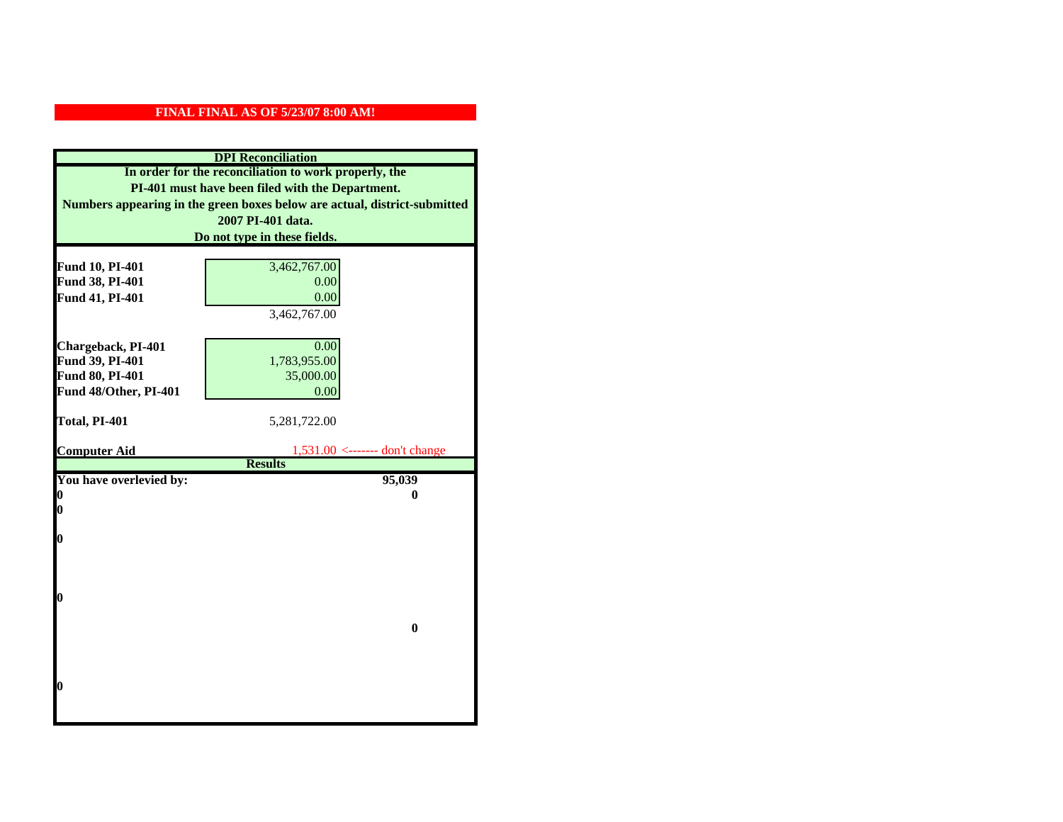**FINAL FINAL AS OF 5/23/07 8:00 AM!**

## DPI Reconciliation

**In order for the reconciliation to work properly, the PI-401 must have been filed with the Department. Numbers appearing in the green boxes below are actual, district-submitted 2007 PI-401 data. Do not type in these fields.**

| | | |
|---|---|---|
| **Fund 10, PI-401** | 3,462,767.00 | |
| **Fund 38, PI-401** | 0.00 | |
| **Fund 41, PI-401** | 0.00 | |
| | 3,462,767.00 | |
| | | |
| **Chargeback, PI-401** | 0.00 | |
| **Fund 39, PI-401** | 1,783,955.00 | |
| **Fund 80, PI-401** | 35,000.00 | |
| **Fund 48/Other, PI-401** | 0.00 | |
| | | |
| **Total, PI-401** | 5,281,722.00 | |
| | | |
| **Computer Aid** | 1,531.00 | <------- don't change |

## Results

| | |
|---|---|
| **You have overlevied by:** | **95,039** |
| **0** | **0** |
| **0** | |
| **0** | |
| **0** | |
| | **0** |
| **0** | |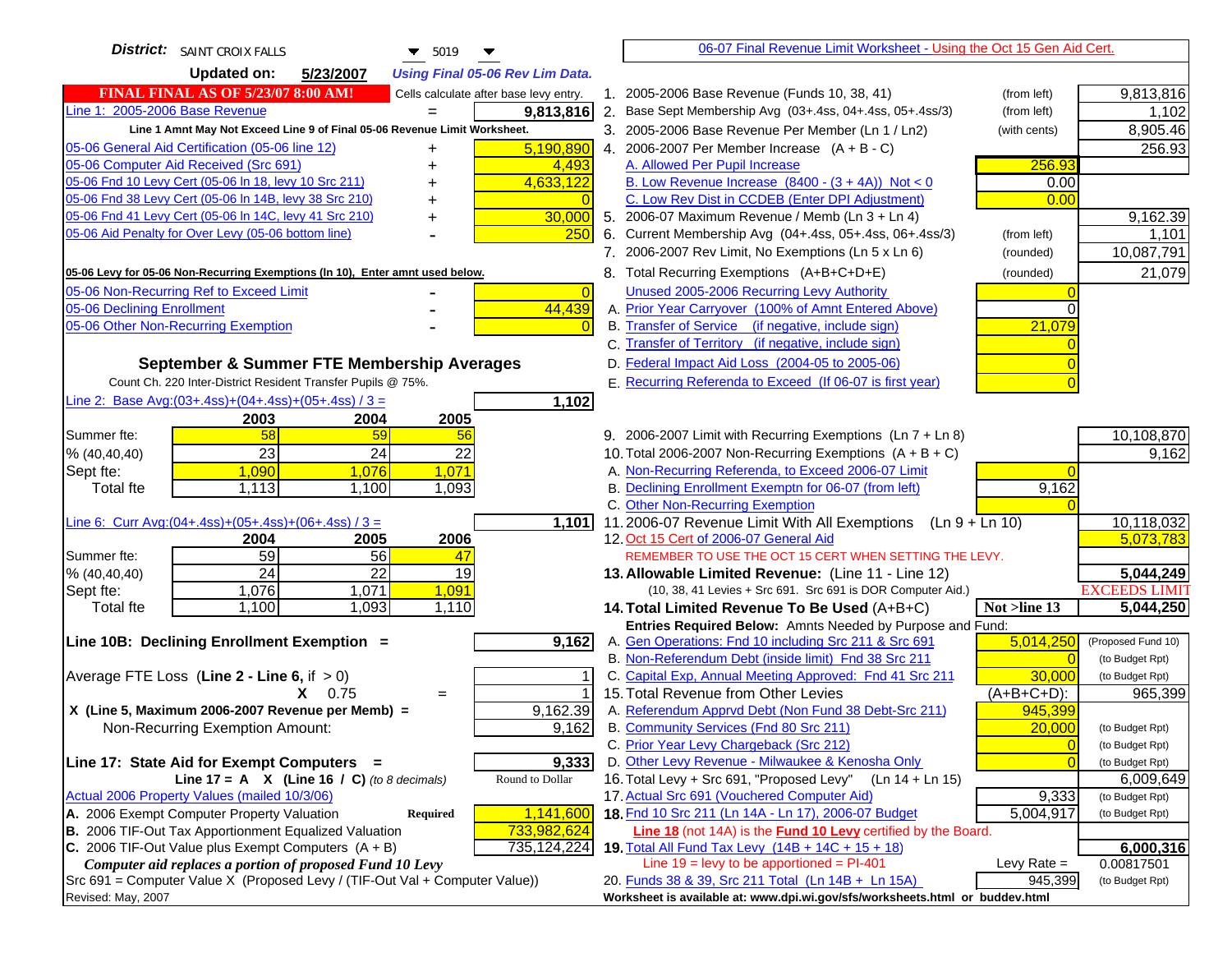**District:** SAINT CROIX FALLS 5019

**Updated on:** 5/23/2007 *Using Final 05-06 Rev Lim Data.*

**FINAL FINAL AS OF 5/23/07 8:00 AM!** Cells calculate after base levy entry.

| | | |
|---|---|---|
| Line 1: 2005-2006 Base Revenue | = | 9,813,816 |

Line 1 Amnt May Not Exceed Line 9 of Final 05-06 Revenue Limit Worksheet.

| | | |
|---|---|---|
| 05-06 General Aid Certification (05-06 line 12) | + | 5,190,890 |
| 05-06 Computer Aid Received (Src 691) | + | 4,493 |
| 05-06 Fnd 10 Levy Cert (05-06 ln 18, levy 10 Src 211) | + | 4,633,122 |
| 05-06 Fnd 38 Levy Cert (05-06 ln 14B, levy 38 Src 210) | + | 0 |
| 05-06 Fnd 41 Levy Cert (05-06 ln 14C, levy 41 Src 210) | + | 30,000 |
| 05-06 Aid Penalty for Over Levy (05-06 bottom line) | - | 250 |

**05-06 Levy for 05-06 Non-Recurring Exemptions (ln 10), Enter amnt used below.**

| | | |
|---|---|---|
| 05-06 Non-Recurring Ref to Exceed Limit | - | 0 |
| 05-06 Declining Enrollment | - | 44,439 |
| 05-06 Other Non-Recurring Exemption | - | 0 |

### September & Summer FTE Membership Averages

Count Ch. 220 Inter-District Resident Transfer Pupils @ 75%.

Line 2: Base Avg:(03+.4ss)+(04+.4ss)+(05+.4ss) / 3 = **1,102**

| | 2003 | 2004 | 2005 |
|---|---|---|---|
| Summer fte: | 58 | 59 | 56 |
| % (40,40,40) | 23 | 24 | 22 |
| Sept fte: | 1,090 | 1,076 | 1,071 |
| Total fte | 1,113 | 1,100 | 1,093 |

Line 6: Curr Avg:(04+.4ss)+(05+.4ss)+(06+.4ss) / 3 = **1,101**

| | 2004 | 2005 | 2006 |
|---|---|---|---|
| Summer fte: | 59 | 56 | 47 |
| % (40,40,40) | 24 | 22 | 19 |
| Sept fte: | 1,076 | 1,071 | 1,091 |
| Total fte | 1,100 | 1,093 | 1,110 |

**Line 10B: Declining Enrollment Exemption =** **9,162**

| | | |
|---|---|---|
| Average FTE Loss (Line 2 - Line 6, if > 0) | | 1 |
| X 0.75 | = | 1 |
| X (Line 5, Maximum 2006-2007 Revenue per Memb) = | | 9,162.39 |
| Non-Recurring Exemption Amount: | | 9,162 |

**Line 17: State Aid for Exempt Computers =** **9,333**

Line 17 = A X (Line 16 / C) *(to 8 decimals)* Round to Dollar

Actual 2006 Property Values (mailed 10/3/06)

| | | |
|---|---|---|
| A. 2006 Exempt Computer Property Valuation | Required | 1,141,600 |
| B. 2006 TIF-Out Tax Apportionment Equalized Valuation | | 733,982,624 |
| C. 2006 TIF-Out Value plus Exempt Computers (A + B) | | 735,124,224 |

*Computer aid replaces a portion of proposed Fund 10 Levy*

Src 691 = Computer Value X (Proposed Levy / (TIF-Out Val + Computer Value))

Revised: May, 2007

---

06-07 Final Revenue Limit Worksheet - Using the Oct 15 Gen Aid Cert.

| | | | |
|---|---|---|---|
| 1. 2005-2006 Base Revenue (Funds 10, 38, 41) | (from left) | | 9,813,816 |
| 2. Base Sept Membership Avg (03+.4ss, 04+.4ss, 05+.4ss/3) | (from left) | | 1,102 |
| 3. 2005-2006 Base Revenue Per Member (Ln 1 / Ln2) | (with cents) | | 8,905.46 |
| 4. 2006-2007 Per Member Increase (A + B - C) | | | 256.93 |
| A. Allowed Per Pupil Increase | | 256.93 | |
| B. Low Revenue Increase (8400 - (3 + 4A)) Not < 0 | | 0.00 | |
| C. Low Rev Dist in CCDEB (Enter DPI Adjustment) | | 0.00 | |
| 5. 2006-07 Maximum Revenue / Memb (Ln 3 + Ln 4) | | | 9,162.39 |
| 6. Current Membership Avg (04+.4ss, 05+.4ss, 06+.4ss/3) | (from left) | | 1,101 |
| 7. 2006-2007 Rev Limit, No Exemptions (Ln 5 x Ln 6) | (rounded) | | 10,087,791 |
| 8. Total Recurring Exemptions (A+B+C+D+E) | (rounded) | | 21,079 |
| Unused 2005-2006 Recurring Levy Authority | | 0 | |
| A. Prior Year Carryover (100% of Amnt Entered Above) | | 0 | |
| B. Transfer of Service (if negative, include sign) | | 21,079 | |
| C. Transfer of Territory (if negative, include sign) | | 0 | |
| D. Federal Impact Aid Loss (2004-05 to 2005-06) | | 0 | |
| E. Recurring Referenda to Exceed (If 06-07 is first year) | | 0 | |
| 9. 2006-2007 Limit with Recurring Exemptions (Ln 7 + Ln 8) | | | 10,108,870 |
| 10. Total 2006-2007 Non-Recurring Exemptions (A + B + C) | | | 9,162 |
| A. Non-Recurring Referenda, to Exceed 2006-07 Limit | | 0 | |
| B. Declining Enrollment Exemptn for 06-07 (from left) | | 9,162 | |
| C. Other Non-Recurring Exemption | | 0 | |
| 11. 2006-07 Revenue Limit With All Exemptions (Ln 9 + Ln 10) | | | 10,118,032 |
| 12. Oct 15 Cert of 2006-07 General Aid | | | 5,073,783 |

REMEMBER TO USE THE OCT 15 CERT WHEN SETTING THE LEVY.

| | | | |
|---|---|---|---|
| **13. Allowable Limited Revenue:** (Line 11 - Line 12) | | | **5,044,249** |
| (10, 38, 41 Levies + Src 691. Src 691 is DOR Computer Aid.) | | | EXCEEDS LIMIT |
| **14. Total Limited Revenue To Be Used** (A+B+C) | | Not >line 13 | **5,044,250** |

Entries Required Below: Amnts Needed by Purpose and Fund:

| | | | |
|---|---|---|---|
| A. Gen Operations: Fnd 10 including Src 211 & Src 691 | | 5,014,250 | (Proposed Fund 10) |
| B. Non-Referendum Debt (inside limit) Fnd 38 Src 211 | | 0 | (to Budget Rpt) |
| C. Capital Exp, Annual Meeting Approved: Fnd 41 Src 211 | | 30,000 | (to Budget Rpt) |
| 15. Total Revenue from Other Levies | | (A+B+C+D): | 965,399 |
| A. Referendum Apprvd Debt (Non Fund 38 Debt-Src 211) | | 945,399 | |
| B. Community Services (Fnd 80 Src 211) | | 20,000 | (to Budget Rpt) |
| C. Prior Year Levy Chargeback (Src 212) | | 0 | (to Budget Rpt) |
| D. Other Levy Revenue - Milwaukee & Kenosha Only | | 0 | (to Budget Rpt) |
| 16. Total Levy + Src 691, "Proposed Levy" (Ln 14 + Ln 15) | | | 6,009,649 |
| 17. Actual Src 691 (Vouchered Computer Aid) | | 9,333 | (to Budget Rpt) |
| **18.** Fnd 10 Src 211 (Ln 14A - Ln 17), 2006-07 Budget | | 5,004,917 | (to Budget Rpt) |

**Line 18** (not 14A) is the **Fund 10 Levy** certified by the Board.

| | | | |
|---|---|---|---|
| **19.** Total All Fund Tax Levy (14B + 14C + 15 + 18) | | | **6,000,316** |
| Line 19 = levy to be apportioned = PI-401 | | Levy Rate = | 0.00817501 |
| 20. Funds 38 & 39, Src 211 Total (Ln 14B + Ln 15A) | | 945,399 | (to Budget Rpt) |

Worksheet is available at: www.dpi.wi.gov/sfs/worksheets.html or buddev.html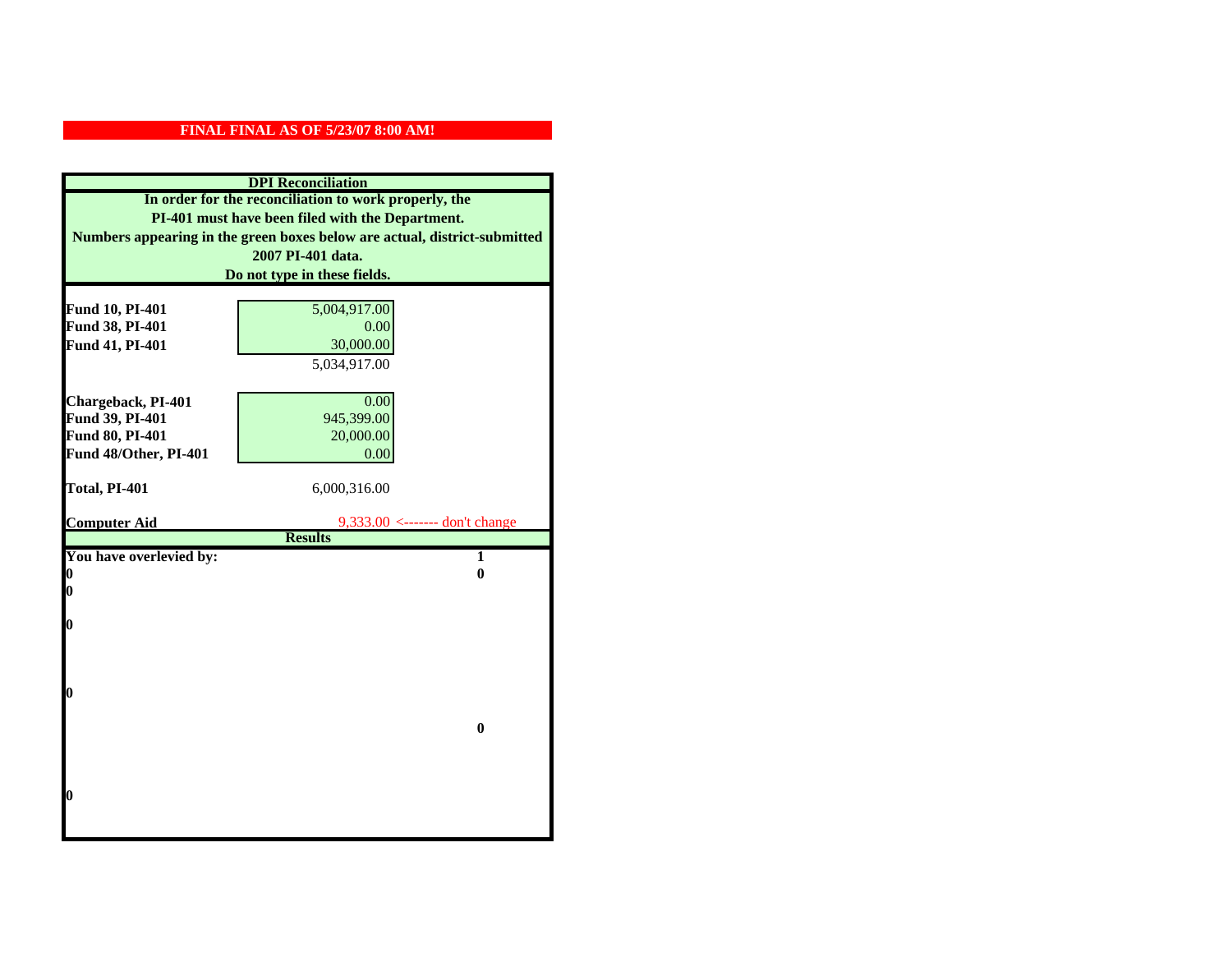**FINAL FINAL AS OF 5/23/07 8:00 AM!**

**DPI Reconciliation**

**In order for the reconciliation to work properly, the PI-401 must have been filed with the Department. Numbers appearing in the green boxes below are actual, district-submitted 2007 PI-401 data. Do not type in these fields.**

| | | |
|---|---|---|
| **Fund 10, PI-401** | 5,004,917.00 | |
| **Fund 38, PI-401** | 0.00 | |
| **Fund 41, PI-401** | 30,000.00 | |
| | 5,034,917.00 | |
| **Chargeback, PI-401** | 0.00 | |
| **Fund 39, PI-401** | 945,399.00 | |
| **Fund 80, PI-401** | 20,000.00 | |
| **Fund 48/Other, PI-401** | 0.00 | |
| **Total, PI-401** | 6,000,316.00 | |
| **Computer Aid** | 9,333.00 | <------- don't change |

**Results**

| | |
|---|---|
| **You have overlevied by:** | **1** |
| **0** | **0** |
| **0** | |
| **0** | |
| **0** | |
| | **0** |
| **0** | |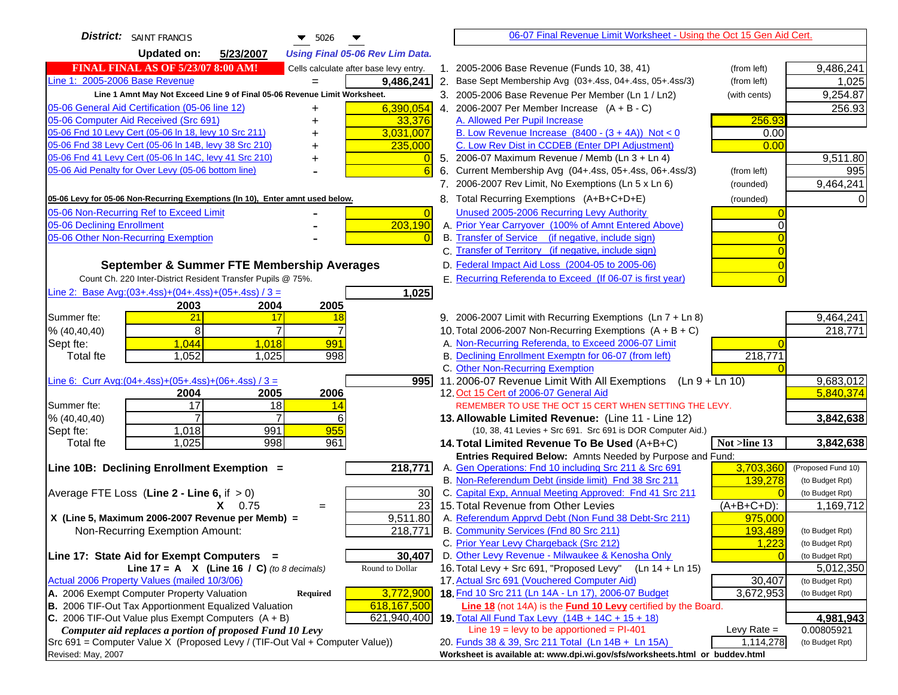**District:** SAINT FRANCIS 5026

**Updated on:** 5/23/2007 *Using Final 05-06 Rev Lim Data.*

**FINAL FINAL AS OF 5/23/07 8:00 AM!** Cells calculate after base levy entry.

| | | |
|---|---|---|
| Line 1: 2005-2006 Base Revenue | = | 9,486,241 |

Line 1 Amnt May Not Exceed Line 9 of Final 05-06 Revenue Limit Worksheet.

| | | |
|---|---|---|
| 05-06 General Aid Certification (05-06 line 12) | + | 6,390,054 |
| 05-06 Computer Aid Received (Src 691) | + | 33,376 |
| 05-06 Fnd 10 Levy Cert (05-06 ln 18, levy 10 Src 211) | + | 3,031,007 |
| 05-06 Fnd 38 Levy Cert (05-06 ln 14B, levy 38 Src 210) | + | 235,000 |
| 05-06 Fnd 41 Levy Cert (05-06 ln 14C, levy 41 Src 210) | + | 0 |
| 05-06 Aid Penalty for Over Levy (05-06 bottom line) | - | 6 |

05-06 Levy for 05-06 Non-Recurring Exemptions (ln 10), Enter amnt used below.

| | | |
|---|---|---|
| 05-06 Non-Recurring Ref to Exceed Limit | - | 0 |
| 05-06 Declining Enrollment | - | 203,190 |
| 05-06 Other Non-Recurring Exemption | - | 0 |

## September & Summer FTE Membership Averages

Count Ch. 220 Inter-District Resident Transfer Pupils @ 75%.

Line 2: Base Avg:(03+.4ss)+(04+.4ss)+(05+.4ss) / 3 = **1,025**

| | 2003 | 2004 | 2005 |
|---|---|---|---|
| Summer fte: | 21 | 17 | 18 |
| % (40,40,40) | 8 | 7 | 7 |
| Sept fte: | 1,044 | 1,018 | 991 |
| Total fte | 1,052 | 1,025 | 998 |

Line 6: Curr Avg:(04+.4ss)+(05+.4ss)+(06+.4ss) / 3 = **995**

| | 2004 | 2005 | 2006 |
|---|---|---|---|
| Summer fte: | 17 | 18 | 14 |
| % (40,40,40) | 7 | 7 | 6 |
| Sept fte: | 1,018 | 991 | 955 |
| Total fte | 1,025 | 998 | 961 |

**Line 10B: Declining Enrollment Exemption =** **218,771**

| | | |
|---|---|---|
| Average FTE Loss (Line 2 - Line 6, if > 0) | | 30 |
| X 0.75 | = | 23 |
| X (Line 5, Maximum 2006-2007 Revenue per Memb) = | | 9,511.80 |
| Non-Recurring Exemption Amount: | | 218,771 |

**Line 17: State Aid for Exempt Computers =** **30,407**

Line 17 = A X (Line 16 / C) *(to 8 decimals)* Round to Dollar

Actual 2006 Property Values (mailed 10/3/06)

| | | |
|---|---|---|
| A. 2006 Exempt Computer Property Valuation | Required | 3,772,900 |
| B. 2006 TIF-Out Tax Apportionment Equalized Valuation | | 618,167,500 |
| C. 2006 TIF-Out Value plus Exempt Computers (A + B) | | 621,940,400 |

*Computer aid replaces a portion of proposed Fund 10 levy*

Src 691 = Computer Value X (Proposed Levy / (TIF-Out Val + Computer Value))

Revised: May, 2007

---

06-07 Final Revenue Limit Worksheet - Using the Oct 15 Gen Aid Cert.

| | | | |
|---|---|---|---|
| 1. 2005-2006 Base Revenue (Funds 10, 38, 41) | (from left) | | 9,486,241 |
| 2. Base Sept Membership Avg (03+.4ss, 04+.4ss, 05+.4ss/3) | (from left) | | 1,025 |
| 3. 2005-2006 Base Revenue Per Member (Ln 1 / Ln2) | (with cents) | | 9,254.87 |
| 4. 2006-2007 Per Member Increase (A + B - C) | | | 256.93 |
| A. Allowed Per Pupil Increase | | 256.93 | |
| B. Low Revenue Increase (8400 - (3 + 4A)) Not < 0 | | 0.00 | |
| C. Low Rev Dist in CCDEB (Enter DPI Adjustment) | | 0.00 | |
| 5. 2006-07 Maximum Revenue / Memb (Ln 3 + Ln 4) | | | 9,511.80 |
| 6. Current Membership Avg (04+.4ss, 05+.4ss, 06+.4ss/3) | (from left) | | 995 |
| 7. 2006-2007 Rev Limit, No Exemptions (Ln 5 x Ln 6) | (rounded) | | 9,464,241 |
| 8. Total Recurring Exemptions (A+B+C+D+E) | (rounded) | | 0 |
| Unused 2005-2006 Recurring Levy Authority | | 0 | |
| A. Prior Year Carryover (100% of Amnt Entered Above) | | 0 | |
| B. Transfer of Service (if negative, include sign) | | 0 | |
| C. Transfer of Territory (if negative, include sign) | | 0 | |
| D. Federal Impact Aid Loss (2004-05 to 2005-06) | | 0 | |
| E. Recurring Referenda to Exceed (If 06-07 is first year) | | 0 | |
| 9. 2006-2007 Limit with Recurring Exemptions (Ln 7 + Ln 8) | | | 9,464,241 |
| 10. Total 2006-2007 Non-Recurring Exemptions (A + B + C) | | | 218,771 |
| A. Non-Recurring Referenda, to Exceed 2006-07 Limit | | 0 | |
| B. Declining Enrollment Exemptn for 06-07 (from left) | | 218,771 | |
| C. Other Non-Recurring Exemption | | 0 | |
| 11. 2006-07 Revenue Limit With All Exemptions (Ln 9 + Ln 10) | | | 9,683,012 |
| 12. Oct 15 Cert of 2006-07 General Aid | | | 5,840,374 |

REMEMBER TO USE THE OCT 15 CERT WHEN SETTING THE LEVY.

| | | | |
|---|---|---|---|
| **13. Allowable Limited Revenue:** (Line 11 - Line 12) | | | **3,842,638** |
| (10, 38, 41 Levies + Src 691. Src 691 is DOR Computer Aid.) | | | |
| **14. Total Limited Revenue To Be Used** (A+B+C) | | Not >line 13 | **3,842,638** |
| Entries Required Below: Amnts Needed by Purpose and Fund: | | | |
| A. Gen Operations: Fnd 10 including Src 211 & Src 691 | | 3,703,360 | (Proposed Fund 10) |
| B. Non-Referendum Debt (inside limit) Fnd 38 Src 211 | | 139,278 | (to Budget Rpt) |
| C. Capital Exp, Annual Meeting Approved: Fnd 41 Src 211 | | 0 | (to Budget Rpt) |
| 15. Total Revenue from Other Levies | | (A+B+C+D): | 1,169,712 |
| A. Referendum Apprvd Debt (Non Fund 38 Debt-Src 211) | | 975,000 | |
| B. Community Services (Fnd 80 Src 211) | | 193,489 | (to Budget Rpt) |
| C. Prior Year Levy Chargeback (Src 212) | | 1,223 | (to Budget Rpt) |
| D. Other Levy Revenue - Milwaukee & Kenosha Only | | 0 | (to Budget Rpt) |
| 16. Total Levy + Src 691, "Proposed Levy" (Ln 14 + Ln 15) | | | 5,012,350 |
| 17. Actual Src 691 (Vouchered Computer Aid) | | 30,407 | (to Budget Rpt) |
| **18.** Fnd 10 Src 211 (Ln 14A - Ln 17), 2006-07 Budget | | 3,672,953 | (to Budget Rpt) |

**Line 18** (not 14A) is the **Fund 10 Levy** certified by the Board.

| | | | |
|---|---|---|---|
| **19.** Total All Fund Tax Levy (14B + 14C + 15 + 18) | | | **4,981,943** |
| Line 19 = levy to be apportioned = PI-401 | | Levy Rate = | 0.00805921 |
| 20. Funds 38 & 39, Src 211 Total (Ln 14B + Ln 15A) | | 1,114,278 | (to Budget Rpt) |

Worksheet is available at: www.dpi.wi.gov/sfs/worksheets.html or buddev.html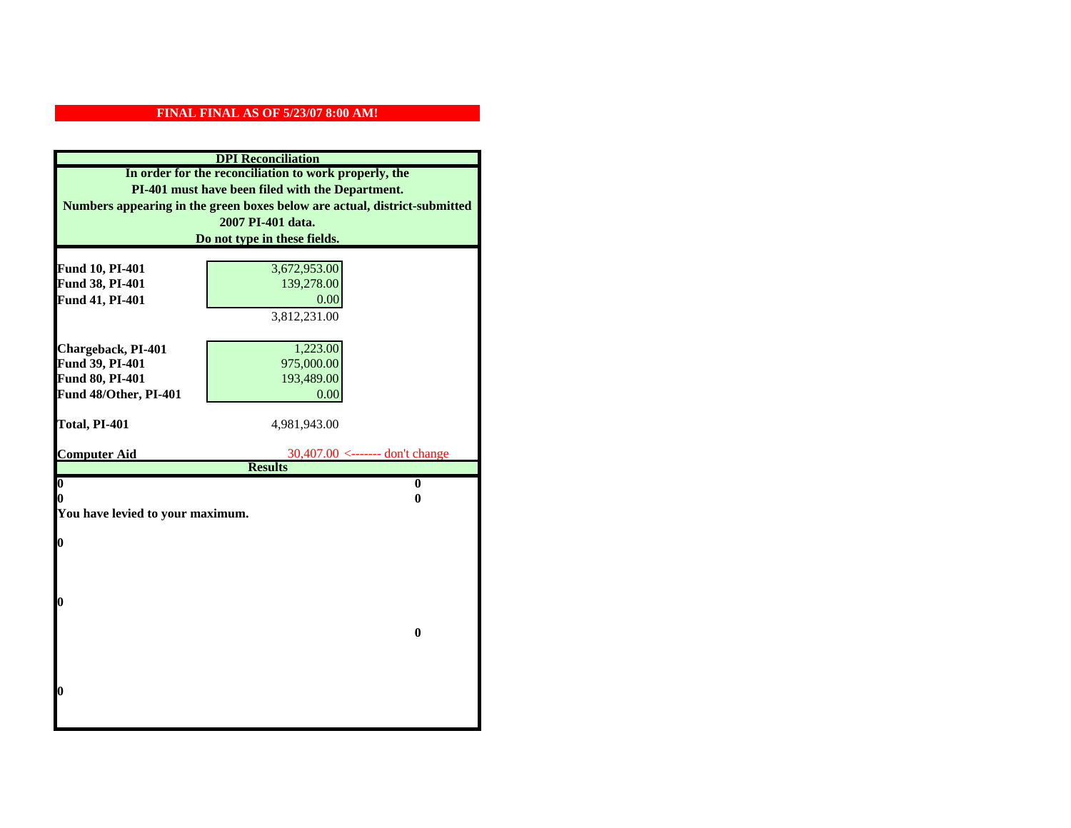**FINAL FINAL AS OF 5/23/07 8:00 AM!**

## DPI Reconciliation

**In order for the reconciliation to work properly, the PI-401 must have been filed with the Department. Numbers appearing in the green boxes below are actual, district-submitted 2007 PI-401 data. Do not type in these fields.**

| | | |
|---|---|---|
| **Fund 10, PI-401** | 3,672,953.00 | |
| **Fund 38, PI-401** | 139,278.00 | |
| **Fund 41, PI-401** | 0.00 | |
| | 3,812,231.00 | |
| **Chargeback, PI-401** | 1,223.00 | |
| **Fund 39, PI-401** | 975,000.00 | |
| **Fund 80, PI-401** | 193,489.00 | |
| **Fund 48/Other, PI-401** | 0.00 | |
| **Total, PI-401** | 4,981,943.00 | |
| **Computer Aid** | 30,407.00 | <------- don't change |

## Results

| | |
|---|---|
| **0** | **0** |
| **0** | **0** |

**You have levied to your maximum.**

**0**

**0**

**0**

**0**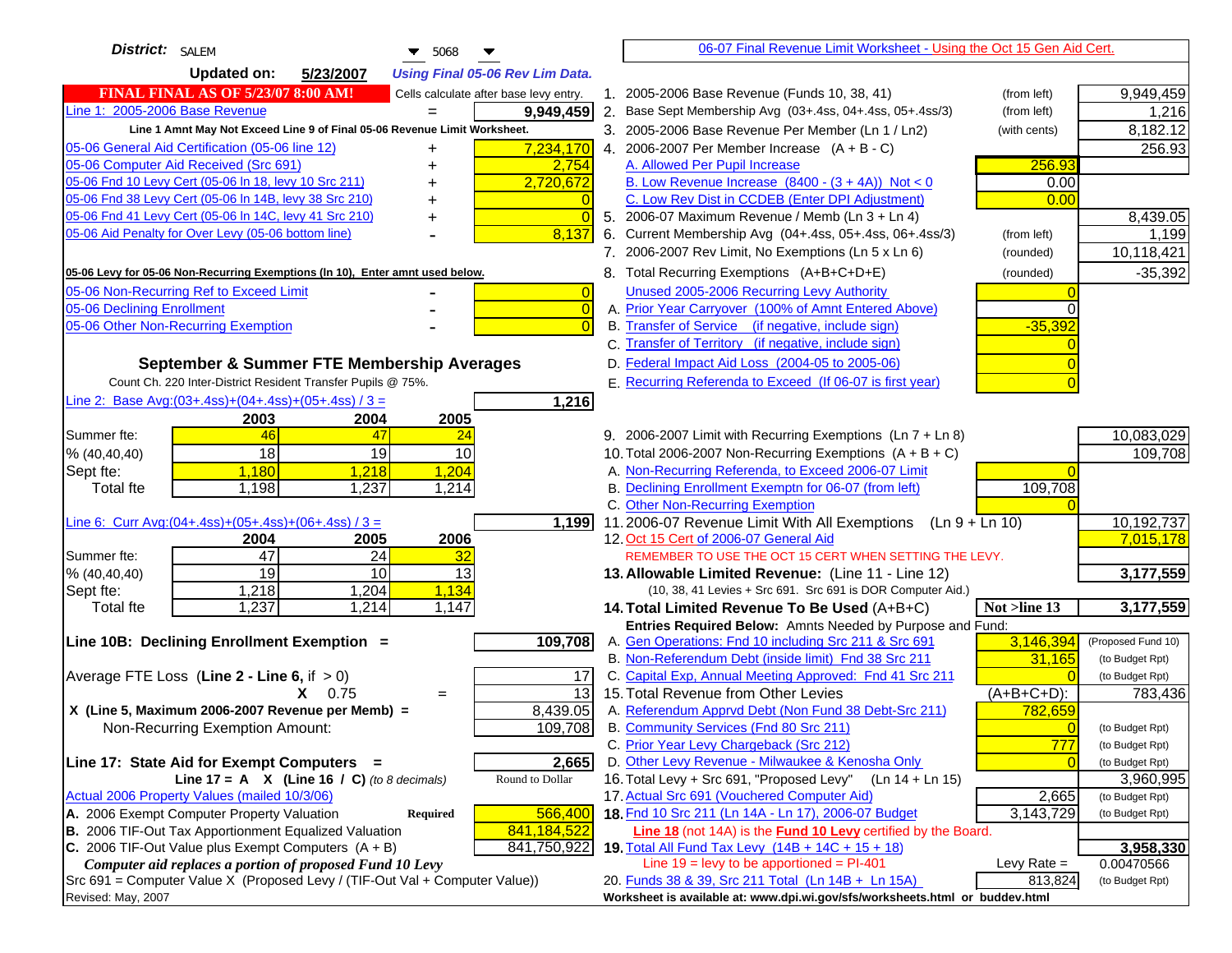**District:** SALEM 5068

**Updated on:** 5/23/2007 *Using Final 05-06 Rev Lim Data.*

**FINAL FINAL AS OF 5/23/07 8:00 AM!** Cells calculate after base levy entry.

| | | |
|---|---|---|
| Line 1: 2005-2006 Base Revenue | = | 9,949,459 |

Line 1 Amnt May Not Exceed Line 9 of Final 05-06 Revenue Limit Worksheet.

| | | |
|---|---|---|
| 05-06 General Aid Certification (05-06 line 12) | + | 7,234,170 |
| 05-06 Computer Aid Received (Src 691) | + | 2,754 |
| 05-06 Fnd 10 Levy Cert (05-06 ln 18, levy 10 Src 211) | + | 2,720,672 |
| 05-06 Fnd 38 Levy Cert (05-06 ln 14B, levy 38 Src 210) | + | 0 |
| 05-06 Fnd 41 Levy Cert (05-06 ln 14C, levy 41 Src 210) | + | 0 |
| 05-06 Aid Penalty for Over Levy (05-06 bottom line) | - | 8,137 |

**05-06 Levy for 05-06 Non-Recurring Exemptions (ln 10), Enter amnt used below.**

| | | |
|---|---|---|
| 05-06 Non-Recurring Ref to Exceed Limit | - | 0 |
| 05-06 Declining Enrollment | - | 0 |
| 05-06 Other Non-Recurring Exemption | - | 0 |

### September & Summer FTE Membership Averages

Count Ch. 220 Inter-District Resident Transfer Pupils @ 75%.

Line 2: Base Avg:(03+.4ss)+(04+.4ss)+(05+.4ss) / 3 = **1,216**

| | 2003 | 2004 | 2005 |
|---|---|---|---|
| Summer fte: | 46 | 47 | 24 |
| % (40,40,40) | 18 | 19 | 10 |
| Sept fte: | 1,180 | 1,218 | 1,204 |
| Total fte | 1,198 | 1,237 | 1,214 |

Line 6: Curr Avg:(04+.4ss)+(05+.4ss)+(06+.4ss) / 3 = **1,199**

| | 2004 | 2005 | 2006 |
|---|---|---|---|
| Summer fte: | 47 | 24 | 32 |
| % (40,40,40) | 19 | 10 | 13 |
| Sept fte: | 1,218 | 1,204 | 1,134 |
| Total fte | 1,237 | 1,214 | 1,147 |

**Line 10B: Declining Enrollment Exemption =** 109,708

| | | |
|---|---|---|
| Average FTE Loss (**Line 2 - Line 6**, if > 0) | | 17 |
| | X 0.75 = | 13 |
| X (Line 5, Maximum 2006-2007 Revenue per Memb) = | | 8,439.05 |
| Non-Recurring Exemption Amount: | | 109,708 |

**Line 17: State Aid for Exempt Computers =** 2,665

Line 17 = A X (Line 16 / C) *(to 8 decimals)* — Round to Dollar

| | | |
|---|---|---|
| Actual 2006 Property Values (mailed 10/3/06) | | |
| A. 2006 Exempt Computer Property Valuation | Required | 566,400 |
| B. 2006 TIF-Out Tax Apportionment Equalized Valuation | | 841,184,522 |
| C. 2006 TIF-Out Value plus Exempt Computers (A + B) | | 841,750,922 |

*Computer aid replaces a portion of proposed Fund 10 Levy*

Src 691 = Computer Value X (Proposed Levy / (TIF-Out Val + Computer Value))

Revised: May, 2007

## 06-07 Final Revenue Limit Worksheet - Using the Oct 15 Gen Aid Cert.

| | | | |
|---|---|---|---|
| 1. 2005-2006 Base Revenue (Funds 10, 38, 41) | (from left) | | 9,949,459 |
| 2. Base Sept Membership Avg (03+.4ss, 04+.4ss, 05+.4ss/3) | (from left) | | 1,216 |
| 3. 2005-2006 Base Revenue Per Member (Ln 1 / Ln2) | (with cents) | | 8,182.12 |
| 4. 2006-2007 Per Member Increase (A + B - C) | | | 256.93 |
| A. Allowed Per Pupil Increase | | 256.93 | |
| B. Low Revenue Increase (8400 - (3 + 4A)) Not < 0 | | 0.00 | |
| C. Low Rev Dist in CCDEB (Enter DPI Adjustment) | | 0.00 | |
| 5. 2006-07 Maximum Revenue / Memb (Ln 3 + Ln 4) | | | 8,439.05 |
| 6. Current Membership Avg (04+.4ss, 05+.4ss, 06+.4ss/3) | (from left) | | 1,199 |
| 7. 2006-2007 Rev Limit, No Exemptions (Ln 5 x Ln 6) | (rounded) | | 10,118,421 |
| 8. Total Recurring Exemptions (A+B+C+D+E) | (rounded) | | -35,392 |
| Unused 2005-2006 Recurring Levy Authority | | 0 | |
| A. Prior Year Carryover (100% of Amnt Entered Above) | | 0 | |
| B. Transfer of Service (if negative, include sign) | | -35,392 | |
| C. Transfer of Territory (if negative, include sign) | | 0 | |
| D. Federal Impact Aid Loss (2004-05 to 2005-06) | | 0 | |
| E. Recurring Referenda to Exceed (If 06-07 is first year) | | 0 | |
| 9. 2006-2007 Limit with Recurring Exemptions (Ln 7 + Ln 8) | | | 10,083,029 |
| 10. Total 2006-2007 Non-Recurring Exemptions (A + B + C) | | | 109,708 |
| A. Non-Recurring Referenda, to Exceed 2006-07 Limit | | 0 | |
| B. Declining Enrollment Exemptn for 06-07 (from left) | | 109,708 | |
| C. Other Non-Recurring Exemption | | 0 | |
| 11. 2006-07 Revenue Limit With All Exemptions (Ln 9 + Ln 10) | | | 10,192,737 |
| 12. Oct 15 Cert of 2006-07 General Aid | | | 7,015,178 |
| REMEMBER TO USE THE OCT 15 CERT WHEN SETTING THE LEVY. | | | |
| **13. Allowable Limited Revenue:** (Line 11 - Line 12) | | | **3,177,559** |
| (10, 38, 41 Levies + Src 691. Src 691 is DOR Computer Aid.) | | | |
| **14. Total Limited Revenue To Be Used** (A+B+C) | | **Not >line 13** | **3,177,559** |
| Entries Required Below: Amnts Needed by Purpose and Fund: | | | |
| A. Gen Operations: Fnd 10 including Src 211 & Src 691 | | 3,146,394 | (Proposed Fund 10) |
| B. Non-Referendum Debt (inside limit) Fnd 38 Src 211 | | 31,165 | (to Budget Rpt) |
| C. Capital Exp, Annual Meeting Approved: Fnd 41 Src 211 | | 0 | (to Budget Rpt) |
| 15. Total Revenue from Other Levies | | (A+B+C+D): | 783,436 |
| A. Referendum Apprvd Debt (Non Fund 38 Debt-Src 211) | | 782,659 | |
| B. Community Services (Fnd 80 Src 211) | | 0 | (to Budget Rpt) |
| C. Prior Year Levy Chargeback (Src 212) | | 777 | (to Budget Rpt) |
| D. Other Levy Revenue - Milwaukee & Kenosha Only | | 0 | (to Budget Rpt) |
| 16. Total Levy + Src 691, "Proposed Levy" (Ln 14 + Ln 15) | | | 3,960,995 |
| 17. Actual Src 691 (Vouchered Computer Aid) | | 2,665 | (to Budget Rpt) |
| **18.** Fnd 10 Src 211 (Ln 14A - Ln 17), 2006-07 Budget | | 3,143,729 | (to Budget Rpt) |
| Line 18 (not 14A) is the **Fund 10 Levy** certified by the Board. | | | |
| **19.** Total All Fund Tax Levy (14B + 14C + 15 + 18) | | | **3,958,330** |
| Line 19 = levy to be apportioned = PI-401 | | Levy Rate = | 0.00470566 |
| 20. Funds 38 & 39, Src 211 Total (Ln 14B + Ln 15A) | | 813,824 | (to Budget Rpt) |

Worksheet is available at: www.dpi.wi.gov/sfs/worksheets.html or buddev.html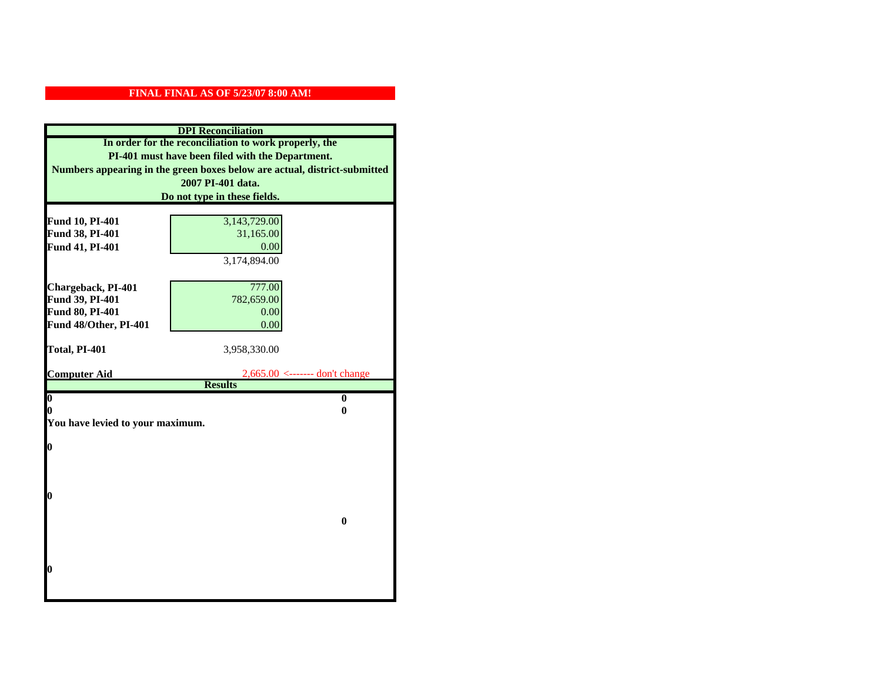**FINAL FINAL AS OF 5/23/07 8:00 AM!**

**DPI Reconciliation**

**In order for the reconciliation to work properly, the PI-401 must have been filed with the Department. Numbers appearing in the green boxes below are actual, district-submitted 2007 PI-401 data. Do not type in these fields.**

| | | |
|---|---|---|
| **Fund 10, PI-401** | 3,143,729.00 | |
| **Fund 38, PI-401** | 31,165.00 | |
| **Fund 41, PI-401** | 0.00 | |
| | 3,174,894.00 | |
| **Chargeback, PI-401** | 777.00 | |
| **Fund 39, PI-401** | 782,659.00 | |
| **Fund 80, PI-401** | 0.00 | |
| **Fund 48/Other, PI-401** | 0.00 | |
| **Total, PI-401** | 3,958,330.00 | |
| **Computer Aid** | 2,665.00 | <------- don't change |

**Results**

| | |
|---|---|
| **0** | **0** |
| **0** | **0** |

**You have levied to your maximum.**

**0**

**0**

**0**

**0**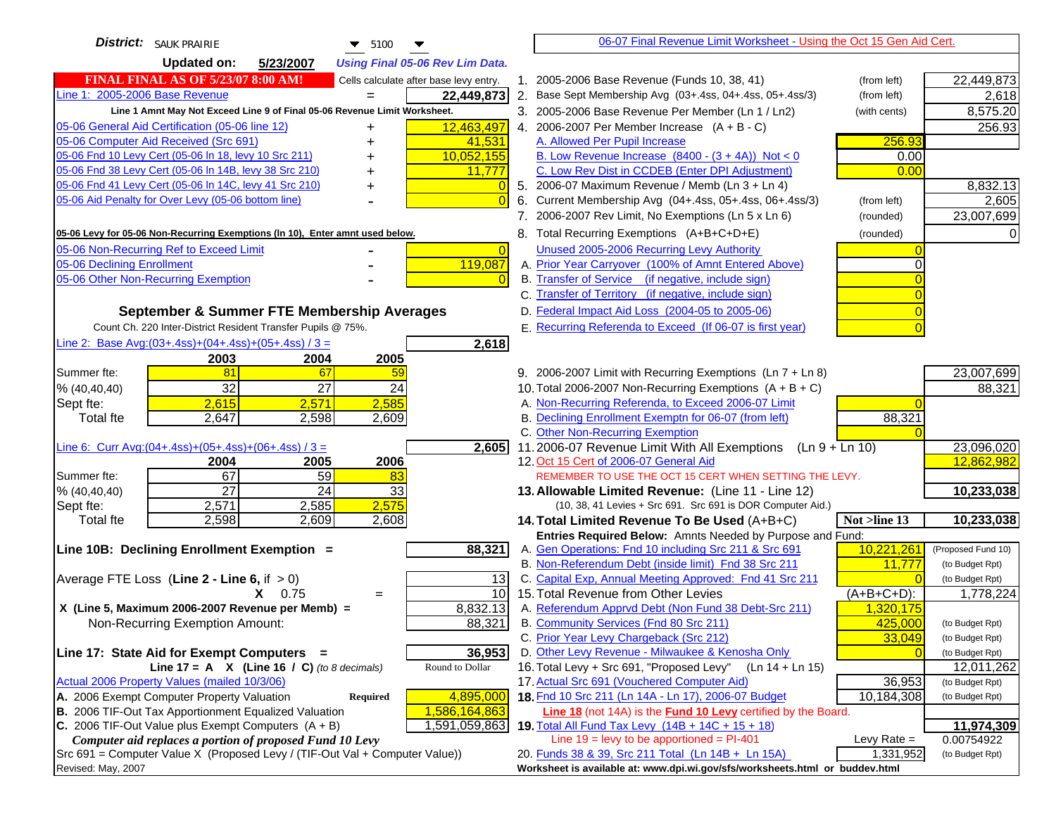**District:** SAUK PRAIRIE 5100

**Updated on:** 5/23/2007 *Using Final 05-06 Rev Lim Data.*

**FINAL FINAL AS OF 5/23/07 8:00 AM!** Cells calculate after base levy entry.

06-07 Final Revenue Limit Worksheet - Using the Oct 15 Gen Aid Cert.

| Item | | Amount |
|---|---|---|
| Line 1: 2005-2006 Base Revenue | = | 22,449,873 |
| *Line 1 Amnt May Not Exceed Line 9 of Final 05-06 Revenue Limit Worksheet.* | | |
| 05-06 General Aid Certification (05-06 line 12) | + | 12,463,497 |
| 05-06 Computer Aid Received (Src 691) | + | 41,531 |
| 05-06 Fnd 10 Levy Cert (05-06 ln 18, levy 10 Src 211) | + | 10,052,155 |
| 05-06 Fnd 38 Levy Cert (05-06 ln 14B, levy 38 Src 210) | + | 11,777 |
| 05-06 Fnd 41 Levy Cert (05-06 ln 14C, levy 41 Src 210) | + | 0 |
| 05-06 Aid Penalty for Over Levy (05-06 bottom line) | - | 0 |
| **05-06 Levy for 05-06 Non-Recurring Exemptions (ln 10), Enter amnt used below.** | | |
| 05-06 Non-Recurring Ref to Exceed Limit | - | 0 |
| 05-06 Declining Enrollment | - | 119,087 |
| 05-06 Other Non-Recurring Exemption | - | 0 |

### September & Summer FTE Membership Averages

Count Ch. 220 Inter-District Resident Transfer Pupils @ 75%.

Line 2: Base Avg:(03+.4ss)+(04+.4ss)+(05+.4ss) / 3 = **2,618**

| | 2003 | 2004 | 2005 |
|---|---|---|---|
| Summer fte: | 81 | 67 | 59 |
| % (40,40,40) | 32 | 27 | 24 |
| Sept fte: | 2,615 | 2,571 | 2,585 |
| Total fte | 2,647 | 2,598 | 2,609 |

Line 6: Curr Avg:(04+.4ss)+(05+.4ss)+(06+.4ss) / 3 = **2,605**

| | 2004 | 2005 | 2006 |
|---|---|---|---|
| Summer fte: | 67 | 59 | 83 |
| % (40,40,40) | 27 | 24 | 33 |
| Sept fte: | 2,571 | 2,585 | 2,575 |
| Total fte | 2,598 | 2,609 | 2,608 |

**Line 10B: Declining Enrollment Exemption =** **88,321**

| | | |
|---|---|---|
| Average FTE Loss (**Line 2 - Line 6**, if > 0) | | 13 |
| | X 0.75 = | 10 |
| X (Line 5, Maximum 2006-2007 Revenue per Memb) = | | 8,832.13 |
| Non-Recurring Exemption Amount: | | 88,321 |

**Line 17: State Aid for Exempt Computers =** **36,953**

Line 17 = A X (Line 16 / C) *(to 8 decimals)* Round to Dollar

Actual 2006 Property Values (mailed 10/3/06)

| | | |
|---|---|---|
| A. 2006 Exempt Computer Property Valuation | **Required** | 4,895,000 |
| B. 2006 TIF-Out Tax Apportionment Equalized Valuation | | 1,586,164,863 |
| C. 2006 TIF-Out Value plus Exempt Computers (A + B) | | 1,591,059,863 |

*Computer aid replaces a portion of proposed Fund 10 Levy*

Src 691 = Computer Value X (Proposed Levy / (TIF-Out Val + Computer Value))

| Line | Description | | Amount |
|---|---|---|---|
| 1. | 2005-2006 Base Revenue (Funds 10, 38, 41) | (from left) | 22,449,873 |
| 2. | Base Sept Membership Avg (03+.4ss, 04+.4ss, 05+.4ss/3) | (from left) | 2,618 |
| 3. | 2005-2006 Base Revenue Per Member (Ln 1 / Ln2) | (with cents) | 8,575.20 |
| 4. | 2006-2007 Per Member Increase (A + B - C) | | 256.93 |
| | A. Allowed Per Pupil Increase | 256.93 | |
| | B. Low Revenue Increase (8400 - (3 + 4A)) Not < 0 | 0.00 | |
| | C. Low Rev Dist in CCDEB (Enter DPI Adjustment) | 0.00 | |
| 5. | 2006-07 Maximum Revenue / Memb (Ln 3 + Ln 4) | | 8,832.13 |
| 6. | Current Membership Avg (04+.4ss, 05+.4ss, 06+.4ss/3) | (from left) | 2,605 |
| 7. | 2006-2007 Rev Limit, No Exemptions (Ln 5 x Ln 6) | (rounded) | 23,007,699 |
| 8. | Total Recurring Exemptions (A+B+C+D+E) | (rounded) | 0 |
| | Unused 2005-2006 Recurring Levy Authority | 0 | |
| | A. Prior Year Carryover (100% of Amnt Entered Above) | 0 | |
| | B. Transfer of Service (if negative, include sign) | 0 | |
| | C. Transfer of Territory (if negative, include sign) | 0 | |
| | D. Federal Impact Aid Loss (2004-05 to 2005-06) | 0 | |
| | E. Recurring Referenda to Exceed (If 06-07 is first year) | 0 | |
| 9. | 2006-2007 Limit with Recurring Exemptions (Ln 7 + Ln 8) | | 23,007,699 |
| 10. | Total 2006-2007 Non-Recurring Exemptions (A + B + C) | | 88,321 |
| | A. Non-Recurring Referenda, to Exceed 2006-07 Limit | 0 | |
| | B. Declining Enrollment Exemptn for 06-07 (from left) | 88,321 | |
| | C. Other Non-Recurring Exemption | 0 | |
| 11. | 2006-07 Revenue Limit With All Exemptions (Ln 9 + Ln 10) | | 23,096,020 |
| 12. | Oct 15 Cert of 2006-07 General Aid | | 12,862,982 |
| | REMEMBER TO USE THE OCT 15 CERT WHEN SETTING THE LEVY. | | |
| **13.** | **Allowable Limited Revenue:** (Line 11 - Line 12) (10, 38, 41 Levies + Src 691. Src 691 is DOR Computer Aid.) | | **10,233,038** |
| **14.** | **Total Limited Revenue To Be Used** (A+B+C) | **Not >line 13** | **10,233,038** |
| | Entries Required Below: Amnts Needed by Purpose and Fund: | | |
| | A. Gen Operations: Fnd 10 including Src 211 & Src 691 | 10,221,261 | (Proposed Fund 10) |
| | B. Non-Referendum Debt (inside limit) Fnd 38 Src 211 | 11,777 | (to Budget Rpt) |
| | C. Capital Exp, Annual Meeting Approved: Fnd 41 Src 211 | 0 | (to Budget Rpt) |
| 15. | Total Revenue from Other Levies | (A+B+C+D): | 1,778,224 |
| | A. Referendum Apprvd Debt (Non Fund 38 Debt-Src 211) | 1,320,175 | |
| | B. Community Services (Fnd 80 Src 211) | 425,000 | (to Budget Rpt) |
| | C. Prior Year Levy Chargeback (Src 212) | 33,049 | (to Budget Rpt) |
| | D. Other Levy Revenue - Milwaukee & Kenosha Only | 0 | (to Budget Rpt) |
| 16. | Total Levy + Src 691, "Proposed Levy" (Ln 14 + Ln 15) | | 12,011,262 |
| 17. | Actual Src 691 (Vouchered Computer Aid) | 36,953 | (to Budget Rpt) |
| **18.** | Fnd 10 Src 211 (Ln 14A - Ln 17), 2006-07 Budget | 10,184,308 | (to Budget Rpt) |
| | **Line 18** (not 14A) is the **Fund 10 Levy** certified by the Board. | | |
| **19.** | Total All Fund Tax Levy (14B + 14C + 15 + 18) | | **11,974,309** |
| | Line 19 = levy to be apportioned = PI-401 | Levy Rate = | 0.00754922 |
| 20. | Funds 38 & 39, Src 211 Total (Ln 14B + Ln 15A) | 1,331,952 | (to Budget Rpt) |

Worksheet is available at: www.dpi.wi.gov/sfs/worksheets.html or buddev.html

Revised: May, 2007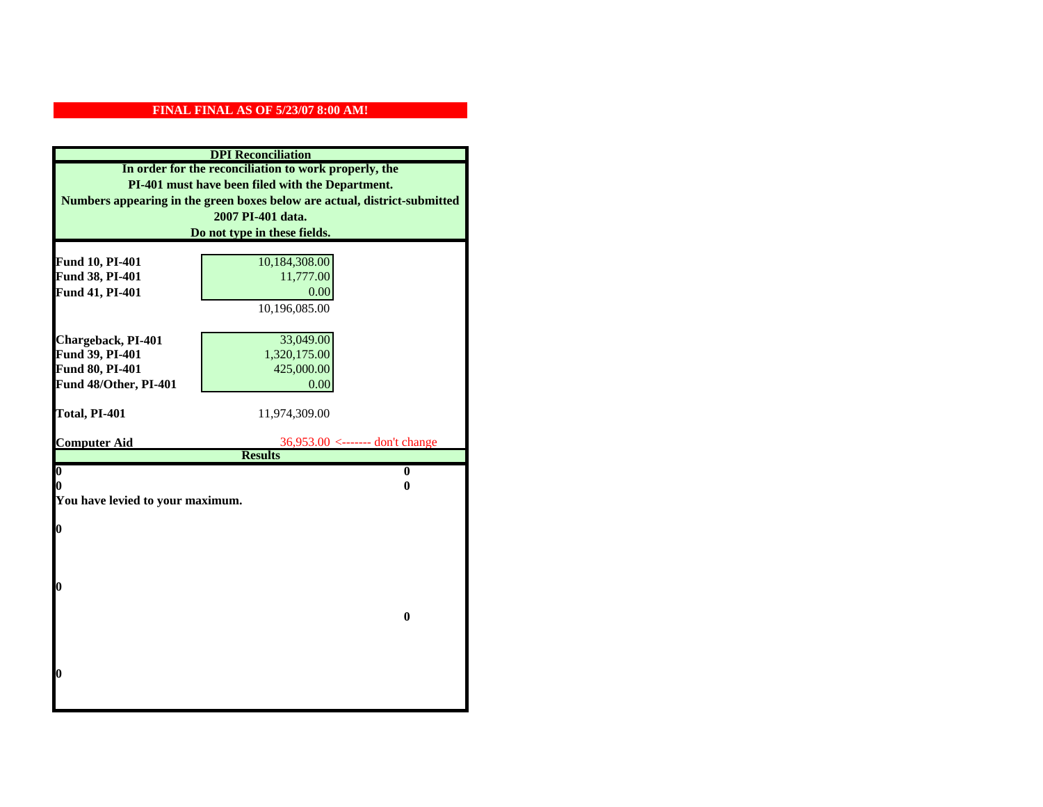**FINAL FINAL AS OF 5/23/07 8:00 AM!**

**DPI Reconciliation**

**In order for the reconciliation to work properly, the PI-401 must have been filed with the Department. Numbers appearing in the green boxes below are actual, district-submitted 2007 PI-401 data. Do not type in these fields.**

| | | |
|---|---|---|
| **Fund 10, PI-401** | 10,184,308.00 | |
| **Fund 38, PI-401** | 11,777.00 | |
| **Fund 41, PI-401** | 0.00 | |
| | 10,196,085.00 | |
| **Chargeback, PI-401** | 33,049.00 | |
| **Fund 39, PI-401** | 1,320,175.00 | |
| **Fund 80, PI-401** | 425,000.00 | |
| **Fund 48/Other, PI-401** | 0.00 | |
| **Total, PI-401** | 11,974,309.00 | |
| **Computer Aid** | 36,953.00 | <------- don't change |

**Results**

| | |
|---|---|
| **0** | **0** |
| **0** | **0** |

**You have levied to your maximum.**

**0**

**0**

**0**

**0**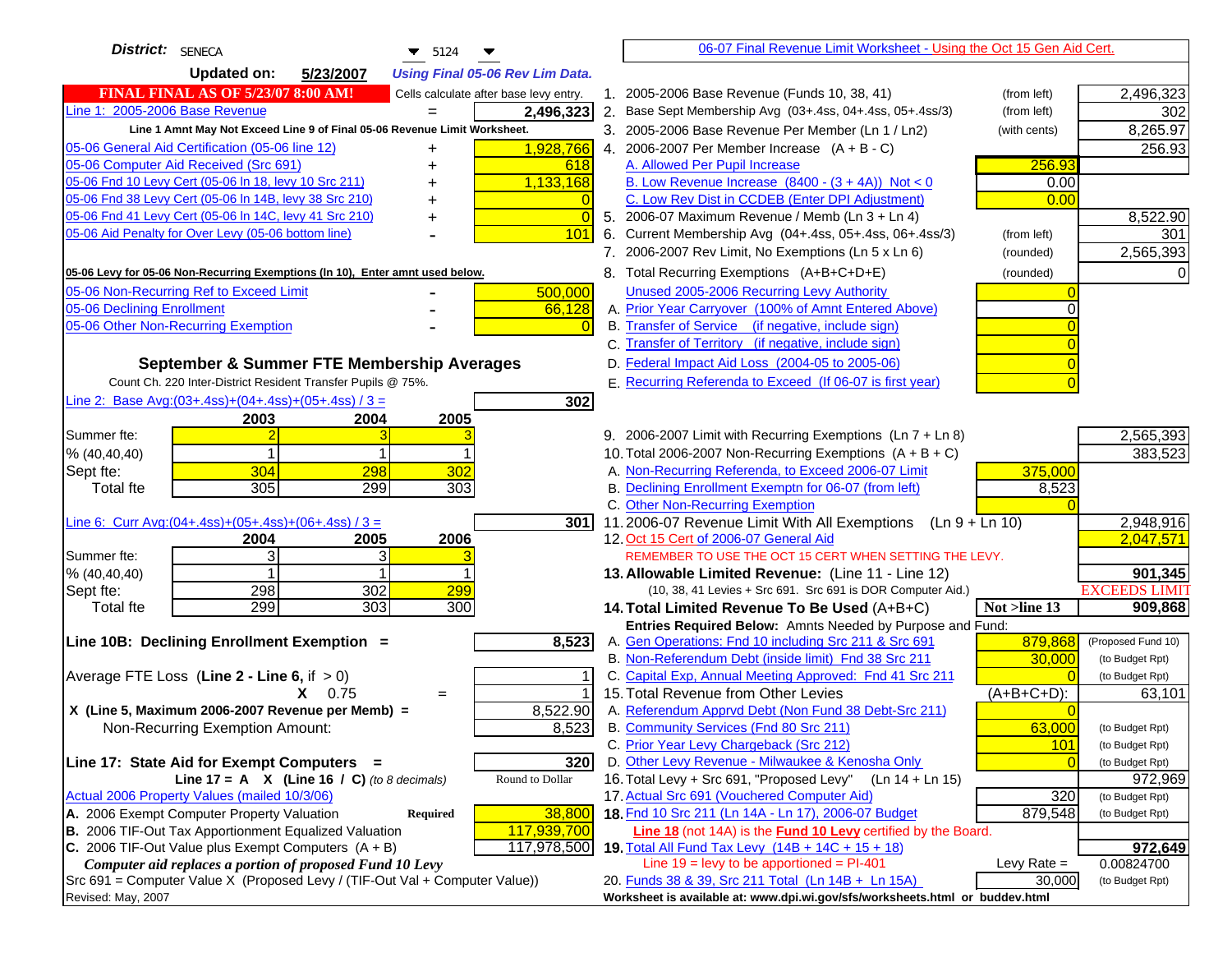**District:** SENECA 5124

**Updated on:** 5/23/2007 *Using Final 05-06 Rev Lim Data.*

**FINAL FINAL AS OF 5/23/07 8:00 AM!** Cells calculate after base levy entry.

| | | |
|---|---|---|
| Line 1: 2005-2006 Base Revenue | = | 2,496,323 |

Line 1 Amnt May Not Exceed Line 9 of Final 05-06 Revenue Limit Worksheet.

| | | |
|---|---|---|
| 05-06 General Aid Certification (05-06 line 12) | + | 1,928,766 |
| 05-06 Computer Aid Received (Src 691) | + | 618 |
| 05-06 Fnd 10 Levy Cert (05-06 ln 18, levy 10 Src 211) | + | 1,133,168 |
| 05-06 Fnd 38 Levy Cert (05-06 ln 14B, levy 38 Src 210) | + | 0 |
| 05-06 Fnd 41 Levy Cert (05-06 ln 14C, levy 41 Src 210) | + | 0 |
| 05-06 Aid Penalty for Over Levy (05-06 bottom line) | - | 101 |

**05-06 Levy for 05-06 Non-Recurring Exemptions (ln 10), Enter amnt used below.**

| | | |
|---|---|---|
| 05-06 Non-Recurring Ref to Exceed Limit | - | 500,000 |
| 05-06 Declining Enrollment | - | 66,128 |
| 05-06 Other Non-Recurring Exemption | - | 0 |

**September & Summer FTE Membership Averages**

Count Ch. 220 Inter-District Resident Transfer Pupils @ 75%.

Line 2: Base Avg:(03+.4ss)+(04+.4ss)+(05+.4ss) / 3 = **302**

| | 2003 | 2004 | 2005 |
|---|---|---|---|
| Summer fte: | 2 | 3 | 3 |
| % (40,40,40) | 1 | 1 | 1 |
| Sept fte: | 304 | 298 | 302 |
| Total fte | 305 | 299 | 303 |

Line 6: Curr Avg:(04+.4ss)+(05+.4ss)+(06+.4ss) / 3 = **301**

| | 2004 | 2005 | 2006 |
|---|---|---|---|
| Summer fte: | 3 | 3 | 3 |
| % (40,40,40) | 1 | 1 | 1 |
| Sept fte: | 298 | 302 | 299 |
| Total fte | 299 | 303 | 300 |

**Line 10B: Declining Enrollment Exemption =** 8,523

| | | |
|---|---|---|
| Average FTE Loss (Line 2 - Line 6, if > 0) | | 1 |
| X 0.75 | = | 1 |
| X (Line 5, Maximum 2006-2007 Revenue per Memb) = | | 8,522.90 |
| Non-Recurring Exemption Amount: | | 8,523 |

**Line 17: State Aid for Exempt Computers =** 320

Line 17 = A X (Line 16 / C) *(to 8 decimals)* Round to Dollar

Actual 2006 Property Values (mailed 10/3/06)

| | | |
|---|---|---|
| A. 2006 Exempt Computer Property Valuation | Required | 38,800 |
| B. 2006 TIF-Out Tax Apportionment Equalized Valuation | | 117,939,700 |
| C. 2006 TIF-Out Value plus Exempt Computers (A + B) | | 117,978,500 |

*Computer aid replaces a portion of proposed Fund 10 Levy*

Src 691 = Computer Value X (Proposed Levy / (TIF-Out Val + Computer Value))

Revised: May, 2007

## 06-07 Final Revenue Limit Worksheet - Using the Oct 15 Gen Aid Cert.

| | | | |
|---|---|---|---|
| 1. 2005-2006 Base Revenue (Funds 10, 38, 41) | (from left) | | 2,496,323 |
| 2. Base Sept Membership Avg (03+.4ss, 04+.4ss, 05+.4ss/3) | (from left) | | 302 |
| 3. 2005-2006 Base Revenue Per Member (Ln 1 / Ln2) | (with cents) | | 8,265.97 |
| 4. 2006-2007 Per Member Increase (A + B - C) | | | 256.93 |
| A. Allowed Per Pupil Increase | | 256.93 | |
| B. Low Revenue Increase (8400 - (3 + 4A)) Not < 0 | | 0.00 | |
| C. Low Rev Dist in CCDEB (Enter DPI Adjustment) | | 0.00 | |
| 5. 2006-07 Maximum Revenue / Memb (Ln 3 + Ln 4) | | | 8,522.90 |
| 6. Current Membership Avg (04+.4ss, 05+.4ss, 06+.4ss/3) | (from left) | | 301 |
| 7. 2006-2007 Rev Limit, No Exemptions (Ln 5 x Ln 6) | (rounded) | | 2,565,393 |
| 8. Total Recurring Exemptions (A+B+C+D+E) | (rounded) | | 0 |
| Unused 2005-2006 Recurring Levy Authority | | 0 | |
| A. Prior Year Carryover (100% of Amnt Entered Above) | | 0 | |
| B. Transfer of Service (if negative, include sign) | | 0 | |
| C. Transfer of Territory (if negative, include sign) | | 0 | |
| D. Federal Impact Aid Loss (2004-05 to 2005-06) | | 0 | |
| E. Recurring Referenda to Exceed (If 06-07 is first year) | | 0 | |
| 9. 2006-2007 Limit with Recurring Exemptions (Ln 7 + Ln 8) | | | 2,565,393 |
| 10. Total 2006-2007 Non-Recurring Exemptions (A + B + C) | | | 383,523 |
| A. Non-Recurring Referenda, to Exceed 2006-07 Limit | | 375,000 | |
| B. Declining Enrollment Exemptn for 06-07 (from left) | | 8,523 | |
| C. Other Non-Recurring Exemption | | 0 | |
| 11. 2006-07 Revenue Limit With All Exemptions (Ln 9 + Ln 10) | | | 2,948,916 |
| 12. Oct 15 Cert of 2006-07 General Aid | | | 2,047,571 |
| REMEMBER TO USE THE OCT 15 CERT WHEN SETTING THE LEVY. | | | |
| **13. Allowable Limited Revenue:** (Line 11 - Line 12) | | | **901,345** |
| (10, 38, 41 Levies + Src 691. Src 691 is DOR Computer Aid.) | | | EXCEEDS LIMIT |
| **14. Total Limited Revenue To Be Used** (A+B+C) | | Not >line 13 | **909,868** |
| Entries Required Below: Amnts Needed by Purpose and Fund: | | | |
| A. Gen Operations: Fnd 10 including Src 211 & Src 691 | | 879,868 | (Proposed Fund 10) |
| B. Non-Referendum Debt (inside limit) Fnd 38 Src 211 | | 30,000 | (to Budget Rpt) |
| C. Capital Exp, Annual Meeting Approved: Fnd 41 Src 211 | | 0 | (to Budget Rpt) |
| 15. Total Revenue from Other Levies | | (A+B+C+D): | 63,101 |
| A. Referendum Apprvd Debt (Non Fund 38 Debt-Src 211) | | 0 | |
| B. Community Services (Fnd 80 Src 211) | | 63,000 | (to Budget Rpt) |
| C. Prior Year Levy Chargeback (Src 212) | | 101 | (to Budget Rpt) |
| D. Other Levy Revenue - Milwaukee & Kenosha Only | | 0 | (to Budget Rpt) |
| 16. Total Levy + Src 691, "Proposed Levy" (Ln 14 + Ln 15) | | | 972,969 |
| 17. Actual Src 691 (Vouchered Computer Aid) | | 320 | (to Budget Rpt) |
| **18.** Fnd 10 Src 211 (Ln 14A - Ln 17), 2006-07 Budget | | 879,548 | (to Budget Rpt) |
| Line 18 (not 14A) is the **Fund 10 Levy** certified by the Board. | | | |
| **19.** Total All Fund Tax Levy (14B + 14C + 15 + 18) | | | **972,649** |
| Line 19 = levy to be apportioned = PI-401 | | Levy Rate = | 0.00824700 |
| 20. Funds 38 & 39, Src 211 Total (Ln 14B + Ln 15A) | | 30,000 | (to Budget Rpt) |

Worksheet is available at: www.dpi.wi.gov/sfs/worksheets.html or buddev.html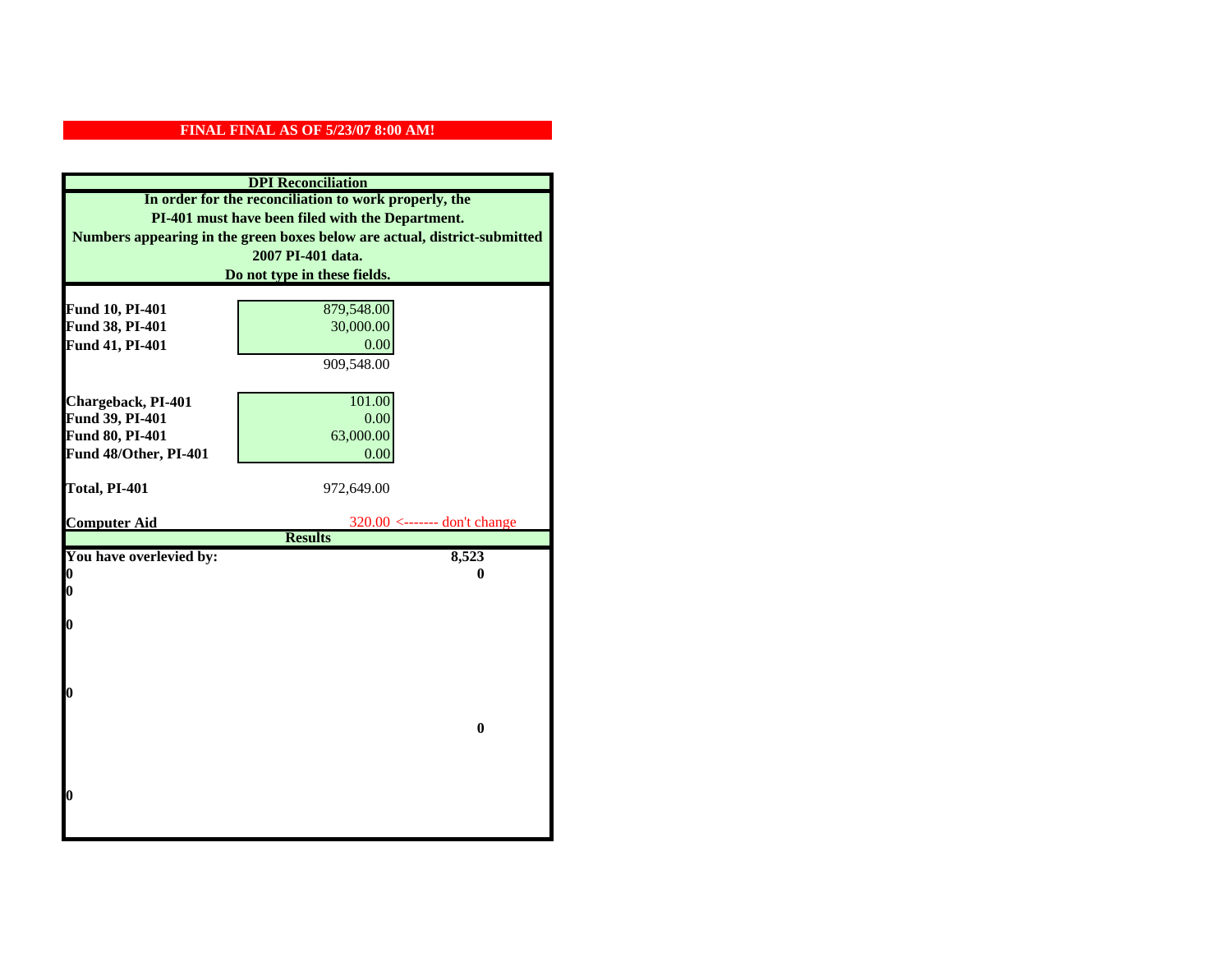**FINAL FINAL AS OF 5/23/07 8:00 AM!**

## DPI Reconciliation

**In order for the reconciliation to work properly, the PI-401 must have been filed with the Department. Numbers appearing in the green boxes below are actual, district-submitted 2007 PI-401 data. Do not type in these fields.**

| | | |
|---|---|---|
| **Fund 10, PI-401** | 879,548.00 | |
| **Fund 38, PI-401** | 30,000.00 | |
| **Fund 41, PI-401** | 0.00 | |
| | 909,548.00 | |
| **Chargeback, PI-401** | 101.00 | |
| **Fund 39, PI-401** | 0.00 | |
| **Fund 80, PI-401** | 63,000.00 | |
| **Fund 48/Other, PI-401** | 0.00 | |
| **Total, PI-401** | 972,649.00 | |
| **Computer Aid** | 320.00 | <------- don't change |

## Results

| | |
|---|---|
| **You have overlevied by:** | **8,523** |
| **0** | **0** |
| **0** | |
| **0** | |
| **0** | |
| | **0** |
| **0** | |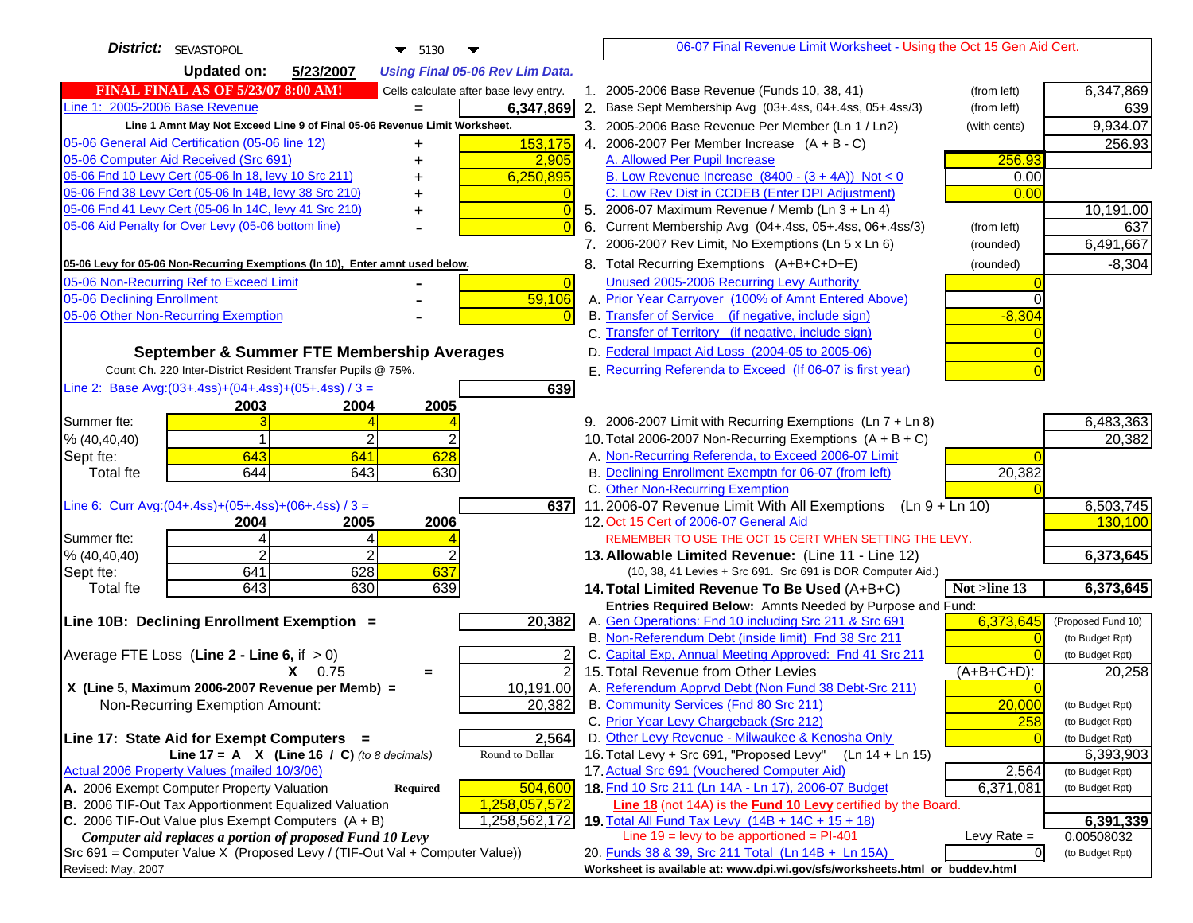**District:** SEVASTOPOL 5130

**Updated on:** 5/23/2007 *Using Final 05-06 Rev Lim Data.*

**FINAL FINAL AS OF 5/23/07 8:00 AM!** Cells calculate after base levy entry.

| | | |
|---|---|---|
| Line 1: 2005-2006 Base Revenue | = | 6,347,869 |

Line 1 Amnt May Not Exceed Line 9 of Final 05-06 Revenue Limit Worksheet.

| | | |
|---|---|---|
| 05-06 General Aid Certification (05-06 line 12) | + | 153,175 |
| 05-06 Computer Aid Received (Src 691) | + | 2,905 |
| 05-06 Fnd 10 Levy Cert (05-06 ln 18, levy 10 Src 211) | + | 6,250,895 |
| 05-06 Fnd 38 Levy Cert (05-06 ln 14B, levy 38 Src 210) | + | 0 |
| 05-06 Fnd 41 Levy Cert (05-06 ln 14C, levy 41 Src 210) | + | 0 |
| 05-06 Aid Penalty for Over Levy (05-06 bottom line) | - | 0 |

**05-06 Levy for 05-06 Non-Recurring Exemptions (ln 10), Enter amnt used below.**

| | | |
|---|---|---|
| 05-06 Non-Recurring Ref to Exceed Limit | - | 0 |
| 05-06 Declining Enrollment | - | 59,106 |
| 05-06 Other Non-Recurring Exemption | - | 0 |

## September & Summer FTE Membership Averages

Count Ch. 220 Inter-District Resident Transfer Pupils @ 75%.

Line 2: Base Avg:(03+.4ss)+(04+.4ss)+(05+.4ss) / 3 = **639**

| | 2003 | 2004 | 2005 |
|---|---|---|---|
| Summer fte: | 3 | 4 | 4 |
| % (40,40,40) | 1 | 2 | 2 |
| Sept fte: | 643 | 641 | 628 |
| Total fte | 644 | 643 | 630 |

Line 6: Curr Avg:(04+.4ss)+(05+.4ss)+(06+.4ss) / 3 = **637**

| | 2004 | 2005 | 2006 |
|---|---|---|---|
| Summer fte: | 4 | 4 | 4 |
| % (40,40,40) | 2 | 2 | 2 |
| Sept fte: | 641 | 628 | 637 |
| Total fte | 643 | 630 | 639 |

**Line 10B: Declining Enrollment Exemption =** **20,382**

| | |
|---|---|
| Average FTE Loss (Line 2 - Line 6, if > 0) | 2 |
| X 0.75 = | 2 |
| X (Line 5, Maximum 2006-2007 Revenue per Memb) = | 10,191.00 |
| Non-Recurring Exemption Amount: | 20,382 |

**Line 17: State Aid for Exempt Computers =** **2,564**

Line 17 = A X (Line 16 / C) *(to 8 decimals)* Round to Dollar

Actual 2006 Property Values (mailed 10/3/06)

| | | |
|---|---|---|
| A. 2006 Exempt Computer Property Valuation | Required | 504,600 |
| B. 2006 TIF-Out Tax Apportionment Equalized Valuation | | 1,258,057,572 |
| C. 2006 TIF-Out Value plus Exempt Computers (A + B) | | 1,258,562,172 |

*Computer aid replaces a portion of proposed Fund 10 Levy*

Src 691 = Computer Value X (Proposed Levy / (TIF-Out Val + Computer Value))

Revised: May, 2007

## 06-07 Final Revenue Limit Worksheet - Using the Oct 15 Gen Aid Cert.

| | | | |
|---|---|---|---|
| 1. 2005-2006 Base Revenue (Funds 10, 38, 41) | (from left) | | 6,347,869 |
| 2. Base Sept Membership Avg (03+.4ss, 04+.4ss, 05+.4ss/3) | (from left) | | 639 |
| 3. 2005-2006 Base Revenue Per Member (Ln 1 / Ln2) | (with cents) | | 9,934.07 |
| 4. 2006-2007 Per Member Increase (A + B - C) | | | 256.93 |
| A. Allowed Per Pupil Increase | | 256.93 | |
| B. Low Revenue Increase (8400 - (3 + 4A)) Not < 0 | | 0.00 | |
| C. Low Rev Dist in CCDEB (Enter DPI Adjustment) | | 0.00 | |
| 5. 2006-07 Maximum Revenue / Memb (Ln 3 + Ln 4) | | | 10,191.00 |
| 6. Current Membership Avg (04+.4ss, 05+.4ss, 06+.4ss/3) | (from left) | | 637 |
| 7. 2006-2007 Rev Limit, No Exemptions (Ln 5 x Ln 6) | (rounded) | | 6,491,667 |
| 8. Total Recurring Exemptions (A+B+C+D+E) | (rounded) | | -8,304 |
| Unused 2005-2006 Recurring Levy Authority | | 0 | |
| A. Prior Year Carryover (100% of Amnt Entered Above) | | 0 | |
| B. Transfer of Service (if negative, include sign) | | -8,304 | |
| C. Transfer of Territory (if negative, include sign) | | 0 | |
| D. Federal Impact Aid Loss (2004-05 to 2005-06) | | 0 | |
| E. Recurring Referenda to Exceed (If 06-07 is first year) | | 0 | |
| 9. 2006-2007 Limit with Recurring Exemptions (Ln 7 + Ln 8) | | | 6,483,363 |
| 10. Total 2006-2007 Non-Recurring Exemptions (A + B + C) | | | 20,382 |
| A. Non-Recurring Referenda, to Exceed 2006-07 Limit | | 0 | |
| B. Declining Enrollment Exemptn for 06-07 (from left) | | 20,382 | |
| C. Other Non-Recurring Exemption | | 0 | |
| 11. 2006-07 Revenue Limit With All Exemptions (Ln 9 + Ln 10) | | | 6,503,745 |
| 12. Oct 15 Cert of 2006-07 General Aid | | | 130,100 |
| REMEMBER TO USE THE OCT 15 CERT WHEN SETTING THE LEVY. | | | |
| **13. Allowable Limited Revenue:** (Line 11 - Line 12) | | | **6,373,645** |
| (10, 38, 41 Levies + Src 691. Src 691 is DOR Computer Aid.) | | | |
| **14. Total Limited Revenue To Be Used (A+B+C)** | | **Not >line 13** | **6,373,645** |
| Entries Required Below: Amnts Needed by Purpose and Fund: | | | |
| A. Gen Operations: Fnd 10 including Src 211 & Src 691 | | 6,373,645 | (Proposed Fund 10) |
| B. Non-Referendum Debt (inside limit) Fnd 38 Src 211 | | 0 | (to Budget Rpt) |
| C. Capital Exp, Annual Meeting Approved: Fnd 41 Src 211 | | 0 | (to Budget Rpt) |
| 15. Total Revenue from Other Levies | | (A+B+C+D): | 20,258 |
| A. Referendum Apprvd Debt (Non Fund 38 Debt-Src 211) | | 0 | |
| B. Community Services (Fnd 80 Src 211) | | 20,000 | (to Budget Rpt) |
| C. Prior Year Levy Chargeback (Src 212) | | 258 | (to Budget Rpt) |
| D. Other Levy Revenue - Milwaukee & Kenosha Only | | 0 | (to Budget Rpt) |
| 16. Total Levy + Src 691, "Proposed Levy" (Ln 14 + Ln 15) | | | 6,393,903 |
| 17. Actual Src 691 (Vouchered Computer Aid) | | 2,564 | (to Budget Rpt) |
| **18.** Fnd 10 Src 211 (Ln 14A - Ln 17), 2006-07 Budget | | 6,371,081 | (to Budget Rpt) |
| Line 18 (not 14A) is the Fund 10 Levy certified by the Board. | | | |
| **19.** Total All Fund Tax Levy (14B + 14C + 15 + 18) | | | **6,391,339** |
| Line 19 = levy to be apportioned = PI-401 | | Levy Rate = | 0.00508032 |
| 20. Funds 38 & 39, Src 211 Total (Ln 14B + Ln 15A) | | 0 | (to Budget Rpt) |

Worksheet is available at: www.dpi.wi.gov/sfs/worksheets.html or buddev.html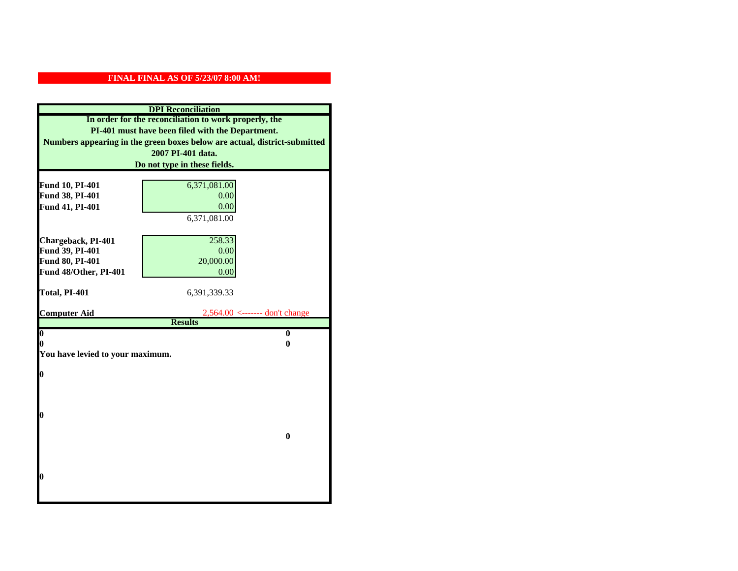**FINAL FINAL AS OF 5/23/07 8:00 AM!**

**DPI Reconciliation**

**In order for the reconciliation to work properly, the PI-401 must have been filed with the Department. Numbers appearing in the green boxes below are actual, district-submitted 2007 PI-401 data. Do not type in these fields.**

| | | |
|---|---|---|
| **Fund 10, PI-401** | 6,371,081.00 | |
| **Fund 38, PI-401** | 0.00 | |
| **Fund 41, PI-401** | 0.00 | |
| | 6,371,081.00 | |
| **Chargeback, PI-401** | 258.33 | |
| **Fund 39, PI-401** | 0.00 | |
| **Fund 80, PI-401** | 20,000.00 | |
| **Fund 48/Other, PI-401** | 0.00 | |
| **Total, PI-401** | 6,391,339.33 | |
| **Computer Aid** | 2,564.00 | <------- don't change |

**Results**

| | |
|---|---|
| **0** | **0** |
| **0** | **0** |

**You have levied to your maximum.**

**0**

**0**

**0**

**0**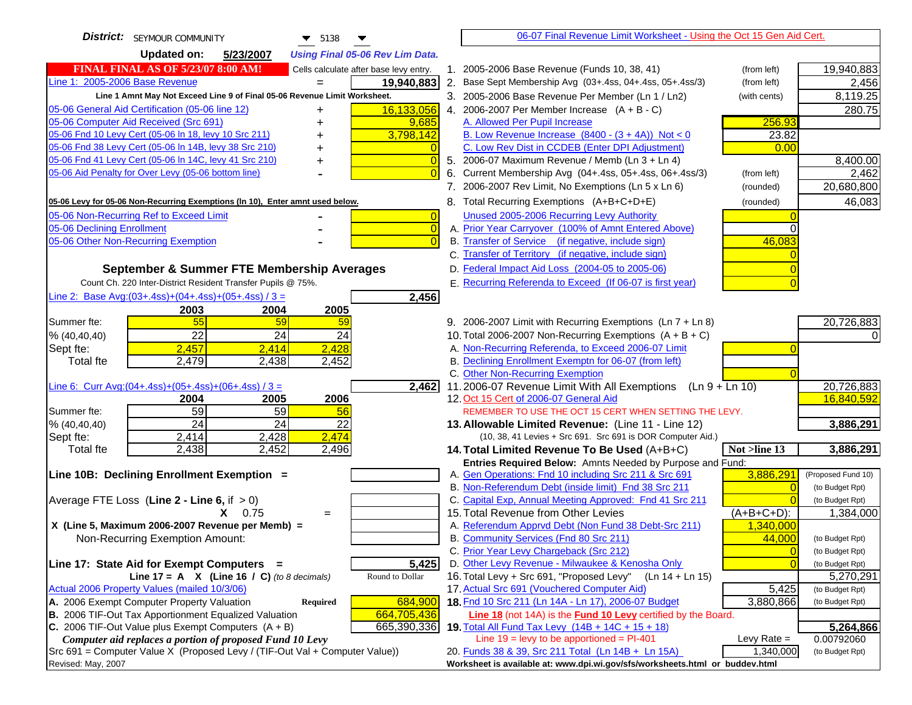**District:** SEYMOUR COMMUNITY 5138

**Updated on:** 5/23/2007 *Using Final 05-06 Rev Lim Data.*

[06-07 Final Revenue Limit Worksheet - Using the Oct 15 Gen Aid Cert.](#)

**FINAL FINAL AS OF 5/23/07 8:00 AM!** Cells calculate after base levy entry.

| | | |
|---|---|---|
| Line 1: 2005-2006 Base Revenue | = | 19,940,883 |

Line 1 Amnt May Not Exceed Line 9 of Final 05-06 Revenue Limit Worksheet.

| | | |
|---|---|---|
| 05-06 General Aid Certification (05-06 line 12) | + | 16,133,056 |
| 05-06 Computer Aid Received (Src 691) | + | 9,685 |
| 05-06 Fnd 10 Levy Cert (05-06 ln 18, levy 10 Src 211) | + | 3,798,142 |
| 05-06 Fnd 38 Levy Cert (05-06 ln 14B, levy 38 Src 210) | + | 0 |
| 05-06 Fnd 41 Levy Cert (05-06 ln 14C, levy 41 Src 210) | + | 0 |
| 05-06 Aid Penalty for Over Levy (05-06 bottom line) | - | 0 |

**05-06 Levy for 05-06 Non-Recurring Exemptions (ln 10), Enter amnt used below.**

| | | |
|---|---|---|
| 05-06 Non-Recurring Ref to Exceed Limit | - | 0 |
| 05-06 Declining Enrollment | - | 0 |
| 05-06 Other Non-Recurring Exemption | - | 0 |

## September & Summer FTE Membership Averages

Count Ch. 220 Inter-District Resident Transfer Pupils @ 75%.

Line 2: Base Avg:(03+.4ss)+(04+.4ss)+(05+.4ss) / 3 = **2,456**

| | 2003 | 2004 | 2005 |
|---|---|---|---|
| Summer fte: | 55 | 59 | 59 |
| % (40,40,40) | 22 | 24 | 24 |
| Sept fte: | 2,457 | 2,414 | 2,428 |
| Total fte | 2,479 | 2,438 | 2,452 |

Line 6: Curr Avg:(04+.4ss)+(05+.4ss)+(06+.4ss) / 3 = **2,462**

| | 2004 | 2005 | 2006 |
|---|---|---|---|
| Summer fte: | 59 | 59 | 56 |
| % (40,40,40) | 24 | 24 | 22 |
| Sept fte: | 2,414 | 2,428 | 2,474 |
| Total fte | 2,438 | 2,452 | 2,496 |

**Line 10B: Declining Enrollment Exemption =**

Average FTE Loss (**Line 2 - Line 6**, if > 0)

X 0.75 =

X (Line 5, Maximum 2006-2007 Revenue per Memb) =

Non-Recurring Exemption Amount:

**Line 17: State Aid for Exempt Computers =** **5,425**

Line 17 = A X (Line 16 / C) *(to 8 decimals)* Round to Dollar

Actual 2006 Property Values (mailed 10/3/06)

| | | |
|---|---|---|
| A. 2006 Exempt Computer Property Valuation | Required | 684,900 |
| B. 2006 TIF-Out Tax Apportionment Equalized Valuation | | 664,705,436 |
| C. 2006 TIF-Out Value plus Exempt Computers (A + B) | | 665,390,336 |

*Computer aid replaces a portion of proposed Fund 10 Levy*

Src 691 = Computer Value X (Proposed Levy / (TIF-Out Val + Computer Value))

Revised: May, 2007

| Line | Description | | Amount |
|---|---|---|---|
| 1. | 2005-2006 Base Revenue (Funds 10, 38, 41) | (from left) | 19,940,883 |
| 2. | Base Sept Membership Avg (03+.4ss, 04+.4ss, 05+.4ss/3) | (from left) | 2,456 |
| 3. | 2005-2006 Base Revenue Per Member (Ln 1 / Ln2) | (with cents) | 8,119.25 |
| 4. | 2006-2007 Per Member Increase (A + B - C) | | 280.75 |
| | A. Allowed Per Pupil Increase | 256.93 | |
| | B. Low Revenue Increase (8400 - (3 + 4A)) Not < 0 | 23.82 | |
| | C. Low Rev Dist in CCDEB (Enter DPI Adjustment) | 0.00 | |
| 5. | 2006-07 Maximum Revenue / Memb (Ln 3 + Ln 4) | | 8,400.00 |
| 6. | Current Membership Avg (04+.4ss, 05+.4ss, 06+.4ss/3) | (from left) | 2,462 |
| 7. | 2006-2007 Rev Limit, No Exemptions (Ln 5 x Ln 6) | (rounded) | 20,680,800 |
| 8. | Total Recurring Exemptions (A+B+C+D+E) | (rounded) | 46,083 |
| | Unused 2005-2006 Recurring Levy Authority | 0 | |
| | A. Prior Year Carryover (100% of Amnt Entered Above) | 0 | |
| | B. Transfer of Service (if negative, include sign) | 46,083 | |
| | C. Transfer of Territory (if negative, include sign) | 0 | |
| | D. Federal Impact Aid Loss (2004-05 to 2005-06) | 0 | |
| | E. Recurring Referenda to Exceed (If 06-07 is first year) | 0 | |
| 9. | 2006-2007 Limit with Recurring Exemptions (Ln 7 + Ln 8) | | 20,726,883 |
| 10. | Total 2006-2007 Non-Recurring Exemptions (A + B + C) | | 0 |
| | A. Non-Recurring Referenda, to Exceed 2006-07 Limit | 0 | |
| | B. Declining Enrollment Exemptn for 06-07 (from left) | | |
| | C. Other Non-Recurring Exemption | 0 | |
| 11. | 2006-07 Revenue Limit With All Exemptions (Ln 9 + Ln 10) | | 20,726,883 |
| 12. | Oct 15 Cert of 2006-07 General Aid | | 16,840,592 |
| | REMEMBER TO USE THE OCT 15 CERT WHEN SETTING THE LEVY. | | |
| **13.** | **Allowable Limited Revenue:** (Line 11 - Line 12) (10, 38, 41 Levies + Src 691. Src 691 is DOR Computer Aid.) | | **3,886,291** |
| **14.** | **Total Limited Revenue To Be Used** (A+B+C) | **Not >line 13** | **3,886,291** |
| | Entries Required Below: Amnts Needed by Purpose and Fund: | | |
| | A. Gen Operations: Fnd 10 including Src 211 & Src 691 | 3,886,291 | (Proposed Fund 10) |
| | B. Non-Referendum Debt (inside limit) Fnd 38 Src 211 | 0 | (to Budget Rpt) |
| | C. Capital Exp, Annual Meeting Approved: Fnd 41 Src 211 | 0 | (to Budget Rpt) |
| 15. | Total Revenue from Other Levies | (A+B+C+D): | 1,384,000 |
| | A. Referendum Apprvd Debt (Non Fund 38 Debt-Src 211) | 1,340,000 | |
| | B. Community Services (Fnd 80 Src 211) | 44,000 | (to Budget Rpt) |
| | C. Prior Year Levy Chargeback (Src 212) | 0 | (to Budget Rpt) |
| | D. Other Levy Revenue - Milwaukee & Kenosha Only | 0 | (to Budget Rpt) |
| 16. | Total Levy + Src 691, "Proposed Levy" (Ln 14 + Ln 15) | | 5,270,291 |
| 17. | Actual Src 691 (Vouchered Computer Aid) | 5,425 | (to Budget Rpt) |
| **18.** | Fnd 10 Src 211 (Ln 14A - Ln 17), 2006-07 Budget | 3,880,866 | (to Budget Rpt) |
| | **Line 18** (not 14A) is the **Fund 10 Levy** certified by the Board. | | |
| **19.** | Total All Fund Tax Levy (14B + 14C + 15 + 18) | | **5,264,866** |
| | Line 19 = levy to be apportioned = PI-401 | Levy Rate = | 0.00792060 |
| 20. | Funds 38 & 39, Src 211 Total (Ln 14B + Ln 15A) | 1,340,000 | (to Budget Rpt) |

Worksheet is available at: www.dpi.wi.gov/sfs/worksheets.html or buddev.html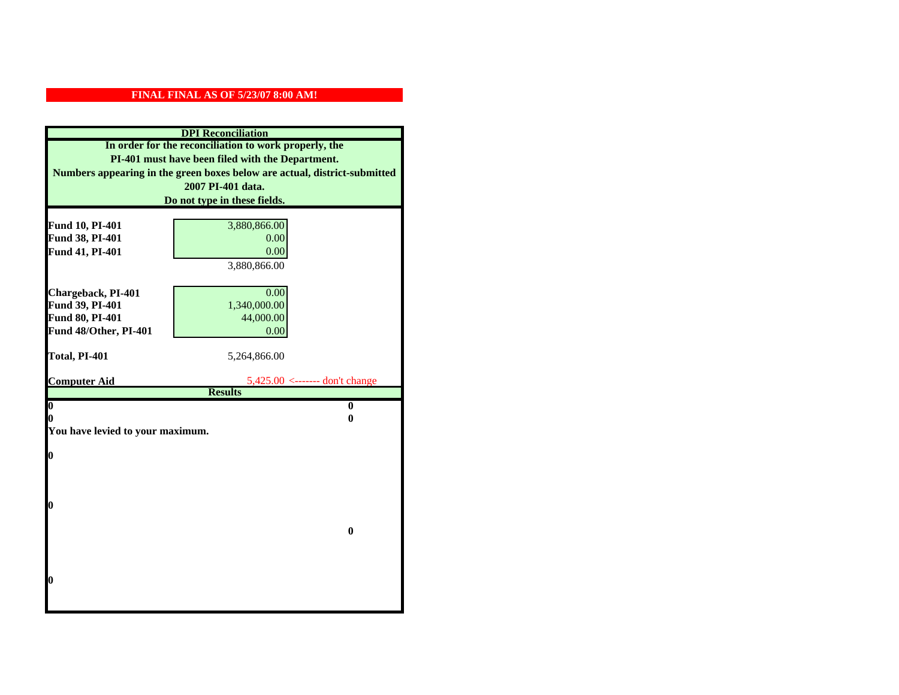**FINAL FINAL AS OF 5/23/07 8:00 AM!**

**DPI Reconciliation**

**In order for the reconciliation to work properly, the PI-401 must have been filed with the Department. Numbers appearing in the green boxes below are actual, district-submitted 2007 PI-401 data. Do not type in these fields.**

| | | |
|---|---|---|
| **Fund 10, PI-401** | 3,880,866.00 | |
| **Fund 38, PI-401** | 0.00 | |
| **Fund 41, PI-401** | 0.00 | |
| | 3,880,866.00 | |
| **Chargeback, PI-401** | 0.00 | |
| **Fund 39, PI-401** | 1,340,000.00 | |
| **Fund 80, PI-401** | 44,000.00 | |
| **Fund 48/Other, PI-401** | 0.00 | |
| **Total, PI-401** | 5,264,866.00 | |
| **Computer Aid** | 5,425.00 | <------- don't change |

**Results**

| | |
|---|---|
| **0** | **0** |
| **0** | **0** |

**You have levied to your maximum.**

**0**

**0**

**0**

**0**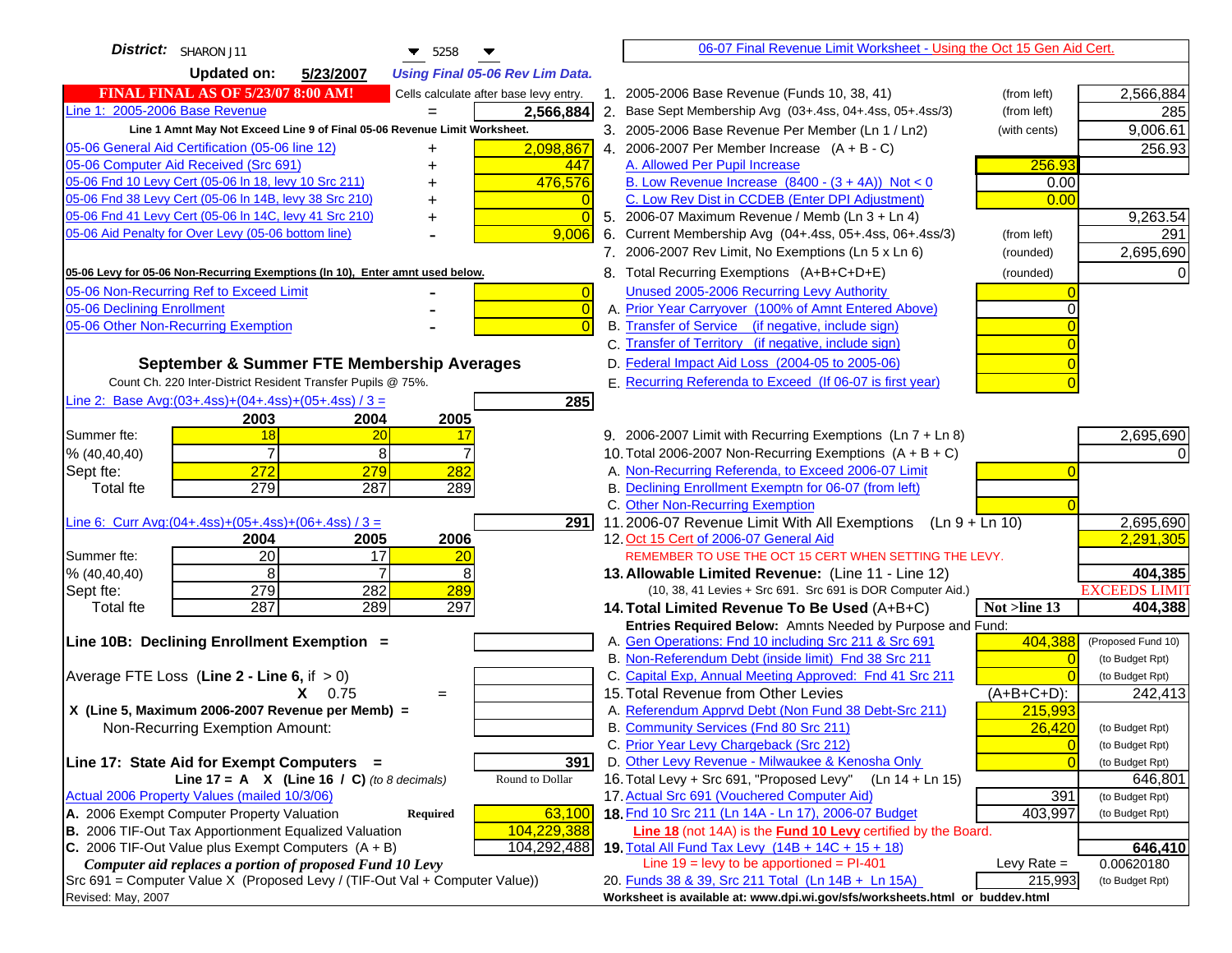**District:** SHARON J11 — 5258

**Updated on:** 5/23/2007 — *Using Final 05-06 Rev Lim Data.*

**FINAL FINAL AS OF 5/23/07 8:00 AM!** — Cells calculate after base levy entry.

## 06-07 Final Revenue Limit Worksheet - Using the Oct 15 Gen Aid Cert.

| Item | | Amount |
|---|---|---|
| Line 1: 2005-2006 Base Revenue | = | 2,566,884 |

Line 1 Amnt May Not Exceed Line 9 of Final 05-06 Revenue Limit Worksheet.

| Item | | Amount |
|---|---|---|
| 05-06 General Aid Certification (05-06 line 12) | + | 2,098,867 |
| 05-06 Computer Aid Received (Src 691) | + | 447 |
| 05-06 Fnd 10 Levy Cert (05-06 ln 18, levy 10 Src 211) | + | 476,576 |
| 05-06 Fnd 38 Levy Cert (05-06 ln 14B, levy 38 Src 210) | + | 0 |
| 05-06 Fnd 41 Levy Cert (05-06 ln 14C, levy 41 Src 210) | + | 0 |
| 05-06 Aid Penalty for Over Levy (05-06 bottom line) | - | 9,006 |

**05-06 Levy for 05-06 Non-Recurring Exemptions (ln 10), Enter amnt used below.**

| Item | | Amount |
|---|---|---|
| 05-06 Non-Recurring Ref to Exceed Limit | - | 0 |
| 05-06 Declining Enrollment | - | 0 |
| 05-06 Other Non-Recurring Exemption | - | 0 |

### September & Summer FTE Membership Averages

Count Ch. 220 Inter-District Resident Transfer Pupils @ 75%.

Line 2: Base Avg:(03+.4ss)+(04+.4ss)+(05+.4ss) / 3 = **285**

| | 2003 | 2004 | 2005 |
|---|---|---|---|
| Summer fte: | 18 | 20 | 17 |
| % (40,40,40) | 7 | 8 | 7 |
| Sept fte: | 272 | 279 | 282 |
| Total fte | 279 | 287 | 289 |

Line 6: Curr Avg:(04+.4ss)+(05+.4ss)+(06+.4ss) / 3 = **291**

| | 2004 | 2005 | 2006 |
|---|---|---|---|
| Summer fte: | 20 | 17 | 20 |
| % (40,40,40) | 8 | 7 | 8 |
| Sept fte: | 279 | 282 | 289 |
| Total fte | 287 | 289 | 297 |

**Line 10B: Declining Enrollment Exemption =**

Average FTE Loss (**Line 2 - Line 6**, if > 0)

X 0.75 =

X (Line 5, Maximum 2006-2007 Revenue per Memb) =

Non-Recurring Exemption Amount:

**Line 17: State Aid for Exempt Computers =** 391

Line 17 = A X (Line 16 / C) *(to 8 decimals)* — Round to Dollar

Actual 2006 Property Values (mailed 10/3/06)

| Item | | Amount |
|---|---|---|
| A. 2006 Exempt Computer Property Valuation | Required | 63,100 |
| B. 2006 TIF-Out Tax Apportionment Equalized Valuation | | 104,229,388 |
| C. 2006 TIF-Out Value plus Exempt Computers (A + B) | | 104,292,488 |

*Computer aid replaces a portion of proposed Fund 10 Levy*

Src 691 = Computer Value X (Proposed Levy / (TIF-Out Val + Computer Value))

Revised: May, 2007

---

| Line | Description | | Amount |
|---|---|---|---|
| 1. | 2005-2006 Base Revenue (Funds 10, 38, 41) | (from left) | 2,566,884 |
| 2. | Base Sept Membership Avg (03+.4ss, 04+.4ss, 05+.4ss/3) | (from left) | 285 |
| 3. | 2005-2006 Base Revenue Per Member (Ln 1 / Ln2) | (with cents) | 9,006.61 |
| 4. | 2006-2007 Per Member Increase (A + B - C) | | 256.93 |
| | A. Allowed Per Pupil Increase | 256.93 | |
| | B. Low Revenue Increase (8400 - (3 + 4A)) Not < 0 | 0.00 | |
| | C. Low Rev Dist in CCDEB (Enter DPI Adjustment) | 0.00 | |
| 5. | 2006-07 Maximum Revenue / Memb (Ln 3 + Ln 4) | | 9,263.54 |
| 6. | Current Membership Avg (04+.4ss, 05+.4ss, 06+.4ss/3) | (from left) | 291 |
| 7. | 2006-2007 Rev Limit, No Exemptions (Ln 5 x Ln 6) | (rounded) | 2,695,690 |
| 8. | Total Recurring Exemptions (A+B+C+D+E) | (rounded) | 0 |
| | Unused 2005-2006 Recurring Levy Authority | 0 | |
| | A. Prior Year Carryover (100% of Amnt Entered Above) | 0 | |
| | B. Transfer of Service (if negative, include sign) | 0 | |
| | C. Transfer of Territory (if negative, include sign) | 0 | |
| | D. Federal Impact Aid Loss (2004-05 to 2005-06) | 0 | |
| | E. Recurring Referenda to Exceed (If 06-07 is first year) | 0 | |
| 9. | 2006-2007 Limit with Recurring Exemptions (Ln 7 + Ln 8) | | 2,695,690 |
| 10. | Total 2006-2007 Non-Recurring Exemptions (A + B + C) | | 0 |
| | A. Non-Recurring Referenda, to Exceed 2006-07 Limit | 0 | |
| | B. Declining Enrollment Exemptn for 06-07 (from left) | | |
| | C. Other Non-Recurring Exemption | 0 | |
| 11. | 2006-07 Revenue Limit With All Exemptions (Ln 9 + Ln 10) | | 2,695,690 |
| 12. | Oct 15 Cert of 2006-07 General Aid | | 2,291,305 |
| | REMEMBER TO USE THE OCT 15 CERT WHEN SETTING THE LEVY. | | |
| 13. | **Allowable Limited Revenue:** (Line 11 - Line 12) | | **404,385** |
| | (10, 38, 41 Levies + Src 691. Src 691 is DOR Computer Aid.) | | EXCEEDS LIMIT |
| 14. | **Total Limited Revenue To Be Used** (A+B+C) | Not >line 13 | **404,388** |
| | Entries Required Below: Amnts Needed by Purpose and Fund: | | |
| | A. Gen Operations: Fnd 10 including Src 211 & Src 691 | 404,388 | (Proposed Fund 10) |
| | B. Non-Referendum Debt (inside limit) Fnd 38 Src 211 | 0 | (to Budget Rpt) |
| | C. Capital Exp, Annual Meeting Approved: Fnd 41 Src 211 | 0 | (to Budget Rpt) |
| 15. | Total Revenue from Other Levies | (A+B+C+D): | 242,413 |
| | A. Referendum Apprvd Debt (Non Fund 38 Debt-Src 211) | 215,993 | |
| | B. Community Services (Fnd 80 Src 211) | 26,420 | (to Budget Rpt) |
| | C. Prior Year Levy Chargeback (Src 212) | 0 | (to Budget Rpt) |
| | D. Other Levy Revenue - Milwaukee & Kenosha Only | 0 | (to Budget Rpt) |
| 16. | Total Levy + Src 691, "Proposed Levy" (Ln 14 + Ln 15) | | 646,801 |
| 17. | Actual Src 691 (Vouchered Computer Aid) | 391 | (to Budget Rpt) |
| 18. | Fnd 10 Src 211 (Ln 14A - Ln 17), 2006-07 Budget | 403,997 | (to Budget Rpt) |
| | Line 18 (not 14A) is the **Fund 10 Levy** certified by the Board. | | |
| 19. | **Total All Fund Tax Levy (14B + 14C + 15 + 18)** | | **646,410** |
| | Line 19 = levy to be apportioned = PI-401 | Levy Rate = | 0.00620180 |
| 20. | Funds 38 & 39, Src 211 Total (Ln 14B + Ln 15A) | 215,993 | (to Budget Rpt) |

Worksheet is available at: www.dpi.wi.gov/sfs/worksheets.html or buddev.html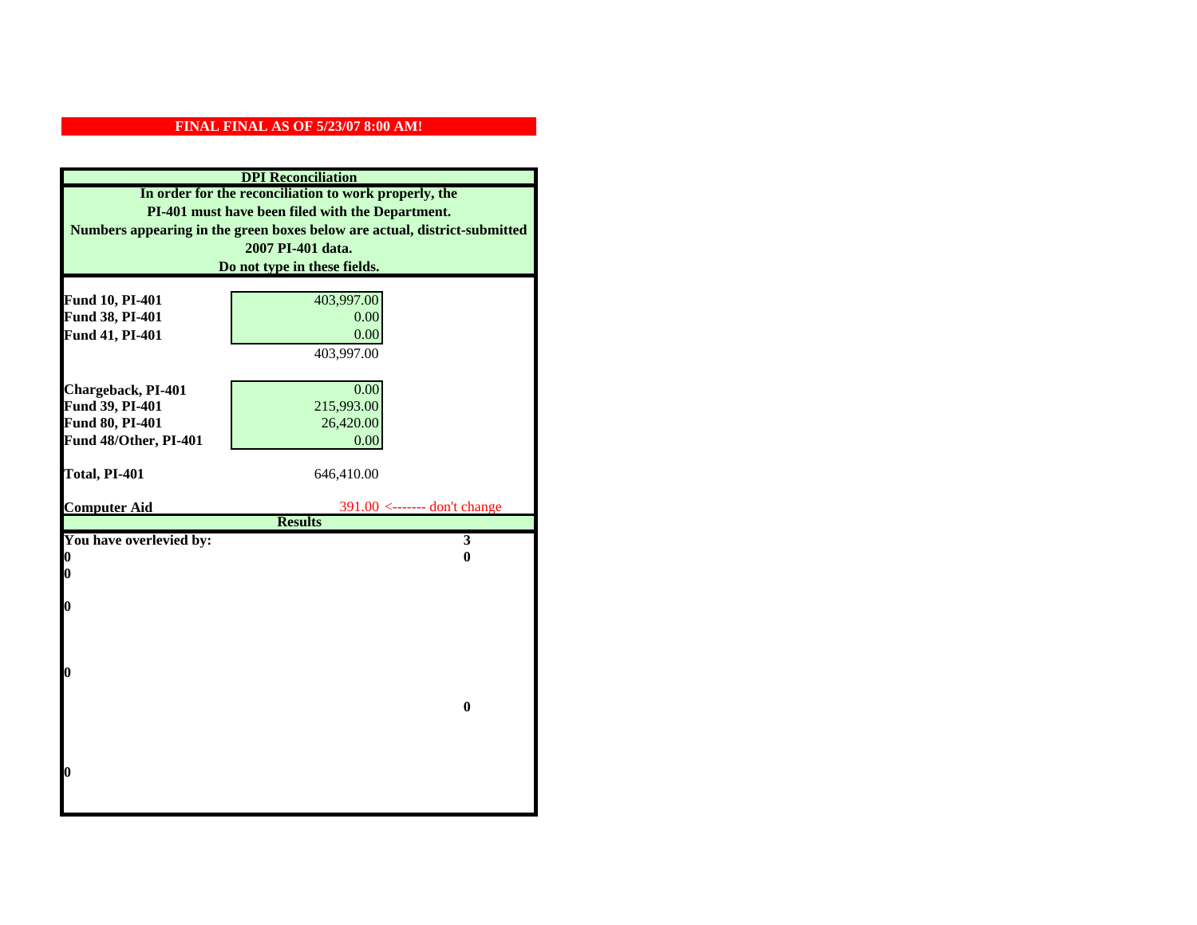**FINAL FINAL AS OF 5/23/07 8:00 AM!**

**DPI Reconciliation**

**In order for the reconciliation to work properly, the PI-401 must have been filed with the Department. Numbers appearing in the green boxes below are actual, district-submitted 2007 PI-401 data. Do not type in these fields.**

| | | |
|---|---|---|
| **Fund 10, PI-401** | 403,997.00 | |
| **Fund 38, PI-401** | 0.00 | |
| **Fund 41, PI-401** | 0.00 | |
| | 403,997.00 | |
| **Chargeback, PI-401** | 0.00 | |
| **Fund 39, PI-401** | 215,993.00 | |
| **Fund 80, PI-401** | 26,420.00 | |
| **Fund 48/Other, PI-401** | 0.00 | |
| **Total, PI-401** | 646,410.00 | |
| **Computer Aid** | 391.00 | <------- don't change |

**Results**

| | |
|---|---|
| **You have overlevied by:** | **3** |
| **0** | **0** |
| **0** | |
| **0** | |
| **0** | |
| | **0** |
| **0** | |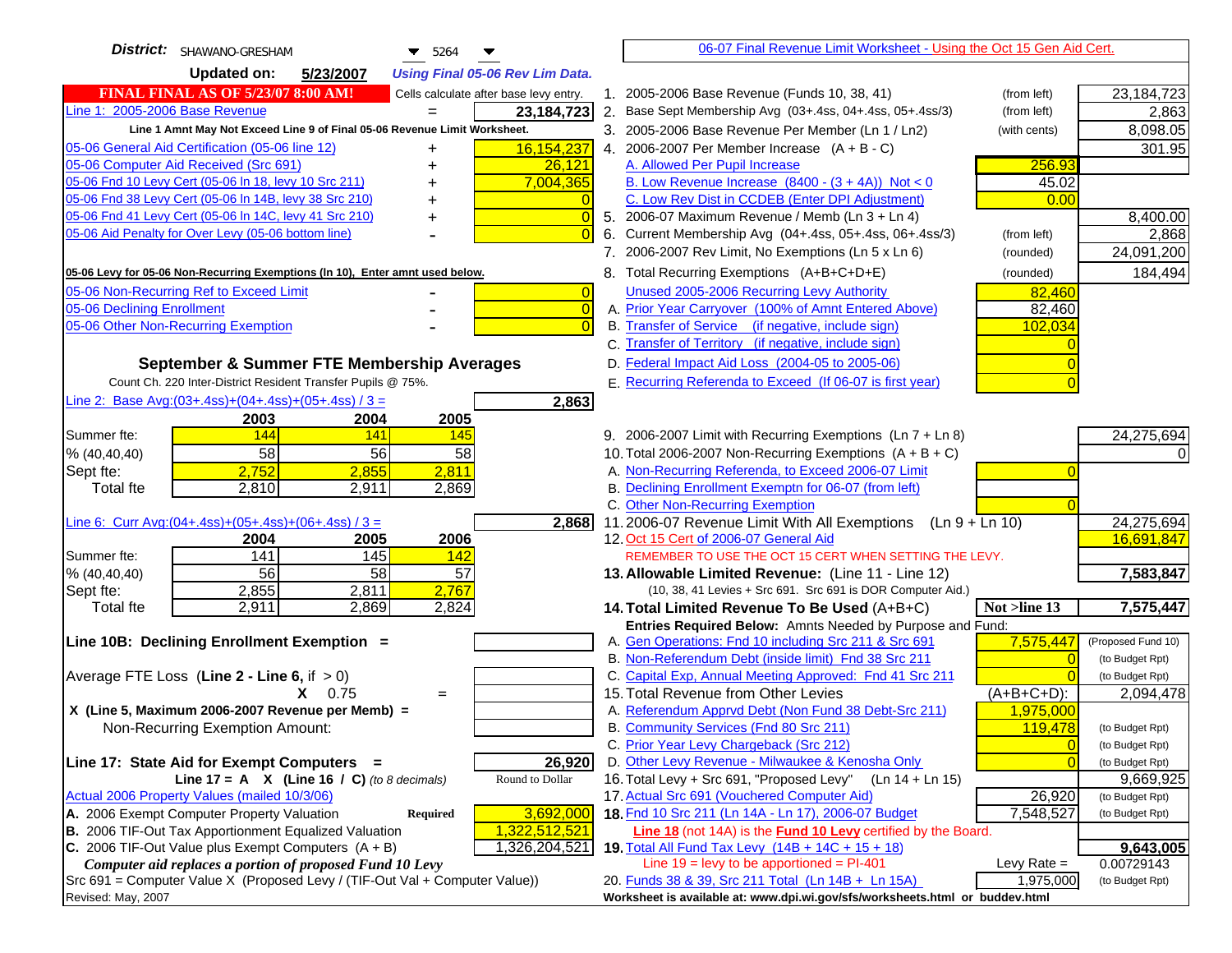**District:** SHAWANO-GRESHAM 5264

**Updated on:** 5/23/2007 *Using Final 05-06 Rev Lim Data.*

06-07 Final Revenue Limit Worksheet - Using the Oct 15 Gen Aid Cert.

**FINAL FINAL AS OF 5/23/07 8:00 AM!** Cells calculate after base levy entry.

| | | |
|---|---|---|
| Line 1: 2005-2006 Base Revenue | = | 23,184,723 |

Line 1 Amnt May Not Exceed Line 9 of Final 05-06 Revenue Limit Worksheet.

| | | |
|---|---|---|
| 05-06 General Aid Certification (05-06 line 12) | + | 16,154,237 |
| 05-06 Computer Aid Received (Src 691) | + | 26,121 |
| 05-06 Fnd 10 Levy Cert (05-06 ln 18, levy 10 Src 211) | + | 7,004,365 |
| 05-06 Fnd 38 Levy Cert (05-06 ln 14B, levy 38 Src 210) | + | 0 |
| 05-06 Fnd 41 Levy Cert (05-06 ln 14C, levy 41 Src 210) | + | 0 |
| 05-06 Aid Penalty for Over Levy (05-06 bottom line) | - | 0 |

05-06 Levy for 05-06 Non-Recurring Exemptions (ln 10), Enter amnt used below.

| | | |
|---|---|---|
| 05-06 Non-Recurring Ref to Exceed Limit | - | 0 |
| 05-06 Declining Enrollment | - | 0 |
| 05-06 Other Non-Recurring Exemption | - | 0 |

### September & Summer FTE Membership Averages

Count Ch. 220 Inter-District Resident Transfer Pupils @ 75%.

Line 2: Base Avg:(03+.4ss)+(04+.4ss)+(05+.4ss) / 3 = **2,863**

| | 2003 | 2004 | 2005 |
|---|---|---|---|
| Summer fte: | 144 | 141 | 145 |
| % (40,40,40) | 58 | 56 | 58 |
| Sept fte: | 2,752 | 2,855 | 2,811 |
| Total fte | 2,810 | 2,911 | 2,869 |

Line 6: Curr Avg:(04+.4ss)+(05+.4ss)+(06+.4ss) / 3 = **2,868**

| | 2004 | 2005 | 2006 |
|---|---|---|---|
| Summer fte: | 141 | 145 | 142 |
| % (40,40,40) | 56 | 58 | 57 |
| Sept fte: | 2,855 | 2,811 | 2,767 |
| Total fte | 2,911 | 2,869 | 2,824 |

**Line 10B: Declining Enrollment Exemption =**

Average FTE Loss (Line 2 - Line 6, if > 0)

X 0.75 =

X (Line 5, Maximum 2006-2007 Revenue per Memb) =

Non-Recurring Exemption Amount:

**Line 17: State Aid for Exempt Computers =** **26,920**

Line 17 = A X (Line 16 / C) *(to 8 decimals)* Round to Dollar

Actual 2006 Property Values (mailed 10/3/06)

| | | |
|---|---|---|
| A. 2006 Exempt Computer Property Valuation | Required | 3,692,000 |
| B. 2006 TIF-Out Tax Apportionment Equalized Valuation | | 1,322,512,521 |
| C. 2006 TIF-Out Value plus Exempt Computers (A + B) | | 1,326,204,521 |

*Computer aid replaces a portion of proposed Fund 10 Levy*

Src 691 = Computer Value X (Proposed Levy / (TIF-Out Val + Computer Value))

Revised: May, 2007

| Line | Description | | Amount |
|---|---|---|---|
| 1. | 2005-2006 Base Revenue (Funds 10, 38, 41) | (from left) | 23,184,723 |
| 2. | Base Sept Membership Avg (03+.4ss, 04+.4ss, 05+.4ss/3) | (from left) | 2,863 |
| 3. | 2005-2006 Base Revenue Per Member (Ln 1 / Ln2) | (with cents) | 8,098.05 |
| 4. | 2006-2007 Per Member Increase (A + B - C) | | 301.95 |
| | A. Allowed Per Pupil Increase | 256.93 | |
| | B. Low Revenue Increase (8400 - (3 + 4A)) Not < 0 | 45.02 | |
| | C. Low Rev Dist in CCDEB (Enter DPI Adjustment) | 0.00 | |
| 5. | 2006-07 Maximum Revenue / Memb (Ln 3 + Ln 4) | | 8,400.00 |
| 6. | Current Membership Avg (04+.4ss, 05+.4ss, 06+.4ss/3) | (from left) | 2,868 |
| 7. | 2006-2007 Rev Limit, No Exemptions (Ln 5 x Ln 6) | (rounded) | 24,091,200 |
| 8. | Total Recurring Exemptions (A+B+C+D+E) | (rounded) | 184,494 |
| | Unused 2005-2006 Recurring Levy Authority | 82,460 | |
| | A. Prior Year Carryover (100% of Amnt Entered Above) | 82,460 | |
| | B. Transfer of Service (if negative, include sign) | 102,034 | |
| | C. Transfer of Territory (if negative, include sign) | 0 | |
| | D. Federal Impact Aid Loss (2004-05 to 2005-06) | 0 | |
| | E. Recurring Referenda to Exceed (If 06-07 is first year) | 0 | |
| 9. | 2006-2007 Limit with Recurring Exemptions (Ln 7 + Ln 8) | | 24,275,694 |
| 10. | Total 2006-2007 Non-Recurring Exemptions (A + B + C) | | 0 |
| | A. Non-Recurring Referenda, to Exceed 2006-07 Limit | 0 | |
| | B. Declining Enrollment Exemptn for 06-07 (from left) | | |
| | C. Other Non-Recurring Exemption | 0 | |
| 11. | 2006-07 Revenue Limit With All Exemptions (Ln 9 + Ln 10) | | 24,275,694 |
| 12. | Oct 15 Cert of 2006-07 General Aid | | 16,691,847 |
| | REMEMBER TO USE THE OCT 15 CERT WHEN SETTING THE LEVY. | | |
| **13.** | **Allowable Limited Revenue:** (Line 11 - Line 12) | | **7,583,847** |
| | (10, 38, 41 Levies + Src 691. Src 691 is DOR Computer Aid.) | | |
| **14.** | **Total Limited Revenue To Be Used** (A+B+C) | **Not >line 13** | **7,575,447** |
| | Entries Required Below: Amnts Needed by Purpose and Fund: | | |
| | A. Gen Operations: Fnd 10 including Src 211 & Src 691 | 7,575,447 | (Proposed Fund 10) |
| | B. Non-Referendum Debt (inside limit) Fnd 38 Src 211 | 0 | (to Budget Rpt) |
| | C. Capital Exp, Annual Meeting Approved: Fnd 41 Src 211 | 0 | (to Budget Rpt) |
| 15. | Total Revenue from Other Levies | (A+B+C+D): | 2,094,478 |
| | A. Referendum Apprvd Debt (Non Fund 38 Debt-Src 211) | 1,975,000 | |
| | B. Community Services (Fnd 80 Src 211) | 119,478 | (to Budget Rpt) |
| | C. Prior Year Levy Chargeback (Src 212) | 0 | (to Budget Rpt) |
| | D. Other Levy Revenue - Milwaukee & Kenosha Only | 0 | (to Budget Rpt) |
| 16. | Total Levy + Src 691, "Proposed Levy" (Ln 14 + Ln 15) | | 9,669,925 |
| 17. | Actual Src 691 (Vouchered Computer Aid) | 26,920 | (to Budget Rpt) |
| **18.** | Fnd 10 Src 211 (Ln 14A - Ln 17), 2006-07 Budget | 7,548,527 | (to Budget Rpt) |
| | Line 18 (not 14A) is the **Fund 10 Levy** certified by the Board. | | |
| **19.** | Total All Fund Tax Levy (14B + 14C + 15 + 18) | | **9,643,005** |
| | Line 19 = levy to be apportioned = PI-401 | Levy Rate = | 0.00729143 |
| 20. | Funds 38 & 39, Src 211 Total (Ln 14B + Ln 15A) | 1,975,000 | (to Budget Rpt) |

Worksheet is available at: www.dpi.wi.gov/sfs/worksheets.html or buddev.html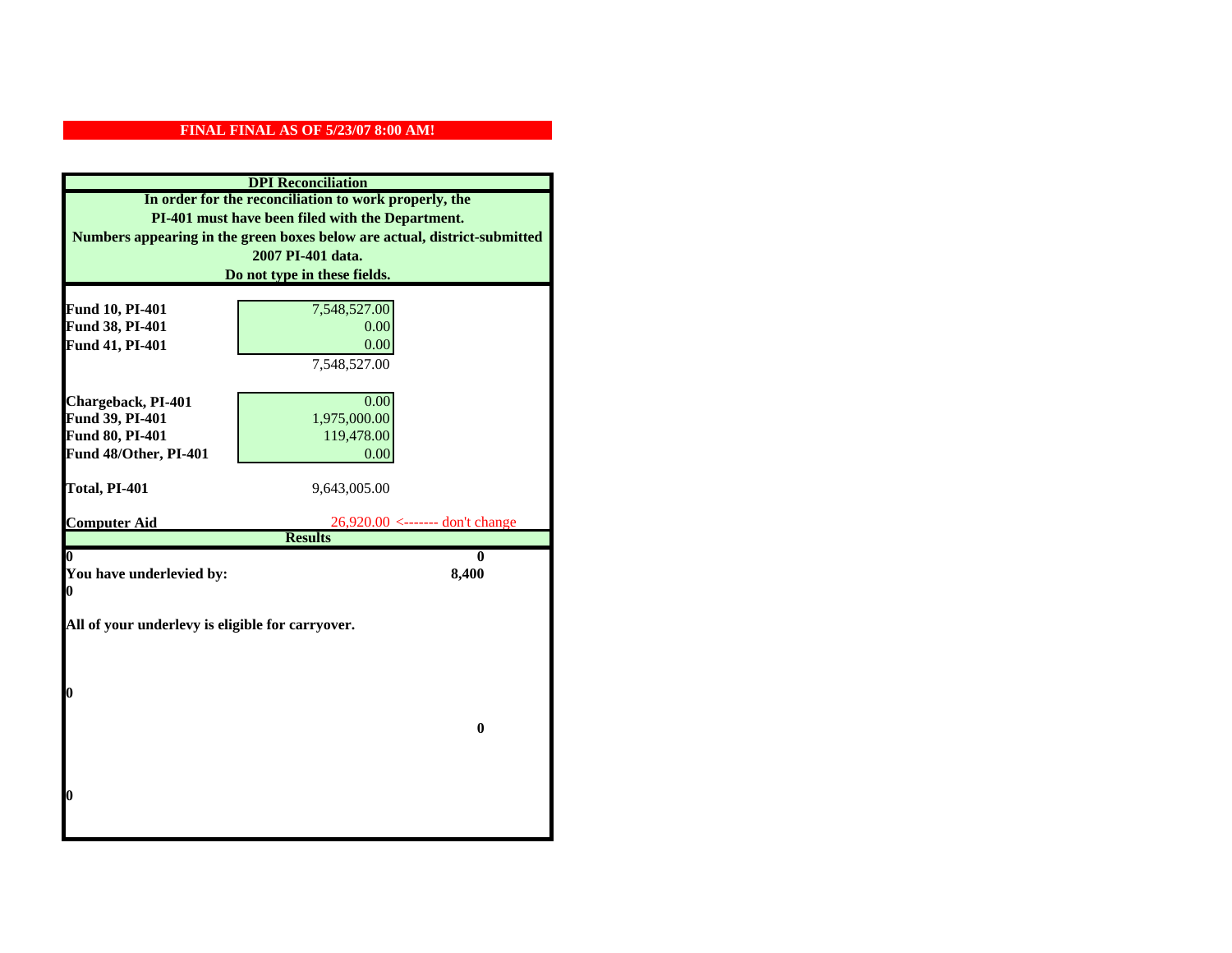**FINAL FINAL AS OF 5/23/07 8:00 AM!**

## DPI Reconciliation

**In order for the reconciliation to work properly, the PI-401 must have been filed with the Department. Numbers appearing in the green boxes below are actual, district-submitted 2007 PI-401 data. Do not type in these fields.**

| | |
|---|---|
| **Fund 10, PI-401** | 7,548,527.00 |
| **Fund 38, PI-401** | 0.00 |
| **Fund 41, PI-401** | 0.00 |
| | 7,548,527.00 |
| | |
| **Chargeback, PI-401** | 0.00 |
| **Fund 39, PI-401** | 1,975,000.00 |
| **Fund 80, PI-401** | 119,478.00 |
| **Fund 48/Other, PI-401** | 0.00 |
| | |
| **Total, PI-401** | 9,643,005.00 |
| | |
| **Computer Aid** | 26,920.00 <------- don't change |

### Results

| | |
|---|---|
| **0** | **0** |
| **You have underlevied by:** | **8,400** |
| **0** | |

**All of your underlevy is eligible for carryover.**

**0**

**0**

**0**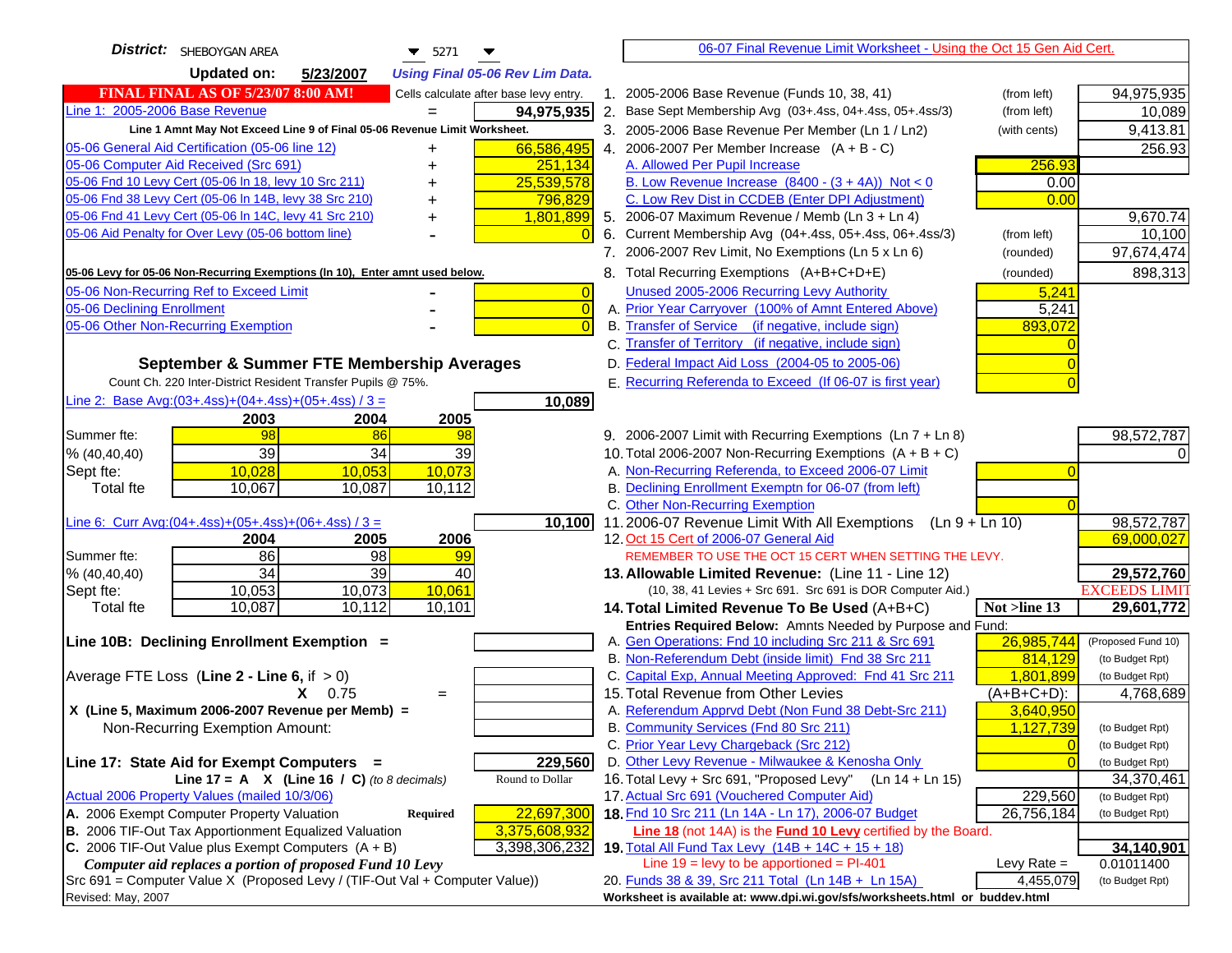**District:** SHEBOYGAN AREA 5271

**Updated on:** 5/23/2007 *Using Final 05-06 Rev Lim Data.*

**FINAL FINAL AS OF 5/23/07 8:00 AM!** Cells calculate after base levy entry.

| | | |
|---|---|---|
| Line 1: 2005-2006 Base Revenue | = | 94,975,935 |
| Line 1 Amnt May Not Exceed Line 9 of Final 05-06 Revenue Limit Worksheet. | | |
| 05-06 General Aid Certification (05-06 line 12) | + | 66,586,495 |
| 05-06 Computer Aid Received (Src 691) | + | 251,134 |
| 05-06 Fnd 10 Levy Cert (05-06 ln 18, levy 10 Src 211) | + | 25,539,578 |
| 05-06 Fnd 38 Levy Cert (05-06 ln 14B, levy 38 Src 210) | + | 796,829 |
| 05-06 Fnd 41 Levy Cert (05-06 ln 14C, levy 41 Src 210) | + | 1,801,899 |
| 05-06 Aid Penalty for Over Levy (05-06 bottom line) | - | 0 |

**05-06 Levy for 05-06 Non-Recurring Exemptions (ln 10), Enter amnt used below.**

| | | |
|---|---|---|
| 05-06 Non-Recurring Ref to Exceed Limit | - | 0 |
| 05-06 Declining Enrollment | - | 0 |
| 05-06 Other Non-Recurring Exemption | - | 0 |

## September & Summer FTE Membership Averages

Count Ch. 220 Inter-District Resident Transfer Pupils @ 75%.

Line 2: Base Avg:(03+.4ss)+(04+.4ss)+(05+.4ss) / 3 = **10,089**

| | 2003 | 2004 | 2005 |
|---|---|---|---|
| Summer fte: | 98 | 86 | 98 |
| % (40,40,40) | 39 | 34 | 39 |
| Sept fte: | 10,028 | 10,053 | 10,073 |
| Total fte | 10,067 | 10,087 | 10,112 |

Line 6: Curr Avg:(04+.4ss)+(05+.4ss)+(06+.4ss) / 3 = **10,100**

| | 2004 | 2005 | 2006 |
|---|---|---|---|
| Summer fte: | 86 | 98 | 99 |
| % (40,40,40) | 34 | 39 | 40 |
| Sept fte: | 10,053 | 10,073 | 10,061 |
| Total fte | 10,087 | 10,112 | 10,101 |

**Line 10B: Declining Enrollment Exemption =**

Average FTE Loss (**Line 2 - Line 6**, if > 0)

X 0.75 =

X (Line 5, Maximum 2006-2007 Revenue per Memb) =

Non-Recurring Exemption Amount:

**Line 17: State Aid for Exempt Computers =** **229,560**

Line 17 = A X (Line 16 / C) *(to 8 decimals)* Round to Dollar

Actual 2006 Property Values (mailed 10/3/06)

| | | |
|---|---|---|
| A. 2006 Exempt Computer Property Valuation | Required | 22,697,300 |
| B. 2006 TIF-Out Tax Apportionment Equalized Valuation | | 3,375,608,932 |
| C. 2006 TIF-Out Value plus Exempt Computers (A + B) | | 3,398,306,232 |

*Computer aid replaces a portion of proposed Fund 10 Levy*

Src 691 = Computer Value X (Proposed Levy / (TIF-Out Val + Computer Value))

Revised: May, 2007

## 06-07 Final Revenue Limit Worksheet - Using the Oct 15 Gen Aid Cert.

| | | | |
|---|---|---|---|
| 1. 2005-2006 Base Revenue (Funds 10, 38, 41) | (from left) | | 94,975,935 |
| 2. Base Sept Membership Avg (03+.4ss, 04+.4ss, 05+.4ss/3) | (from left) | | 10,089 |
| 3. 2005-2006 Base Revenue Per Member (Ln 1 / Ln2) | (with cents) | | 9,413.81 |
| 4. 2006-2007 Per Member Increase (A + B - C) | | | 256.93 |
| A. Allowed Per Pupil Increase | | 256.93 | |
| B. Low Revenue Increase (8400 - (3 + 4A)) Not < 0 | | 0.00 | |
| C. Low Rev Dist in CCDEB (Enter DPI Adjustment) | | 0.00 | |
| 5. 2006-07 Maximum Revenue / Memb (Ln 3 + Ln 4) | | | 9,670.74 |
| 6. Current Membership Avg (04+.4ss, 05+.4ss, 06+.4ss/3) | (from left) | | 10,100 |
| 7. 2006-2007 Rev Limit, No Exemptions (Ln 5 x Ln 6) | (rounded) | | 97,674,474 |
| 8. Total Recurring Exemptions (A+B+C+D+E) | (rounded) | | 898,313 |
| Unused 2005-2006 Recurring Levy Authority | | 5,241 | |
| A. Prior Year Carryover (100% of Amnt Entered Above) | | 5,241 | |
| B. Transfer of Service (if negative, include sign) | | 893,072 | |
| C. Transfer of Territory (if negative, include sign) | | 0 | |
| D. Federal Impact Aid Loss (2004-05 to 2005-06) | | 0 | |
| E. Recurring Referenda to Exceed (If 06-07 is first year) | | 0 | |
| 9. 2006-2007 Limit with Recurring Exemptions (Ln 7 + Ln 8) | | | 98,572,787 |
| 10. Total 2006-2007 Non-Recurring Exemptions (A + B + C) | | | 0 |
| A. Non-Recurring Referenda, to Exceed 2006-07 Limit | | 0 | |
| B. Declining Enrollment Exemptn for 06-07 (from left) | | | |
| C. Other Non-Recurring Exemption | | 0 | |
| 11. 2006-07 Revenue Limit With All Exemptions (Ln 9 + Ln 10) | | | 98,572,787 |
| 12. Oct 15 Cert of 2006-07 General Aid | | | 69,000,027 |
| REMEMBER TO USE THE OCT 15 CERT WHEN SETTING THE LEVY. | | | |
| **13. Allowable Limited Revenue:** (Line 11 - Line 12) | | | **29,572,760** |
| (10, 38, 41 Levies + Src 691. Src 691 is DOR Computer Aid.) | | | EXCEEDS LIMIT |
| **14. Total Limited Revenue To Be Used** (A+B+C) | | Not >line 13 | **29,601,772** |
| Entries Required Below: Amnts Needed by Purpose and Fund: | | | |
| A. Gen Operations: Fnd 10 including Src 211 & Src 691 | | 26,985,744 | (Proposed Fund 10) |
| B. Non-Referendum Debt (inside limit) Fnd 38 Src 211 | | 814,129 | (to Budget Rpt) |
| C. Capital Exp, Annual Meeting Approved: Fnd 41 Src 211 | | 1,801,899 | (to Budget Rpt) |
| 15. Total Revenue from Other Levies | | (A+B+C+D): | 4,768,689 |
| A. Referendum Apprvd Debt (Non Fund 38 Debt-Src 211) | | 3,640,950 | |
| B. Community Services (Fnd 80 Src 211) | | 1,127,739 | (to Budget Rpt) |
| C. Prior Year Levy Chargeback (Src 212) | | 0 | (to Budget Rpt) |
| D. Other Levy Revenue - Milwaukee & Kenosha Only | | 0 | (to Budget Rpt) |
| 16. Total Levy + Src 691, "Proposed Levy" (Ln 14 + Ln 15) | | | 34,370,461 |
| 17. Actual Src 691 (Vouchered Computer Aid) | | 229,560 | (to Budget Rpt) |
| **18.** Fnd 10 Src 211 (Ln 14A - Ln 17), 2006-07 Budget | | 26,756,184 | (to Budget Rpt) |
| **Line 18** (not 14A) is the **Fund 10 Levy** certified by the Board. | | | |
| **19.** Total All Fund Tax Levy (14B + 14C + 15 + 18) | | | **34,140,901** |
| Line 19 = levy to be apportioned = PI-401 | | Levy Rate = | 0.01011400 |
| 20. Funds 38 & 39, Src 211 Total (Ln 14B + Ln 15A) | | 4,455,079 | (to Budget Rpt) |

**Worksheet is available at: www.dpi.wi.gov/sfs/worksheets.html or buddev.html**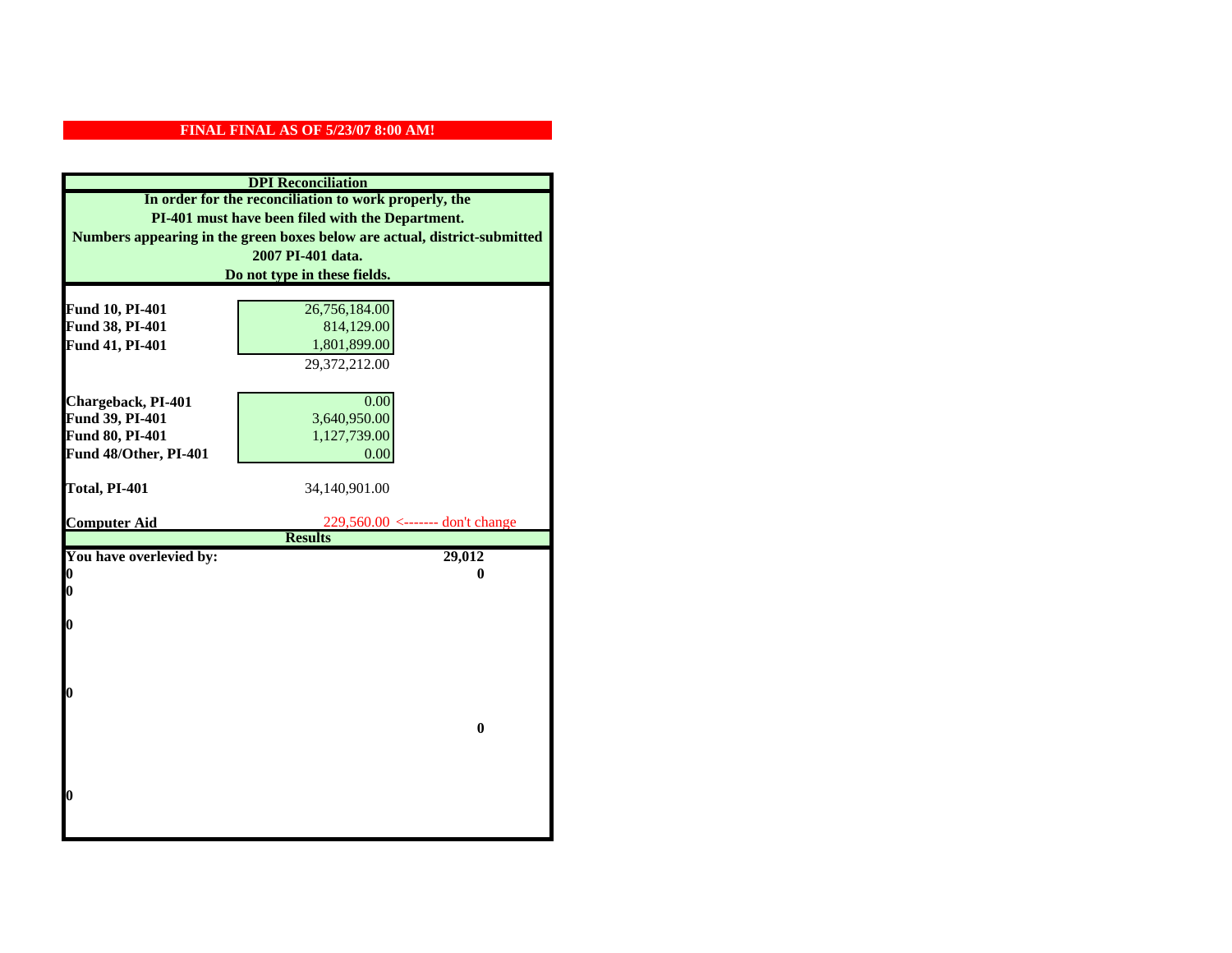**FINAL FINAL AS OF 5/23/07 8:00 AM!**

**DPI Reconciliation**

**In order for the reconciliation to work properly, the PI-401 must have been filed with the Department. Numbers appearing in the green boxes below are actual, district-submitted 2007 PI-401 data. Do not type in these fields.**

| | | |
|---|---|---|
| **Fund 10, PI-401** | 26,756,184.00 | |
| **Fund 38, PI-401** | 814,129.00 | |
| **Fund 41, PI-401** | 1,801,899.00 | |
| | 29,372,212.00 | |
| **Chargeback, PI-401** | 0.00 | |
| **Fund 39, PI-401** | 3,640,950.00 | |
| **Fund 80, PI-401** | 1,127,739.00 | |
| **Fund 48/Other, PI-401** | 0.00 | |
| **Total, PI-401** | 34,140,901.00 | |
| **Computer Aid** | 229,560.00 | <------- don't change |

**Results**

| | |
|---|---|
| **You have overlevied by:** | **29,012** |
| **0** | **0** |
| **0** | |
| **0** | |
| **0** | |
| | **0** |
| **0** | |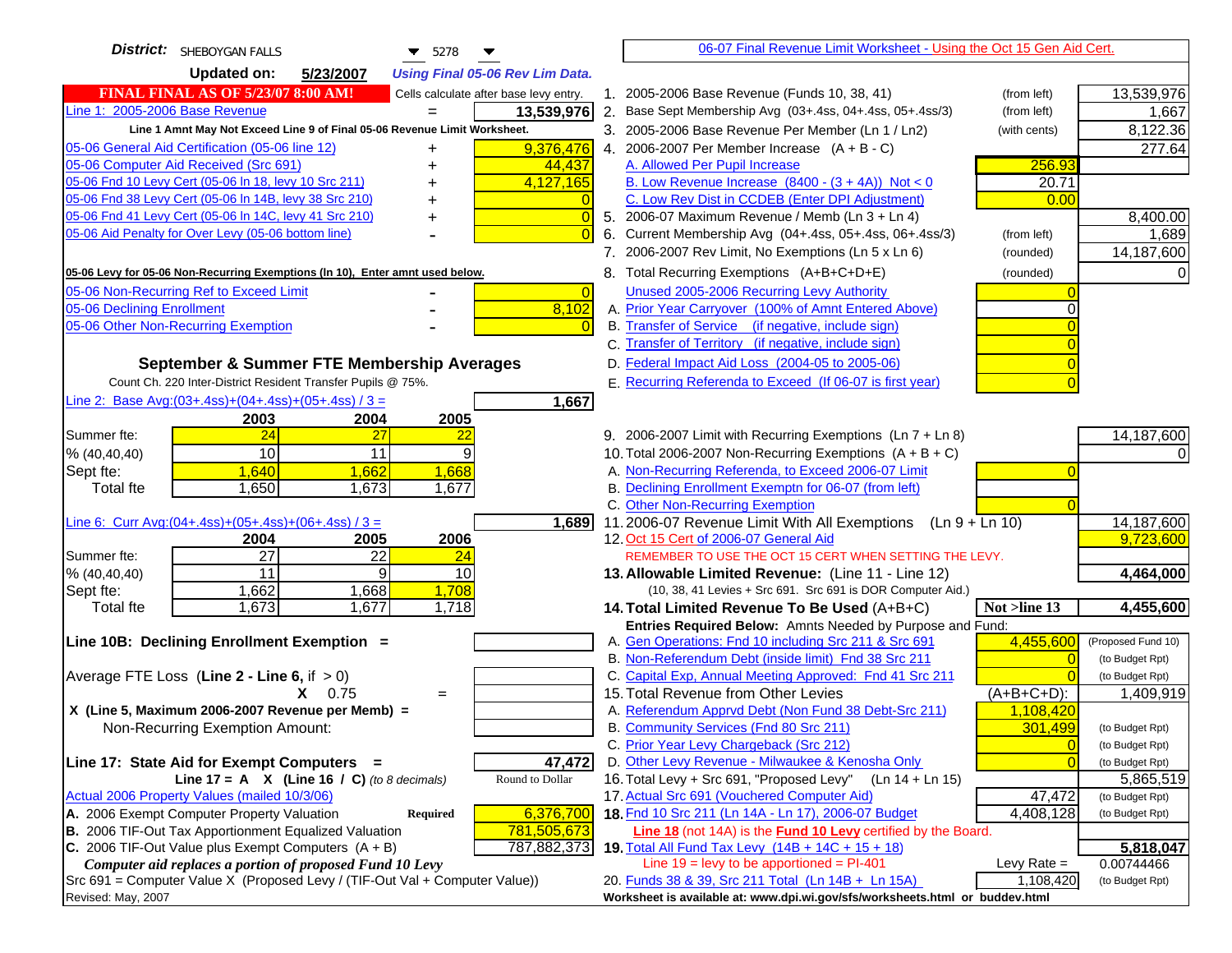**District:** SHEBOYGAN FALLS 5278

**Updated on:** 5/23/2007 *Using Final 05-06 Rev Lim Data.*

**FINAL FINAL AS OF 5/23/07 8:00 AM!** Cells calculate after base levy entry.

| | | |
|---|---|---|
| Line 1: 2005-2006 Base Revenue | = | 13,539,976 |
| Line 1 Amnt May Not Exceed Line 9 of Final 05-06 Revenue Limit Worksheet. | | |
| 05-06 General Aid Certification (05-06 line 12) | + | 9,376,476 |
| 05-06 Computer Aid Received (Src 691) | + | 44,437 |
| 05-06 Fnd 10 Levy Cert (05-06 ln 18, levy 10 Src 211) | + | 4,127,165 |
| 05-06 Fnd 38 Levy Cert (05-06 ln 14B, levy 38 Src 210) | + | 0 |
| 05-06 Fnd 41 Levy Cert (05-06 ln 14C, levy 41 Src 210) | + | 0 |
| 05-06 Aid Penalty for Over Levy (05-06 bottom line) | - | 0 |

**05-06 Levy for 05-06 Non-Recurring Exemptions (ln 10), Enter amnt used below.**

| | | |
|---|---|---|
| 05-06 Non-Recurring Ref to Exceed Limit | - | 0 |
| 05-06 Declining Enrollment | - | 8,102 |
| 05-06 Other Non-Recurring Exemption | - | 0 |

## September & Summer FTE Membership Averages

Count Ch. 220 Inter-District Resident Transfer Pupils @ 75%.

Line 2: Base Avg:(03+.4ss)+(04+.4ss)+(05+.4ss) / 3 = **1,667**

| | 2003 | 2004 | 2005 |
|---|---|---|---|
| Summer fte: | 24 | 27 | 22 |
| % (40,40,40) | 10 | 11 | 9 |
| Sept fte: | 1,640 | 1,662 | 1,668 |
| Total fte | 1,650 | 1,673 | 1,677 |

Line 6: Curr Avg:(04+.4ss)+(05+.4ss)+(06+.4ss) / 3 = **1,689**

| | 2004 | 2005 | 2006 |
|---|---|---|---|
| Summer fte: | 27 | 22 | 24 |
| % (40,40,40) | 11 | 9 | 10 |
| Sept fte: | 1,662 | 1,668 | 1,708 |
| Total fte | 1,673 | 1,677 | 1,718 |

**Line 10B: Declining Enrollment Exemption =**

Average FTE Loss (Line 2 - Line 6, if > 0)

X 0.75 =

X (Line 5, Maximum 2006-2007 Revenue per Memb) =

Non-Recurring Exemption Amount:

**Line 17: State Aid for Exempt Computers =** **47,472**

Line 17 = A X (Line 16 / C) *(to 8 decimals)* Round to Dollar

Actual 2006 Property Values (mailed 10/3/06)

| | | |
|---|---|---|
| A. 2006 Exempt Computer Property Valuation | Required | 6,376,700 |
| B. 2006 TIF-Out Tax Apportionment Equalized Valuation | | 781,505,673 |
| C. 2006 TIF-Out Value plus Exempt Computers (A + B) | | 787,882,373 |

*Computer aid replaces a portion of proposed Fund 10 Levy*

Src 691 = Computer Value X (Proposed Levy / (TIF-Out Val + Computer Value))

Revised: May, 2007

---

06-07 Final Revenue Limit Worksheet - Using the Oct 15 Gen Aid Cert.

| | | | |
|---|---|---|---|
| 1. 2005-2006 Base Revenue (Funds 10, 38, 41) | (from left) | | 13,539,976 |
| 2. Base Sept Membership Avg (03+.4ss, 04+.4ss, 05+.4ss/3) | (from left) | | 1,667 |
| 3. 2005-2006 Base Revenue Per Member (Ln 1 / Ln2) | (with cents) | | 8,122.36 |
| 4. 2006-2007 Per Member Increase (A + B - C) | | | 277.64 |
| A. Allowed Per Pupil Increase | | 256.93 | |
| B. Low Revenue Increase (8400 - (3 + 4A)) Not < 0 | | 20.71 | |
| C. Low Rev Dist in CCDEB (Enter DPI Adjustment) | | 0.00 | |
| 5. 2006-07 Maximum Revenue / Memb (Ln 3 + Ln 4) | | | 8,400.00 |
| 6. Current Membership Avg (04+.4ss, 05+.4ss, 06+.4ss/3) | (from left) | | 1,689 |
| 7. 2006-2007 Rev Limit, No Exemptions (Ln 5 x Ln 6) | (rounded) | | 14,187,600 |
| 8. Total Recurring Exemptions (A+B+C+D+E) | (rounded) | | 0 |
| Unused 2005-2006 Recurring Levy Authority | | 0 | |
| A. Prior Year Carryover (100% of Amnt Entered Above) | | 0 | |
| B. Transfer of Service (if negative, include sign) | | 0 | |
| C. Transfer of Territory (if negative, include sign) | | 0 | |
| D. Federal Impact Aid Loss (2004-05 to 2005-06) | | 0 | |
| E. Recurring Referenda to Exceed (If 06-07 is first year) | | 0 | |
| 9. 2006-2007 Limit with Recurring Exemptions (Ln 7 + Ln 8) | | | 14,187,600 |
| 10. Total 2006-2007 Non-Recurring Exemptions (A + B + C) | | | 0 |
| A. Non-Recurring Referenda, to Exceed 2006-07 Limit | | 0 | |
| B. Declining Enrollment Exemptn for 06-07 (from left) | | | |
| C. Other Non-Recurring Exemption | | 0 | |
| 11. 2006-07 Revenue Limit With All Exemptions (Ln 9 + Ln 10) | | | 14,187,600 |
| 12. Oct 15 Cert of 2006-07 General Aid | | | 9,723,600 |
| REMEMBER TO USE THE OCT 15 CERT WHEN SETTING THE LEVY. | | | |
| **13. Allowable Limited Revenue:** (Line 11 - Line 12) | | | **4,464,000** |
| (10, 38, 41 Levies + Src 691. Src 691 is DOR Computer Aid.) | | | |
| **14. Total Limited Revenue To Be Used** (A+B+C) | | **Not >line 13** | **4,455,600** |
| Entries Required Below: Amnts Needed by Purpose and Fund: | | | |
| A. Gen Operations: Fnd 10 including Src 211 & Src 691 | | 4,455,600 | (Proposed Fund 10) |
| B. Non-Referendum Debt (inside limit) Fnd 38 Src 211 | | 0 | (to Budget Rpt) |
| C. Capital Exp, Annual Meeting Approved: Fnd 41 Src 211 | | 0 | (to Budget Rpt) |
| 15. Total Revenue from Other Levies | | (A+B+C+D): | 1,409,919 |
| A. Referendum Apprvd Debt (Non Fund 38 Debt-Src 211) | | 1,108,420 | |
| B. Community Services (Fnd 80 Src 211) | | 301,499 | (to Budget Rpt) |
| C. Prior Year Levy Chargeback (Src 212) | | 0 | (to Budget Rpt) |
| D. Other Levy Revenue - Milwaukee & Kenosha Only | | 0 | (to Budget Rpt) |
| 16. Total Levy + Src 691, "Proposed Levy" (Ln 14 + Ln 15) | | | 5,865,519 |
| 17. Actual Src 691 (Vouchered Computer Aid) | | 47,472 | (to Budget Rpt) |
| **18.** Fnd 10 Src 211 (Ln 14A - Ln 17), 2006-07 Budget | | 4,408,128 | (to Budget Rpt) |
| Line 18 (not 14A) is the **Fund 10 Levy** certified by the Board. | | | |
| **19.** Total All Fund Tax Levy (14B + 14C + 15 + 18) | | | **5,818,047** |
| Line 19 = levy to be apportioned = PI-401 | | Levy Rate = | 0.00744466 |
| 20. Funds 38 & 39, Src 211 Total (Ln 14B + Ln 15A) | | 1,108,420 | (to Budget Rpt) |

Worksheet is available at: www.dpi.wi.gov/sfs/worksheets.html or buddev.html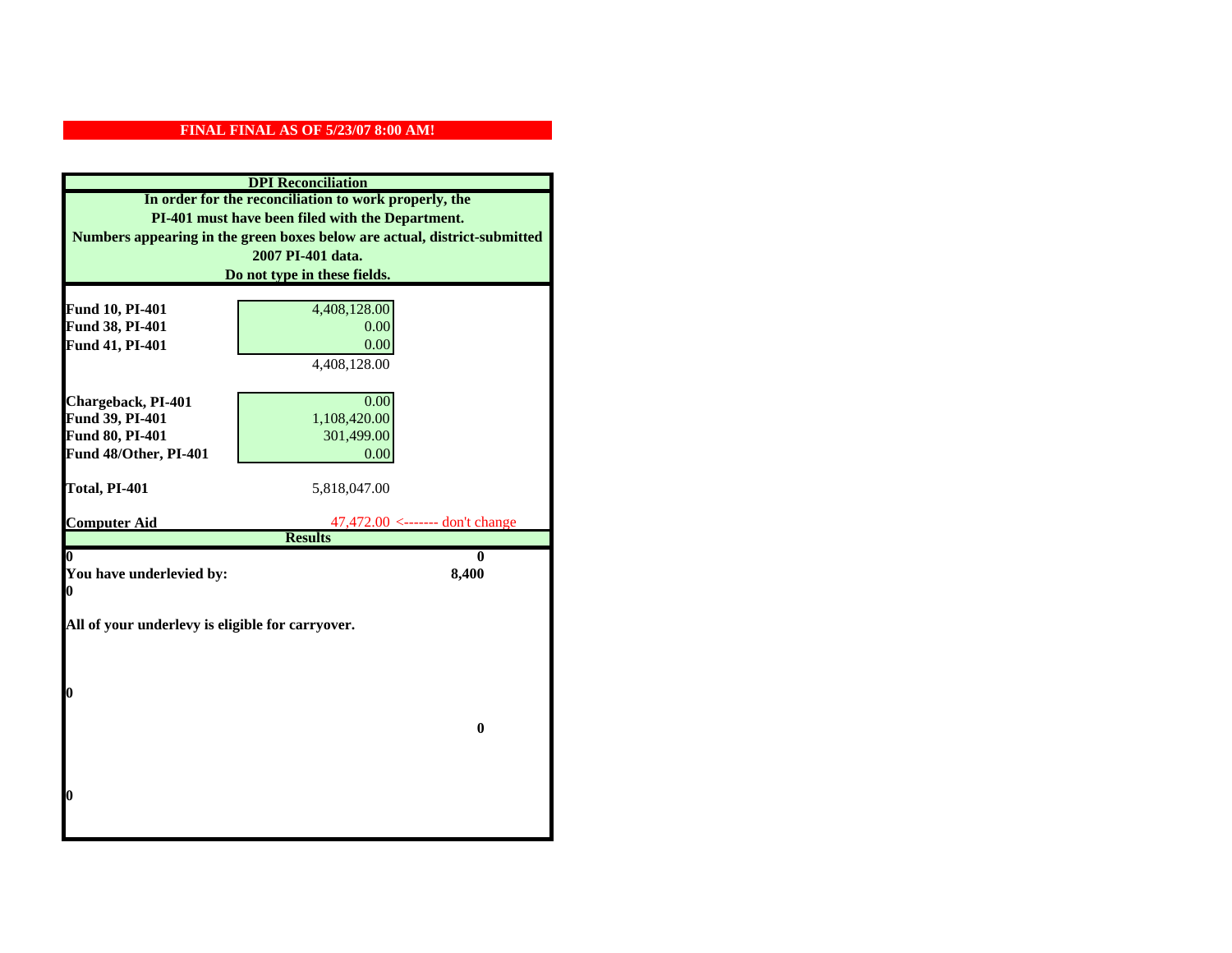**FINAL FINAL AS OF 5/23/07 8:00 AM!**

## DPI Reconciliation

**In order for the reconciliation to work properly, the PI-401 must have been filed with the Department. Numbers appearing in the green boxes below are actual, district-submitted 2007 PI-401 data. Do not type in these fields.**

| | | |
|---|---|---|
| **Fund 10, PI-401** | 4,408,128.00 | |
| **Fund 38, PI-401** | 0.00 | |
| **Fund 41, PI-401** | 0.00 | |
| | 4,408,128.00 | |
| | | |
| **Chargeback, PI-401** | 0.00 | |
| **Fund 39, PI-401** | 1,108,420.00 | |
| **Fund 80, PI-401** | 301,499.00 | |
| **Fund 48/Other, PI-401** | 0.00 | |
| | | |
| **Total, PI-401** | 5,818,047.00 | |
| | | |
| **Computer Aid** | 47,472.00 | <------- don't change |

## Results

| | |
|---|---|
| **0** | **0** |
| **You have underlevied by:** | **8,400** |
| **0** | |

**All of your underlevy is eligible for carryover.**

**0**

**0**

**0**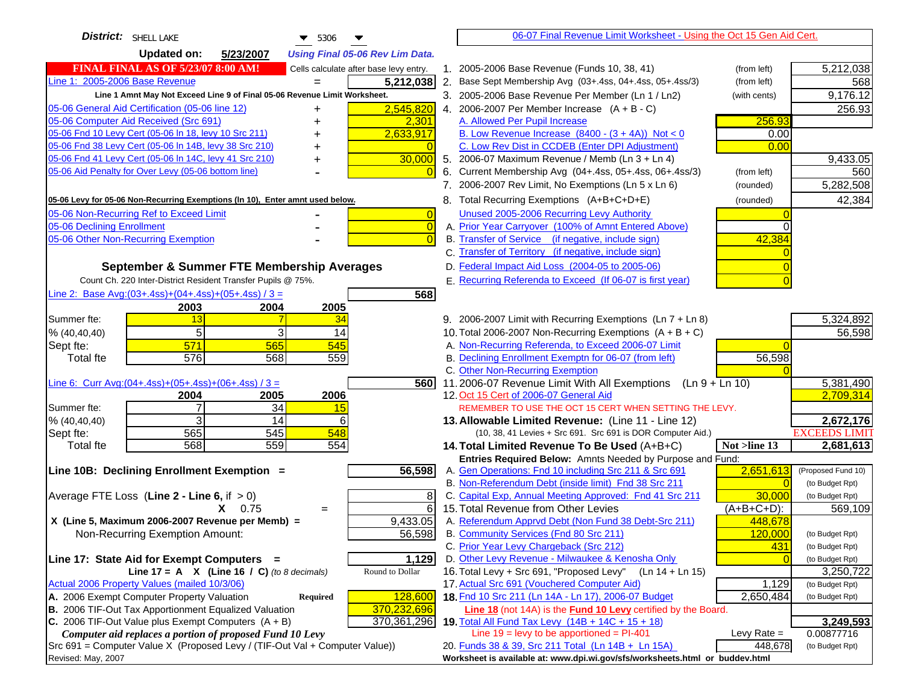**District:** SHELL LAKE 5306

**Updated on:** 5/23/2007 *Using Final 05-06 Rev Lim Data.*

**FINAL FINAL AS OF 5/23/07 8:00 AM!** Cells calculate after base levy entry.

06-07 Final Revenue Limit Worksheet - Using the Oct 15 Gen Aid Cert.

| Item | | Amount |
|---|---|---|
| Line 1: 2005-2006 Base Revenue | = | 5,212,038 |

Line 1 Amnt May Not Exceed Line 9 of Final 05-06 Revenue Limit Worksheet.

| Item | | Amount |
|---|---|---|
| 05-06 General Aid Certification (05-06 line 12) | + | 2,545,820 |
| 05-06 Computer Aid Received (Src 691) | + | 2,301 |
| 05-06 Fnd 10 Levy Cert (05-06 ln 18, levy 10 Src 211) | + | 2,633,917 |
| 05-06 Fnd 38 Levy Cert (05-06 ln 14B, levy 38 Src 210) | + | 0 |
| 05-06 Fnd 41 Levy Cert (05-06 ln 14C, levy 41 Src 210) | + | 30,000 |
| 05-06 Aid Penalty for Over Levy (05-06 bottom line) | - | 0 |

**05-06 Levy for 05-06 Non-Recurring Exemptions (ln 10), Enter amnt used below.**

| Item | | Amount |
|---|---|---|
| 05-06 Non-Recurring Ref to Exceed Limit | - | 0 |
| 05-06 Declining Enrollment | - | 0 |
| 05-06 Other Non-Recurring Exemption | - | 0 |

## September & Summer FTE Membership Averages

Count Ch. 220 Inter-District Resident Transfer Pupils @ 75%.

Line 2: Base Avg:(03+.4ss)+(04+.4ss)+(05+.4ss) / 3 = **568**

| | 2003 | 2004 | 2005 |
|---|---|---|---|
| Summer fte: | 13 | 7 | 34 |
| % (40,40,40) | 5 | 3 | 14 |
| Sept fte: | 571 | 565 | 545 |
| Total fte | 576 | 568 | 559 |

Line 6: Curr Avg:(04+.4ss)+(05+.4ss)+(06+.4ss) / 3 = **560**

| | 2004 | 2005 | 2006 |
|---|---|---|---|
| Summer fte: | 7 | 34 | 15 |
| % (40,40,40) | 3 | 14 | 6 |
| Sept fte: | 565 | 545 | 548 |
| Total fte | 568 | 559 | 554 |

**Line 10B: Declining Enrollment Exemption =** **56,598**

| | | |
|---|---|---|
| Average FTE Loss (Line 2 - Line 6, if > 0) | | 8 |
| | X 0.75 = | 6 |
| X (Line 5, Maximum 2006-2007 Revenue per Memb) = | | 9,433.05 |
| Non-Recurring Exemption Amount: | | 56,598 |

**Line 17: State Aid for Exempt Computers =** **1,129**

Line 17 = A X (Line 16 / C) *(to 8 decimals)* Round to Dollar

Actual 2006 Property Values (mailed 10/3/06)

| | | |
|---|---|---|
| A. 2006 Exempt Computer Property Valuation | Required | 128,600 |
| B. 2006 TIF-Out Tax Apportionment Equalized Valuation | | 370,232,696 |
| C. 2006 TIF-Out Value plus Exempt Computers (A + B) | | 370,361,296 |

*Computer aid replaces a portion of proposed Fund 10 Levy*

Src 691 = Computer Value X (Proposed Levy / (TIF-Out Val + Computer Value))

Revised: May, 2007

| Line | Description | | | Amount |
|---|---|---|---|---|
| 1. | 2005-2006 Base Revenue (Funds 10, 38, 41) | (from left) | | 5,212,038 |
| 2. | Base Sept Membership Avg (03+.4ss, 04+.4ss, 05+.4ss/3) | (from left) | | 568 |
| 3. | 2005-2006 Base Revenue Per Member (Ln 1 / Ln2) | (with cents) | | 9,176.12 |
| 4. | 2006-2007 Per Member Increase (A + B - C) | | | 256.93 |
| | A. Allowed Per Pupil Increase | | 256.93 | |
| | B. Low Revenue Increase (8400 - (3 + 4A)) Not < 0 | | 0.00 | |
| | C. Low Rev Dist in CCDEB (Enter DPI Adjustment) | | 0.00 | |
| 5. | 2006-07 Maximum Revenue / Memb (Ln 3 + Ln 4) | | | 9,433.05 |
| 6. | Current Membership Avg (04+.4ss, 05+.4ss, 06+.4ss/3) | (from left) | | 560 |
| 7. | 2006-2007 Rev Limit, No Exemptions (Ln 5 x Ln 6) | (rounded) | | 5,282,508 |
| 8. | Total Recurring Exemptions (A+B+C+D+E) | (rounded) | | 42,384 |
| | Unused 2005-2006 Recurring Levy Authority | | 0 | |
| | A. Prior Year Carryover (100% of Amnt Entered Above) | | 0 | |
| | B. Transfer of Service (if negative, include sign) | | 42,384 | |
| | C. Transfer of Territory (if negative, include sign) | | 0 | |
| | D. Federal Impact Aid Loss (2004-05 to 2005-06) | | 0 | |
| | E. Recurring Referenda to Exceed (If 06-07 is first year) | | 0 | |
| 9. | 2006-2007 Limit with Recurring Exemptions (Ln 7 + Ln 8) | | | 5,324,892 |
| 10. | Total 2006-2007 Non-Recurring Exemptions (A + B + C) | | | 56,598 |
| | A. Non-Recurring Referenda, to Exceed 2006-07 Limit | | 0 | |
| | B. Declining Enrollment Exemptn for 06-07 (from left) | | 56,598 | |
| | C. Other Non-Recurring Exemption | | 0 | |
| 11. | 2006-07 Revenue Limit With All Exemptions (Ln 9 + Ln 10) | | | 5,381,490 |
| 12. | Oct 15 Cert of 2006-07 General Aid | | | 2,709,314 |
| | REMEMBER TO USE THE OCT 15 CERT WHEN SETTING THE LEVY. | | | |
| 13. | **Allowable Limited Revenue:** (Line 11 - Line 12) | | | **2,672,176** |
| | (10, 38, 41 Levies + Src 691. Src 691 is DOR Computer Aid.) | | | EXCEEDS LIMIT |
| 14. | **Total Limited Revenue To Be Used** (A+B+C) | | Not >line 13 | **2,681,613** |
| | Entries Required Below: Amnts Needed by Purpose and Fund: | | | |
| | A. Gen Operations: Fnd 10 including Src 211 & Src 691 | | 2,651,613 | (Proposed Fund 10) |
| | B. Non-Referendum Debt (inside limit) Fnd 38 Src 211 | | 0 | (to Budget Rpt) |
| | C. Capital Exp, Annual Meeting Approved: Fnd 41 Src 211 | | 30,000 | (to Budget Rpt) |
| 15. | Total Revenue from Other Levies | | (A+B+C+D): | 569,109 |
| | A. Referendum Apprvd Debt (Non Fund 38 Debt-Src 211) | | 448,678 | |
| | B. Community Services (Fnd 80 Src 211) | | 120,000 | (to Budget Rpt) |
| | C. Prior Year Levy Chargeback (Src 212) | | 431 | (to Budget Rpt) |
| | D. Other Levy Revenue - Milwaukee & Kenosha Only | | 0 | (to Budget Rpt) |
| 16. | Total Levy + Src 691, "Proposed Levy" (Ln 14 + Ln 15) | | | 3,250,722 |
| 17. | Actual Src 691 (Vouchered Computer Aid) | | 1,129 | (to Budget Rpt) |
| 18. | Fnd 10 Src 211 (Ln 14A - Ln 17), 2006-07 Budget | | 2,650,484 | (to Budget Rpt) |
| | Line 18 (not 14A) is the Fund 10 Levy certified by the Board. | | | |
| 19. | Total All Fund Tax Levy (14B + 14C + 15 + 18) | | | **3,249,593** |
| | Line 19 = levy to be apportioned = PI-401 | | Levy Rate = | 0.00877716 |
| 20. | Funds 38 & 39, Src 211 Total (Ln 14B + Ln 15A) | | 448,678 | (to Budget Rpt) |

Worksheet is available at: www.dpi.wi.gov/sfs/worksheets.html or buddev.html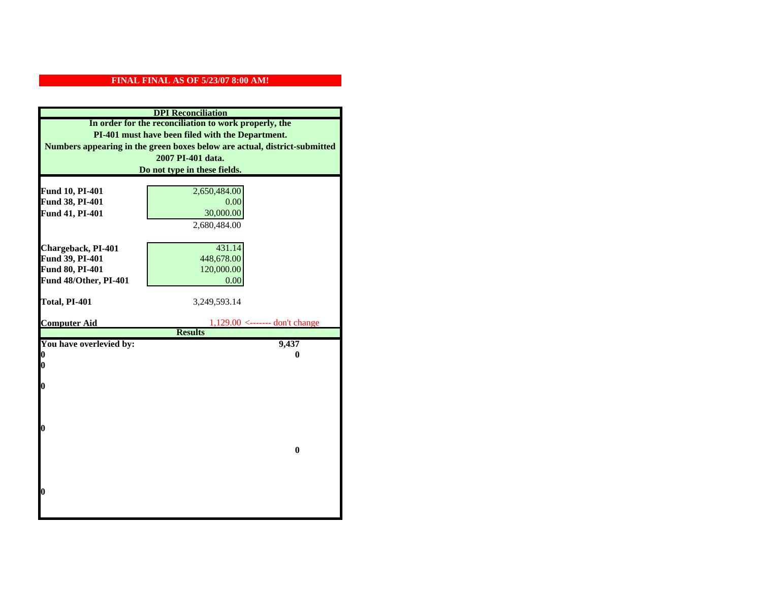**FINAL FINAL AS OF 5/23/07 8:00 AM!**

**DPI Reconciliation**

**In order for the reconciliation to work properly, the PI-401 must have been filed with the Department. Numbers appearing in the green boxes below are actual, district-submitted 2007 PI-401 data. Do not type in these fields.**

| | | |
|---|---|---|
| **Fund 10, PI-401** | 2,650,484.00 | |
| **Fund 38, PI-401** | 0.00 | |
| **Fund 41, PI-401** | 30,000.00 | |
| | 2,680,484.00 | |
| | | |
| **Chargeback, PI-401** | 431.14 | |
| **Fund 39, PI-401** | 448,678.00 | |
| **Fund 80, PI-401** | 120,000.00 | |
| **Fund 48/Other, PI-401** | 0.00 | |
| | | |
| **Total, PI-401** | 3,249,593.14 | |
| | | |
| **Computer Aid** | 1,129.00 | <------- don't change |

**Results**

| | |
|---|---|
| **You have overlevied by:** | **9,437** |
| **0** | **0** |
| **0** | |
| **0** | |
| **0** | |
| | **0** |
| **0** | |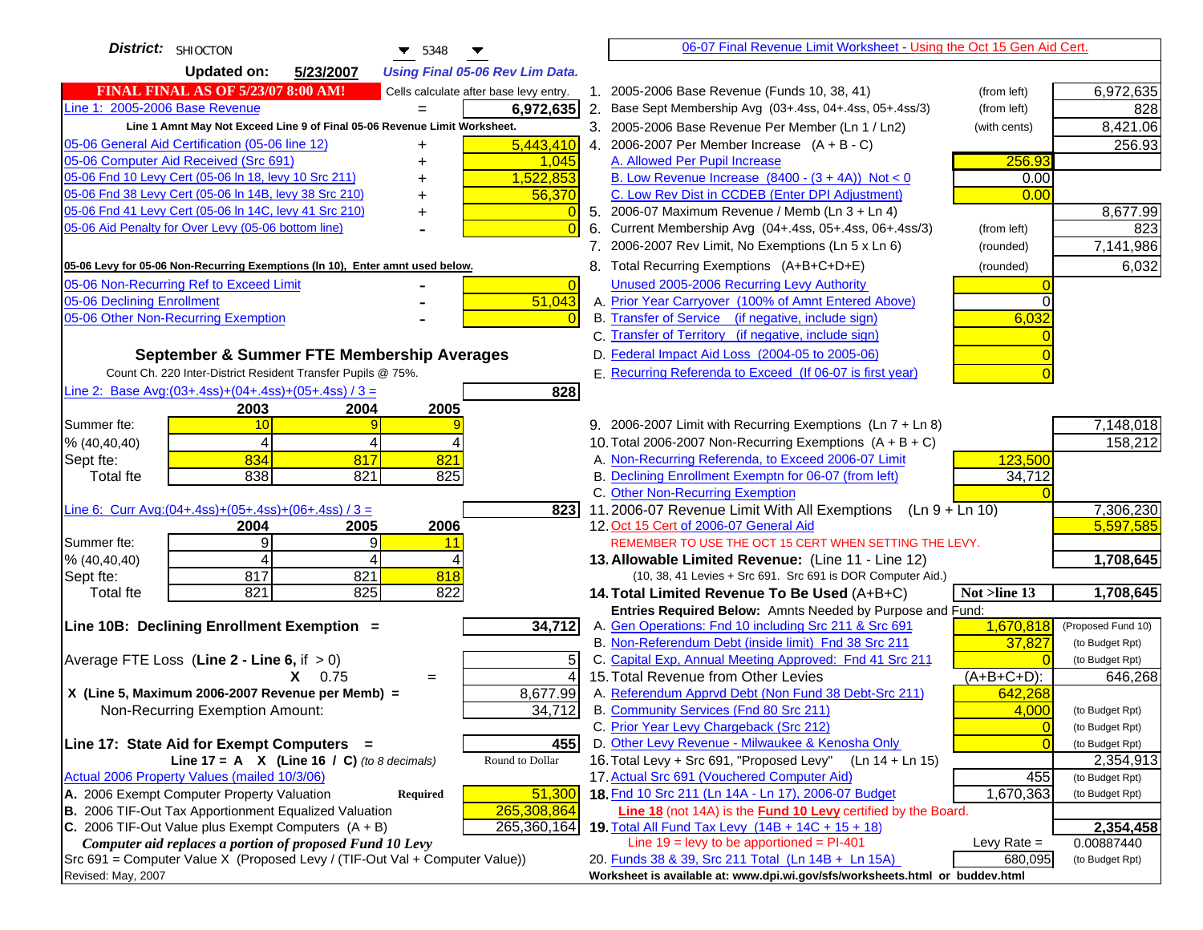**District:** SHIOCTON 5348

**Updated on:** 5/23/2007 *Using Final 05-06 Rev Lim Data.*

**FINAL FINAL AS OF 5/23/07 8:00 AM!** Cells calculate after base levy entry.

| | | |
|---|---|---|
| Line 1: 2005-2006 Base Revenue | = | 6,972,635 |

Line 1 Amnt May Not Exceed Line 9 of Final 05-06 Revenue Limit Worksheet.

| | | |
|---|---|---|
| 05-06 General Aid Certification (05-06 line 12) | + | 5,443,410 |
| 05-06 Computer Aid Received (Src 691) | + | 1,045 |
| 05-06 Fnd 10 Levy Cert (05-06 ln 18, levy 10 Src 211) | + | 1,522,853 |
| 05-06 Fnd 38 Levy Cert (05-06 ln 14B, levy 38 Src 210) | + | 56,370 |
| 05-06 Fnd 41 Levy Cert (05-06 ln 14C, levy 41 Src 210) | + | 0 |
| 05-06 Aid Penalty for Over Levy (05-06 bottom line) | - | 0 |

**05-06 Levy for 05-06 Non-Recurring Exemptions (ln 10), Enter amnt used below.**

| | | |
|---|---|---|
| 05-06 Non-Recurring Ref to Exceed Limit | - | 0 |
| 05-06 Declining Enrollment | - | 51,043 |
| 05-06 Other Non-Recurring Exemption | - | 0 |

## September & Summer FTE Membership Averages

Count Ch. 220 Inter-District Resident Transfer Pupils @ 75%.

Line 2: Base Avg:(03+.4ss)+(04+.4ss)+(05+.4ss) / 3 = **828**

| | 2003 | 2004 | 2005 |
|---|---|---|---|
| Summer fte: | 10 | 9 | 9 |
| % (40,40,40) | 4 | 4 | 4 |
| Sept fte: | 834 | 817 | 821 |
| Total fte | 838 | 821 | 825 |

Line 6: Curr Avg:(04+.4ss)+(05+.4ss)+(06+.4ss) / 3 = **823**

| | 2004 | 2005 | 2006 |
|---|---|---|---|
| Summer fte: | 9 | 9 | 11 |
| % (40,40,40) | 4 | 4 | 4 |
| Sept fte: | 817 | 821 | 818 |
| Total fte | 821 | 825 | 822 |

**Line 10B: Declining Enrollment Exemption =** **34,712**

| | | |
|---|---|---|
| Average FTE Loss (Line 2 - Line 6, if > 0) | | 5 |
| X 0.75 | = | 4 |
| X (Line 5, Maximum 2006-2007 Revenue per Memb) = | | 8,677.99 |
| Non-Recurring Exemption Amount: | | 34,712 |

**Line 17: State Aid for Exempt Computers =** **455**

Line 17 = A X (Line 16 / C) *(to 8 decimals)* Round to Dollar

Actual 2006 Property Values (mailed 10/3/06)

| | | |
|---|---|---|
| A. 2006 Exempt Computer Property Valuation | Required | 51,300 |
| B. 2006 TIF-Out Tax Apportionment Equalized Valuation | | 265,308,864 |
| C. 2006 TIF-Out Value plus Exempt Computers (A + B) | | 265,360,164 |

*Computer aid replaces a portion of proposed Fund 10 Levy*

Src 691 = Computer Value X (Proposed Levy / (TIF-Out Val + Computer Value))

Revised: May, 2007

---

06-07 Final Revenue Limit Worksheet - Using the Oct 15 Gen Aid Cert.

| | | | |
|---|---|---|---|
| 1. 2005-2006 Base Revenue (Funds 10, 38, 41) | (from left) | | 6,972,635 |
| 2. Base Sept Membership Avg (03+.4ss, 04+.4ss, 05+.4ss/3) | (from left) | | 828 |
| 3. 2005-2006 Base Revenue Per Member (Ln 1 / Ln2) | (with cents) | | 8,421.06 |
| 4. 2006-2007 Per Member Increase (A + B - C) | | | 256.93 |
| A. Allowed Per Pupil Increase | | 256.93 | |
| B. Low Revenue Increase (8400 - (3 + 4A)) Not < 0 | | 0.00 | |
| C. Low Rev Dist in CCDEB (Enter DPI Adjustment) | | 0.00 | |
| 5. 2006-07 Maximum Revenue / Memb (Ln 3 + Ln 4) | | | 8,677.99 |
| 6. Current Membership Avg (04+.4ss, 05+.4ss, 06+.4ss/3) | (from left) | | 823 |
| 7. 2006-2007 Rev Limit, No Exemptions (Ln 5 x Ln 6) | (rounded) | | 7,141,986 |
| 8. Total Recurring Exemptions (A+B+C+D+E) | (rounded) | | 6,032 |
| Unused 2005-2006 Recurring Levy Authority | | 0 | |
| A. Prior Year Carryover (100% of Amnt Entered Above) | | 0 | |
| B. Transfer of Service (if negative, include sign) | | 6,032 | |
| C. Transfer of Territory (if negative, include sign) | | 0 | |
| D. Federal Impact Aid Loss (2004-05 to 2005-06) | | 0 | |
| E. Recurring Referenda to Exceed (If 06-07 is first year) | | 0 | |
| 9. 2006-2007 Limit with Recurring Exemptions (Ln 7 + Ln 8) | | | 7,148,018 |
| 10. Total 2006-2007 Non-Recurring Exemptions (A + B + C) | | | 158,212 |
| A. Non-Recurring Referenda, to Exceed 2006-07 Limit | | 123,500 | |
| B. Declining Enrollment Exemptn for 06-07 (from left) | | 34,712 | |
| C. Other Non-Recurring Exemption | | 0 | |
| 11. 2006-07 Revenue Limit With All Exemptions (Ln 9 + Ln 10) | | | 7,306,230 |
| 12. Oct 15 Cert of 2006-07 General Aid | | | 5,597,585 |

REMEMBER TO USE THE OCT 15 CERT WHEN SETTING THE LEVY.

| | | | |
|---|---|---|---|
| **13. Allowable Limited Revenue:** (Line 11 - Line 12) | | | **1,708,645** |
| (10, 38, 41 Levies + Src 691. Src 691 is DOR Computer Aid.) | | | |
| **14. Total Limited Revenue To Be Used** (A+B+C) | | Not >line 13 | **1,708,645** |
| Entries Required Below: Amnts Needed by Purpose and Fund: | | | |
| A. Gen Operations: Fnd 10 including Src 211 & Src 691 | | 1,670,818 | (Proposed Fund 10) |
| B. Non-Referendum Debt (inside limit) Fnd 38 Src 211 | | 37,827 | (to Budget Rpt) |
| C. Capital Exp, Annual Meeting Approved: Fnd 41 Src 211 | | 0 | (to Budget Rpt) |
| 15. Total Revenue from Other Levies | | (A+B+C+D): | 646,268 |
| A. Referendum Apprvd Debt (Non Fund 38 Debt-Src 211) | | 642,268 | |
| B. Community Services (Fnd 80 Src 211) | | 4,000 | (to Budget Rpt) |
| C. Prior Year Levy Chargeback (Src 212) | | 0 | (to Budget Rpt) |
| D. Other Levy Revenue - Milwaukee & Kenosha Only | | 0 | (to Budget Rpt) |
| 16. Total Levy + Src 691, "Proposed Levy" (Ln 14 + Ln 15) | | | 2,354,913 |
| 17. Actual Src 691 (Vouchered Computer Aid) | | 455 | (to Budget Rpt) |
| **18.** Fnd 10 Src 211 (Ln 14A - Ln 17), 2006-07 Budget | | 1,670,363 | (to Budget Rpt) |

Line 18 (not 14A) is the **Fund 10 Levy** certified by the Board.

| | | | |
|---|---|---|---|
| **19.** Total All Fund Tax Levy (14B + 14C + 15 + 18) | | | **2,354,458** |
| Line 19 = levy to be apportioned = PI-401 | | Levy Rate = | 0.00887440 |
| 20. Funds 38 & 39, Src 211 Total (Ln 14B + Ln 15A) | | 680,095 | (to Budget Rpt) |

Worksheet is available at: www.dpi.wi.gov/sfs/worksheets.html or buddev.html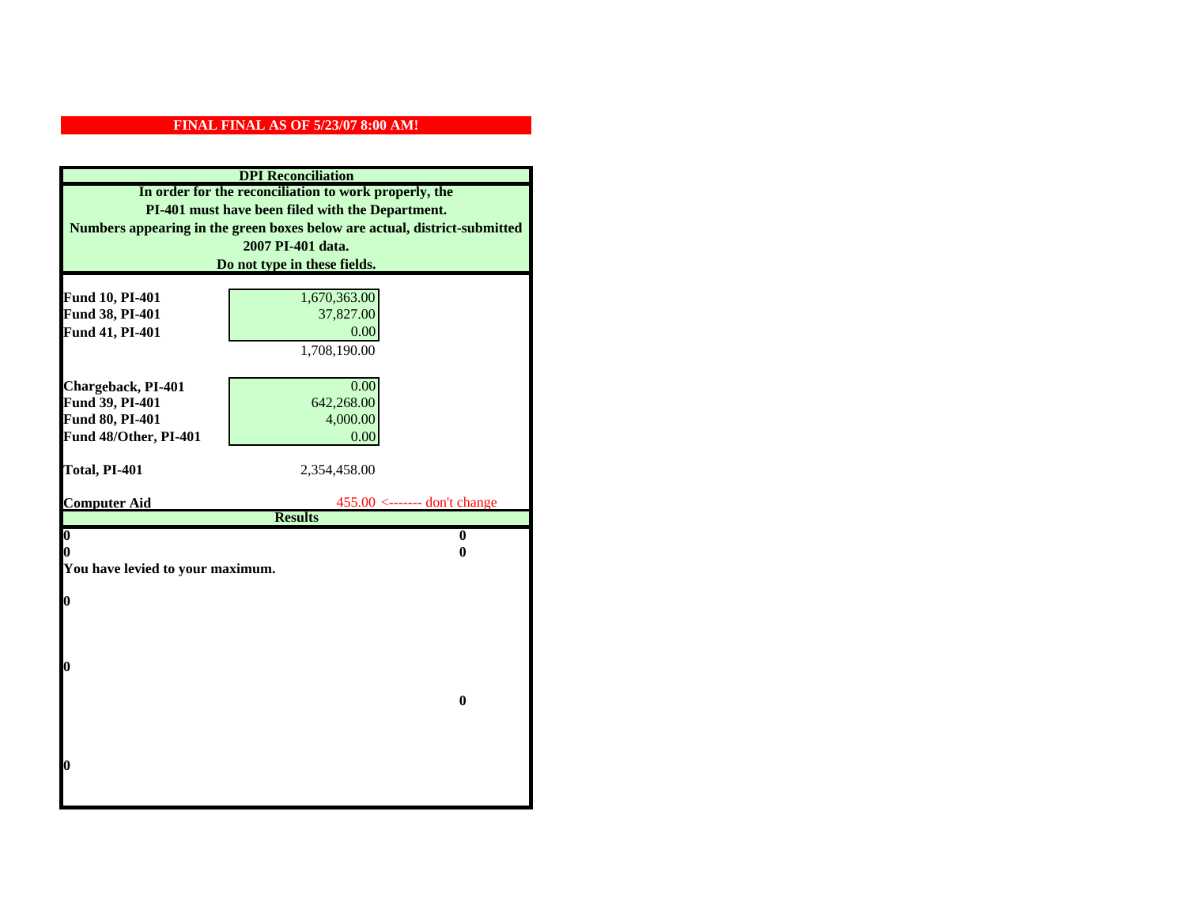**FINAL FINAL AS OF 5/23/07 8:00 AM!**

**DPI Reconciliation**

**In order for the reconciliation to work properly, the PI-401 must have been filed with the Department. Numbers appearing in the green boxes below are actual, district-submitted 2007 PI-401 data. Do not type in these fields.**

| | | |
|---|---|---|
| **Fund 10, PI-401** | 1,670,363.00 | |
| **Fund 38, PI-401** | 37,827.00 | |
| **Fund 41, PI-401** | 0.00 | |
| | 1,708,190.00 | |
| **Chargeback, PI-401** | 0.00 | |
| **Fund 39, PI-401** | 642,268.00 | |
| **Fund 80, PI-401** | 4,000.00 | |
| **Fund 48/Other, PI-401** | 0.00 | |
| **Total, PI-401** | 2,354,458.00 | |
| **Computer Aid** | 455.00 | <------- don't change |

**Results**

| | |
|---|---|
| **0** | **0** |
| **0** | **0** |

**You have levied to your maximum.**

**0**

**0**

**0**

**0**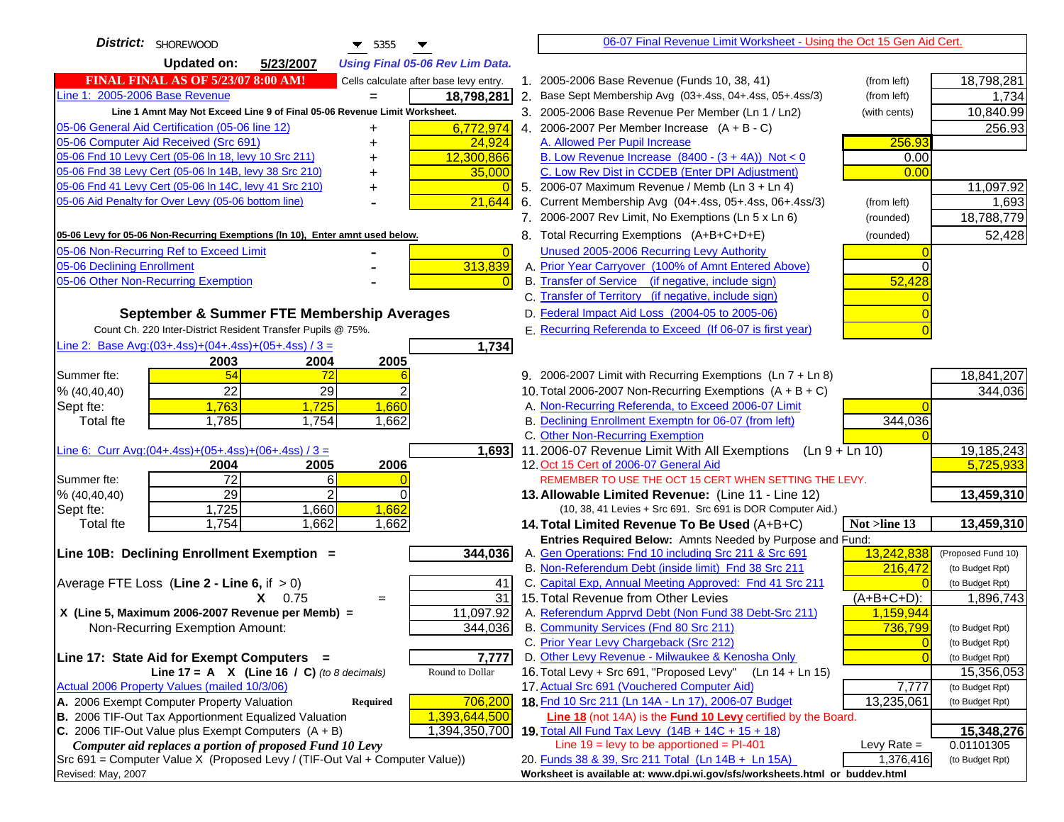**District:** SHOREWOOD 5355

**Updated on:** 5/23/2007 *Using Final 05-06 Rev Lim Data.*

**FINAL FINAL AS OF 5/23/07 8:00 AM!** Cells calculate after base levy entry.

| | | |
|---|---|---|
| Line 1: 2005-2006 Base Revenue | = | 18,798,281 |

Line 1 Amnt May Not Exceed Line 9 of Final 05-06 Revenue Limit Worksheet.

| | | |
|---|---|---|
| 05-06 General Aid Certification (05-06 line 12) | + | 6,772,974 |
| 05-06 Computer Aid Received (Src 691) | + | 24,924 |
| 05-06 Fnd 10 Levy Cert (05-06 ln 18, levy 10 Src 211) | + | 12,300,866 |
| 05-06 Fnd 38 Levy Cert (05-06 ln 14B, levy 38 Src 210) | + | 35,000 |
| 05-06 Fnd 41 Levy Cert (05-06 ln 14C, levy 41 Src 210) | + | 0 |
| 05-06 Aid Penalty for Over Levy (05-06 bottom line) | - | 21,644 |

**05-06 Levy for 05-06 Non-Recurring Exemptions (ln 10), Enter amnt used below.**

| | | |
|---|---|---|
| 05-06 Non-Recurring Ref to Exceed Limit | - | 0 |
| 05-06 Declining Enrollment | - | 313,839 |
| 05-06 Other Non-Recurring Exemption | - | 0 |

## September & Summer FTE Membership Averages

Count Ch. 220 Inter-District Resident Transfer Pupils @ 75%.

Line 2: Base Avg:(03+.4ss)+(04+.4ss)+(05+.4ss) / 3 = **1,734**

| | 2003 | 2004 | 2005 |
|---|---|---|---|
| Summer fte: | 54 | 72 | 6 |
| % (40,40,40) | 22 | 29 | 2 |
| Sept fte: | 1,763 | 1,725 | 1,660 |
| Total fte | 1,785 | 1,754 | 1,662 |

Line 6: Curr Avg:(04+.4ss)+(05+.4ss)+(06+.4ss) / 3 = **1,693**

| | 2004 | 2005 | 2006 |
|---|---|---|---|
| Summer fte: | 72 | 6 | 0 |
| % (40,40,40) | 29 | 2 | 0 |
| Sept fte: | 1,725 | 1,660 | 1,662 |
| Total fte | 1,754 | 1,662 | 1,662 |

**Line 10B: Declining Enrollment Exemption =** **344,036**

| | |
|---|---|
| Average FTE Loss (**Line 2 - Line 6**, if > 0) | 41 |
| X 0.75 = | 31 |
| X (Line 5, Maximum 2006-2007 Revenue per Memb) = | 11,097.92 |
| Non-Recurring Exemption Amount: | 344,036 |

**Line 17: State Aid for Exempt Computers =** **7,777**

Line 17 = A X (Line 16 / C) *(to 8 decimals)* — Round to Dollar

Actual 2006 Property Values (mailed 10/3/06)

| | | |
|---|---|---|
| A. 2006 Exempt Computer Property Valuation | Required | 706,200 |
| B. 2006 TIF-Out Tax Apportionment Equalized Valuation | | 1,393,644,500 |
| C. 2006 TIF-Out Value plus Exempt Computers (A + B) | | 1,394,350,700 |

*Computer aid replaces a portion of proposed Fund 10 Levy*

Src 691 = Computer Value X (Proposed Levy / (TIF-Out Val + Computer Value))

Revised: May, 2007

---

06-07 Final Revenue Limit Worksheet - Using the Oct 15 Gen Aid Cert.

| | | | |
|---|---|---|---|
| 1. 2005-2006 Base Revenue (Funds 10, 38, 41) | (from left) | | 18,798,281 |
| 2. Base Sept Membership Avg (03+.4ss, 04+.4ss, 05+.4ss/3) | (from left) | | 1,734 |
| 3. 2005-2006 Base Revenue Per Member (Ln 1 / Ln2) | (with cents) | | 10,840.99 |
| 4. 2006-2007 Per Member Increase (A + B - C) | | | 256.93 |
| A. Allowed Per Pupil Increase | | 256.93 | |
| B. Low Revenue Increase (8400 - (3 + 4A)) Not < 0 | | 0.00 | |
| C. Low Rev Dist in CCDEB (Enter DPI Adjustment) | | 0.00 | |
| 5. 2006-07 Maximum Revenue / Memb (Ln 3 + Ln 4) | | | 11,097.92 |
| 6. Current Membership Avg (04+.4ss, 05+.4ss, 06+.4ss/3) | (from left) | | 1,693 |
| 7. 2006-2007 Rev Limit, No Exemptions (Ln 5 x Ln 6) | (rounded) | | 18,788,779 |
| 8. Total Recurring Exemptions (A+B+C+D+E) | (rounded) | | 52,428 |
| Unused 2005-2006 Recurring Levy Authority | | 0 | |
| A. Prior Year Carryover (100% of Amnt Entered Above) | | 0 | |
| B. Transfer of Service (if negative, include sign) | | 52,428 | |
| C. Transfer of Territory (if negative, include sign) | | 0 | |
| D. Federal Impact Aid Loss (2004-05 to 2005-06) | | 0 | |
| E. Recurring Referenda to Exceed (If 06-07 is first year) | | 0 | |
| 9. 2006-2007 Limit with Recurring Exemptions (Ln 7 + Ln 8) | | | 18,841,207 |
| 10. Total 2006-2007 Non-Recurring Exemptions (A + B + C) | | | 344,036 |
| A. Non-Recurring Referenda, to Exceed 2006-07 Limit | | 0 | |
| B. Declining Enrollment Exemptn for 06-07 (from left) | | 344,036 | |
| C. Other Non-Recurring Exemption | | 0 | |
| 11. 2006-07 Revenue Limit With All Exemptions (Ln 9 + Ln 10) | | | 19,185,243 |
| 12. Oct 15 Cert of 2006-07 General Aid | | | 5,725,933 |

REMEMBER TO USE THE OCT 15 CERT WHEN SETTING THE LEVY.

| | | | |
|---|---|---|---|
| **13. Allowable Limited Revenue:** (Line 11 - Line 12) | | | **13,459,310** |
| (10, 38, 41 Levies + Src 691. Src 691 is DOR Computer Aid.) | | | |
| **14. Total Limited Revenue To Be Used** (A+B+C) | | Not >line 13 | **13,459,310** |
| Entries Required Below: Amnts Needed by Purpose and Fund: | | | |
| A. Gen Operations: Fnd 10 including Src 211 & Src 691 | | 13,242,838 | (Proposed Fund 10) |
| B. Non-Referendum Debt (inside limit) Fnd 38 Src 211 | | 216,472 | (to Budget Rpt) |
| C. Capital Exp, Annual Meeting Approved: Fnd 41 Src 211 | | 0 | (to Budget Rpt) |
| 15. Total Revenue from Other Levies | | (A+B+C+D): | 1,896,743 |
| A. Referendum Apprvd Debt (Non Fund 38 Debt-Src 211) | | 1,159,944 | |
| B. Community Services (Fnd 80 Src 211) | | 736,799 | (to Budget Rpt) |
| C. Prior Year Levy Chargeback (Src 212) | | 0 | (to Budget Rpt) |
| D. Other Levy Revenue - Milwaukee & Kenosha Only | | 0 | (to Budget Rpt) |
| 16. Total Levy + Src 691, "Proposed Levy" (Ln 14 + Ln 15) | | | 15,356,053 |
| 17. Actual Src 691 (Vouchered Computer Aid) | | 7,777 | (to Budget Rpt) |
| **18.** Fnd 10 Src 211 (Ln 14A - Ln 17), 2006-07 Budget | | 13,235,061 | (to Budget Rpt) |

**Line 18** (not 14A) is the **Fund 10 Levy** certified by the Board.

| | | | |
|---|---|---|---|
| **19.** Total All Fund Tax Levy (14B + 14C + 15 + 18) | | | **15,348,276** |
| Line 19 = levy to be apportioned = PI-401 | | Levy Rate = | 0.01101305 |
| 20. Funds 38 & 39, Src 211 Total (Ln 14B + Ln 15A) | | 1,376,416 | (to Budget Rpt) |

Worksheet is available at: www.dpi.wi.gov/sfs/worksheets.html or buddev.html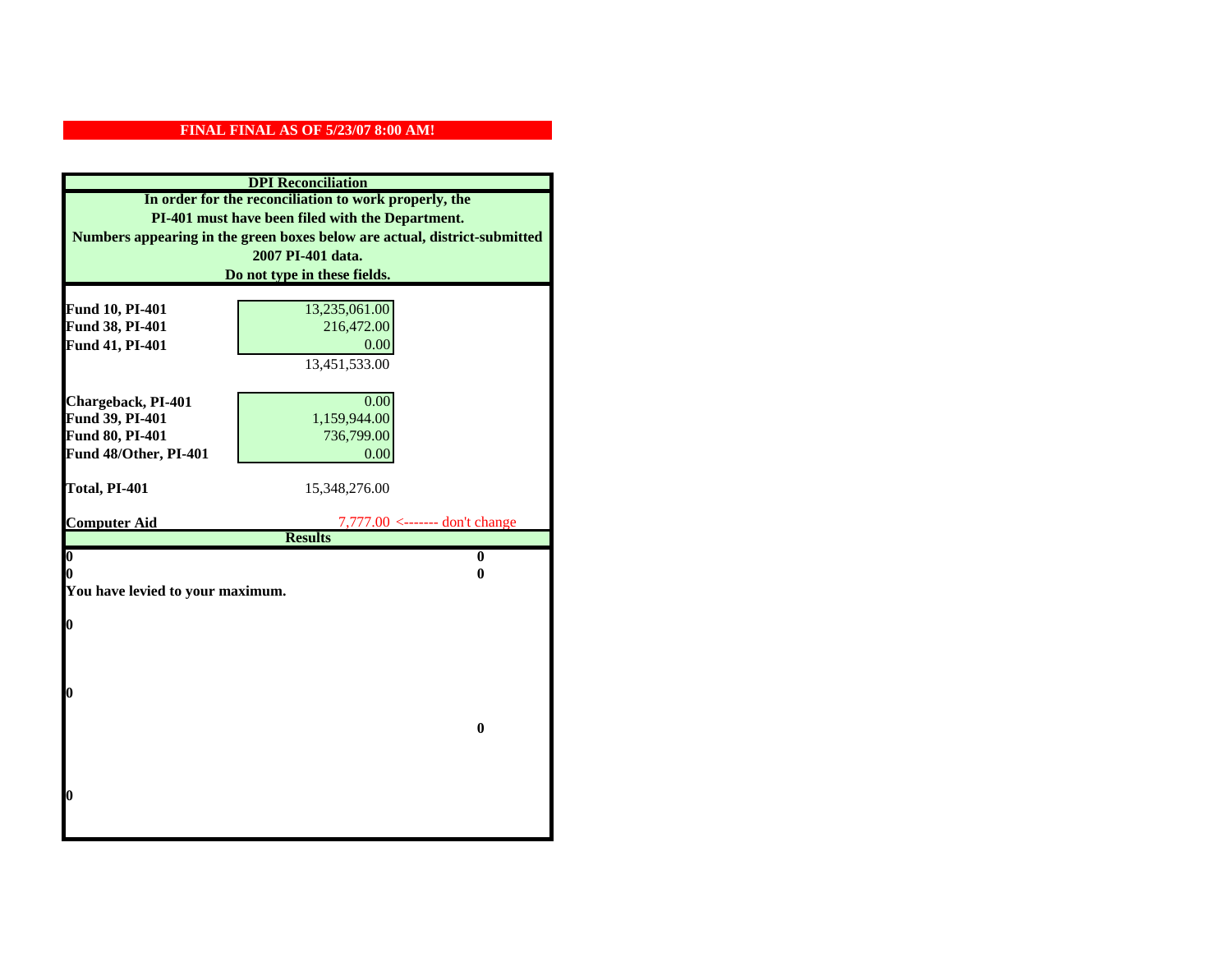**FINAL FINAL AS OF 5/23/07 8:00 AM!**

## DPI Reconciliation

**In order for the reconciliation to work properly, the PI-401 must have been filed with the Department. Numbers appearing in the green boxes below are actual, district-submitted 2007 PI-401 data. Do not type in these fields.**

| | | |
|---|---|---|
| **Fund 10, PI-401** | 13,235,061.00 | |
| **Fund 38, PI-401** | 216,472.00 | |
| **Fund 41, PI-401** | 0.00 | |
| | 13,451,533.00 | |
| **Chargeback, PI-401** | 0.00 | |
| **Fund 39, PI-401** | 1,159,944.00 | |
| **Fund 80, PI-401** | 736,799.00 | |
| **Fund 48/Other, PI-401** | 0.00 | |
| **Total, PI-401** | 15,348,276.00 | |
| **Computer Aid** | 7,777.00 | <------- don't change |

## Results

| | |
|---|---|
| **0** | **0** |
| **0** | **0** |

**You have levied to your maximum.**

**0**

**0**

**0**

**0**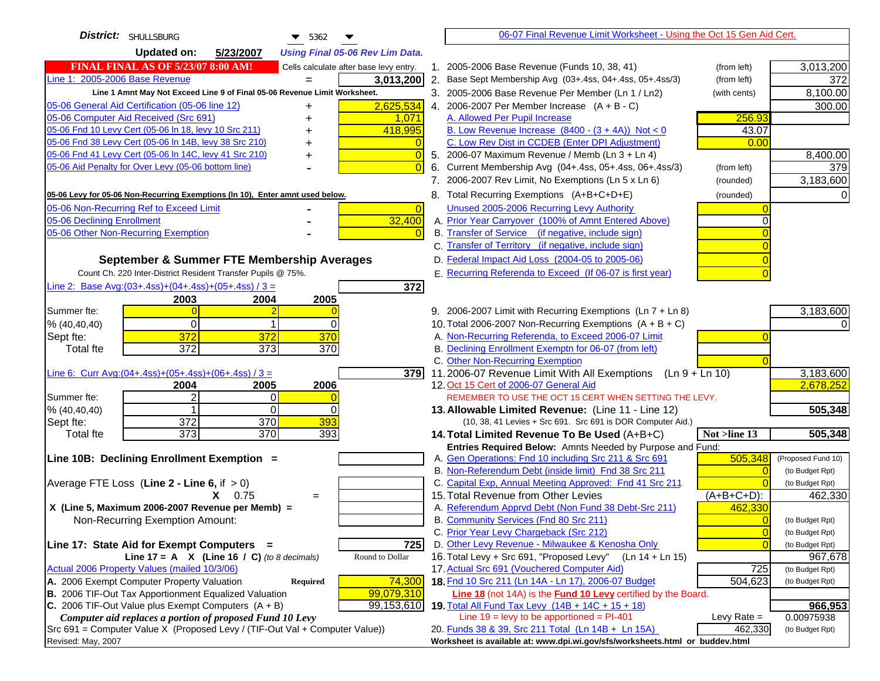**District:** SHULLSBURG 5362

**Updated on:** 5/23/2007 *Using Final 05-06 Rev Lim Data.*

[06-07 Final Revenue Limit Worksheet - Using the Oct 15 Gen Aid Cert.](#)

**FINAL FINAL AS OF 5/23/07 8:00 AM!** Cells calculate after base levy entry.

| | | |
|---|---|---|
| Line 1: 2005-2006 Base Revenue | = | 3,013,200 |

Line 1 Amnt May Not Exceed Line 9 of Final 05-06 Revenue Limit Worksheet.

| | | |
|---|---|---|
| 05-06 General Aid Certification (05-06 line 12) | + | 2,625,534 |
| 05-06 Computer Aid Received (Src 691) | + | 1,071 |
| 05-06 Fnd 10 Levy Cert (05-06 ln 18, levy 10 Src 211) | + | 418,995 |
| 05-06 Fnd 38 Levy Cert (05-06 ln 14B, levy 38 Src 210) | + | 0 |
| 05-06 Fnd 41 Levy Cert (05-06 ln 14C, levy 41 Src 210) | + | 0 |
| 05-06 Aid Penalty for Over Levy (05-06 bottom line) | - | 0 |

05-06 Levy for 05-06 Non-Recurring Exemptions (ln 10), Enter amnt used below.

| | | |
|---|---|---|
| 05-06 Non-Recurring Ref to Exceed Limit | - | 0 |
| 05-06 Declining Enrollment | - | 32,400 |
| 05-06 Other Non-Recurring Exemption | - | 0 |

## September & Summer FTE Membership Averages

Count Ch. 220 Inter-District Resident Transfer Pupils @ 75%.

Line 2: Base Avg:(03+.4ss)+(04+.4ss)+(05+.4ss) / 3 = **372**

| | 2003 | 2004 | 2005 |
|---|---|---|---|
| Summer fte: | 0 | 2 | 0 |
| % (40,40,40) | 0 | 1 | 0 |
| Sept fte: | 372 | 372 | 370 |
| Total fte | 372 | 373 | 370 |

Line 6: Curr Avg:(04+.4ss)+(05+.4ss)+(06+.4ss) / 3 = **379**

| | 2004 | 2005 | 2006 |
|---|---|---|---|
| Summer fte: | 2 | 0 | 0 |
| % (40,40,40) | 1 | 0 | 0 |
| Sept fte: | 372 | 370 | 393 |
| Total fte | 373 | 370 | 393 |

**Line 10B: Declining Enrollment Exemption =**

Average FTE Loss (**Line 2 - Line 6**, if > 0)

X 0.75 =

X (Line 5, Maximum 2006-2007 Revenue per Memb) =

Non-Recurring Exemption Amount:

**Line 17: State Aid for Exempt Computers =** 725

Line 17 = A X (Line 16 / C) *(to 8 decimals)* — Round to Dollar

Actual 2006 Property Values (mailed 10/3/06)

| | | |
|---|---|---|
| A. 2006 Exempt Computer Property Valuation | Required | 74,300 |
| B. 2006 TIF-Out Tax Apportionment Equalized Valuation | | 99,079,310 |
| C. 2006 TIF-Out Value plus Exempt Computers (A + B) | | 99,153,610 |

*Computer aid replaces a portion of proposed Fund 10 Levy*

Src 691 = Computer Value X (Proposed Levy / (TIF-Out Val + Computer Value))

Revised: May, 2007

| | | | |
|---|---|---|---|
| 1. 2005-2006 Base Revenue (Funds 10, 38, 41) | (from left) | | 3,013,200 |
| 2. Base Sept Membership Avg (03+.4ss, 04+.4ss, 05+.4ss/3) | (from left) | | 372 |
| 3. 2005-2006 Base Revenue Per Member (Ln 1 / Ln2) | (with cents) | | 8,100.00 |
| 4. 2006-2007 Per Member Increase (A + B - C) | | | 300.00 |
| A. Allowed Per Pupil Increase | | 256.93 | |
| B. Low Revenue Increase (8400 - (3 + 4A)) Not < 0 | | 43.07 | |
| C. Low Rev Dist in CCDEB (Enter DPI Adjustment) | | 0.00 | |
| 5. 2006-07 Maximum Revenue / Memb (Ln 3 + Ln 4) | | | 8,400.00 |
| 6. Current Membership Avg (04+.4ss, 05+.4ss, 06+.4ss/3) | (from left) | | 379 |
| 7. 2006-2007 Rev Limit, No Exemptions (Ln 5 x Ln 6) | (rounded) | | 3,183,600 |
| 8. Total Recurring Exemptions (A+B+C+D+E) | (rounded) | | 0 |
| Unused 2005-2006 Recurring Levy Authority | | 0 | |
| A. Prior Year Carryover (100% of Amnt Entered Above) | | 0 | |
| B. Transfer of Service (if negative, include sign) | | 0 | |
| C. Transfer of Territory (if negative, include sign) | | 0 | |
| D. Federal Impact Aid Loss (2004-05 to 2005-06) | | 0 | |
| E. Recurring Referenda to Exceed (If 06-07 is first year) | | 0 | |
| 9. 2006-2007 Limit with Recurring Exemptions (Ln 7 + Ln 8) | | | 3,183,600 |
| 10. Total 2006-2007 Non-Recurring Exemptions (A + B + C) | | | 0 |
| A. Non-Recurring Referenda, to Exceed 2006-07 Limit | | 0 | |
| B. Declining Enrollment Exemptn for 06-07 (from left) | | | |
| C. Other Non-Recurring Exemption | | 0 | |
| 11. 2006-07 Revenue Limit With All Exemptions (Ln 9 + Ln 10) | | | 3,183,600 |
| 12. Oct 15 Cert of 2006-07 General Aid | | | 2,678,252 |

REMEMBER TO USE THE OCT 15 CERT WHEN SETTING THE LEVY.

| | | | |
|---|---|---|---|
| **13. Allowable Limited Revenue:** (Line 11 - Line 12) | | | **505,348** |
| (10, 38, 41 Levies + Src 691. Src 691 is DOR Computer Aid.) | | | |
| **14. Total Limited Revenue To Be Used** (A+B+C) | | Not >line 13 | **505,348** |
| Entries Required Below: Amnts Needed by Purpose and Fund: | | | |
| A. Gen Operations: Fnd 10 including Src 211 & Src 691 | | 505,348 | (Proposed Fund 10) |
| B. Non-Referendum Debt (inside limit) Fnd 38 Src 211 | | 0 | (to Budget Rpt) |
| C. Capital Exp, Annual Meeting Approved: Fnd 41 Src 211 | | 0 | (to Budget Rpt) |
| 15. Total Revenue from Other Levies | | (A+B+C+D): | 462,330 |
| A. Referendum Apprvd Debt (Non Fund 38 Debt-Src 211) | | 462,330 | |
| B. Community Services (Fnd 80 Src 211) | | 0 | (to Budget Rpt) |
| C. Prior Year Levy Chargeback (Src 212) | | 0 | (to Budget Rpt) |
| D. Other Levy Revenue - Milwaukee & Kenosha Only | | 0 | (to Budget Rpt) |
| 16. Total Levy + Src 691, "Proposed Levy" (Ln 14 + Ln 15) | | | 967,678 |
| 17. Actual Src 691 (Vouchered Computer Aid) | | 725 | (to Budget Rpt) |
| **18.** Fnd 10 Src 211 (Ln 14A - Ln 17), 2006-07 Budget | | 504,623 | (to Budget Rpt) |
| Line 18 (not 14A) is the **Fund 10 Levy** certified by the Board. | | | |
| **19.** Total All Fund Tax Levy (14B + 14C + 15 + 18) | | | **966,953** |
| Line 19 = levy to be apportioned = PI-401 | | Levy Rate = | 0.00975938 |
| 20. Funds 38 & 39, Src 211 Total (Ln 14B + Ln 15A) | | 462,330 | (to Budget Rpt) |

Worksheet is available at: www.dpi.wi.gov/sfs/worksheets.html or buddev.html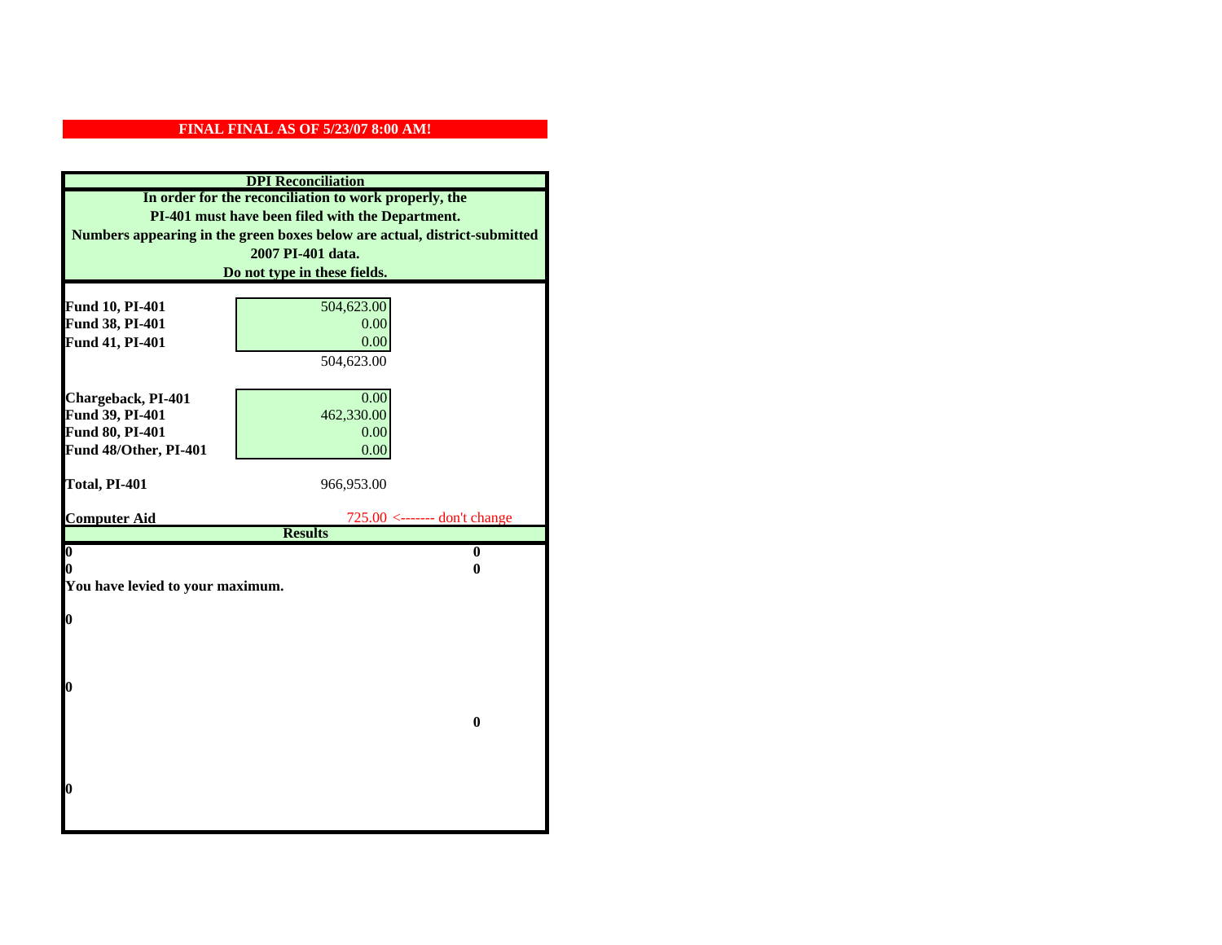**FINAL FINAL AS OF 5/23/07 8:00 AM!**

## DPI Reconciliation

**In order for the reconciliation to work properly, the PI-401 must have been filed with the Department. Numbers appearing in the green boxes below are actual, district-submitted 2007 PI-401 data. Do not type in these fields.**

| | | |
|---|---|---|
| **Fund 10, PI-401** | 504,623.00 | |
| **Fund 38, PI-401** | 0.00 | |
| **Fund 41, PI-401** | 0.00 | |
| | 504,623.00 | |
| **Chargeback, PI-401** | 0.00 | |
| **Fund 39, PI-401** | 462,330.00 | |
| **Fund 80, PI-401** | 0.00 | |
| **Fund 48/Other, PI-401** | 0.00 | |
| **Total, PI-401** | 966,953.00 | |
| **Computer Aid** | 725.00 | <------- don't change |

## Results

| | |
|---|---|
| **0** | **0** |
| **0** | **0** |

**You have levied to your maximum.**

**0**

**0**

**0**

**0**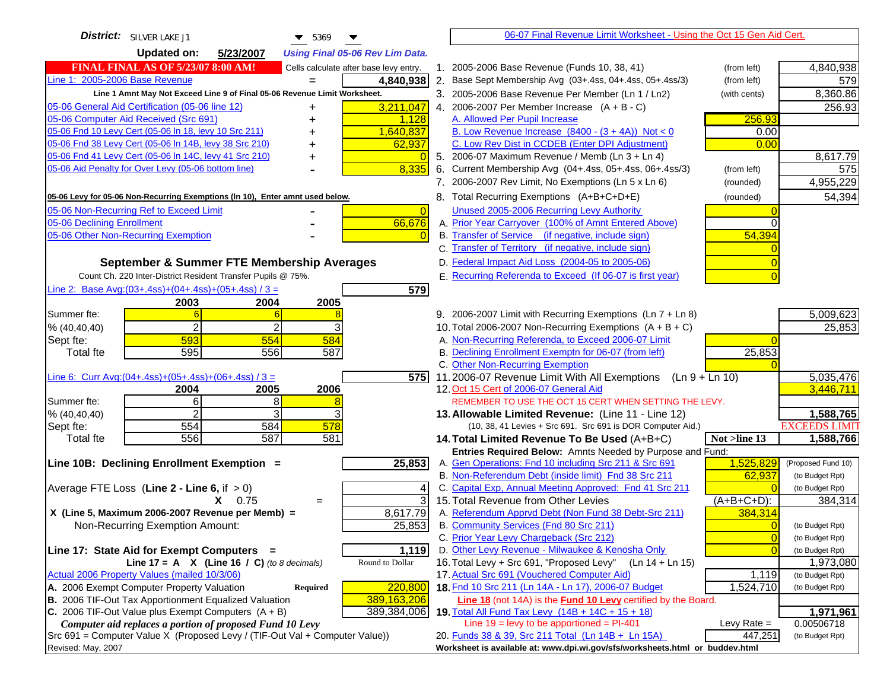**District:** SILVER LAKE J1 | 5369

**Updated on:** 5/23/2007 — *Using Final 05-06 Rev Lim Data.*

**FINAL FINAL AS OF 5/23/07 8:00 AM!** — Cells calculate after base levy entry.

06-07 Final Revenue Limit Worksheet - Using the Oct 15 Gen Aid Cert.

| | | |
|---|---|---|
| Line 1: 2005-2006 Base Revenue | = | 4,840,938 |
| *Line 1 Amnt May Not Exceed Line 9 of Final 05-06 Revenue Limit Worksheet.* | | |
| 05-06 General Aid Certification (05-06 line 12) | + | 3,211,047 |
| 05-06 Computer Aid Received (Src 691) | + | 1,128 |
| 05-06 Fnd 10 Levy Cert (05-06 ln 18, levy 10 Src 211) | + | 1,640,837 |
| 05-06 Fnd 38 Levy Cert (05-06 ln 14B, levy 38 Src 210) | + | 62,937 |
| 05-06 Fnd 41 Levy Cert (05-06 ln 14C, levy 41 Src 210) | + | 0 |
| 05-06 Aid Penalty for Over Levy (05-06 bottom line) | - | 8,335 |
| **05-06 Levy for 05-06 Non-Recurring Exemptions (ln 10), Enter amnt used below.** | | |
| 05-06 Non-Recurring Ref to Exceed Limit | - | 0 |
| 05-06 Declining Enrollment | - | 66,676 |
| 05-06 Other Non-Recurring Exemption | - | 0 |

**September & Summer FTE Membership Averages**

Count Ch. 220 Inter-District Resident Transfer Pupils @ 75%.

Line 2: Base Avg:(03+.4ss)+(04+.4ss)+(05+.4ss) / 3 = **579**

| | 2003 | 2004 | 2005 |
|---|---|---|---|
| Summer fte: | 6 | 6 | 8 |
| % (40,40,40) | 2 | 2 | 3 |
| Sept fte: | 593 | 554 | 584 |
| Total fte | 595 | 556 | 587 |

Line 6: Curr Avg:(04+.4ss)+(05+.4ss)+(06+.4ss) / 3 = **575**

| | 2004 | 2005 | 2006 |
|---|---|---|---|
| Summer fte: | 6 | 8 | 8 |
| % (40,40,40) | 2 | 3 | 3 |
| Sept fte: | 554 | 584 | 578 |
| Total fte | 556 | 587 | 581 |

**Line 10B: Declining Enrollment Exemption =** **25,853**

| | | |
|---|---|---|
| Average FTE Loss (Line 2 - Line 6, if > 0) | | 4 |
| X 0.75 | = | 3 |
| X (Line 5, Maximum 2006-2007 Revenue per Memb) = | | 8,617.79 |
| Non-Recurring Exemption Amount: | | 25,853 |

**Line 17: State Aid for Exempt Computers =** **1,119**

Line 17 = A X (Line 16 / C) *(to 8 decimals)* — Round to Dollar

| | | |
|---|---|---|
| Actual 2006 Property Values (mailed 10/3/06) | | |
| A. 2006 Exempt Computer Property Valuation | Required | 220,800 |
| B. 2006 TIF-Out Tax Apportionment Equalized Valuation | | 389,163,206 |
| C. 2006 TIF-Out Value plus Exempt Computers (A + B) | | 389,384,006 |

*Computer aid replaces a portion of proposed Fund 10 Levy*

Src 691 = Computer Value X (Proposed Levy / (TIF-Out Val + Computer Value))

| Line | Description | | Amount |
|---|---|---|---|
| 1. | 2005-2006 Base Revenue (Funds 10, 38, 41) | (from left) | 4,840,938 |
| 2. | Base Sept Membership Avg (03+.4ss, 04+.4ss, 05+.4ss/3) | (from left) | 579 |
| 3. | 2005-2006 Base Revenue Per Member (Ln 1 / Ln2) | (with cents) | 8,360.86 |
| 4. | 2006-2007 Per Member Increase (A + B - C) | | 256.93 |
| | A. Allowed Per Pupil Increase | 256.93 | |
| | B. Low Revenue Increase (8400 - (3 + 4A)) Not < 0 | 0.00 | |
| | C. Low Rev Dist in CCDEB (Enter DPI Adjustment) | 0.00 | |
| 5. | 2006-07 Maximum Revenue / Memb (Ln 3 + Ln 4) | | 8,617.79 |
| 6. | Current Membership Avg (04+.4ss, 05+.4ss, 06+.4ss/3) | (from left) | 575 |
| 7. | 2006-2007 Rev Limit, No Exemptions (Ln 5 x Ln 6) | (rounded) | 4,955,229 |
| 8. | Total Recurring Exemptions (A+B+C+D+E) | (rounded) | 54,394 |
| | Unused 2005-2006 Recurring Levy Authority | 0 | |
| | A. Prior Year Carryover (100% of Amnt Entered Above) | 0 | |
| | B. Transfer of Service (if negative, include sign) | 54,394 | |
| | C. Transfer of Territory (if negative, include sign) | 0 | |
| | D. Federal Impact Aid Loss (2004-05 to 2005-06) | 0 | |
| | E. Recurring Referenda to Exceed (If 06-07 is first year) | 0 | |
| 9. | 2006-2007 Limit with Recurring Exemptions (Ln 7 + Ln 8) | | 5,009,623 |
| 10. | Total 2006-2007 Non-Recurring Exemptions (A + B + C) | | 25,853 |
| | A. Non-Recurring Referenda, to Exceed 2006-07 Limit | 0 | |
| | B. Declining Enrollment Exemptn for 06-07 (from left) | 25,853 | |
| | C. Other Non-Recurring Exemption | 0 | |
| 11. | 2006-07 Revenue Limit With All Exemptions (Ln 9 + Ln 10) | | 5,035,476 |
| 12. | Oct 15 Cert of 2006-07 General Aid | | 3,446,711 |
| | REMEMBER TO USE THE OCT 15 CERT WHEN SETTING THE LEVY. | | |
| **13.** | **Allowable Limited Revenue: (Line 11 - Line 12)** | | **1,588,765** |
| | (10, 38, 41 Levies + Src 691. Src 691 is DOR Computer Aid.) | | EXCEEDS LIMIT |
| **14.** | **Total Limited Revenue To Be Used (A+B+C)** | Not >line 13 | **1,588,766** |
| | Entries Required Below: Amnts Needed by Purpose and Fund: | | |
| | A. Gen Operations: Fnd 10 including Src 211 & Src 691 | 1,525,829 | (Proposed Fund 10) |
| | B. Non-Referendum Debt (inside limit) Fnd 38 Src 211 | 62,937 | (to Budget Rpt) |
| | C. Capital Exp, Annual Meeting Approved: Fnd 41 Src 211 | 0 | (to Budget Rpt) |
| 15. | Total Revenue from Other Levies | (A+B+C+D): | 384,314 |
| | A. Referendum Apprvd Debt (Non Fund 38 Debt-Src 211) | 384,314 | |
| | B. Community Services (Fnd 80 Src 211) | 0 | (to Budget Rpt) |
| | C. Prior Year Levy Chargeback (Src 212) | 0 | (to Budget Rpt) |
| | D. Other Levy Revenue - Milwaukee & Kenosha Only | 0 | (to Budget Rpt) |
| 16. | Total Levy + Src 691, "Proposed Levy" (Ln 14 + Ln 15) | | 1,973,080 |
| 17. | Actual Src 691 (Vouchered Computer Aid) | 1,119 | (to Budget Rpt) |
| **18.** | Fnd 10 Src 211 (Ln 14A - Ln 17), 2006-07 Budget | 1,524,710 | (to Budget Rpt) |
| | Line 18 (not 14A) is the Fund 10 Levy certified by the Board. | | |
| **19.** | Total All Fund Tax Levy (14B + 14C + 15 + 18) | | **1,971,961** |
| | Line 19 = levy to be apportioned = PI-401 | Levy Rate = | 0.00506718 |
| 20. | Funds 38 & 39, Src 211 Total (Ln 14B + Ln 15A) | 447,251 | (to Budget Rpt) |

Revised: May, 2007

Worksheet is available at: www.dpi.wi.gov/sfs/worksheets.html or buddev.html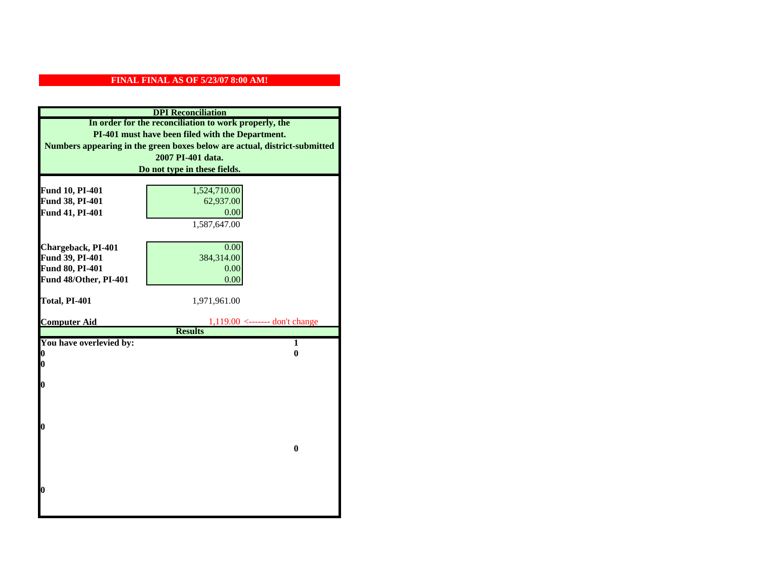**FINAL FINAL AS OF 5/23/07 8:00 AM!**

## DPI Reconciliation

**In order for the reconciliation to work properly, the PI-401 must have been filed with the Department. Numbers appearing in the green boxes below are actual, district-submitted 2007 PI-401 data. Do not type in these fields.**

| | | |
|---|---|---|
| **Fund 10, PI-401** | 1,524,710.00 | |
| **Fund 38, PI-401** | 62,937.00 | |
| **Fund 41, PI-401** | 0.00 | |
| | 1,587,647.00 | |
| **Chargeback, PI-401** | 0.00 | |
| **Fund 39, PI-401** | 384,314.00 | |
| **Fund 80, PI-401** | 0.00 | |
| **Fund 48/Other, PI-401** | 0.00 | |
| **Total, PI-401** | 1,971,961.00 | |
| **Computer Aid** | 1,119.00 | <------- don't change |

## Results

| | |
|---|---|
| **You have overlevied by:** | **1** |
| **0** | **0** |
| **0** | |
| **0** | |
| **0** | |
| | **0** |
| **0** | |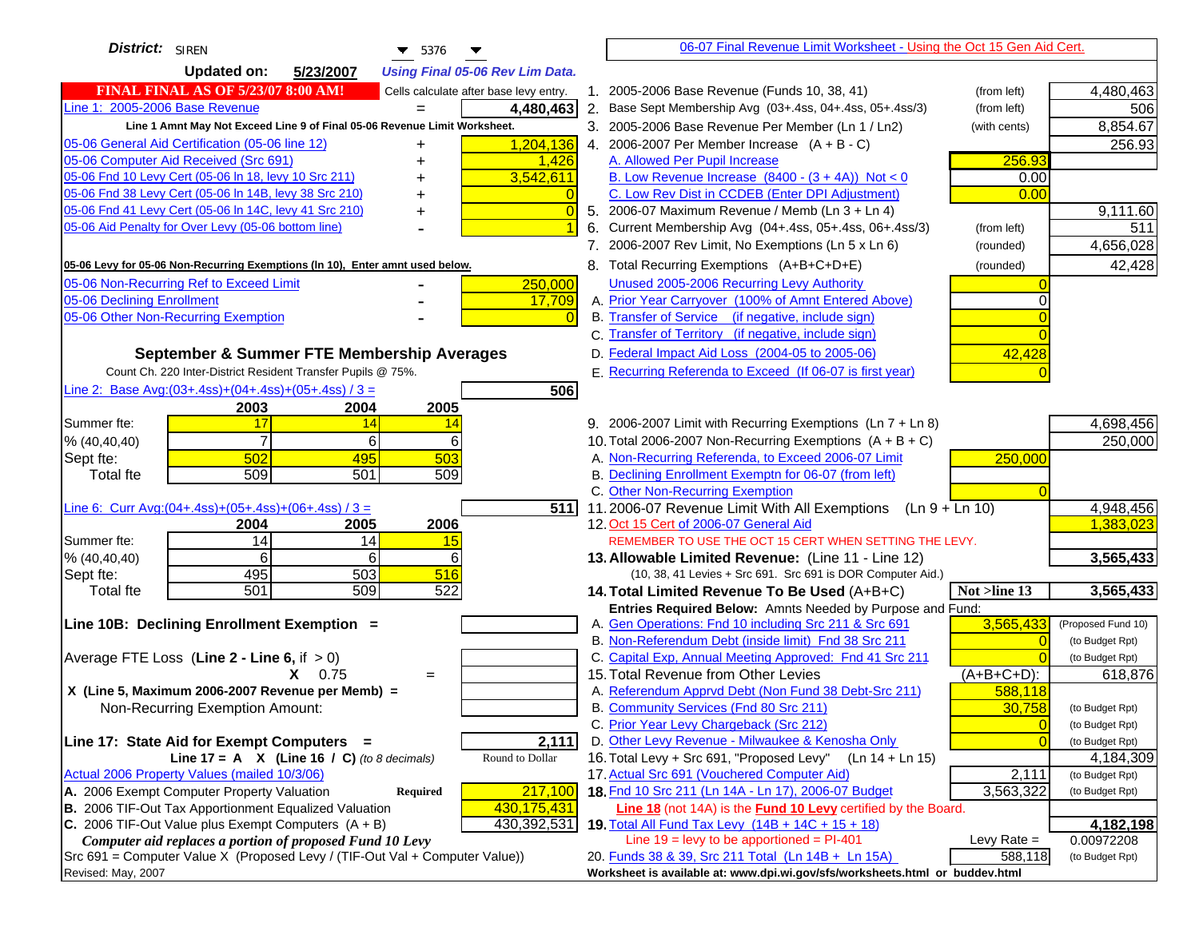**District:** SIREN 5376

**Updated on:** 5/23/2007 *Using Final 05-06 Rev Lim Data.*

**FINAL FINAL AS OF 5/23/07 8:00 AM!** Cells calculate after base levy entry.

| | | |
|---|---|---|
| Line 1: 2005-2006 Base Revenue | = | 4,480,463 |

Line 1 Amnt May Not Exceed Line 9 of Final 05-06 Revenue Limit Worksheet.

| | | |
|---|---|---|
| 05-06 General Aid Certification (05-06 line 12) | + | 1,204,136 |
| 05-06 Computer Aid Received (Src 691) | + | 1,426 |
| 05-06 Fnd 10 Levy Cert (05-06 ln 18, levy 10 Src 211) | + | 3,542,611 |
| 05-06 Fnd 38 Levy Cert (05-06 ln 14B, levy 38 Src 210) | + | 0 |
| 05-06 Fnd 41 Levy Cert (05-06 ln 14C, levy 41 Src 210) | + | 0 |
| 05-06 Aid Penalty for Over Levy (05-06 bottom line) | - | 1 |

**05-06 Levy for 05-06 Non-Recurring Exemptions (ln 10), Enter amnt used below.**

| | | |
|---|---|---|
| 05-06 Non-Recurring Ref to Exceed Limit | - | 250,000 |
| 05-06 Declining Enrollment | - | 17,709 |
| 05-06 Other Non-Recurring Exemption | - | 0 |

## September & Summer FTE Membership Averages

Count Ch. 220 Inter-District Resident Transfer Pupils @ 75%.

Line 2: Base Avg:(03+.4ss)+(04+.4ss)+(05+.4ss) / 3 = **506**

| | 2003 | 2004 | 2005 |
|---|---|---|---|
| Summer fte: | 17 | 14 | 14 |
| % (40,40,40) | 7 | 6 | 6 |
| Sept fte: | 502 | 495 | 503 |
| Total fte | 509 | 501 | 509 |

Line 6: Curr Avg:(04+.4ss)+(05+.4ss)+(06+.4ss) / 3 = **511**

| | 2004 | 2005 | 2006 |
|---|---|---|---|
| Summer fte: | 14 | 14 | 15 |
| % (40,40,40) | 6 | 6 | 6 |
| Sept fte: | 495 | 503 | 516 |
| Total fte | 501 | 509 | 522 |

**Line 10B: Declining Enrollment Exemption =**

Average FTE Loss (**Line 2 - Line 6**, if > 0)

X 0.75 =

**X (Line 5, Maximum 2006-2007 Revenue per Memb) =**

Non-Recurring Exemption Amount:

**Line 17: State Aid for Exempt Computers =** 2,111

**Line 17 = A X (Line 16 / C)** *(to 8 decimals)* Round to Dollar

Actual 2006 Property Values (mailed 10/3/06)

| | | |
|---|---|---|
| A. 2006 Exempt Computer Property Valuation | **Required** | 217,100 |
| B. 2006 TIF-Out Tax Apportionment Equalized Valuation | | 430,175,431 |
| C. 2006 TIF-Out Value plus Exempt Computers (A + B) | | 430,392,531 |

*Computer aid replaces a portion of proposed Fund 10 Levy*

Src 691 = Computer Value X (Proposed Levy / (TIF-Out Val + Computer Value))

Revised: May, 2007

## 06-07 Final Revenue Limit Worksheet - Using the Oct 15 Gen Aid Cert.

| | | | |
|---|---|---|---|
| 1. 2005-2006 Base Revenue (Funds 10, 38, 41) | (from left) | | 4,480,463 |
| 2. Base Sept Membership Avg (03+.4ss, 04+.4ss, 05+.4ss/3) | (from left) | | 506 |
| 3. 2005-2006 Base Revenue Per Member (Ln 1 / Ln2) | (with cents) | | 8,854.67 |
| 4. 2006-2007 Per Member Increase (A + B - C) | | | 256.93 |
| A. Allowed Per Pupil Increase | | 256.93 | |
| B. Low Revenue Increase (8400 - (3 + 4A)) Not < 0 | | 0.00 | |
| C. Low Rev Dist in CCDEB (Enter DPI Adjustment) | | 0.00 | |
| 5. 2006-07 Maximum Revenue / Memb (Ln 3 + Ln 4) | | | 9,111.60 |
| 6. Current Membership Avg (04+.4ss, 05+.4ss, 06+.4ss/3) | (from left) | | 511 |
| 7. 2006-2007 Rev Limit, No Exemptions (Ln 5 x Ln 6) | (rounded) | | 4,656,028 |
| 8. Total Recurring Exemptions (A+B+C+D+E) | (rounded) | | 42,428 |
| Unused 2005-2006 Recurring Levy Authority | | 0 | |
| A. Prior Year Carryover (100% of Amnt Entered Above) | | 0 | |
| B. Transfer of Service (if negative, include sign) | | 0 | |
| C. Transfer of Territory (if negative, include sign) | | 0 | |
| D. Federal Impact Aid Loss (2004-05 to 2005-06) | | 42,428 | |
| E. Recurring Referenda to Exceed (If 06-07 is first year) | | 0 | |
| 9. 2006-2007 Limit with Recurring Exemptions (Ln 7 + Ln 8) | | | 4,698,456 |
| 10. Total 2006-2007 Non-Recurring Exemptions (A + B + C) | | | 250,000 |
| A. Non-Recurring Referenda, to Exceed 2006-07 Limit | | 250,000 | |
| B. Declining Enrollment Exemptn for 06-07 (from left) | | | |
| C. Other Non-Recurring Exemption | | 0 | |
| 11. 2006-07 Revenue Limit With All Exemptions (Ln 9 + Ln 10) | | | 4,948,456 |
| 12. Oct 15 Cert of 2006-07 General Aid | | | 1,383,023 |

REMEMBER TO USE THE OCT 15 CERT WHEN SETTING THE LEVY.

| | | | |
|---|---|---|---|
| **13. Allowable Limited Revenue:** (Line 11 - Line 12) | | | **3,565,433** |
| (10, 38, 41 Levies + Src 691. Src 691 is DOR Computer Aid.) | | | |
| **14. Total Limited Revenue To Be Used** (A+B+C) | | **Not >line 13** | **3,565,433** |
| **Entries Required Below:** Amnts Needed by Purpose and Fund: | | | |
| A. Gen Operations: Fnd 10 including Src 211 & Src 691 | | 3,565,433 | (Proposed Fund 10) |
| B. Non-Referendum Debt (inside limit) Fnd 38 Src 211 | | 0 | (to Budget Rpt) |
| C. Capital Exp, Annual Meeting Approved: Fnd 41 Src 211 | | 0 | (to Budget Rpt) |
| 15. Total Revenue from Other Levies | | (A+B+C+D): | 618,876 |
| A. Referendum Apprvd Debt (Non Fund 38 Debt-Src 211) | | 588,118 | |
| B. Community Services (Fnd 80 Src 211) | | 30,758 | (to Budget Rpt) |
| C. Prior Year Levy Chargeback (Src 212) | | 0 | (to Budget Rpt) |
| D. Other Levy Revenue - Milwaukee & Kenosha Only | | 0 | (to Budget Rpt) |
| 16. Total Levy + Src 691, "Proposed Levy" (Ln 14 + Ln 15) | | | 4,184,309 |
| 17. Actual Src 691 (Vouchered Computer Aid) | | 2,111 | (to Budget Rpt) |
| **18.** Fnd 10 Src 211 (Ln 14A - Ln 17), 2006-07 Budget | | 3,563,322 | (to Budget Rpt) |

**Line 18** (not 14A) is the **Fund 10 Levy** certified by the Board.

| | | |
|---|---|---|
| **19.** Total All Fund Tax Levy (14B + 14C + 15 + 18) | | **4,182,198** |
| Line 19 = levy to be apportioned = PI-401 | Levy Rate = | 0.00972208 |
| 20. Funds 38 & 39, Src 211 Total (Ln 14B + Ln 15A) | 588,118 | (to Budget Rpt) |

Worksheet is available at: www.dpi.wi.gov/sfs/worksheets.html or buddev.html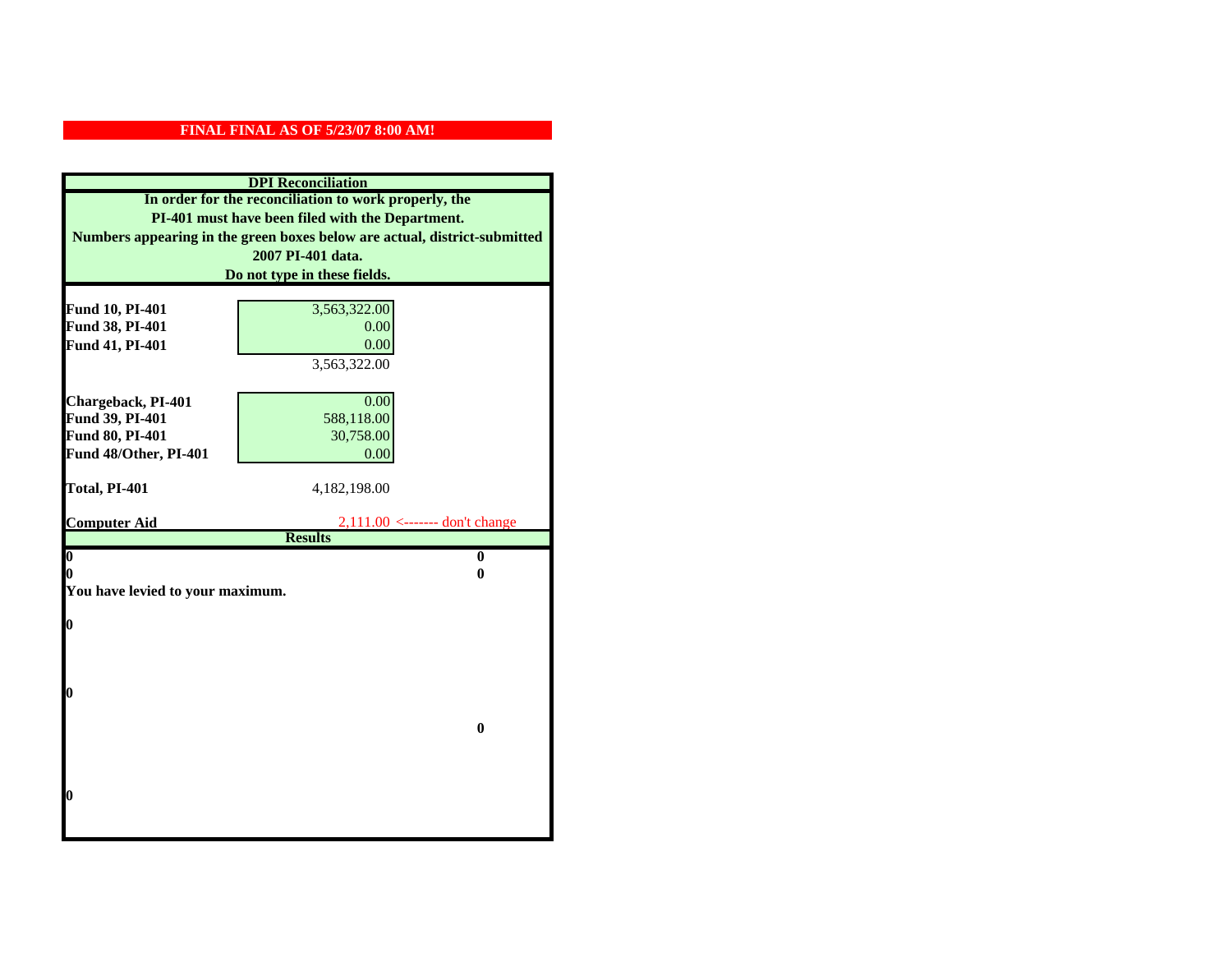**FINAL FINAL AS OF 5/23/07 8:00 AM!**

**DPI Reconciliation**

**In order for the reconciliation to work properly, the PI-401 must have been filed with the Department. Numbers appearing in the green boxes below are actual, district-submitted 2007 PI-401 data. Do not type in these fields.**

| | | |
|---|---|---|
| **Fund 10, PI-401** | 3,563,322.00 | |
| **Fund 38, PI-401** | 0.00 | |
| **Fund 41, PI-401** | 0.00 | |
| | 3,563,322.00 | |
| | | |
| **Chargeback, PI-401** | 0.00 | |
| **Fund 39, PI-401** | 588,118.00 | |
| **Fund 80, PI-401** | 30,758.00 | |
| **Fund 48/Other, PI-401** | 0.00 | |
| | | |
| **Total, PI-401** | 4,182,198.00 | |
| | | |
| **Computer Aid** | 2,111.00 | <------- don't change |

**Results**

| | |
|---|---|
| **0** | **0** |
| **0** | **0** |

**You have levied to your maximum.**

**0**

**0**

**0**

**0**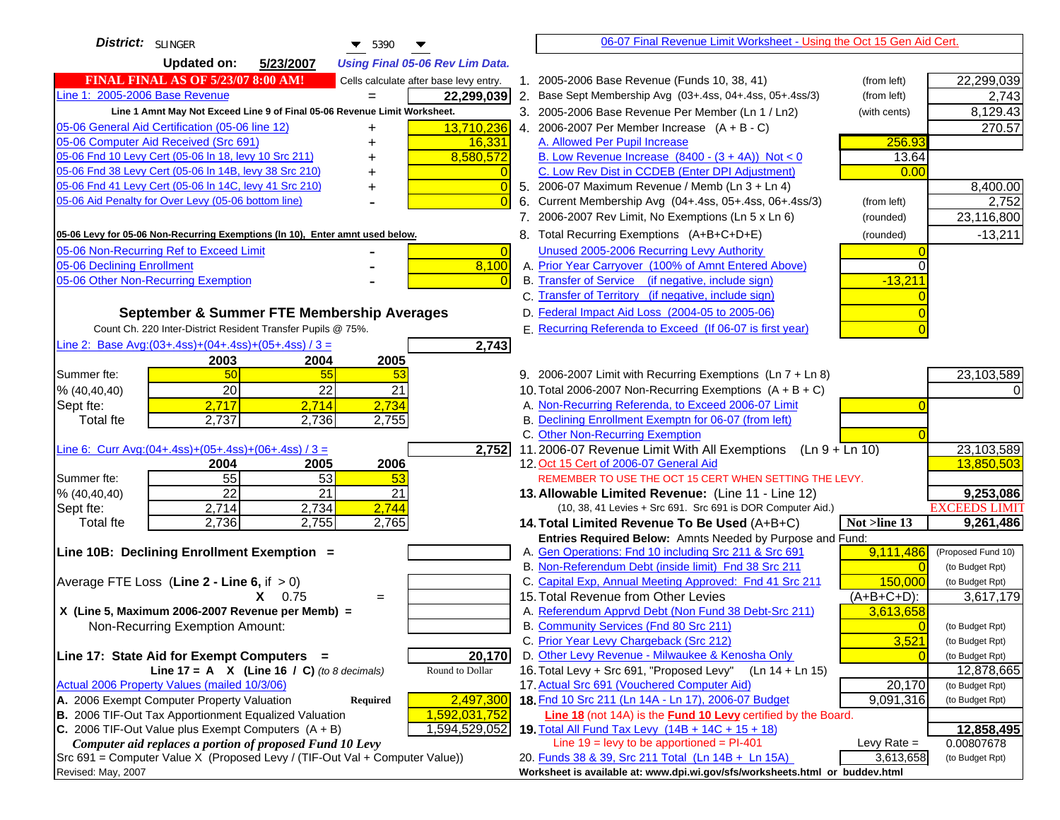**District:** SLINGER 5390

**Updated on:** 5/23/2007 *Using Final 05-06 Rev Lim Data.*

**FINAL FINAL AS OF 5/23/07 8:00 AM!** Cells calculate after base levy entry.

| | | |
|---|---|---|
| Line 1: 2005-2006 Base Revenue | = | 22,299,039 |

Line 1 Amnt May Not Exceed Line 9 of Final 05-06 Revenue Limit Worksheet.

| | | |
|---|---|---|
| 05-06 General Aid Certification (05-06 line 12) | + | 13,710,236 |
| 05-06 Computer Aid Received (Src 691) | + | 16,331 |
| 05-06 Fnd 10 Levy Cert (05-06 ln 18, levy 10 Src 211) | + | 8,580,572 |
| 05-06 Fnd 38 Levy Cert (05-06 ln 14B, levy 38 Src 210) | + | 0 |
| 05-06 Fnd 41 Levy Cert (05-06 ln 14C, levy 41 Src 210) | + | 0 |
| 05-06 Aid Penalty for Over Levy (05-06 bottom line) | - | 0 |

**05-06 Levy for 05-06 Non-Recurring Exemptions (ln 10), Enter amnt used below.**

| | | |
|---|---|---|
| 05-06 Non-Recurring Ref to Exceed Limit | - | 0 |
| 05-06 Declining Enrollment | - | 8,100 |
| 05-06 Other Non-Recurring Exemption | - | 0 |

## September & Summer FTE Membership Averages

Count Ch. 220 Inter-District Resident Transfer Pupils @ 75%.

Line 2: Base Avg:(03+.4ss)+(04+.4ss)+(05+.4ss) / 3 = **2,743**

| | 2003 | 2004 | 2005 |
|---|---|---|---|
| Summer fte: | 50 | 55 | 53 |
| % (40,40,40) | 20 | 22 | 21 |
| Sept fte: | 2,717 | 2,714 | 2,734 |
| Total fte | 2,737 | 2,736 | 2,755 |

Line 6: Curr Avg:(04+.4ss)+(05+.4ss)+(06+.4ss) / 3 = **2,752**

| | 2004 | 2005 | 2006 |
|---|---|---|---|
| Summer fte: | 55 | 53 | 53 |
| % (40,40,40) | 22 | 21 | 21 |
| Sept fte: | 2,714 | 2,734 | 2,744 |
| Total fte | 2,736 | 2,755 | 2,765 |

**Line 10B: Declining Enrollment Exemption =**

Average FTE Loss (**Line 2 - Line 6**, if > 0)

X 0.75 =

**X (Line 5, Maximum 2006-2007 Revenue per Memb) =**

Non-Recurring Exemption Amount:

**Line 17: State Aid for Exempt Computers =** **20,170**

Line 17 = A X (Line 16 / C) *(to 8 decimals)* Round to Dollar

Actual 2006 Property Values (mailed 10/3/06)

| | | |
|---|---|---|
| A. 2006 Exempt Computer Property Valuation | Required | 2,497,300 |
| B. 2006 TIF-Out Tax Apportionment Equalized Valuation | | 1,592,031,752 |
| C. 2006 TIF-Out Value plus Exempt Computers (A + B) | | 1,594,529,052 |

*Computer aid replaces a portion of proposed Fund 10 Levy*

Src 691 = Computer Value X (Proposed Levy / (TIF-Out Val + Computer Value))

Revised: May, 2007

---

06-07 Final Revenue Limit Worksheet - Using the Oct 15 Gen Aid Cert.

| | | | |
|---|---|---|---|
| 1. 2005-2006 Base Revenue (Funds 10, 38, 41) | (from left) | | 22,299,039 |
| 2. Base Sept Membership Avg (03+.4ss, 04+.4ss, 05+.4ss/3) | (from left) | | 2,743 |
| 3. 2005-2006 Base Revenue Per Member (Ln 1 / Ln2) | (with cents) | | 8,129.43 |
| 4. 2006-2007 Per Member Increase (A + B - C) | | | 270.57 |
| A. Allowed Per Pupil Increase | | 256.93 | |
| B. Low Revenue Increase (8400 - (3 + 4A)) Not < 0 | | 13.64 | |
| C. Low Rev Dist in CCDEB (Enter DPI Adjustment) | | 0.00 | |
| 5. 2006-07 Maximum Revenue / Memb (Ln 3 + Ln 4) | | | 8,400.00 |
| 6. Current Membership Avg (04+.4ss, 05+.4ss, 06+.4ss/3) | (from left) | | 2,752 |
| 7. 2006-2007 Rev Limit, No Exemptions (Ln 5 x Ln 6) | (rounded) | | 23,116,800 |
| 8. Total Recurring Exemptions (A+B+C+D+E) | (rounded) | | -13,211 |
| Unused 2005-2006 Recurring Levy Authority | | 0 | |
| A. Prior Year Carryover (100% of Amnt Entered Above) | | 0 | |
| B. Transfer of Service (if negative, include sign) | | -13,211 | |
| C. Transfer of Territory (if negative, include sign) | | 0 | |
| D. Federal Impact Aid Loss (2004-05 to 2005-06) | | 0 | |
| E. Recurring Referenda to Exceed (If 06-07 is first year) | | 0 | |
| 9. 2006-2007 Limit with Recurring Exemptions (Ln 7 + Ln 8) | | | 23,103,589 |
| 10. Total 2006-2007 Non-Recurring Exemptions (A + B + C) | | | 0 |
| A. Non-Recurring Referenda, to Exceed 2006-07 Limit | | 0 | |
| B. Declining Enrollment Exemptn for 06-07 (from left) | | | |
| C. Other Non-Recurring Exemption | | 0 | |
| 11. 2006-07 Revenue Limit With All Exemptions (Ln 9 + Ln 10) | | | 23,103,589 |
| 12. Oct 15 Cert of 2006-07 General Aid | | | 13,850,503 |

REMEMBER TO USE THE OCT 15 CERT WHEN SETTING THE LEVY.

| | | | |
|---|---|---|---|
| **13. Allowable Limited Revenue:** (Line 11 - Line 12) | | | **9,253,086** |
| (10, 38, 41 Levies + Src 691. Src 691 is DOR Computer Aid.) | | | EXCEEDS LIMIT |
| **14. Total Limited Revenue To Be Used** (A+B+C) | | Not >line 13 | **9,261,486** |
| Entries Required Below: Amnts Needed by Purpose and Fund: | | | |
| A. Gen Operations: Fnd 10 including Src 211 & Src 691 | | 9,111,486 | (Proposed Fund 10) |
| B. Non-Referendum Debt (inside limit) Fnd 38 Src 211 | | 0 | (to Budget Rpt) |
| C. Capital Exp, Annual Meeting Approved: Fnd 41 Src 211 | | 150,000 | (to Budget Rpt) |
| 15. Total Revenue from Other Levies | | (A+B+C+D): | 3,617,179 |
| A. Referendum Apprvd Debt (Non Fund 38 Debt-Src 211) | | 3,613,658 | |
| B. Community Services (Fnd 80 Src 211) | | 0 | (to Budget Rpt) |
| C. Prior Year Levy Chargeback (Src 212) | | 3,521 | (to Budget Rpt) |
| D. Other Levy Revenue - Milwaukee & Kenosha Only | | 0 | (to Budget Rpt) |
| 16. Total Levy + Src 691, "Proposed Levy" (Ln 14 + Ln 15) | | | 12,878,665 |
| 17. Actual Src 691 (Vouchered Computer Aid) | | 20,170 | (to Budget Rpt) |
| **18.** Fnd 10 Src 211 (Ln 14A - Ln 17), 2006-07 Budget | | 9,091,316 | (to Budget Rpt) |

Line 18 (not 14A) is the **Fund 10 Levy** certified by the Board.

| | | | |
|---|---|---|---|
| **19.** Total All Fund Tax Levy (14B + 14C + 15 + 18) | | | **12,858,495** |
| Line 19 = levy to be apportioned = PI-401 | | Levy Rate = | 0.00807678 |
| 20. Funds 38 & 39, Src 211 Total (Ln 14B + Ln 15A) | | 3,613,658 | (to Budget Rpt) |

Worksheet is available at: www.dpi.wi.gov/sfs/worksheets.html or buddev.html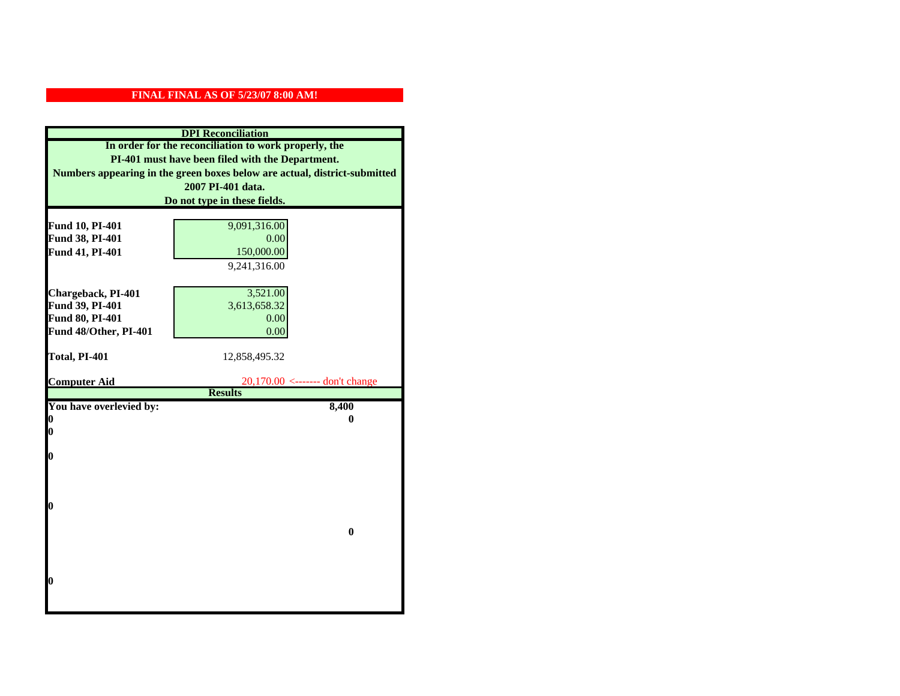**FINAL FINAL AS OF 5/23/07 8:00 AM!**

**DPI Reconciliation**

**In order for the reconciliation to work properly, the PI-401 must have been filed with the Department. Numbers appearing in the green boxes below are actual, district-submitted 2007 PI-401 data. Do not type in these fields.**

| | | |
|---|---|---|
| **Fund 10, PI-401** | 9,091,316.00 | |
| **Fund 38, PI-401** | 0.00 | |
| **Fund 41, PI-401** | 150,000.00 | |
| | 9,241,316.00 | |
| **Chargeback, PI-401** | 3,521.00 | |
| **Fund 39, PI-401** | 3,613,658.32 | |
| **Fund 80, PI-401** | 0.00 | |
| **Fund 48/Other, PI-401** | 0.00 | |
| **Total, PI-401** | 12,858,495.32 | |
| **Computer Aid** | 20,170.00 | <------- don't change |

**Results**

| | |
|---|---|
| **You have overlevied by:** | **8,400** |
| **0** | **0** |
| **0** | |
| **0** | |
| **0** | |
| | **0** |
| **0** | |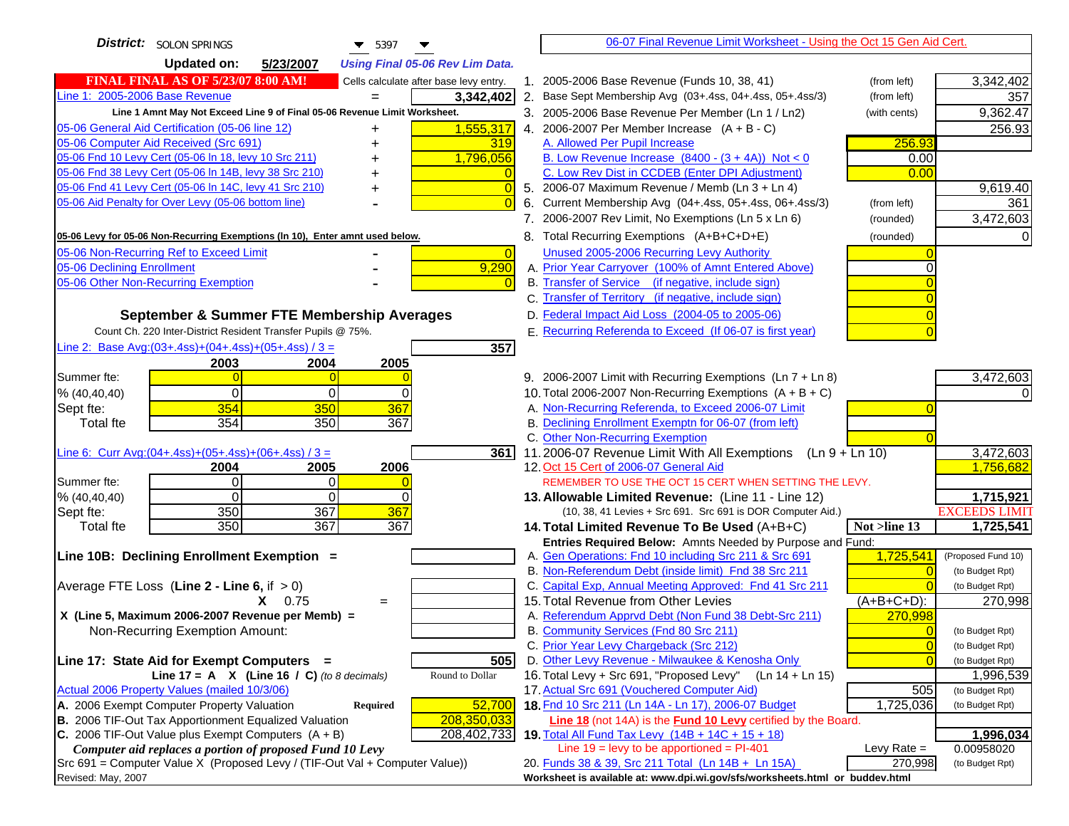**District:** SOLON SPRINGS 5397

**Updated on:** 5/23/2007 *Using Final 05-06 Rev Lim Data.*

**FINAL FINAL AS OF 5/23/07 8:00 AM!** Cells calculate after base levy entry.

| | | |
|---|---|---|
| Line 1: 2005-2006 Base Revenue | = | 3,342,402 |

Line 1 Amnt May Not Exceed Line 9 of Final 05-06 Revenue Limit Worksheet.

| | | |
|---|---|---|
| 05-06 General Aid Certification (05-06 line 12) | + | 1,555,317 |
| 05-06 Computer Aid Received (Src 691) | + | 319 |
| 05-06 Fnd 10 Levy Cert (05-06 ln 18, levy 10 Src 211) | + | 1,796,056 |
| 05-06 Fnd 38 Levy Cert (05-06 ln 14B, levy 38 Src 210) | + | 0 |
| 05-06 Fnd 41 Levy Cert (05-06 ln 14C, levy 41 Src 210) | + | 0 |
| 05-06 Aid Penalty for Over Levy (05-06 bottom line) | - | 0 |

**05-06 Levy for 05-06 Non-Recurring Exemptions (ln 10), Enter amnt used below.**

| | | |
|---|---|---|
| 05-06 Non-Recurring Ref to Exceed Limit | - | 0 |
| 05-06 Declining Enrollment | - | 9,290 |
| 05-06 Other Non-Recurring Exemption | - | 0 |

## September & Summer FTE Membership Averages

Count Ch. 220 Inter-District Resident Transfer Pupils @ 75%.

Line 2: Base Avg:(03+.4ss)+(04+.4ss)+(05+.4ss) / 3 = **357**

| | 2003 | 2004 | 2005 |
|---|---|---|---|
| Summer fte: | 0 | 0 | 0 |
| % (40,40,40) | 0 | 0 | 0 |
| Sept fte: | 354 | 350 | 367 |
| Total fte | 354 | 350 | 367 |

Line 6: Curr Avg:(04+.4ss)+(05+.4ss)+(06+.4ss) / 3 = **361**

| | 2004 | 2005 | 2006 |
|---|---|---|---|
| Summer fte: | 0 | 0 | 0 |
| % (40,40,40) | 0 | 0 | 0 |
| Sept fte: | 350 | 367 | 367 |
| Total fte | 350 | 367 | 367 |

**Line 10B: Declining Enrollment Exemption =**

Average FTE Loss (**Line 2 - Line 6**, if > 0)

X 0.75 =

X (Line 5, Maximum 2006-2007 Revenue per Memb) =

Non-Recurring Exemption Amount:

**Line 17: State Aid for Exempt Computers =** 505

Line 17 = A X (Line 16 / C) *(to 8 decimals)* Round to Dollar

Actual 2006 Property Values (mailed 10/3/06)

| | | |
|---|---|---|
| A. 2006 Exempt Computer Property Valuation | Required | 52,700 |
| B. 2006 TIF-Out Tax Apportionment Equalized Valuation | | 208,350,033 |
| C. 2006 TIF-Out Value plus Exempt Computers (A + B) | | 208,402,733 |

*Computer aid replaces a portion of proposed Fund 10 Levy*

Src 691 = Computer Value X (Proposed Levy / (TIF-Out Val + Computer Value))

Revised: May, 2007

---

06-07 Final Revenue Limit Worksheet - Using the Oct 15 Gen Aid Cert.

| | | | |
|---|---|---|---|
| 1. 2005-2006 Base Revenue (Funds 10, 38, 41) | (from left) | | 3,342,402 |
| 2. Base Sept Membership Avg (03+.4ss, 04+.4ss, 05+.4ss/3) | (from left) | | 357 |
| 3. 2005-2006 Base Revenue Per Member (Ln 1 / Ln2) | (with cents) | | 9,362.47 |
| 4. 2006-2007 Per Member Increase (A + B - C) | | | 256.93 |
| A. Allowed Per Pupil Increase | | 256.93 | |
| B. Low Revenue Increase (8400 - (3 + 4A)) Not < 0 | | 0.00 | |
| C. Low Rev Dist in CCDEB (Enter DPI Adjustment) | | 0.00 | |
| 5. 2006-07 Maximum Revenue / Memb (Ln 3 + Ln 4) | | | 9,619.40 |
| 6. Current Membership Avg (04+.4ss, 05+.4ss, 06+.4ss/3) | (from left) | | 361 |
| 7. 2006-2007 Rev Limit, No Exemptions (Ln 5 x Ln 6) | (rounded) | | 3,472,603 |
| 8. Total Recurring Exemptions (A+B+C+D+E) | (rounded) | | 0 |
| Unused 2005-2006 Recurring Levy Authority | | 0 | |
| A. Prior Year Carryover (100% of Amnt Entered Above) | | 0 | |
| B. Transfer of Service (if negative, include sign) | | 0 | |
| C. Transfer of Territory (if negative, include sign) | | 0 | |
| D. Federal Impact Aid Loss (2004-05 to 2005-06) | | 0 | |
| E. Recurring Referenda to Exceed (If 06-07 is first year) | | 0 | |
| 9. 2006-2007 Limit with Recurring Exemptions (Ln 7 + Ln 8) | | | 3,472,603 |
| 10. Total 2006-2007 Non-Recurring Exemptions (A + B + C) | | | 0 |
| A. Non-Recurring Referenda, to Exceed 2006-07 Limit | | 0 | |
| B. Declining Enrollment Exemptn for 06-07 (from left) | | | |
| C. Other Non-Recurring Exemption | | 0 | |
| 11. 2006-07 Revenue Limit With All Exemptions (Ln 9 + Ln 10) | | | 3,472,603 |
| 12. Oct 15 Cert of 2006-07 General Aid | | | 1,756,682 |
| REMEMBER TO USE THE OCT 15 CERT WHEN SETTING THE LEVY. | | | |
| **13. Allowable Limited Revenue:** (Line 11 - Line 12) | | | **1,715,921** |
| (10, 38, 41 Levies + Src 691. Src 691 is DOR Computer Aid.) | | | EXCEEDS LIMIT |
| **14. Total Limited Revenue To Be Used** (A+B+C) | | Not >line 13 | **1,725,541** |
| Entries Required Below: Amnts Needed by Purpose and Fund: | | | |
| A. Gen Operations: Fnd 10 including Src 211 & Src 691 | | 1,725,541 | (Proposed Fund 10) |
| B. Non-Referendum Debt (inside limit) Fnd 38 Src 211 | | 0 | (to Budget Rpt) |
| C. Capital Exp, Annual Meeting Approved: Fnd 41 Src 211 | | 0 | (to Budget Rpt) |
| 15. Total Revenue from Other Levies | | (A+B+C+D): | 270,998 |
| A. Referendum Apprvd Debt (Non Fund 38 Debt-Src 211) | | 270,998 | |
| B. Community Services (Fnd 80 Src 211) | | 0 | (to Budget Rpt) |
| C. Prior Year Levy Chargeback (Src 212) | | 0 | (to Budget Rpt) |
| D. Other Levy Revenue - Milwaukee & Kenosha Only | | 0 | (to Budget Rpt) |
| 16. Total Levy + Src 691, "Proposed Levy" (Ln 14 + Ln 15) | | | 1,996,539 |
| 17. Actual Src 691 (Vouchered Computer Aid) | | 505 | (to Budget Rpt) |
| **18.** Fnd 10 Src 211 (Ln 14A - Ln 17), 2006-07 Budget | | 1,725,036 | (to Budget Rpt) |
| **Line 18** (not 14A) is the **Fund 10 Levy** certified by the Board. | | | |
| **19.** Total All Fund Tax Levy (14B + 14C + 15 + 18) | | | **1,996,034** |
| Line 19 = levy to be apportioned = PI-401 | | Levy Rate = | 0.00958020 |
| 20. Funds 38 & 39, Src 211 Total (Ln 14B + Ln 15A) | | 270,998 | (to Budget Rpt) |

**Worksheet is available at: www.dpi.wi.gov/sfs/worksheets.html or buddev.html**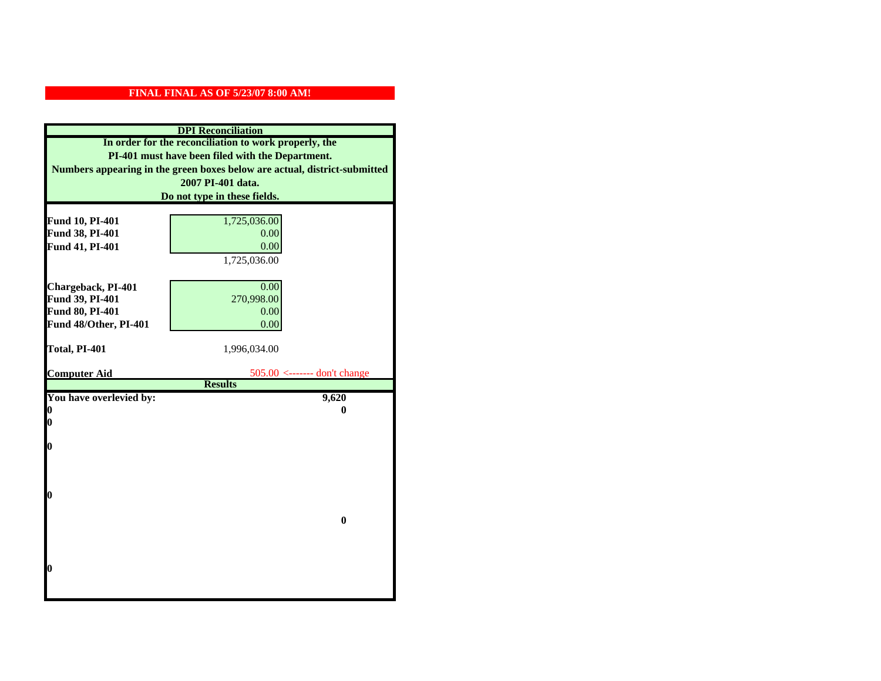**FINAL FINAL AS OF 5/23/07 8:00 AM!**

## DPI Reconciliation

**In order for the reconciliation to work properly, the PI-401 must have been filed with the Department. Numbers appearing in the green boxes below are actual, district-submitted 2007 PI-401 data. Do not type in these fields.**

| | | |
|---|---|---|
| **Fund 10, PI-401** | 1,725,036.00 | |
| **Fund 38, PI-401** | 0.00 | |
| **Fund 41, PI-401** | 0.00 | |
| | 1,725,036.00 | |
| **Chargeback, PI-401** | 0.00 | |
| **Fund 39, PI-401** | 270,998.00 | |
| **Fund 80, PI-401** | 0.00 | |
| **Fund 48/Other, PI-401** | 0.00 | |
| **Total, PI-401** | 1,996,034.00 | |
| **Computer Aid** | 505.00 <------- don't change | |

## Results

| | |
|---|---|
| **You have overlevied by:** | **9,620** |
| **0** | **0** |
| **0** | |
| **0** | |
| **0** | |
| | **0** |
| **0** | |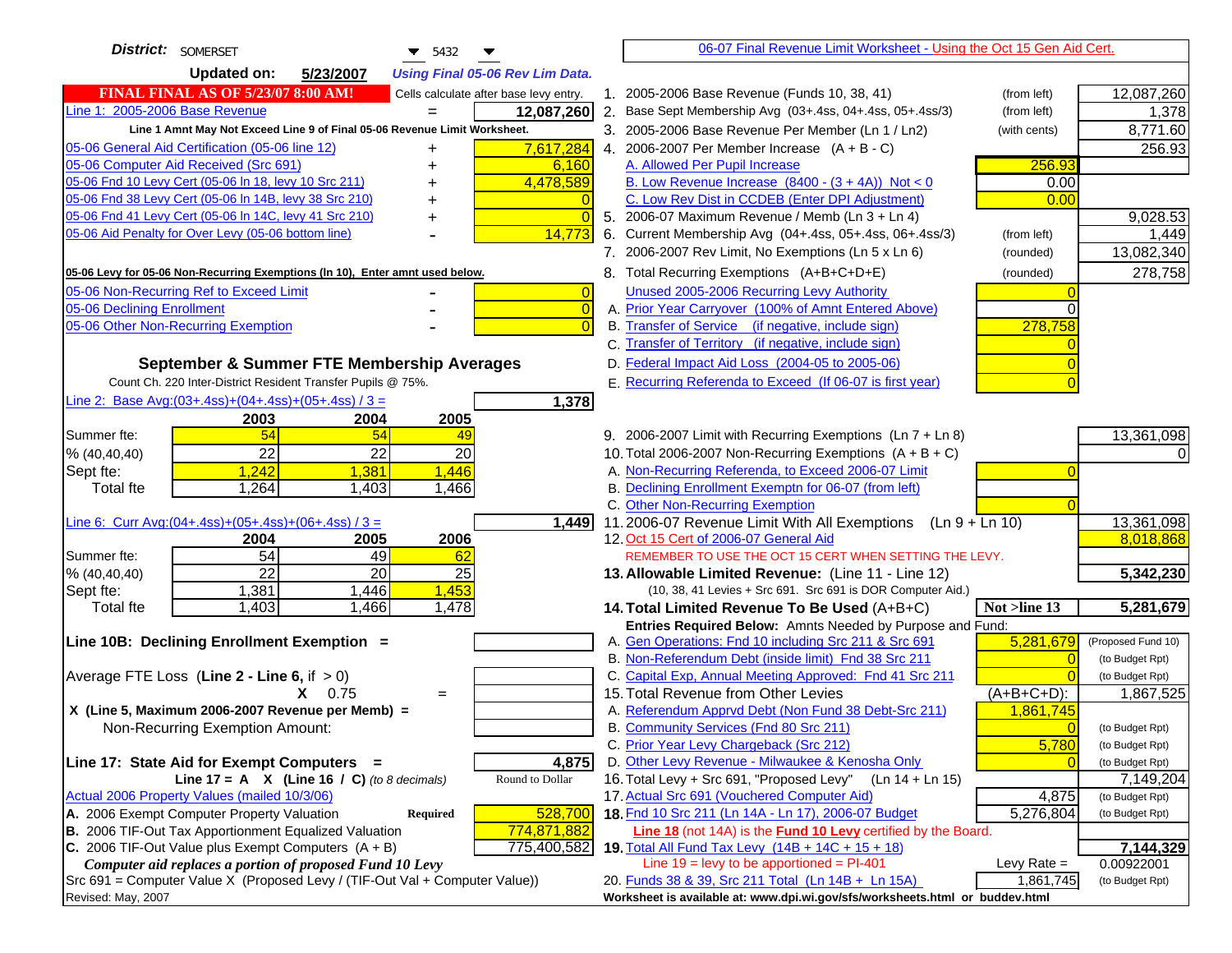**District:** SOMERSET 5432

**Updated on:** 5/23/2007 *Using Final 05-06 Rev Lim Data.*

**FINAL FINAL AS OF 5/23/07 8:00 AM!** Cells calculate after base levy entry.

| | | |
|---|---|---|
| Line 1: 2005-2006 Base Revenue | = | 12,087,260 |

Line 1 Amnt May Not Exceed Line 9 of Final 05-06 Revenue Limit Worksheet.

| | | |
|---|---|---|
| 05-06 General Aid Certification (05-06 line 12) | + | 7,617,284 |
| 05-06 Computer Aid Received (Src 691) | + | 6,160 |
| 05-06 Fnd 10 Levy Cert (05-06 ln 18, levy 10 Src 211) | + | 4,478,589 |
| 05-06 Fnd 38 Levy Cert (05-06 ln 14B, levy 38 Src 210) | + | 0 |
| 05-06 Fnd 41 Levy Cert (05-06 ln 14C, levy 41 Src 210) | + | 0 |
| 05-06 Aid Penalty for Over Levy (05-06 bottom line) | - | 14,773 |

**05-06 Levy for 05-06 Non-Recurring Exemptions (ln 10), Enter amnt used below.**

| | | |
|---|---|---|
| 05-06 Non-Recurring Ref to Exceed Limit | - | 0 |
| 05-06 Declining Enrollment | - | 0 |
| 05-06 Other Non-Recurring Exemption | - | 0 |

## September & Summer FTE Membership Averages

Count Ch. 220 Inter-District Resident Transfer Pupils @ 75%.

Line 2: Base Avg:(03+.4ss)+(04+.4ss)+(05+.4ss) / 3 = **1,378**

| | 2003 | 2004 | 2005 |
|---|---|---|---|
| Summer fte: | 54 | 54 | 49 |
| % (40,40,40) | 22 | 22 | 20 |
| Sept fte: | 1,242 | 1,381 | 1,446 |
| Total fte | 1,264 | 1,403 | 1,466 |

Line 6: Curr Avg:(04+.4ss)+(05+.4ss)+(06+.4ss) / 3 = **1,449**

| | 2004 | 2005 | 2006 |
|---|---|---|---|
| Summer fte: | 54 | 49 | 62 |
| % (40,40,40) | 22 | 20 | 25 |
| Sept fte: | 1,381 | 1,446 | 1,453 |
| Total fte | 1,403 | 1,466 | 1,478 |

**Line 10B: Declining Enrollment Exemption =**

Average FTE Loss (**Line 2 - Line 6**, if > 0)

X 0.75 =

**X (Line 5, Maximum 2006-2007 Revenue per Memb) =**

Non-Recurring Exemption Amount:

**Line 17: State Aid for Exempt Computers =** **4,875**

**Line 17 = A X (Line 16 / C)** *(to 8 decimals)* Round to Dollar

Actual 2006 Property Values (mailed 10/3/06)

| | | |
|---|---|---|
| A. 2006 Exempt Computer Property Valuation | **Required** | 528,700 |
| B. 2006 TIF-Out Tax Apportionment Equalized Valuation | | 774,871,882 |
| C. 2006 TIF-Out Value plus Exempt Computers (A + B) | | 775,400,582 |

*Computer aid replaces a portion of proposed Fund 10 Levy*

Src 691 = Computer Value X (Proposed Levy / (TIF-Out Val + Computer Value))

Revised: May, 2007

## 06-07 Final Revenue Limit Worksheet - Using the Oct 15 Gen Aid Cert.

| | | | |
|---|---|---|---|
| 1. 2005-2006 Base Revenue (Funds 10, 38, 41) | (from left) | | 12,087,260 |
| 2. Base Sept Membership Avg (03+.4ss, 04+.4ss, 05+.4ss/3) | (from left) | | 1,378 |
| 3. 2005-2006 Base Revenue Per Member (Ln 1 / Ln2) | (with cents) | | 8,771.60 |
| 4. 2006-2007 Per Member Increase (A + B - C) | | | 256.93 |
| A. Allowed Per Pupil Increase | | 256.93 | |
| B. Low Revenue Increase (8400 - (3 + 4A)) Not < 0 | | 0.00 | |
| C. Low Rev Dist in CCDEB (Enter DPI Adjustment) | | 0.00 | |
| 5. 2006-07 Maximum Revenue / Memb (Ln 3 + Ln 4) | | | 9,028.53 |
| 6. Current Membership Avg (04+.4ss, 05+.4ss, 06+.4ss/3) | (from left) | | 1,449 |
| 7. 2006-2007 Rev Limit, No Exemptions (Ln 5 x Ln 6) | (rounded) | | 13,082,340 |
| 8. Total Recurring Exemptions (A+B+C+D+E) | (rounded) | | 278,758 |
| Unused 2005-2006 Recurring Levy Authority | | 0 | |
| A. Prior Year Carryover (100% of Amnt Entered Above) | | 0 | |
| B. Transfer of Service (if negative, include sign) | | 278,758 | |
| C. Transfer of Territory (if negative, include sign) | | 0 | |
| D. Federal Impact Aid Loss (2004-05 to 2005-06) | | 0 | |
| E. Recurring Referenda to Exceed (If 06-07 is first year) | | 0 | |
| 9. 2006-2007 Limit with Recurring Exemptions (Ln 7 + Ln 8) | | | 13,361,098 |
| 10. Total 2006-2007 Non-Recurring Exemptions (A + B + C) | | | 0 |
| A. Non-Recurring Referenda, to Exceed 2006-07 Limit | | 0 | |
| B. Declining Enrollment Exemptn for 06-07 (from left) | | | |
| C. Other Non-Recurring Exemption | | 0 | |
| 11. 2006-07 Revenue Limit With All Exemptions (Ln 9 + Ln 10) | | | 13,361,098 |
| 12. Oct 15 Cert of 2006-07 General Aid | | | 8,018,868 |
| REMEMBER TO USE THE OCT 15 CERT WHEN SETTING THE LEVY. | | | |
| **13. Allowable Limited Revenue:** (Line 11 - Line 12) | | | **5,342,230** |
| (10, 38, 41 Levies + Src 691. Src 691 is DOR Computer Aid.) | | | |
| **14. Total Limited Revenue To Be Used** (A+B+C) | | **Not >line 13** | **5,281,679** |
| Entries Required Below: Amnts Needed by Purpose and Fund: | | | |
| A. Gen Operations: Fnd 10 including Src 211 & Src 691 | | 5,281,679 | (Proposed Fund 10) |
| B. Non-Referendum Debt (inside limit) Fnd 38 Src 211 | | 0 | (to Budget Rpt) |
| C. Capital Exp, Annual Meeting Approved: Fnd 41 Src 211 | | 0 | (to Budget Rpt) |
| 15. Total Revenue from Other Levies | | (A+B+C+D): | 1,867,525 |
| A. Referendum Apprvd Debt (Non Fund 38 Debt-Src 211) | | 1,861,745 | |
| B. Community Services (Fnd 80 Src 211) | | 0 | (to Budget Rpt) |
| C. Prior Year Levy Chargeback (Src 212) | | 5,780 | (to Budget Rpt) |
| D. Other Levy Revenue - Milwaukee & Kenosha Only | | 0 | (to Budget Rpt) |
| 16. Total Levy + Src 691, "Proposed Levy" (Ln 14 + Ln 15) | | | 7,149,204 |
| 17. Actual Src 691 (Vouchered Computer Aid) | | 4,875 | (to Budget Rpt) |
| **18.** Fnd 10 Src 211 (Ln 14A - Ln 17), 2006-07 Budget | | 5,276,804 | (to Budget Rpt) |
| **Line 18** (not 14A) is the **Fund 10 Levy** certified by the Board. | | | |
| **19.** Total All Fund Tax Levy (14B + 14C + 15 + 18) | | | **7,144,329** |
| Line 19 = levy to be apportioned = PI-401 | | Levy Rate = | 0.00922001 |
| 20. Funds 38 & 39, Src 211 Total (Ln 14B + Ln 15A) | | 1,861,745 | (to Budget Rpt) |

Worksheet is available at: www.dpi.wi.gov/sfs/worksheets.html or buddev.html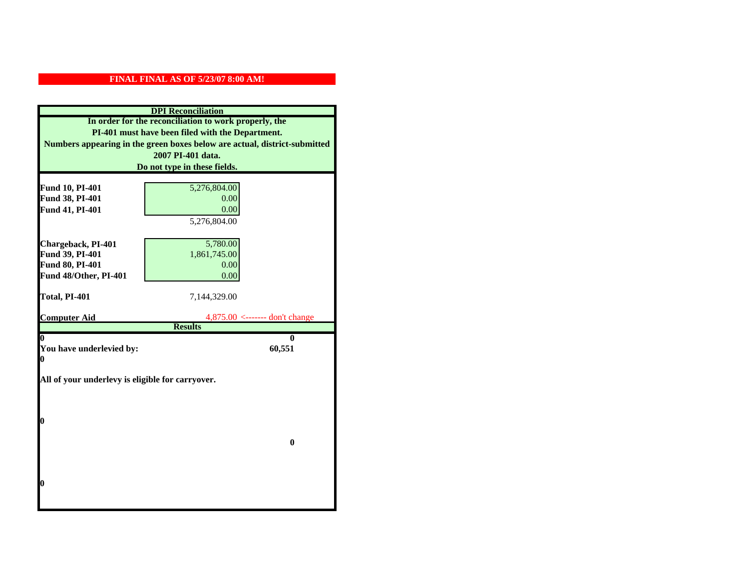**FINAL FINAL AS OF 5/23/07 8:00 AM!**

**DPI Reconciliation**

**In order for the reconciliation to work properly, the PI-401 must have been filed with the Department. Numbers appearing in the green boxes below are actual, district-submitted 2007 PI-401 data. Do not type in these fields.**

| | | |
|---|---|---|
| **Fund 10, PI-401** | 5,276,804.00 | |
| **Fund 38, PI-401** | 0.00 | |
| **Fund 41, PI-401** | 0.00 | |
| | 5,276,804.00 | |
| **Chargeback, PI-401** | 5,780.00 | |
| **Fund 39, PI-401** | 1,861,745.00 | |
| **Fund 80, PI-401** | 0.00 | |
| **Fund 48/Other, PI-401** | 0.00 | |
| **Total, PI-401** | 7,144,329.00 | |
| **Computer Aid** | 4,875.00 | <------- don't change |

**Results**

| | |
|---|---|
| **0** | **0** |
| **You have underlevied by:** | **60,551** |
| **0** | |

**All of your underlevy is eligible for carryover.**

**0**

**0**

**0**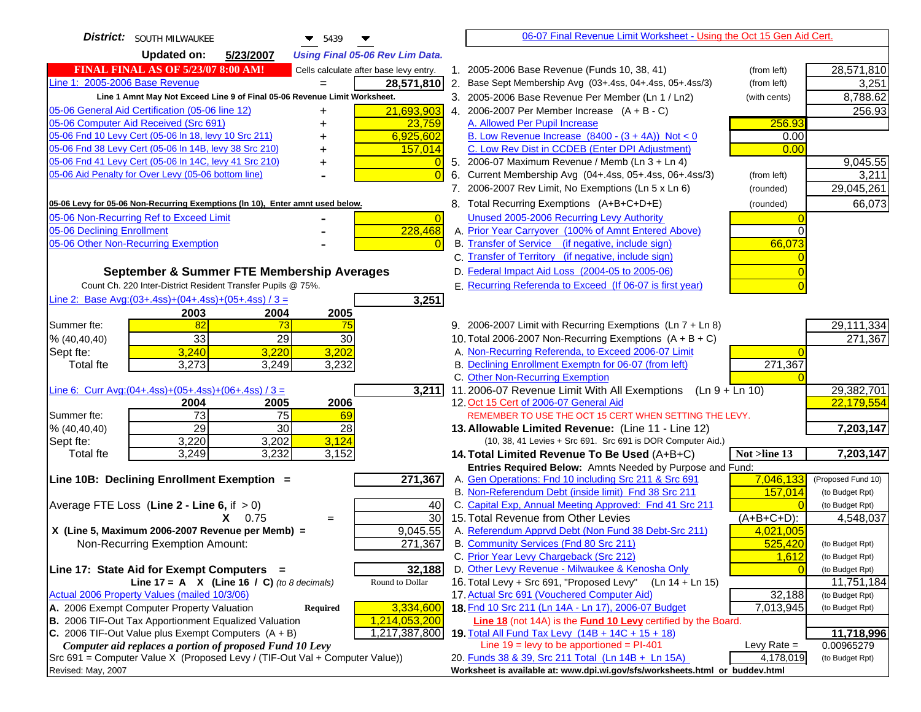**District:** SOUTH MILWAUKEE 5439

**Updated on:** 5/23/2007 *Using Final 05-06 Rev Lim Data.*

**FINAL FINAL AS OF 5/23/07 8:00 AM!** Cells calculate after base levy entry.

| | | |
|---|---|---|
| Line 1: 2005-2006 Base Revenue | = | 28,571,810 |

Line 1 Amnt May Not Exceed Line 9 of Final 05-06 Revenue Limit Worksheet.

| | | |
|---|---|---|
| 05-06 General Aid Certification (05-06 line 12) | + | 21,693,903 |
| 05-06 Computer Aid Received (Src 691) | + | 23,759 |
| 05-06 Fnd 10 Levy Cert (05-06 ln 18, levy 10 Src 211) | + | 6,925,602 |
| 05-06 Fnd 38 Levy Cert (05-06 ln 14B, levy 38 Src 210) | + | 157,014 |
| 05-06 Fnd 41 Levy Cert (05-06 ln 14C, levy 41 Src 210) | + | 0 |
| 05-06 Aid Penalty for Over Levy (05-06 bottom line) | - | 0 |

**05-06 Levy for 05-06 Non-Recurring Exemptions (ln 10), Enter amnt used below.**

| | | |
|---|---|---|
| 05-06 Non-Recurring Ref to Exceed Limit | - | 0 |
| 05-06 Declining Enrollment | - | 228,468 |
| 05-06 Other Non-Recurring Exemption | - | 0 |

## September & Summer FTE Membership Averages

Count Ch. 220 Inter-District Resident Transfer Pupils @ 75%.

Line 2: Base Avg:(03+.4ss)+(04+.4ss)+(05+.4ss) / 3 = **3,251**

| | 2003 | 2004 | 2005 |
|---|---|---|---|
| Summer fte: | 82 | 73 | 75 |
| % (40,40,40) | 33 | 29 | 30 |
| Sept fte: | 3,240 | 3,220 | 3,202 |
| Total fte | 3,273 | 3,249 | 3,232 |

Line 6: Curr Avg:(04+.4ss)+(05+.4ss)+(06+.4ss) / 3 = **3,211**

| | 2004 | 2005 | 2006 |
|---|---|---|---|
| Summer fte: | 73 | 75 | 69 |
| % (40,40,40) | 29 | 30 | 28 |
| Sept fte: | 3,220 | 3,202 | 3,124 |
| Total fte | 3,249 | 3,232 | 3,152 |

**Line 10B: Declining Enrollment Exemption =** **271,367**

| | |
|---|---|
| Average FTE Loss (Line 2 - Line 6, if > 0) | 40 |
| X 0.75 = | 30 |
| X (Line 5, Maximum 2006-2007 Revenue per Memb) = | 9,045.55 |
| Non-Recurring Exemption Amount: | 271,367 |

**Line 17: State Aid for Exempt Computers =** **32,188**

Line 17 = A X (Line 16 / C) *(to 8 decimals)* Round to Dollar

Actual 2006 Property Values (mailed 10/3/06)

| | | |
|---|---|---|
| A. 2006 Exempt Computer Property Valuation | Required | 3,334,600 |
| B. 2006 TIF-Out Tax Apportionment Equalized Valuation | | 1,214,053,200 |
| C. 2006 TIF-Out Value plus Exempt Computers (A + B) | | 1,217,387,800 |

*Computer aid replaces a portion of proposed Fund 10 Levy*

Src 691 = Computer Value X (Proposed Levy / (TIF-Out Val + Computer Value))

Revised: May, 2007

## 06-07 Final Revenue Limit Worksheet - Using the Oct 15 Gen Aid Cert.

| | | | |
|---|---|---|---|
| 1. 2005-2006 Base Revenue (Funds 10, 38, 41) | (from left) | | 28,571,810 |
| 2. Base Sept Membership Avg (03+.4ss, 04+.4ss, 05+.4ss/3) | (from left) | | 3,251 |
| 3. 2005-2006 Base Revenue Per Member (Ln 1 / Ln2) | (with cents) | | 8,788.62 |
| 4. 2006-2007 Per Member Increase (A + B - C) | | | 256.93 |
| A. Allowed Per Pupil Increase | | 256.93 | |
| B. Low Revenue Increase (8400 - (3 + 4A)) Not < 0 | | 0.00 | |
| C. Low Rev Dist in CCDEB (Enter DPI Adjustment) | | 0.00 | |
| 5. 2006-07 Maximum Revenue / Memb (Ln 3 + Ln 4) | | | 9,045.55 |
| 6. Current Membership Avg (04+.4ss, 05+.4ss, 06+.4ss/3) | (from left) | | 3,211 |
| 7. 2006-2007 Rev Limit, No Exemptions (Ln 5 x Ln 6) | (rounded) | | 29,045,261 |
| 8. Total Recurring Exemptions (A+B+C+D+E) | (rounded) | | 66,073 |
| Unused 2005-2006 Recurring Levy Authority | | 0 | |
| A. Prior Year Carryover (100% of Amnt Entered Above) | | 0 | |
| B. Transfer of Service (if negative, include sign) | | 66,073 | |
| C. Transfer of Territory (if negative, include sign) | | 0 | |
| D. Federal Impact Aid Loss (2004-05 to 2005-06) | | 0 | |
| E. Recurring Referenda to Exceed (If 06-07 is first year) | | 0 | |
| 9. 2006-2007 Limit with Recurring Exemptions (Ln 7 + Ln 8) | | | 29,111,334 |
| 10. Total 2006-2007 Non-Recurring Exemptions (A + B + C) | | | 271,367 |
| A. Non-Recurring Referenda, to Exceed 2006-07 Limit | | 0 | |
| B. Declining Enrollment Exemptn for 06-07 (from left) | | 271,367 | |
| C. Other Non-Recurring Exemption | | 0 | |
| 11. 2006-07 Revenue Limit With All Exemptions (Ln 9 + Ln 10) | | | 29,382,701 |
| 12. Oct 15 Cert of 2006-07 General Aid | | | 22,179,554 |
| REMEMBER TO USE THE OCT 15 CERT WHEN SETTING THE LEVY. | | | |
| **13. Allowable Limited Revenue: (Line 11 - Line 12)** | | | **7,203,147** |
| (10, 38, 41 Levies + Src 691. Src 691 is DOR Computer Aid.) | | | |
| **14. Total Limited Revenue To Be Used (A+B+C)** | | Not >line 13 | **7,203,147** |
| Entries Required Below: Amnts Needed by Purpose and Fund: | | | |
| A. Gen Operations: Fnd 10 including Src 211 & Src 691 | | 7,046,133 | (Proposed Fund 10) |
| B. Non-Referendum Debt (inside limit) Fnd 38 Src 211 | | 157,014 | (to Budget Rpt) |
| C. Capital Exp, Annual Meeting Approved: Fnd 41 Src 211 | | 0 | (to Budget Rpt) |
| 15. Total Revenue from Other Levies | | (A+B+C+D): | 4,548,037 |
| A. Referendum Apprvd Debt (Non Fund 38 Debt-Src 211) | | 4,021,005 | |
| B. Community Services (Fnd 80 Src 211) | | 525,420 | (to Budget Rpt) |
| C. Prior Year Levy Chargeback (Src 212) | | 1,612 | (to Budget Rpt) |
| D. Other Levy Revenue - Milwaukee & Kenosha Only | | 0 | (to Budget Rpt) |
| 16. Total Levy + Src 691, "Proposed Levy" (Ln 14 + Ln 15) | | | 11,751,184 |
| 17. Actual Src 691 (Vouchered Computer Aid) | | 32,188 | (to Budget Rpt) |
| **18.** Fnd 10 Src 211 (Ln 14A - Ln 17), 2006-07 Budget | | 7,013,945 | (to Budget Rpt) |
| **Line 18** (not 14A) is the **Fund 10 Levy** certified by the Board. | | | |
| **19.** Total All Fund Tax Levy (14B + 14C + 15 + 18) | | | **11,718,996** |
| Line 19 = levy to be apportioned = PI-401 | | Levy Rate = | 0.00965279 |
| 20. Funds 38 & 39, Src 211 Total (Ln 14B + Ln 15A) | | 4,178,019 | (to Budget Rpt) |

Worksheet is available at: www.dpi.wi.gov/sfs/worksheets.html or buddev.html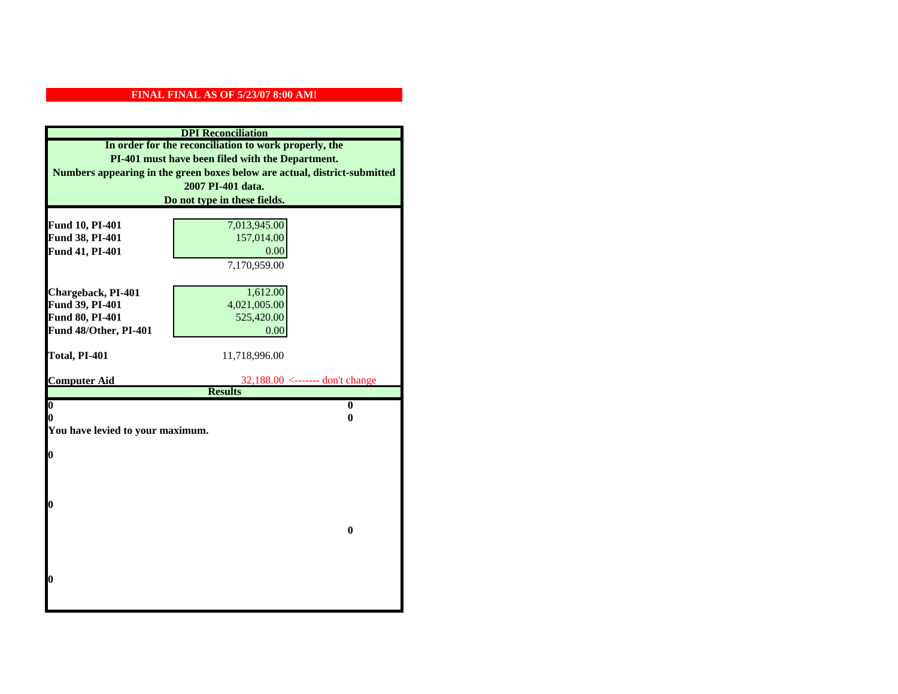**FINAL FINAL AS OF 5/23/07 8:00 AM!**

## DPI Reconciliation

**In order for the reconciliation to work properly, the PI-401 must have been filed with the Department. Numbers appearing in the green boxes below are actual, district-submitted 2007 PI-401 data. Do not type in these fields.**

| | | |
|---|---|---|
| **Fund 10, PI-401** | 7,013,945.00 | |
| **Fund 38, PI-401** | 157,014.00 | |
| **Fund 41, PI-401** | 0.00 | |
| | 7,170,959.00 | |
| | | |
| **Chargeback, PI-401** | 1,612.00 | |
| **Fund 39, PI-401** | 4,021,005.00 | |
| **Fund 80, PI-401** | 525,420.00 | |
| **Fund 48/Other, PI-401** | 0.00 | |
| | | |
| **Total, PI-401** | 11,718,996.00 | |
| | | |
| **Computer Aid** | 32,188.00 | <------- don't change |

### Results

| | |
|---|---|
| **0** | **0** |
| **0** | **0** |

**You have levied to your maximum.**

**0**

**0**

**0**

**0**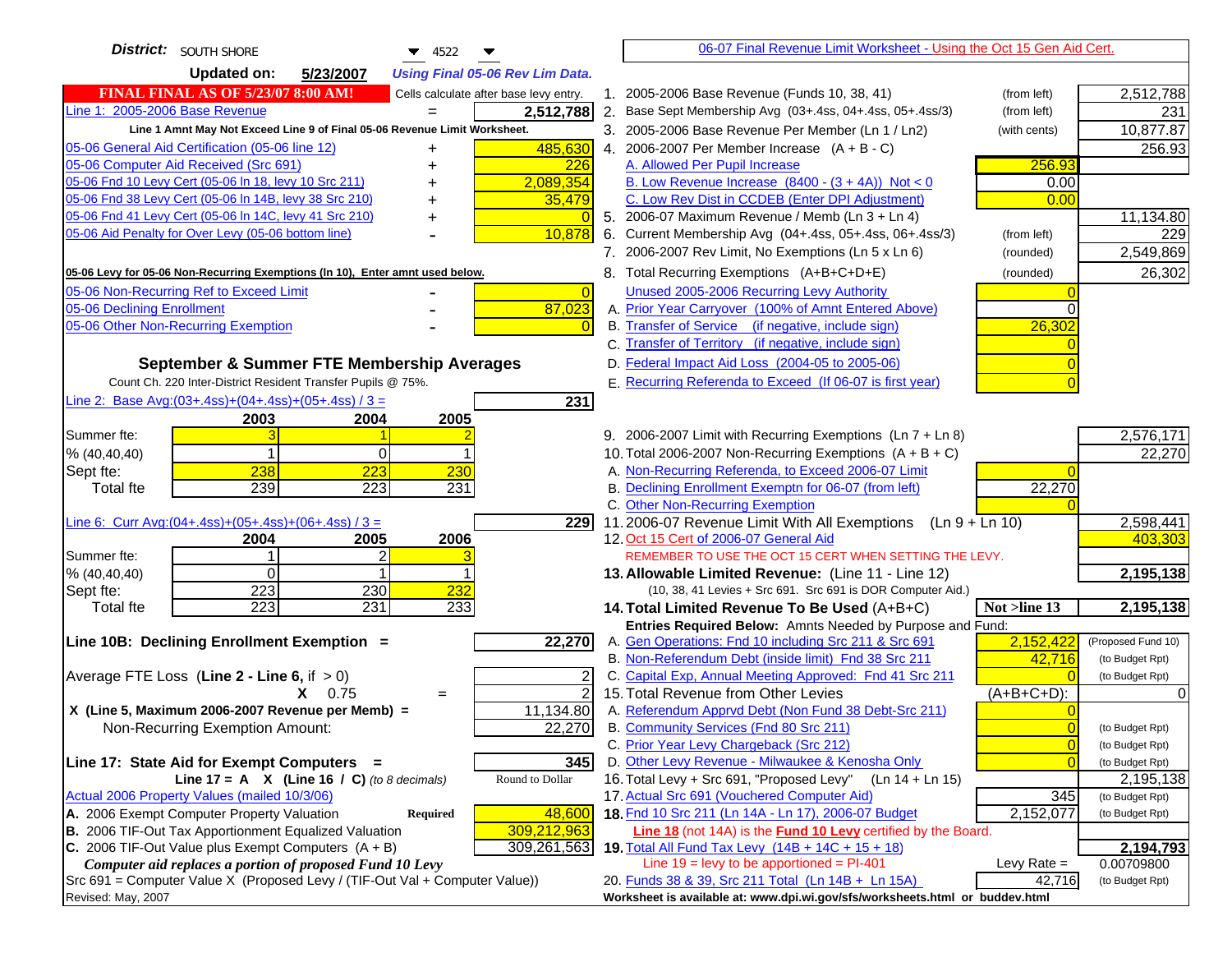**District:** SOUTH SHORE 4522

**Updated on:** 5/23/2007 — *Using Final 05-06 Rev Lim Data.*

06-07 Final Revenue Limit Worksheet - Using the Oct 15 Gen Aid Cert.

**FINAL FINAL AS OF 5/23/07 8:00 AM!** — Cells calculate after base levy entry.

| Left Side | | Amount |
|---|---|---|
| Line 1: 2005-2006 Base Revenue | = | 2,512,788 |
| Line 1 Amnt May Not Exceed Line 9 of Final 05-06 Revenue Limit Worksheet. | | |
| 05-06 General Aid Certification (05-06 line 12) | + | 485,630 |
| 05-06 Computer Aid Received (Src 691) | + | 226 |
| 05-06 Fnd 10 Levy Cert (05-06 ln 18, levy 10 Src 211) | + | 2,089,354 |
| 05-06 Fnd 38 Levy Cert (05-06 ln 14B, levy 38 Src 210) | + | 35,479 |
| 05-06 Fnd 41 Levy Cert (05-06 ln 14C, levy 41 Src 210) | + | 0 |
| 05-06 Aid Penalty for Over Levy (05-06 bottom line) | - | 10,878 |
| **05-06 Levy for 05-06 Non-Recurring Exemptions (ln 10), Enter amnt used below.** | | |
| 05-06 Non-Recurring Ref to Exceed Limit | - | 0 |
| 05-06 Declining Enrollment | - | 87,023 |
| 05-06 Other Non-Recurring Exemption | - | 0 |

**September & Summer FTE Membership Averages**

Count Ch. 220 Inter-District Resident Transfer Pupils @ 75%.

Line 2: Base Avg:(03+.4ss)+(04+.4ss)+(05+.4ss) / 3 = **231**

| | 2003 | 2004 | 2005 |
|---|---|---|---|
| Summer fte: | 3 | 1 | 2 |
| % (40,40,40) | 1 | 0 | 1 |
| Sept fte: | 238 | 223 | 230 |
| Total fte | 239 | 223 | 231 |

Line 6: Curr Avg:(04+.4ss)+(05+.4ss)+(06+.4ss) / 3 = **229**

| | 2004 | 2005 | 2006 |
|---|---|---|---|
| Summer fte: | 1 | 2 | 3 |
| % (40,40,40) | 0 | 1 | 1 |
| Sept fte: | 223 | 230 | 232 |
| Total fte | 223 | 231 | 233 |

**Line 10B: Declining Enrollment Exemption =** **22,270**

| | | |
|---|---|---|
| Average FTE Loss (Line 2 - Line 6, if > 0) | | 2 |
| X 0.75 | = | 2 |
| X (Line 5, Maximum 2006-2007 Revenue per Memb) = | | 11,134.80 |
| Non-Recurring Exemption Amount: | | 22,270 |

**Line 17: State Aid for Exempt Computers =** **345**

Line 17 = A X (Line 16 / C) *(to 8 decimals)* — Round to Dollar

Actual 2006 Property Values (mailed 10/3/06)

| | | |
|---|---|---|
| A. 2006 Exempt Computer Property Valuation | Required | 48,600 |
| B. 2006 TIF-Out Tax Apportionment Equalized Valuation | | 309,212,963 |
| C. 2006 TIF-Out Value plus Exempt Computers (A + B) | | 309,261,563 |

*Computer aid replaces a portion of proposed Fund 10 Levy*

Src 691 = Computer Value X (Proposed Levy / (TIF-Out Val + Computer Value))

Revised: May, 2007

| Line | Description | Entry | Amount |
|---|---|---|---|
| 1. | 2005-2006 Base Revenue (Funds 10, 38, 41) | (from left) | 2,512,788 |
| 2. | Base Sept Membership Avg (03+.4ss, 04+.4ss, 05+.4ss/3) | (from left) | 231 |
| 3. | 2005-2006 Base Revenue Per Member (Ln 1 / Ln2) | (with cents) | 10,877.87 |
| 4. | 2006-2007 Per Member Increase (A + B - C) | | 256.93 |
| | A. Allowed Per Pupil Increase | 256.93 | |
| | B. Low Revenue Increase (8400 - (3 + 4A)) Not < 0 | 0.00 | |
| | C. Low Rev Dist in CCDEB (Enter DPI Adjustment) | 0.00 | |
| 5. | 2006-07 Maximum Revenue / Memb (Ln 3 + Ln 4) | | 11,134.80 |
| 6. | Current Membership Avg (04+.4ss, 05+.4ss, 06+.4ss/3) | (from left) | 229 |
| 7. | 2006-2007 Rev Limit, No Exemptions (Ln 5 x Ln 6) | (rounded) | 2,549,869 |
| 8. | Total Recurring Exemptions (A+B+C+D+E) | (rounded) | 26,302 |
| | Unused 2005-2006 Recurring Levy Authority | 0 | |
| | A. Prior Year Carryover (100% of Amnt Entered Above) | 0 | |
| | B. Transfer of Service (if negative, include sign) | 26,302 | |
| | C. Transfer of Territory (if negative, include sign) | 0 | |
| | D. Federal Impact Aid Loss (2004-05 to 2005-06) | 0 | |
| | E. Recurring Referenda to Exceed (If 06-07 is first year) | 0 | |
| 9. | 2006-2007 Limit with Recurring Exemptions (Ln 7 + Ln 8) | | 2,576,171 |
| 10. | Total 2006-2007 Non-Recurring Exemptions (A + B + C) | | 22,270 |
| | A. Non-Recurring Referenda, to Exceed 2006-07 Limit | 0 | |
| | B. Declining Enrollment Exemptn for 06-07 (from left) | 22,270 | |
| | C. Other Non-Recurring Exemption | 0 | |
| 11. | 2006-07 Revenue Limit With All Exemptions (Ln 9 + Ln 10) | | 2,598,441 |
| 12. | Oct 15 Cert of 2006-07 General Aid | | 403,303 |
| | REMEMBER TO USE THE OCT 15 CERT WHEN SETTING THE LEVY. | | |
| 13. | **Allowable Limited Revenue:** (Line 11 - Line 12) (10, 38, 41 Levies + Src 691. Src 691 is DOR Computer Aid.) | | **2,195,138** |
| 14. | **Total Limited Revenue To Be Used** (A+B+C) | Not >line 13 | **2,195,138** |
| | **Entries Required Below:** Amnts Needed by Purpose and Fund: | | |
| | A. Gen Operations: Fnd 10 including Src 211 & Src 691 | 2,152,422 | (Proposed Fund 10) |
| | B. Non-Referendum Debt (inside limit) Fnd 38 Src 211 | 42,716 | (to Budget Rpt) |
| | C. Capital Exp, Annual Meeting Approved: Fnd 41 Src 211 | 0 | (to Budget Rpt) |
| 15. | Total Revenue from Other Levies | (A+B+C+D): | 0 |
| | A. Referendum Apprvd Debt (Non Fund 38 Debt-Src 211) | 0 | |
| | B. Community Services (Fnd 80 Src 211) | 0 | (to Budget Rpt) |
| | C. Prior Year Levy Chargeback (Src 212) | 0 | (to Budget Rpt) |
| | D. Other Levy Revenue - Milwaukee & Kenosha Only | 0 | (to Budget Rpt) |
| 16. | Total Levy + Src 691, "Proposed Levy" (Ln 14 + Ln 15) | | 2,195,138 |
| 17. | Actual Src 691 (Vouchered Computer Aid) | 345 | (to Budget Rpt) |
| 18. | Fnd 10 Src 211 (Ln 14A - Ln 17), 2006-07 Budget | 2,152,077 | (to Budget Rpt) |
| | **Line 18** (not 14A) is the **Fund 10 Levy** certified by the Board. | | |
| 19. | **Total All Fund Tax Levy (14B + 14C + 15 + 18)** | | **2,194,793** |
| | Line 19 = levy to be apportioned = PI-401 | Levy Rate = | 0.00709800 |
| 20. | Funds 38 & 39, Src 211 Total (Ln 14B + Ln 15A) | 42,716 | (to Budget Rpt) |

Worksheet is available at: www.dpi.wi.gov/sfs/worksheets.html or buddev.html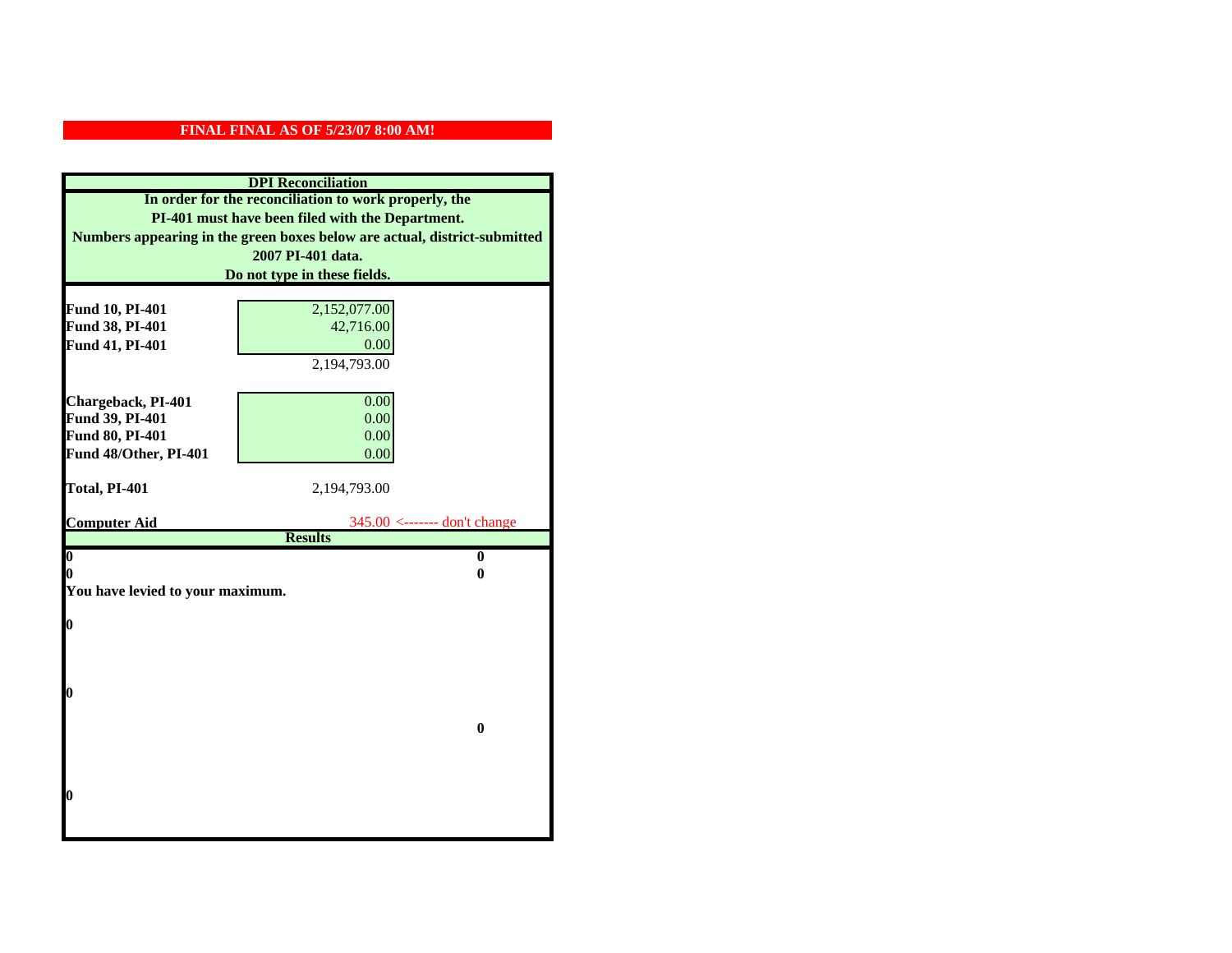**FINAL FINAL AS OF 5/23/07 8:00 AM!**

**DPI Reconciliation**

**In order for the reconciliation to work properly, the PI-401 must have been filed with the Department. Numbers appearing in the green boxes below are actual, district-submitted 2007 PI-401 data. Do not type in these fields.**

| | | |
|---|---|---|
| **Fund 10, PI-401** | 2,152,077.00 | |
| **Fund 38, PI-401** | 42,716.00 | |
| **Fund 41, PI-401** | 0.00 | |
| | 2,194,793.00 | |
| | | |
| **Chargeback, PI-401** | 0.00 | |
| **Fund 39, PI-401** | 0.00 | |
| **Fund 80, PI-401** | 0.00 | |
| **Fund 48/Other, PI-401** | 0.00 | |
| | | |
| **Total, PI-401** | 2,194,793.00 | |
| | | |
| **Computer Aid** | 345.00 | <------- don't change |

**Results**

| | |
|---|---|
| **0** | **0** |
| **0** | **0** |

**You have levied to your maximum.**

**0**

**0**

**0**

**0**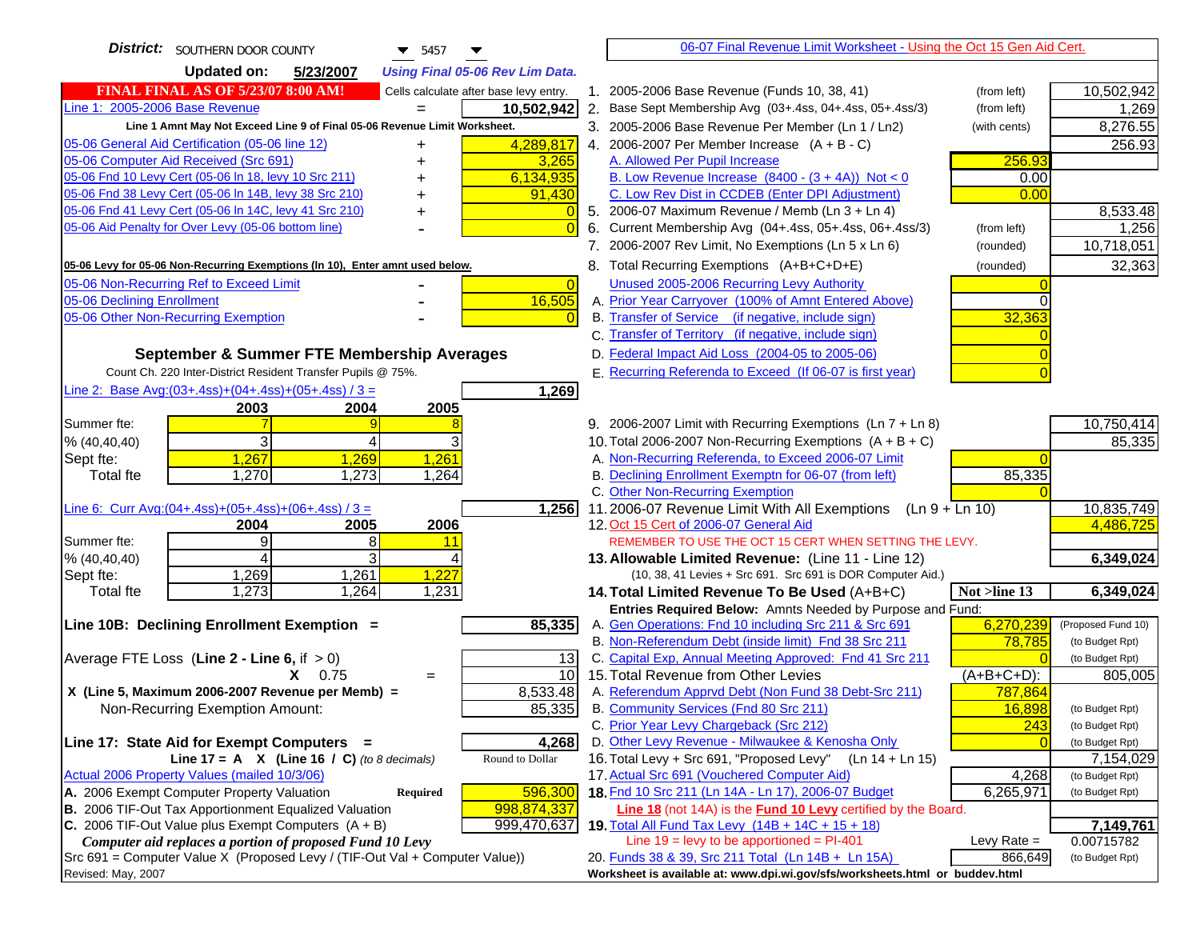**District:** SOUTHERN DOOR COUNTY 5457

**Updated on:** 5/23/2007 *Using Final 05-06 Rev Lim Data.*

**FINAL FINAL AS OF 5/23/07 8:00 AM!** Cells calculate after base levy entry.

**06-07 Final Revenue Limit Worksheet - Using the Oct 15 Gen Aid Cert.**

| Line 1: 2005-2006 Base Revenue | = | 10,502,942 |
|---|---|---|
| *Line 1 Amnt May Not Exceed Line 9 of Final 05-06 Revenue Limit Worksheet.* | | |
| 05-06 General Aid Certification (05-06 line 12) | + | 4,289,817 |
| 05-06 Computer Aid Received (Src 691) | + | 3,265 |
| 05-06 Fnd 10 Levy Cert (05-06 ln 18, levy 10 Src 211) | + | 6,134,935 |
| 05-06 Fnd 38 Levy Cert (05-06 ln 14B, levy 38 Src 210) | + | 91,430 |
| 05-06 Fnd 41 Levy Cert (05-06 ln 14C, levy 41 Src 210) | + | 0 |
| 05-06 Aid Penalty for Over Levy (05-06 bottom line) | - | 0 |

**05-06 Levy for 05-06 Non-Recurring Exemptions (ln 10), Enter amnt used below.**

| 05-06 Non-Recurring Ref to Exceed Limit | - | 0 |
|---|---|---|
| 05-06 Declining Enrollment | - | 16,505 |
| 05-06 Other Non-Recurring Exemption | - | 0 |

## September & Summer FTE Membership Averages

Count Ch. 220 Inter-District Resident Transfer Pupils @ 75%.

Line 2: Base Avg:(03+.4ss)+(04+.4ss)+(05+.4ss) / 3 = **1,269**

| | 2003 | 2004 | 2005 |
|---|---|---|---|
| Summer fte: | 7 | 9 | 8 |
| % (40,40,40) | 3 | 4 | 3 |
| Sept fte: | 1,267 | 1,269 | 1,261 |
| Total fte | 1,270 | 1,273 | 1,264 |

Line 6: Curr Avg:(04+.4ss)+(05+.4ss)+(06+.4ss) / 3 = **1,256**

| | 2004 | 2005 | 2006 |
|---|---|---|---|
| Summer fte: | 9 | 8 | 11 |
| % (40,40,40) | 4 | 3 | 4 |
| Sept fte: | 1,269 | 1,261 | 1,227 |
| Total fte | 1,273 | 1,264 | 1,231 |

**Line 10B: Declining Enrollment Exemption =** **85,335**

| Average FTE Loss (Line 2 - Line 6, if > 0) | | 13 |
|---|---|---|
| X 0.75 | = | 10 |
| X (Line 5, Maximum 2006-2007 Revenue per Memb) = | | 8,533.48 |
| Non-Recurring Exemption Amount: | | 85,335 |

**Line 17: State Aid for Exempt Computers =** **4,268**

Line 17 = A X (Line 16 / C) *(to 8 decimals)* Round to Dollar

Actual 2006 Property Values (mailed 10/3/06)

| A. 2006 Exempt Computer Property Valuation | Required | 596,300 |
|---|---|---|
| B. 2006 TIF-Out Tax Apportionment Equalized Valuation | | 998,874,337 |
| C. 2006 TIF-Out Value plus Exempt Computers (A + B) | | 999,470,637 |

*Computer aid replaces a portion of proposed Fund 10 Levy*

Src 691 = Computer Value X (Proposed Levy / (TIF-Out Val + Computer Value))

Revised: May, 2007

| | | | |
|---|---|---|---|
| 1. 2005-2006 Base Revenue (Funds 10, 38, 41) | (from left) | | 10,502,942 |
| 2. Base Sept Membership Avg (03+.4ss, 04+.4ss, 05+.4ss/3) | (from left) | | 1,269 |
| 3. 2005-2006 Base Revenue Per Member (Ln 1 / Ln2) | (with cents) | | 8,276.55 |
| 4. 2006-2007 Per Member Increase (A + B - C) | | | 256.93 |
| A. Allowed Per Pupil Increase | | 256.93 | |
| B. Low Revenue Increase (8400 - (3 + 4A)) Not < 0 | | 0.00 | |
| C. Low Rev Dist in CCDEB (Enter DPI Adjustment) | | 0.00 | |
| 5. 2006-07 Maximum Revenue / Memb (Ln 3 + Ln 4) | | | 8,533.48 |
| 6. Current Membership Avg (04+.4ss, 05+.4ss, 06+.4ss/3) | (from left) | | 1,256 |
| 7. 2006-2007 Rev Limit, No Exemptions (Ln 5 x Ln 6) | (rounded) | | 10,718,051 |
| 8. Total Recurring Exemptions (A+B+C+D+E) | (rounded) | | 32,363 |
| Unused 2005-2006 Recurring Levy Authority | | 0 | |
| A. Prior Year Carryover (100% of Amnt Entered Above) | | 0 | |
| B. Transfer of Service (if negative, include sign) | | 32,363 | |
| C. Transfer of Territory (if negative, include sign) | | 0 | |
| D. Federal Impact Aid Loss (2004-05 to 2005-06) | | 0 | |
| E. Recurring Referenda to Exceed (If 06-07 is first year) | | 0 | |
| 9. 2006-2007 Limit with Recurring Exemptions (Ln 7 + Ln 8) | | | 10,750,414 |
| 10. Total 2006-2007 Non-Recurring Exemptions (A + B + C) | | | 85,335 |
| A. Non-Recurring Referenda, to Exceed 2006-07 Limit | | 0 | |
| B. Declining Enrollment Exemptn for 06-07 (from left) | | 85,335 | |
| C. Other Non-Recurring Exemption | | 0 | |
| 11. 2006-07 Revenue Limit With All Exemptions (Ln 9 + Ln 10) | | | 10,835,749 |
| 12. Oct 15 Cert of 2006-07 General Aid | | | 4,486,725 |
| REMEMBER TO USE THE OCT 15 CERT WHEN SETTING THE LEVY. | | | |
| **13. Allowable Limited Revenue:** (Line 11 - Line 12) | | | **6,349,024** |
| (10, 38, 41 Levies + Src 691. Src 691 is DOR Computer Aid.) | | | |
| **14. Total Limited Revenue To Be Used** (A+B+C) | | Not >line 13 | **6,349,024** |
| Entries Required Below: Amnts Needed by Purpose and Fund: | | | |
| A. Gen Operations: Fnd 10 including Src 211 & Src 691 | | 6,270,239 | (Proposed Fund 10) |
| B. Non-Referendum Debt (inside limit) Fnd 38 Src 211 | | 78,785 | (to Budget Rpt) |
| C. Capital Exp, Annual Meeting Approved: Fnd 41 Src 211 | | 0 | (to Budget Rpt) |
| 15. Total Revenue from Other Levies | | (A+B+C+D): | 805,005 |
| A. Referendum Apprvd Debt (Non Fund 38 Debt-Src 211) | | 787,864 | |
| B. Community Services (Fnd 80 Src 211) | | 16,898 | (to Budget Rpt) |
| C. Prior Year Levy Chargeback (Src 212) | | 243 | (to Budget Rpt) |
| D. Other Levy Revenue - Milwaukee & Kenosha Only | | 0 | (to Budget Rpt) |
| 16. Total Levy + Src 691, "Proposed Levy" (Ln 14 + Ln 15) | | | 7,154,029 |
| 17. Actual Src 691 (Vouchered Computer Aid) | | 4,268 | (to Budget Rpt) |
| **18.** Fnd 10 Src 211 (Ln 14A - Ln 17), 2006-07 Budget | | 6,265,971 | (to Budget Rpt) |
| Line 18 (not 14A) is the **Fund 10 Levy** certified by the Board. | | | |
| **19.** Total All Fund Tax Levy (14B + 14C + 15 + 18) | | | **7,149,761** |
| Line 19 = levy to be apportioned = PI-401 | | Levy Rate = | 0.00715782 |
| 20. Funds 38 & 39, Src 211 Total (Ln 14B + Ln 15A) | | 866,649 | (to Budget Rpt) |

Worksheet is available at: www.dpi.wi.gov/sfs/worksheets.html or buddev.html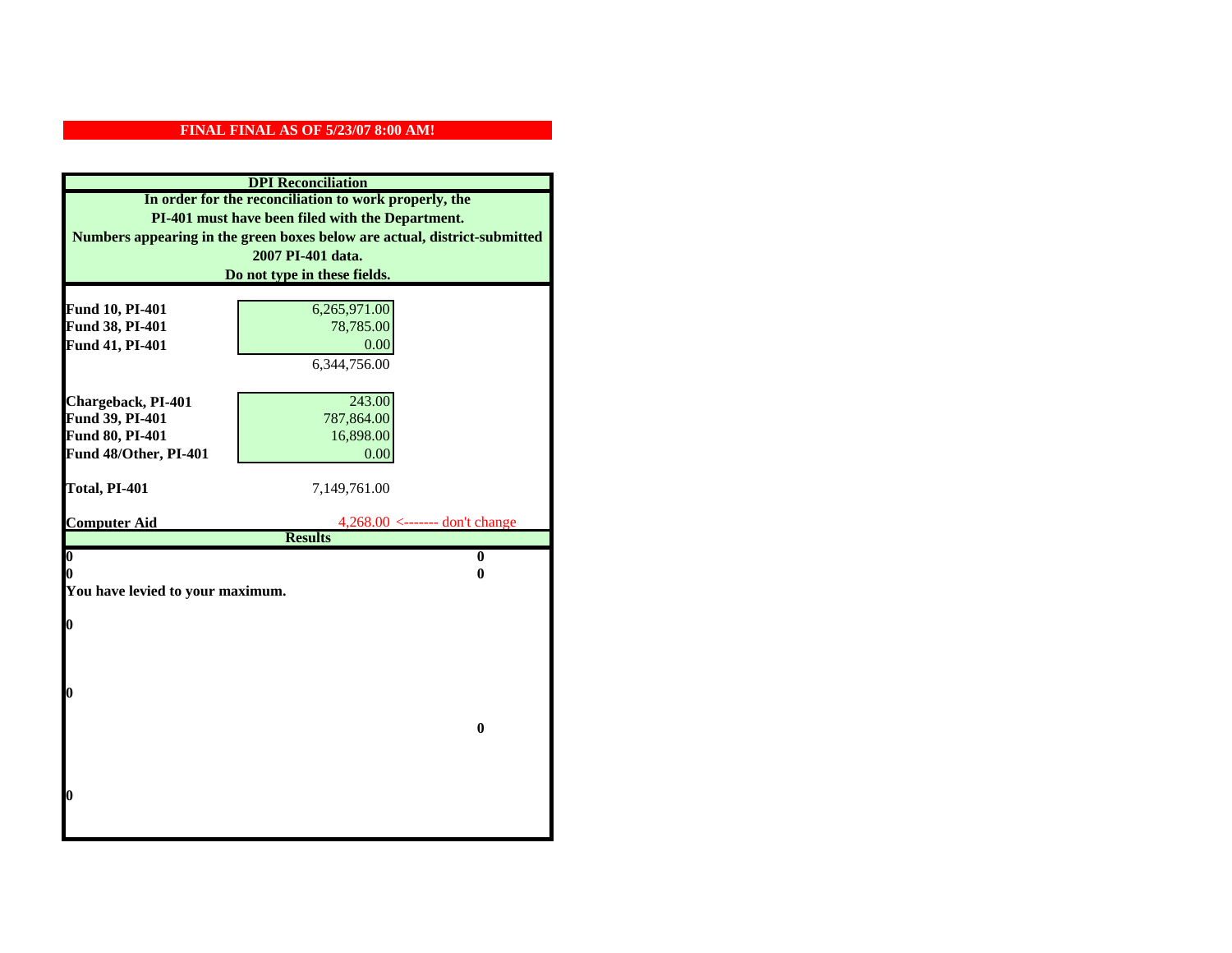**FINAL FINAL AS OF 5/23/07 8:00 AM!**

## DPI Reconciliation

**In order for the reconciliation to work properly, the PI-401 must have been filed with the Department. Numbers appearing in the green boxes below are actual, district-submitted 2007 PI-401 data. Do not type in these fields.**

| | | |
|---|---|---|
| **Fund 10, PI-401** | 6,265,971.00 | |
| **Fund 38, PI-401** | 78,785.00 | |
| **Fund 41, PI-401** | 0.00 | |
| | 6,344,756.00 | |
| **Chargeback, PI-401** | 243.00 | |
| **Fund 39, PI-401** | 787,864.00 | |
| **Fund 80, PI-401** | 16,898.00 | |
| **Fund 48/Other, PI-401** | 0.00 | |
| **Total, PI-401** | 7,149,761.00 | |
| **Computer Aid** | 4,268.00 | <------- don't change |

### Results

| | |
|---|---|
| **0** | **0** |
| **0** | **0** |

**You have levied to your maximum.**

**0**

**0**

**0**

**0**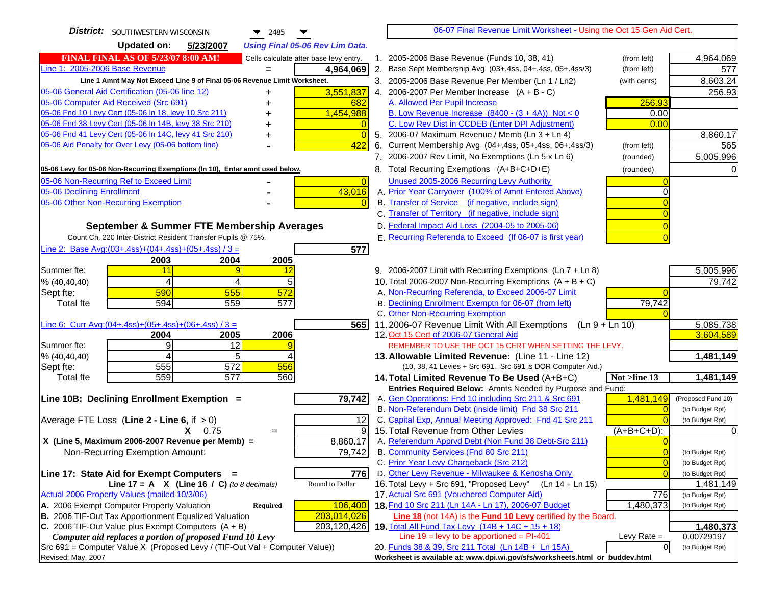**District:** SOUTHWESTERN WISCONSIN 2485

**Updated on:** 5/23/2007 *Using Final 05-06 Rev Lim Data.*

06-07 Final Revenue Limit Worksheet - Using the Oct 15 Gen Aid Cert.

**FINAL FINAL AS OF 5/23/07 8:00 AM!** Cells calculate after base levy entry.

| | | |
|---|---|---|
| Line 1: 2005-2006 Base Revenue | = | 4,964,069 |

Line 1 Amnt May Not Exceed Line 9 of Final 05-06 Revenue Limit Worksheet.

| | | |
|---|---|---|
| 05-06 General Aid Certification (05-06 line 12) | + | 3,551,837 |
| 05-06 Computer Aid Received (Src 691) | + | 682 |
| 05-06 Fnd 10 Levy Cert (05-06 ln 18, levy 10 Src 211) | + | 1,454,988 |
| 05-06 Fnd 38 Levy Cert (05-06 ln 14B, levy 38 Src 210) | + | 0 |
| 05-06 Fnd 41 Levy Cert (05-06 ln 14C, levy 41 Src 210) | + | 0 |
| 05-06 Aid Penalty for Over Levy (05-06 bottom line) | - | 422 |

05-06 Levy for 05-06 Non-Recurring Exemptions (ln 10), Enter amnt used below.

| | | |
|---|---|---|
| 05-06 Non-Recurring Ref to Exceed Limit | - | 0 |
| 05-06 Declining Enrollment | - | 43,016 |
| 05-06 Other Non-Recurring Exemption | - | 0 |

**September & Summer FTE Membership Averages**

Count Ch. 220 Inter-District Resident Transfer Pupils @ 75%.

Line 2: Base Avg:(03+.4ss)+(04+.4ss)+(05+.4ss) / 3 = **577**

| | 2003 | 2004 | 2005 |
|---|---|---|---|
| Summer fte: | 11 | 9 | 12 |
| % (40,40,40) | 4 | 4 | 5 |
| Sept fte: | 590 | 555 | 572 |
| Total fte | 594 | 559 | 577 |

Line 6: Curr Avg:(04+.4ss)+(05+.4ss)+(06+.4ss) / 3 = **565**

| | 2004 | 2005 | 2006 |
|---|---|---|---|
| Summer fte: | 9 | 12 | 9 |
| % (40,40,40) | 4 | 5 | 4 |
| Sept fte: | 555 | 572 | 556 |
| Total fte | 559 | 577 | 560 |

| | | |
|---|---|---|
| **Line 10B: Declining Enrollment Exemption =** | | **79,742** |
| Average FTE Loss (Line 2 - Line 6, if > 0) | | 12 |
| X 0.75 | = | 9 |
| X (Line 5, Maximum 2006-2007 Revenue per Memb) = | | 8,860.17 |
| Non-Recurring Exemption Amount: | | 79,742 |
| **Line 17: State Aid for Exempt Computers =** | | **776** |
| Line 17 = A X (Line 16 / C) *(to 8 decimals)* | | Round to Dollar |
| Actual 2006 Property Values (mailed 10/3/06) | | |
| A. 2006 Exempt Computer Property Valuation | Required | 106,400 |
| B. 2006 TIF-Out Tax Apportionment Equalized Valuation | | 203,014,026 |
| C. 2006 TIF-Out Value plus Exempt Computers (A + B) | | 203,120,426 |

*Computer aid replaces a portion of proposed Fund 10 Levy*

Src 691 = Computer Value X (Proposed Levy / (TIF-Out Val + Computer Value))

Revised: May, 2007

| | | | |
|---|---|---|---|
| 1. 2005-2006 Base Revenue (Funds 10, 38, 41) | (from left) | | 4,964,069 |
| 2. Base Sept Membership Avg (03+.4ss, 04+.4ss, 05+.4ss/3) | (from left) | | 577 |
| 3. 2005-2006 Base Revenue Per Member (Ln 1 / Ln2) | (with cents) | | 8,603.24 |
| 4. 2006-2007 Per Member Increase (A + B - C) | | | 256.93 |
| A. Allowed Per Pupil Increase | | 256.93 | |
| B. Low Revenue Increase (8400 - (3 + 4A)) Not < 0 | | 0.00 | |
| C. Low Rev Dist in CCDEB (Enter DPI Adjustment) | | 0.00 | |
| 5. 2006-07 Maximum Revenue / Memb (Ln 3 + Ln 4) | | | 8,860.17 |
| 6. Current Membership Avg (04+.4ss, 05+.4ss, 06+.4ss/3) | (from left) | | 565 |
| 7. 2006-2007 Rev Limit, No Exemptions (Ln 5 x Ln 6) | (rounded) | | 5,005,996 |
| 8. Total Recurring Exemptions (A+B+C+D+E) | (rounded) | | 0 |
| Unused 2005-2006 Recurring Levy Authority | | 0 | |
| A. Prior Year Carryover (100% of Amnt Entered Above) | | 0 | |
| B. Transfer of Service (if negative, include sign) | | 0 | |
| C. Transfer of Territory (if negative, include sign) | | 0 | |
| D. Federal Impact Aid Loss (2004-05 to 2005-06) | | 0 | |
| E. Recurring Referenda to Exceed (If 06-07 is first year) | | 0 | |
| 9. 2006-2007 Limit with Recurring Exemptions (Ln 7 + Ln 8) | | | 5,005,996 |
| 10. Total 2006-2007 Non-Recurring Exemptions (A + B + C) | | | 79,742 |
| A. Non-Recurring Referenda, to Exceed 2006-07 Limit | | 0 | |
| B. Declining Enrollment Exemptn for 06-07 (from left) | | 79,742 | |
| C. Other Non-Recurring Exemption | | 0 | |
| 11. 2006-07 Revenue Limit With All Exemptions (Ln 9 + Ln 10) | | | 5,085,738 |
| 12. Oct 15 Cert of 2006-07 General Aid | | | 3,604,589 |
| REMEMBER TO USE THE OCT 15 CERT WHEN SETTING THE LEVY. | | | |
| **13. Allowable Limited Revenue:** (Line 11 - Line 12) | | | **1,481,149** |
| (10, 38, 41 Levies + Src 691. Src 691 is DOR Computer Aid.) | | | |
| **14. Total Limited Revenue To Be Used** (A+B+C) | | Not >line 13 | **1,481,149** |
| Entries Required Below: Amnts Needed by Purpose and Fund: | | | |
| A. Gen Operations: Fnd 10 including Src 211 & Src 691 | | 1,481,149 | (Proposed Fund 10) |
| B. Non-Referendum Debt (inside limit) Fnd 38 Src 211 | | 0 | (to Budget Rpt) |
| C. Capital Exp, Annual Meeting Approved: Fnd 41 Src 211 | | 0 | (to Budget Rpt) |
| 15. Total Revenue from Other Levies | | (A+B+C+D): | 0 |
| A. Referendum Apprvd Debt (Non Fund 38 Debt-Src 211) | | 0 | |
| B. Community Services (Fnd 80 Src 211) | | 0 | (to Budget Rpt) |
| C. Prior Year Levy Chargeback (Src 212) | | 0 | (to Budget Rpt) |
| D. Other Levy Revenue - Milwaukee & Kenosha Only | | 0 | (to Budget Rpt) |
| 16. Total Levy + Src 691, "Proposed Levy" (Ln 14 + Ln 15) | | | 1,481,149 |
| 17. Actual Src 691 (Vouchered Computer Aid) | | 776 | (to Budget Rpt) |
| 18. Fnd 10 Src 211 (Ln 14A - Ln 17), 2006-07 Budget | | 1,480,373 | (to Budget Rpt) |
| Line 18 (not 14A) is the Fund 10 Levy certified by the Board. | | | |
| **19. Total All Fund Tax Levy (14B + 14C + 15 + 18)** | | | **1,480,373** |
| Line 19 = levy to be apportioned = PI-401 | | Levy Rate = | 0.00729197 |
| 20. Funds 38 & 39, Src 211 Total (Ln 14B + Ln 15A) | | 0 | (to Budget Rpt) |

Worksheet is available at: www.dpi.wi.gov/sfs/worksheets.html or buddev.html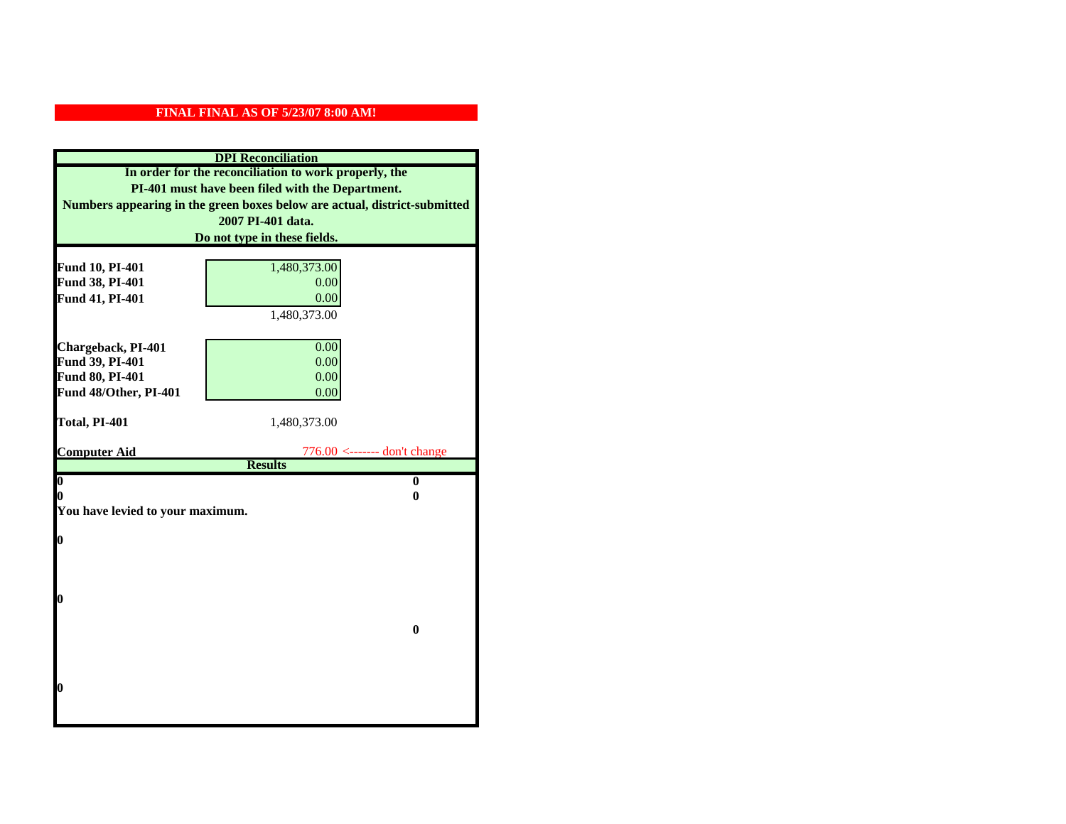**FINAL FINAL AS OF 5/23/07 8:00 AM!**

## DPI Reconciliation

**In order for the reconciliation to work properly, the PI-401 must have been filed with the Department. Numbers appearing in the green boxes below are actual, district-submitted 2007 PI-401 data. Do not type in these fields.**

| | | |
|---|---|---|
| **Fund 10, PI-401** | 1,480,373.00 | |
| **Fund 38, PI-401** | 0.00 | |
| **Fund 41, PI-401** | 0.00 | |
| | 1,480,373.00 | |
| **Chargeback, PI-401** | 0.00 | |
| **Fund 39, PI-401** | 0.00 | |
| **Fund 80, PI-401** | 0.00 | |
| **Fund 48/Other, PI-401** | 0.00 | |
| **Total, PI-401** | 1,480,373.00 | |
| **Computer Aid** | 776.00 | <------- don't change |

### Results

| | |
|---|---|
| **0** | **0** |
| **0** | **0** |

**You have levied to your maximum.**

**0**

**0**

**0**

**0**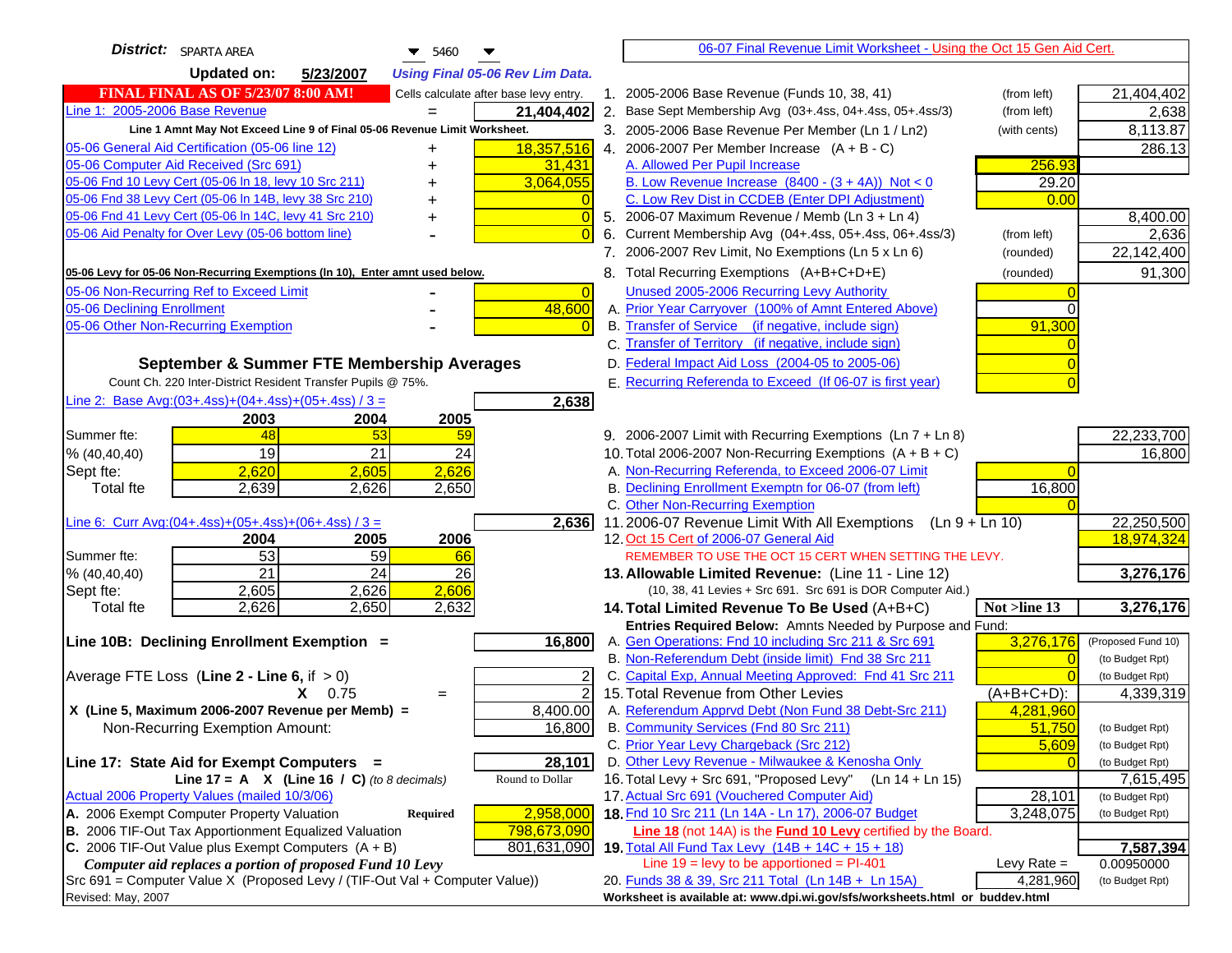**District:** SPARTA AREA 5460

**Updated on:** 5/23/2007 *Using Final 05-06 Rev Lim Data.*

**FINAL FINAL AS OF 5/23/07 8:00 AM!** Cells calculate after base levy entry.

| | | |
|---|---|---|
| Line 1: 2005-2006 Base Revenue | = | 21,404,402 |

**Line 1 Amnt May Not Exceed Line 9 of Final 05-06 Revenue Limit Worksheet.**

| | | |
|---|---|---|
| 05-06 General Aid Certification (05-06 line 12) | + | 18,357,516 |
| 05-06 Computer Aid Received (Src 691) | + | 31,431 |
| 05-06 Fnd 10 Levy Cert (05-06 ln 18, levy 10 Src 211) | + | 3,064,055 |
| 05-06 Fnd 38 Levy Cert (05-06 ln 14B, levy 38 Src 210) | + | 0 |
| 05-06 Fnd 41 Levy Cert (05-06 ln 14C, levy 41 Src 210) | + | 0 |
| 05-06 Aid Penalty for Over Levy (05-06 bottom line) | - | 0 |

**05-06 Levy for 05-06 Non-Recurring Exemptions (ln 10), Enter amnt used below.**

| | | |
|---|---|---|
| 05-06 Non-Recurring Ref to Exceed Limit | - | 0 |
| 05-06 Declining Enrollment | - | 48,600 |
| 05-06 Other Non-Recurring Exemption | - | 0 |

## September & Summer FTE Membership Averages

Count Ch. 220 Inter-District Resident Transfer Pupils @ 75%.

Line 2: Base Avg:(03+.4ss)+(04+.4ss)+(05+.4ss) / 3 = **2,638**

| | 2003 | 2004 | 2005 |
|---|---|---|---|
| Summer fte: | 48 | 53 | 59 |
| % (40,40,40) | 19 | 21 | 24 |
| Sept fte: | 2,620 | 2,605 | 2,626 |
| Total fte | 2,639 | 2,626 | 2,650 |

Line 6: Curr Avg:(04+.4ss)+(05+.4ss)+(06+.4ss) / 3 = **2,636**

| | 2004 | 2005 | 2006 |
|---|---|---|---|
| Summer fte: | 53 | 59 | 66 |
| % (40,40,40) | 21 | 24 | 26 |
| Sept fte: | 2,605 | 2,626 | 2,606 |
| Total fte | 2,626 | 2,650 | 2,632 |

**Line 10B: Declining Enrollment Exemption =** **16,800**

| | | |
|---|---|---|
| Average FTE Loss (Line 2 - Line 6, if > 0) | | 2 |
| X 0.75 | = | 2 |
| X (Line 5, Maximum 2006-2007 Revenue per Memb) = | | 8,400.00 |
| Non-Recurring Exemption Amount: | | 16,800 |

**Line 17: State Aid for Exempt Computers =** **28,101**

Line 17 = A X (Line 16 / C) *(to 8 decimals)* Round to Dollar

| | | |
|---|---|---|
| Actual 2006 Property Values (mailed 10/3/06) | | |
| A. 2006 Exempt Computer Property Valuation | Required | 2,958,000 |
| B. 2006 TIF-Out Tax Apportionment Equalized Valuation | | 798,673,090 |
| C. 2006 TIF-Out Value plus Exempt Computers (A + B) | | 801,631,090 |

*Computer aid replaces a portion of proposed Fund 10 Levy*

Src 691 = Computer Value X (Proposed Levy / (TIF-Out Val + Computer Value))

Revised: May, 2007

## 06-07 Final Revenue Limit Worksheet - Using the Oct 15 Gen Aid Cert.

| | | | |
|---|---|---|---|
| 1. 2005-2006 Base Revenue (Funds 10, 38, 41) | (from left) | | 21,404,402 |
| 2. Base Sept Membership Avg (03+.4ss, 04+.4ss, 05+.4ss/3) | (from left) | | 2,638 |
| 3. 2005-2006 Base Revenue Per Member (Ln 1 / Ln2) | (with cents) | | 8,113.87 |
| 4. 2006-2007 Per Member Increase (A + B - C) | | | 286.13 |
| A. Allowed Per Pupil Increase | | 256.93 | |
| B. Low Revenue Increase (8400 - (3 + 4A)) Not < 0 | | 29.20 | |
| C. Low Rev Dist in CCDEB (Enter DPI Adjustment) | | 0.00 | |
| 5. 2006-07 Maximum Revenue / Memb (Ln 3 + Ln 4) | | | 8,400.00 |
| 6. Current Membership Avg (04+.4ss, 05+.4ss, 06+.4ss/3) | (from left) | | 2,636 |
| 7. 2006-2007 Rev Limit, No Exemptions (Ln 5 x Ln 6) | (rounded) | | 22,142,400 |
| 8. Total Recurring Exemptions (A+B+C+D+E) | (rounded) | | 91,300 |
| Unused 2005-2006 Recurring Levy Authority | | 0 | |
| A. Prior Year Carryover (100% of Amnt Entered Above) | | 0 | |
| B. Transfer of Service (if negative, include sign) | | 91,300 | |
| C. Transfer of Territory (if negative, include sign) | | 0 | |
| D. Federal Impact Aid Loss (2004-05 to 2005-06) | | 0 | |
| E. Recurring Referenda to Exceed (If 06-07 is first year) | | 0 | |
| 9. 2006-2007 Limit with Recurring Exemptions (Ln 7 + Ln 8) | | | 22,233,700 |
| 10. Total 2006-2007 Non-Recurring Exemptions (A + B + C) | | | 16,800 |
| A. Non-Recurring Referenda, to Exceed 2006-07 Limit | | 0 | |
| B. Declining Enrollment Exemptn for 06-07 (from left) | | 16,800 | |
| C. Other Non-Recurring Exemption | | 0 | |
| 11. 2006-07 Revenue Limit With All Exemptions (Ln 9 + Ln 10) | | | 22,250,500 |
| 12. Oct 15 Cert of 2006-07 General Aid | | | 18,974,324 |
| REMEMBER TO USE THE OCT 15 CERT WHEN SETTING THE LEVY. | | | |
| **13. Allowable Limited Revenue:** (Line 11 - Line 12) | | | **3,276,176** |
| (10, 38, 41 Levies + Src 691. Src 691 is DOR Computer Aid.) | | | |
| **14. Total Limited Revenue To Be Used** (A+B+C) | | **Not >line 13** | **3,276,176** |
| Entries Required Below: Amnts Needed by Purpose and Fund: | | | |
| A. Gen Operations: Fnd 10 including Src 211 & Src 691 | | 3,276,176 | (Proposed Fund 10) |
| B. Non-Referendum Debt (inside limit) Fnd 38 Src 211 | | 0 | (to Budget Rpt) |
| C. Capital Exp, Annual Meeting Approved: Fnd 41 Src 211 | | 0 | (to Budget Rpt) |
| 15. Total Revenue from Other Levies | | (A+B+C+D): | 4,339,319 |
| A. Referendum Apprvd Debt (Non Fund 38 Debt-Src 211) | | 4,281,960 | |
| B. Community Services (Fnd 80 Src 211) | | 51,750 | (to Budget Rpt) |
| C. Prior Year Levy Chargeback (Src 212) | | 5,609 | (to Budget Rpt) |
| D. Other Levy Revenue - Milwaukee & Kenosha Only | | 0 | (to Budget Rpt) |
| 16. Total Levy + Src 691, "Proposed Levy" (Ln 14 + Ln 15) | | | 7,615,495 |
| 17. Actual Src 691 (Vouchered Computer Aid) | | 28,101 | (to Budget Rpt) |
| **18.** Fnd 10 Src 211 (Ln 14A - Ln 17), 2006-07 Budget | | 3,248,075 | (to Budget Rpt) |
| **Line 18** (not 14A) is the **Fund 10 Levy** certified by the Board. | | | |
| **19.** Total All Fund Tax Levy (14B + 14C + 15 + 18) | | | **7,587,394** |
| Line 19 = levy to be apportioned = PI-401 | | Levy Rate = | 0.00950000 |
| 20. Funds 38 & 39, Src 211 Total (Ln 14B + Ln 15A) | | 4,281,960 | (to Budget Rpt) |

Worksheet is available at: www.dpi.wi.gov/sfs/worksheets.html or buddev.html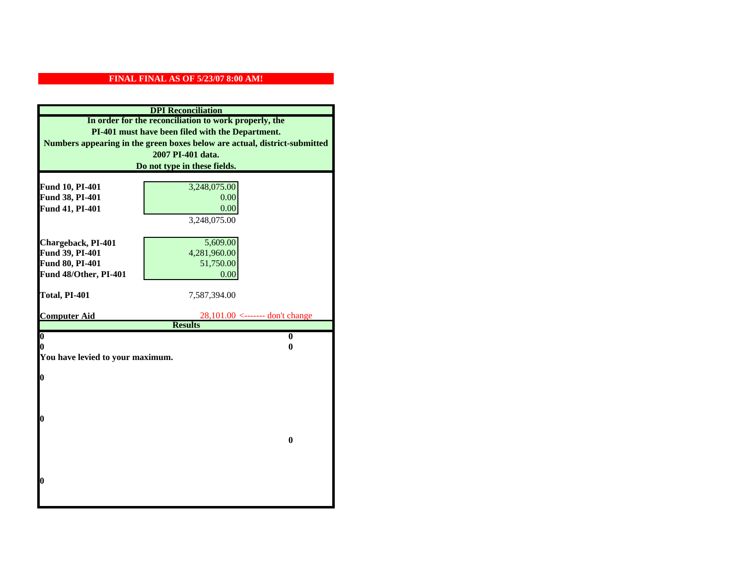**FINAL FINAL AS OF 5/23/07 8:00 AM!**

**DPI Reconciliation**

**In order for the reconciliation to work properly, the PI-401 must have been filed with the Department. Numbers appearing in the green boxes below are actual, district-submitted 2007 PI-401 data. Do not type in these fields.**

| | | |
|---|---|---|
| **Fund 10, PI-401** | 3,248,075.00 | |
| **Fund 38, PI-401** | 0.00 | |
| **Fund 41, PI-401** | 0.00 | |
| | 3,248,075.00 | |
| **Chargeback, PI-401** | 5,609.00 | |
| **Fund 39, PI-401** | 4,281,960.00 | |
| **Fund 80, PI-401** | 51,750.00 | |
| **Fund 48/Other, PI-401** | 0.00 | |
| **Total, PI-401** | 7,587,394.00 | |
| **Computer Aid** | 28,101.00 | <------- don't change |

**Results**

| | |
|---|---|
| **0** | **0** |
| **0** | **0** |

**You have levied to your maximum.**

**0**

**0**

**0**

**0**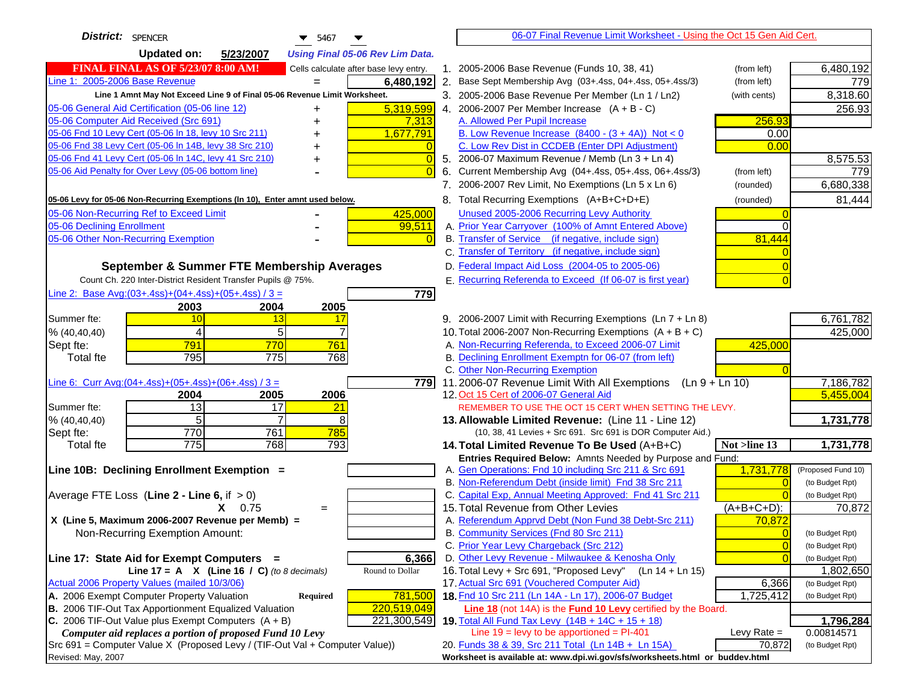**District:** SPENCER 5467

**Updated on:** 5/23/2007 *Using Final 05-06 Rev Lim Data.*

[06-07 Final Revenue Limit Worksheet - Using the Oct 15 Gen Aid Cert.]

**FINAL FINAL AS OF 5/23/07 8:00 AM!** Cells calculate after base levy entry.

| | | |
|---|---|---|
| Line 1: 2005-2006 Base Revenue | = | 6,480,192 |

Line 1 Amnt May Not Exceed Line 9 of Final 05-06 Revenue Limit Worksheet.

| | | |
|---|---|---|
| 05-06 General Aid Certification (05-06 line 12) | + | 5,319,599 |
| 05-06 Computer Aid Received (Src 691) | + | 7,313 |
| 05-06 Fnd 10 Levy Cert (05-06 ln 18, levy 10 Src 211) | + | 1,677,791 |
| 05-06 Fnd 38 Levy Cert (05-06 ln 14B, levy 38 Src 210) | + | 0 |
| 05-06 Fnd 41 Levy Cert (05-06 ln 14C, levy 41 Src 210) | + | 0 |
| 05-06 Aid Penalty for Over Levy (05-06 bottom line) | - | 0 |

**05-06 Levy for 05-06 Non-Recurring Exemptions (ln 10), Enter amnt used below.**

| | | |
|---|---|---|
| 05-06 Non-Recurring Ref to Exceed Limit | - | 425,000 |
| 05-06 Declining Enrollment | - | 99,511 |
| 05-06 Other Non-Recurring Exemption | - | 0 |

## September & Summer FTE Membership Averages

Count Ch. 220 Inter-District Resident Transfer Pupils @ 75%.

Line 2: Base Avg:(03+.4ss)+(04+.4ss)+(05+.4ss) / 3 = **779**

| | 2003 | 2004 | 2005 |
|---|---|---|---|
| Summer fte: | 10 | 13 | 17 |
| % (40,40,40) | 4 | 5 | 7 |
| Sept fte: | 791 | 770 | 761 |
| Total fte | 795 | 775 | 768 |

Line 6: Curr Avg:(04+.4ss)+(05+.4ss)+(06+.4ss) / 3 = **779**

| | 2004 | 2005 | 2006 |
|---|---|---|---|
| Summer fte: | 13 | 17 | 21 |
| % (40,40,40) | 5 | 7 | 8 |
| Sept fte: | 770 | 761 | 785 |
| Total fte | 775 | 768 | 793 |

**Line 10B: Declining Enrollment Exemption =**

Average FTE Loss (**Line 2 - Line 6**, if > 0)

X 0.75 =

X (Line 5, Maximum 2006-2007 Revenue per Memb) =

Non-Recurring Exemption Amount:

**Line 17: State Aid for Exempt Computers =** **6,366**

Line 17 = A X (Line 16 / C) *(to 8 decimals)* Round to Dollar

Actual 2006 Property Values (mailed 10/3/06)

| | | |
|---|---|---|
| A. 2006 Exempt Computer Property Valuation | **Required** | 781,500 |
| B. 2006 TIF-Out Tax Apportionment Equalized Valuation | | 220,519,049 |
| C. 2006 TIF-Out Value plus Exempt Computers (A + B) | | 221,300,549 |

*Computer aid replaces a portion of proposed Fund 10 Levy*

Src 691 = Computer Value X (Proposed Levy / (TIF-Out Val + Computer Value))

Revised: May, 2007

| Line | Description | | | Amount |
|---|---|---|---|---|
| 1. | 2005-2006 Base Revenue (Funds 10, 38, 41) | (from left) | | 6,480,192 |
| 2. | Base Sept Membership Avg (03+.4ss, 04+.4ss, 05+.4ss/3) | (from left) | | 779 |
| 3. | 2005-2006 Base Revenue Per Member (Ln 1 / Ln2) | (with cents) | | 8,318.60 |
| 4. | 2006-2007 Per Member Increase (A + B - C) | | | 256.93 |
| | A. Allowed Per Pupil Increase | | 256.93 | |
| | B. Low Revenue Increase (8400 - (3 + 4A)) Not < 0 | | 0.00 | |
| | C. Low Rev Dist in CCDEB (Enter DPI Adjustment) | | 0.00 | |
| 5. | 2006-07 Maximum Revenue / Memb (Ln 3 + Ln 4) | | | 8,575.53 |
| 6. | Current Membership Avg (04+.4ss, 05+.4ss, 06+.4ss/3) | (from left) | | 779 |
| 7. | 2006-2007 Rev Limit, No Exemptions (Ln 5 x Ln 6) | (rounded) | | 6,680,338 |
| 8. | Total Recurring Exemptions (A+B+C+D+E) | (rounded) | | 81,444 |
| | Unused 2005-2006 Recurring Levy Authority | | 0 | |
| | A. Prior Year Carryover (100% of Amnt Entered Above) | | 0 | |
| | B. Transfer of Service (if negative, include sign) | | 81,444 | |
| | C. Transfer of Territory (if negative, include sign) | | 0 | |
| | D. Federal Impact Aid Loss (2004-05 to 2005-06) | | 0 | |
| | E. Recurring Referenda to Exceed (If 06-07 is first year) | | 0 | |
| 9. | 2006-2007 Limit with Recurring Exemptions (Ln 7 + Ln 8) | | | 6,761,782 |
| 10. | Total 2006-2007 Non-Recurring Exemptions (A + B + C) | | | 425,000 |
| | A. Non-Recurring Referenda, to Exceed 2006-07 Limit | | 425,000 | |
| | B. Declining Enrollment Exemptn for 06-07 (from left) | | | |
| | C. Other Non-Recurring Exemption | | 0 | |
| 11. | 2006-07 Revenue Limit With All Exemptions (Ln 9 + Ln 10) | | | 7,186,782 |
| 12. | Oct 15 Cert of 2006-07 General Aid | | | 5,455,004 |
| | REMEMBER TO USE THE OCT 15 CERT WHEN SETTING THE LEVY. | | | |
| **13.** | **Allowable Limited Revenue:** (Line 11 - Line 12) (10, 38, 41 Levies + Src 691. Src 691 is DOR Computer Aid.) | | | **1,731,778** |
| **14.** | **Total Limited Revenue To Be Used** (A+B+C) | | Not >line 13 | **1,731,778** |
| | Entries Required Below: Amnts Needed by Purpose and Fund: | | | |
| | A. Gen Operations: Fnd 10 including Src 211 & Src 691 | | 1,731,778 | (Proposed Fund 10) |
| | B. Non-Referendum Debt (inside limit) Fnd 38 Src 211 | | 0 | (to Budget Rpt) |
| | C. Capital Exp, Annual Meeting Approved: Fnd 41 Src 211 | | 0 | (to Budget Rpt) |
| 15. | Total Revenue from Other Levies | | (A+B+C+D): | 70,872 |
| | A. Referendum Apprvd Debt (Non Fund 38 Debt-Src 211) | | 70,872 | |
| | B. Community Services (Fnd 80 Src 211) | | 0 | (to Budget Rpt) |
| | C. Prior Year Levy Chargeback (Src 212) | | 0 | (to Budget Rpt) |
| | D. Other Levy Revenue - Milwaukee & Kenosha Only | | 0 | (to Budget Rpt) |
| 16. | Total Levy + Src 691, "Proposed Levy" (Ln 14 + Ln 15) | | | 1,802,650 |
| 17. | Actual Src 691 (Vouchered Computer Aid) | | 6,366 | (to Budget Rpt) |
| **18.** | Fnd 10 Src 211 (Ln 14A - Ln 17), 2006-07 Budget | | 1,725,412 | (to Budget Rpt) |
| | **Line 18** (not 14A) is the **Fund 10 Levy** certified by the Board. | | | |
| **19.** | Total All Fund Tax Levy (14B + 14C + 15 + 18) | | | **1,796,284** |
| | Line 19 = levy to be apportioned = PI-401 | | Levy Rate = | 0.00814571 |
| 20. | Funds 38 & 39, Src 211 Total (Ln 14B + Ln 15A) | | 70,872 | (to Budget Rpt) |

Worksheet is available at: www.dpi.wi.gov/sfs/worksheets.html or buddev.html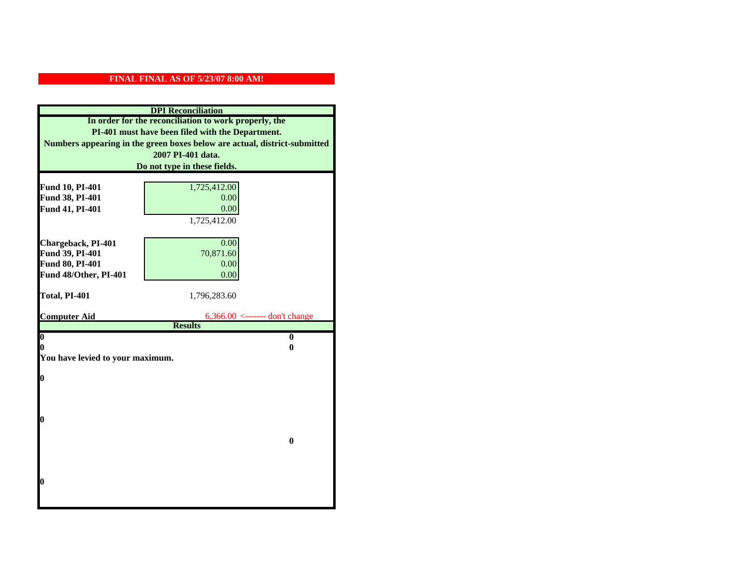**FINAL FINAL AS OF 5/23/07 8:00 AM!**

**DPI Reconciliation**

**In order for the reconciliation to work properly, the PI-401 must have been filed with the Department. Numbers appearing in the green boxes below are actual, district-submitted 2007 PI-401 data. Do not type in these fields.**

| | | |
|---|---|---|
| **Fund 10, PI-401** | 1,725,412.00 | |
| **Fund 38, PI-401** | 0.00 | |
| **Fund 41, PI-401** | 0.00 | |
| | 1,725,412.00 | |
| **Chargeback, PI-401** | 0.00 | |
| **Fund 39, PI-401** | 70,871.60 | |
| **Fund 80, PI-401** | 0.00 | |
| **Fund 48/Other, PI-401** | 0.00 | |
| **Total, PI-401** | 1,796,283.60 | |
| **Computer Aid** | 6,366.00 | <------- don't change |

**Results**

| | |
|---|---|
| **0** | **0** |
| **0** | **0** |

**You have levied to your maximum.**

**0**

**0**

**0**

**0**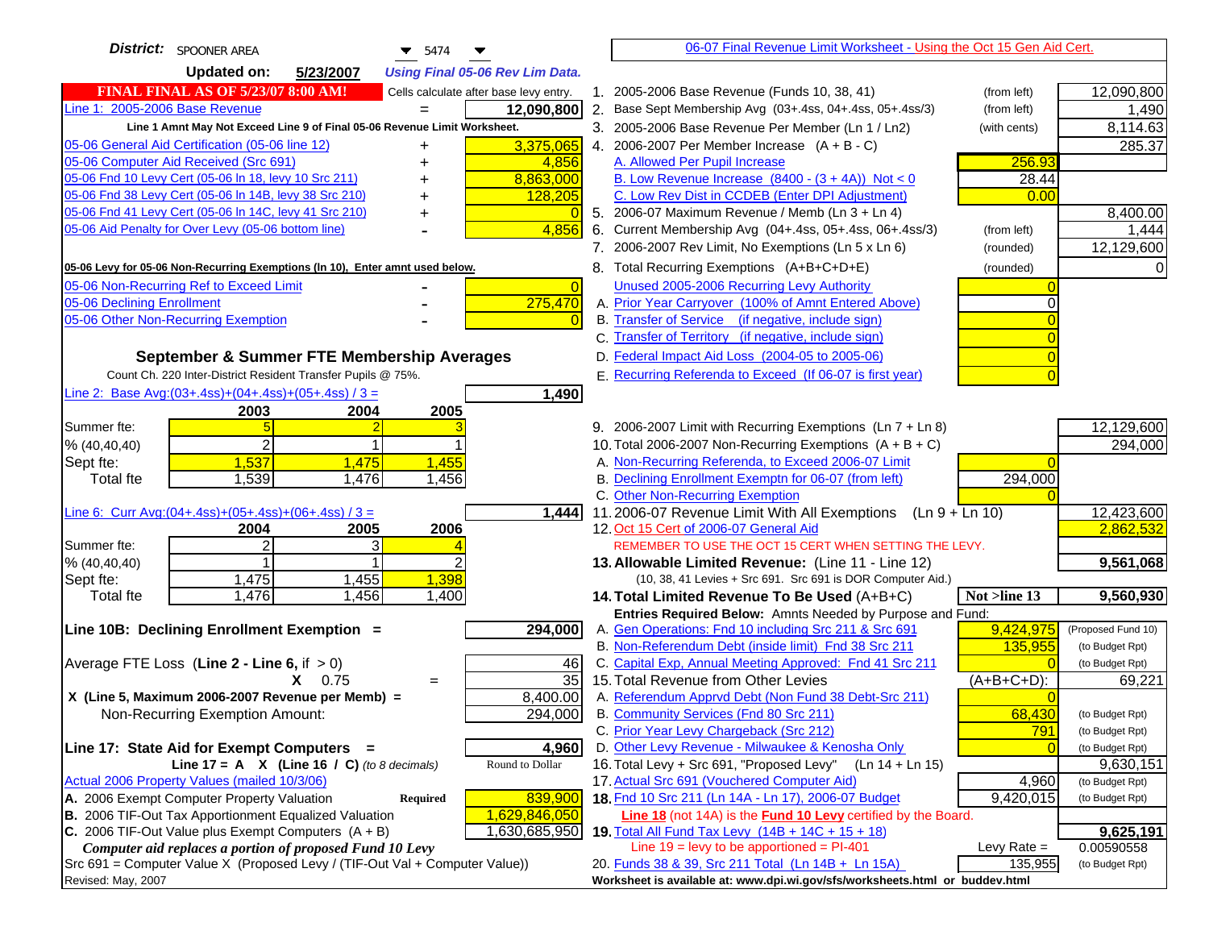**District:** SPOONER AREA 5474

**Updated on:** 5/23/2007 *Using Final 05-06 Rev Lim Data.*

**FINAL FINAL AS OF 5/23/07 8:00 AM!** Cells calculate after base levy entry.

| | | |
|---|---|---|
| Line 1: 2005-2006 Base Revenue | = | 12,090,800 |

**Line 1 Amnt May Not Exceed Line 9 of Final 05-06 Revenue Limit Worksheet.**

| | | |
|---|---|---|
| 05-06 General Aid Certification (05-06 line 12) | + | 3,375,065 |
| 05-06 Computer Aid Received (Src 691) | + | 4,856 |
| 05-06 Fnd 10 Levy Cert (05-06 ln 18, levy 10 Src 211) | + | 8,863,000 |
| 05-06 Fnd 38 Levy Cert (05-06 ln 14B, levy 38 Src 210) | + | 128,205 |
| 05-06 Fnd 41 Levy Cert (05-06 ln 14C, levy 41 Src 210) | + | 0 |
| 05-06 Aid Penalty for Over Levy (05-06 bottom line) | - | 4,856 |

**05-06 Levy for 05-06 Non-Recurring Exemptions (ln 10), Enter amnt used below.**

| | | |
|---|---|---|
| 05-06 Non-Recurring Ref to Exceed Limit | - | 0 |
| 05-06 Declining Enrollment | - | 275,470 |
| 05-06 Other Non-Recurring Exemption | - | 0 |

## September & Summer FTE Membership Averages

Count Ch. 220 Inter-District Resident Transfer Pupils @ 75%.

Line 2: Base Avg:(03+.4ss)+(04+.4ss)+(05+.4ss) / 3 = **1,490**

| | 2003 | 2004 | 2005 |
|---|---|---|---|
| Summer fte: | 5 | 2 | 3 |
| % (40,40,40) | 2 | 1 | 1 |
| Sept fte: | 1,537 | 1,475 | 1,455 |
| Total fte | 1,539 | 1,476 | 1,456 |

Line 6: Curr Avg:(04+.4ss)+(05+.4ss)+(06+.4ss) / 3 = **1,444**

| | 2004 | 2005 | 2006 |
|---|---|---|---|
| Summer fte: | 2 | 3 | 4 |
| % (40,40,40) | 1 | 1 | 2 |
| Sept fte: | 1,475 | 1,455 | 1,398 |
| Total fte | 1,476 | 1,456 | 1,400 |

**Line 10B: Declining Enrollment Exemption =** **294,000**

| | | |
|---|---|---|
| Average FTE Loss (Line 2 - Line 6, if > 0) | | 46 |
| X 0.75 | = | 35 |
| X (Line 5, Maximum 2006-2007 Revenue per Memb) = | | 8,400.00 |
| Non-Recurring Exemption Amount: | | 294,000 |

**Line 17: State Aid for Exempt Computers =** **4,960**

Line 17 = A X (Line 16 / C) *(to 8 decimals)* Round to Dollar

Actual 2006 Property Values (mailed 10/3/06)

| | | |
|---|---|---|
| A. 2006 Exempt Computer Property Valuation | Required | 839,900 |
| B. 2006 TIF-Out Tax Apportionment Equalized Valuation | | 1,629,846,050 |
| C. 2006 TIF-Out Value plus Exempt Computers (A + B) | | 1,630,685,950 |

*Computer aid replaces a portion of proposed Fund 10 Levy*

Src 691 = Computer Value X (Proposed Levy / (TIF-Out Val + Computer Value))

Revised: May, 2007

## 06-07 Final Revenue Limit Worksheet - Using the Oct 15 Gen Aid Cert.

| | | | |
|---|---|---|---|
| 1. 2005-2006 Base Revenue (Funds 10, 38, 41) | (from left) | | 12,090,800 |
| 2. Base Sept Membership Avg (03+.4ss, 04+.4ss, 05+.4ss/3) | (from left) | | 1,490 |
| 3. 2005-2006 Base Revenue Per Member (Ln 1 / Ln2) | (with cents) | | 8,114.63 |
| 4. 2006-2007 Per Member Increase (A + B - C) | | | 285.37 |
| A. Allowed Per Pupil Increase | | 256.93 | |
| B. Low Revenue Increase (8400 - (3 + 4A)) Not < 0 | | 28.44 | |
| C. Low Rev Dist in CCDEB (Enter DPI Adjustment) | | 0.00 | |
| 5. 2006-07 Maximum Revenue / Memb (Ln 3 + Ln 4) | | | 8,400.00 |
| 6. Current Membership Avg (04+.4ss, 05+.4ss, 06+.4ss/3) | (from left) | | 1,444 |
| 7. 2006-2007 Rev Limit, No Exemptions (Ln 5 x Ln 6) | (rounded) | | 12,129,600 |
| 8. Total Recurring Exemptions (A+B+C+D+E) | (rounded) | | 0 |
| Unused 2005-2006 Recurring Levy Authority | | 0 | |
| A. Prior Year Carryover (100% of Amnt Entered Above) | | 0 | |
| B. Transfer of Service (if negative, include sign) | | 0 | |
| C. Transfer of Territory (if negative, include sign) | | 0 | |
| D. Federal Impact Aid Loss (2004-05 to 2005-06) | | 0 | |
| E. Recurring Referenda to Exceed (If 06-07 is first year) | | 0 | |
| 9. 2006-2007 Limit with Recurring Exemptions (Ln 7 + Ln 8) | | | 12,129,600 |
| 10. Total 2006-2007 Non-Recurring Exemptions (A + B + C) | | | 294,000 |
| A. Non-Recurring Referenda, to Exceed 2006-07 Limit | | 0 | |
| B. Declining Enrollment Exemptn for 06-07 (from left) | | 294,000 | |
| C. Other Non-Recurring Exemption | | 0 | |
| 11. 2006-07 Revenue Limit With All Exemptions (Ln 9 + Ln 10) | | | 12,423,600 |
| 12. Oct 15 Cert of 2006-07 General Aid | | | 2,862,532 |
| REMEMBER TO USE THE OCT 15 CERT WHEN SETTING THE LEVY. | | | |
| **13. Allowable Limited Revenue:** (Line 11 - Line 12) | | | **9,561,068** |
| (10, 38, 41 Levies + Src 691. Src 691 is DOR Computer Aid.) | | | |
| **14. Total Limited Revenue To Be Used** (A+B+C) | | Not >line 13 | **9,560,930** |
| Entries Required Below: Amnts Needed by Purpose and Fund: | | | |
| A. Gen Operations: Fnd 10 including Src 211 & Src 691 | | 9,424,975 | (Proposed Fund 10) |
| B. Non-Referendum Debt (inside limit) Fnd 38 Src 211 | | 135,955 | (to Budget Rpt) |
| C. Capital Exp, Annual Meeting Approved: Fnd 41 Src 211 | | 0 | (to Budget Rpt) |
| 15. Total Revenue from Other Levies | | (A+B+C+D): | 69,221 |
| A. Referendum Apprvd Debt (Non Fund 38 Debt-Src 211) | | 0 | |
| B. Community Services (Fnd 80 Src 211) | | 68,430 | (to Budget Rpt) |
| C. Prior Year Levy Chargeback (Src 212) | | 791 | (to Budget Rpt) |
| D. Other Levy Revenue - Milwaukee & Kenosha Only | | 0 | (to Budget Rpt) |
| 16. Total Levy + Src 691, "Proposed Levy" (Ln 14 + Ln 15) | | | 9,630,151 |
| 17. Actual Src 691 (Vouchered Computer Aid) | | 4,960 | (to Budget Rpt) |
| **18.** Fnd 10 Src 211 (Ln 14A - Ln 17), 2006-07 Budget | | 9,420,015 | (to Budget Rpt) |
| Line 18 (not 14A) is the Fund 10 Levy certified by the Board. | | | |
| **19.** Total All Fund Tax Levy (14B + 14C + 15 + 18) | | | **9,625,191** |
| Line 19 = levy to be apportioned = PI-401 | | Levy Rate = | 0.00590558 |
| 20. Funds 38 & 39, Src 211 Total (Ln 14B + Ln 15A) | | 135,955 | (to Budget Rpt) |

Worksheet is available at: www.dpi.wi.gov/sfs/worksheets.html or buddev.html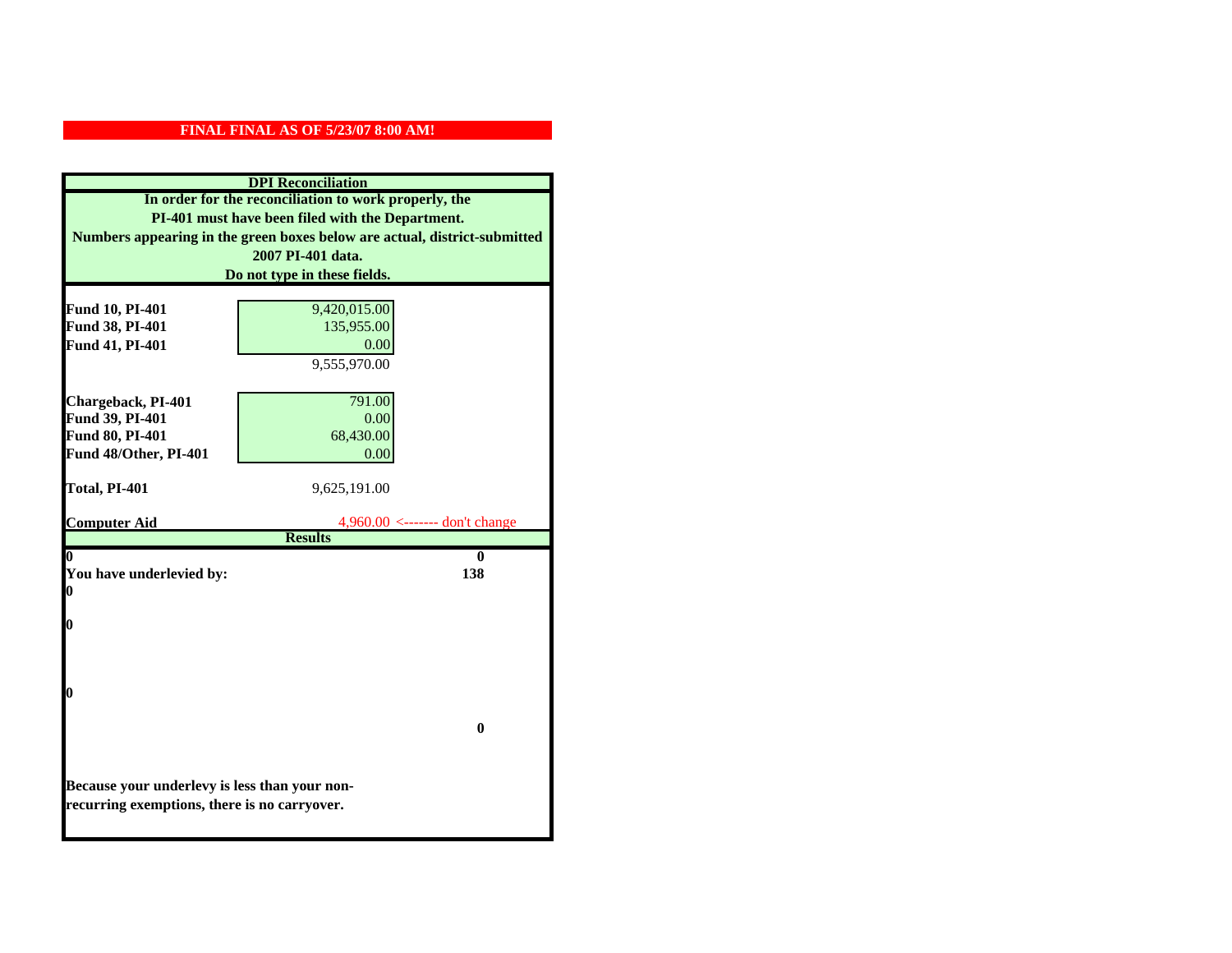**FINAL FINAL AS OF 5/23/07 8:00 AM!**

**DPI Reconciliation**

**In order for the reconciliation to work properly, the PI-401 must have been filed with the Department. Numbers appearing in the green boxes below are actual, district-submitted 2007 PI-401 data. Do not type in these fields.**

| | | |
|---|---|---|
| **Fund 10, PI-401** | 9,420,015.00 | |
| **Fund 38, PI-401** | 135,955.00 | |
| **Fund 41, PI-401** | 0.00 | |
| | 9,555,970.00 | |
| **Chargeback, PI-401** | 791.00 | |
| **Fund 39, PI-401** | 0.00 | |
| **Fund 80, PI-401** | 68,430.00 | |
| **Fund 48/Other, PI-401** | 0.00 | |
| **Total, PI-401** | 9,625,191.00 | |
| **Computer Aid** | 4,960.00 <------- don't change | |

**Results**

| | |
|---|---|
| **0** | **0** |
| **You have underlevied by:** | **138** |
| **0** | |
| **0** | |
| **0** | |
| | **0** |

**Because your underlevy is less than your non-recurring exemptions, there is no carryover.**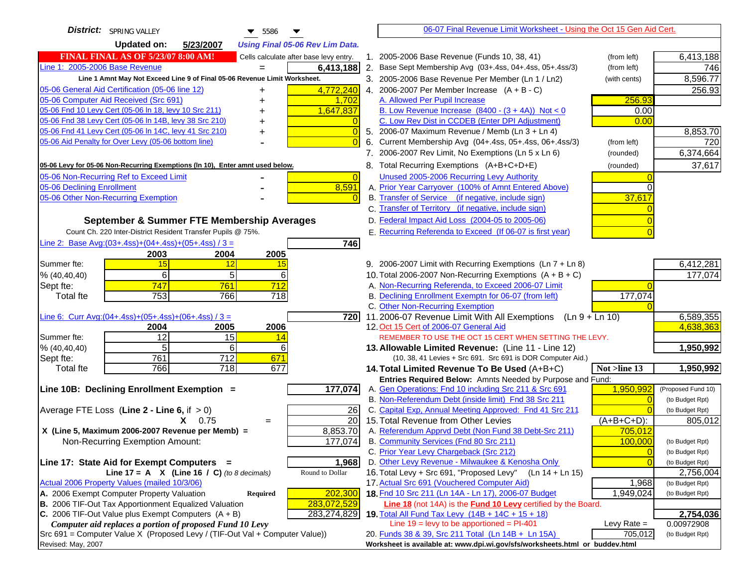**District:** SPRING VALLEY 5586

**Updated on:** 5/23/2007 *Using Final 05-06 Rev Lim Data.*

**FINAL FINAL AS OF 5/23/07 8:00 AM!** Cells calculate after base levy entry.

| | | |
|---|---|---|
| Line 1: 2005-2006 Base Revenue | = | 6,413,188 |

Line 1 Amnt May Not Exceed Line 9 of Final 05-06 Revenue Limit Worksheet.

| | | |
|---|---|---|
| 05-06 General Aid Certification (05-06 line 12) | + | 4,772,240 |
| 05-06 Computer Aid Received (Src 691) | + | 1,702 |
| 05-06 Fnd 10 Levy Cert (05-06 ln 18, levy 10 Src 211) | + | 1,647,837 |
| 05-06 Fnd 38 Levy Cert (05-06 ln 14B, levy 38 Src 210) | + | 0 |
| 05-06 Fnd 41 Levy Cert (05-06 ln 14C, levy 41 Src 210) | + | 0 |
| 05-06 Aid Penalty for Over Levy (05-06 bottom line) | - | 0 |

**05-06 Levy for 05-06 Non-Recurring Exemptions (ln 10), Enter amnt used below.**

| | | |
|---|---|---|
| 05-06 Non-Recurring Ref to Exceed Limit | - | 0 |
| 05-06 Declining Enrollment | - | 8,591 |
| 05-06 Other Non-Recurring Exemption | - | 0 |

## September & Summer FTE Membership Averages

Count Ch. 220 Inter-District Resident Transfer Pupils @ 75%.

Line 2: Base Avg:(03+.4ss)+(04+.4ss)+(05+.4ss) / 3 = **746**

| | 2003 | 2004 | 2005 |
|---|---|---|---|
| Summer fte: | 15 | 12 | 15 |
| % (40,40,40) | 6 | 5 | 6 |
| Sept fte: | 747 | 761 | 712 |
| Total fte | 753 | 766 | 718 |

Line 6: Curr Avg:(04+.4ss)+(05+.4ss)+(06+.4ss) / 3 = **720**

| | 2004 | 2005 | 2006 |
|---|---|---|---|
| Summer fte: | 12 | 15 | 14 |
| % (40,40,40) | 5 | 6 | 6 |
| Sept fte: | 761 | 712 | 671 |
| Total fte | 766 | 718 | 677 |

**Line 10B: Declining Enrollment Exemption =** **177,074**

| | | |
|---|---|---|
| Average FTE Loss (Line 2 - Line 6, if > 0) | | 26 |
| X 0.75 | = | 20 |
| X (Line 5, Maximum 2006-2007 Revenue per Memb) = | | 8,853.70 |
| Non-Recurring Exemption Amount: | | 177,074 |

**Line 17: State Aid for Exempt Computers =** **1,968**

Line 17 = A X (Line 16 / C) *(to 8 decimals)* — Round to Dollar

Actual 2006 Property Values (mailed 10/3/06)

| | | |
|---|---|---|
| A. 2006 Exempt Computer Property Valuation | Required | 202,300 |
| B. 2006 TIF-Out Tax Apportionment Equalized Valuation | | 283,072,529 |
| C. 2006 TIF-Out Value plus Exempt Computers (A + B) | | 283,274,829 |

*Computer aid replaces a portion of proposed Fund 10 Levy*

Src 691 = Computer Value X (Proposed Levy / (TIF-Out Val + Computer Value))

Revised: May, 2007

---

## 06-07 Final Revenue Limit Worksheet - Using the Oct 15 Gen Aid Cert.

| | | | |
|---|---|---|---|
| 1. 2005-2006 Base Revenue (Funds 10, 38, 41) | (from left) | | 6,413,188 |
| 2. Base Sept Membership Avg (03+.4ss, 04+.4ss, 05+.4ss/3) | (from left) | | 746 |
| 3. 2005-2006 Base Revenue Per Member (Ln 1 / Ln2) | (with cents) | | 8,596.77 |
| 4. 2006-2007 Per Member Increase (A + B - C) | | | 256.93 |
| A. Allowed Per Pupil Increase | | 256.93 | |
| B. Low Revenue Increase (8400 - (3 + 4A)) Not < 0 | | 0.00 | |
| C. Low Rev Dist in CCDEB (Enter DPI Adjustment) | | 0.00 | |
| 5. 2006-07 Maximum Revenue / Memb (Ln 3 + Ln 4) | | | 8,853.70 |
| 6. Current Membership Avg (04+.4ss, 05+.4ss, 06+.4ss/3) | (from left) | | 720 |
| 7. 2006-2007 Rev Limit, No Exemptions (Ln 5 x Ln 6) | (rounded) | | 6,374,664 |
| 8. Total Recurring Exemptions (A+B+C+D+E) | (rounded) | | 37,617 |
| Unused 2005-2006 Recurring Levy Authority | | 0 | |
| A. Prior Year Carryover (100% of Amnt Entered Above) | | 0 | |
| B. Transfer of Service (if negative, include sign) | | 37,617 | |
| C. Transfer of Territory (if negative, include sign) | | 0 | |
| D. Federal Impact Aid Loss (2004-05 to 2005-06) | | 0 | |
| E. Recurring Referenda to Exceed (If 06-07 is first year) | | 0 | |
| 9. 2006-2007 Limit with Recurring Exemptions (Ln 7 + Ln 8) | | | 6,412,281 |
| 10. Total 2006-2007 Non-Recurring Exemptions (A + B + C) | | | 177,074 |
| A. Non-Recurring Referenda, to Exceed 2006-07 Limit | | 0 | |
| B. Declining Enrollment Exemptn for 06-07 (from left) | | 177,074 | |
| C. Other Non-Recurring Exemption | | 0 | |
| 11. 2006-07 Revenue Limit With All Exemptions (Ln 9 + Ln 10) | | | 6,589,355 |
| 12. Oct 15 Cert of 2006-07 General Aid | | | 4,638,363 |

REMEMBER TO USE THE OCT 15 CERT WHEN SETTING THE LEVY.

| | | | |
|---|---|---|---|
| **13. Allowable Limited Revenue:** (Line 11 - Line 12) | | | **1,950,992** |
| (10, 38, 41 Levies + Src 691. Src 691 is DOR Computer Aid.) | | | |
| **14. Total Limited Revenue To Be Used** (A+B+C) | Not >line 13 | | **1,950,992** |
| Entries Required Below: Amnts Needed by Purpose and Fund: | | | |
| A. Gen Operations: Fnd 10 including Src 211 & Src 691 | 1,950,992 | (Proposed Fund 10) | |
| B. Non-Referendum Debt (inside limit) Fnd 38 Src 211 | 0 | (to Budget Rpt) | |
| C. Capital Exp, Annual Meeting Approved: Fnd 41 Src 211 | 0 | (to Budget Rpt) | |
| 15. Total Revenue from Other Levies | (A+B+C+D): | | 805,012 |
| A. Referendum Apprvd Debt (Non Fund 38 Debt-Src 211) | 705,012 | | |
| B. Community Services (Fnd 80 Src 211) | 100,000 | (to Budget Rpt) | |
| C. Prior Year Levy Chargeback (Src 212) | 0 | (to Budget Rpt) | |
| D. Other Levy Revenue - Milwaukee & Kenosha Only | 0 | (to Budget Rpt) | |
| 16. Total Levy + Src 691, "Proposed Levy" (Ln 14 + Ln 15) | | | 2,756,004 |
| 17. Actual Src 691 (Vouchered Computer Aid) | 1,968 | (to Budget Rpt) | |
| **18.** Fnd 10 Src 211 (Ln 14A - Ln 17), 2006-07 Budget | 1,949,024 | (to Budget Rpt) | |
| **Line 18** (not 14A) is the **Fund 10 Levy** certified by the Board. | | | |
| **19.** Total All Fund Tax Levy (14B + 14C + 15 + 18) | | | **2,754,036** |
| Line 19 = levy to be apportioned = PI-401 | Levy Rate = | | 0.00972908 |
| 20. Funds 38 & 39, Src 211 Total (Ln 14B + Ln 15A) | 705,012 | (to Budget Rpt) | |

Worksheet is available at: www.dpi.wi.gov/sfs/worksheets.html or buddev.html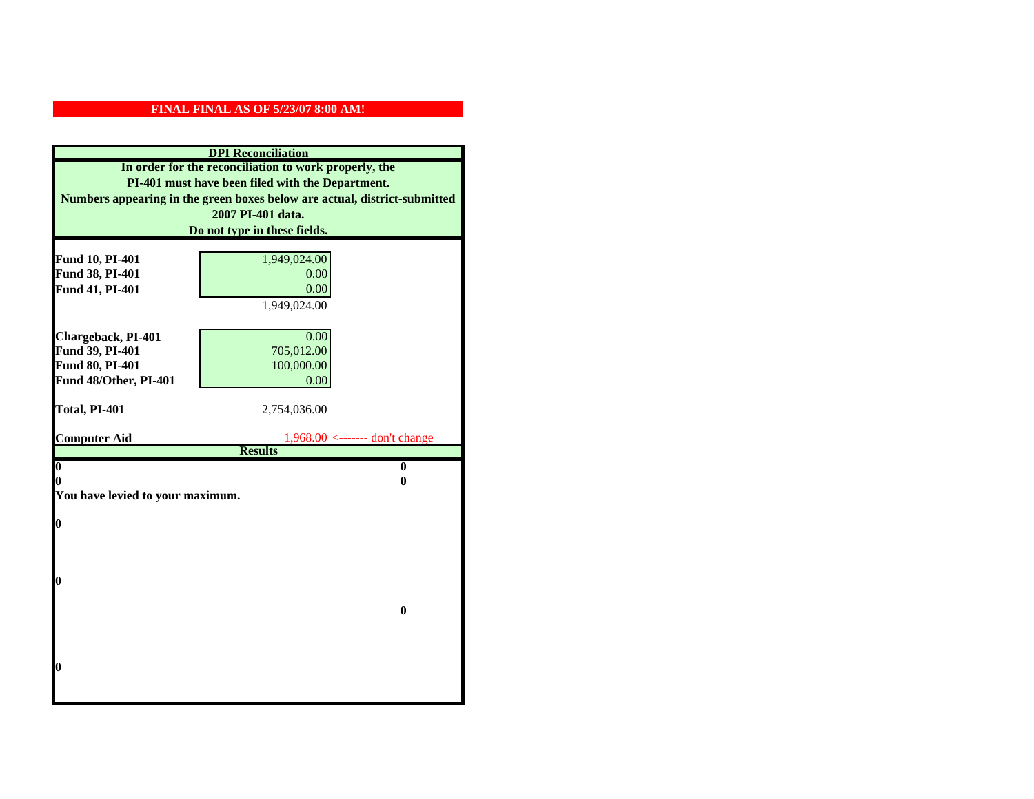**FINAL FINAL AS OF 5/23/07 8:00 AM!**

**DPI Reconciliation**

**In order for the reconciliation to work properly, the PI-401 must have been filed with the Department. Numbers appearing in the green boxes below are actual, district-submitted 2007 PI-401 data. Do not type in these fields.**

| | | |
|---|---|---|
| **Fund 10, PI-401** | 1,949,024.00 | |
| **Fund 38, PI-401** | 0.00 | |
| **Fund 41, PI-401** | 0.00 | |
| | 1,949,024.00 | |
| | | |
| **Chargeback, PI-401** | 0.00 | |
| **Fund 39, PI-401** | 705,012.00 | |
| **Fund 80, PI-401** | 100,000.00 | |
| **Fund 48/Other, PI-401** | 0.00 | |
| | | |
| **Total, PI-401** | 2,754,036.00 | |
| | | |
| **Computer Aid** | 1,968.00 | <------- don't change |

**Results**

| | |
|---|---|
| **0** | **0** |
| **0** | **0** |

**You have levied to your maximum.**

**0**

**0**

**0**

**0**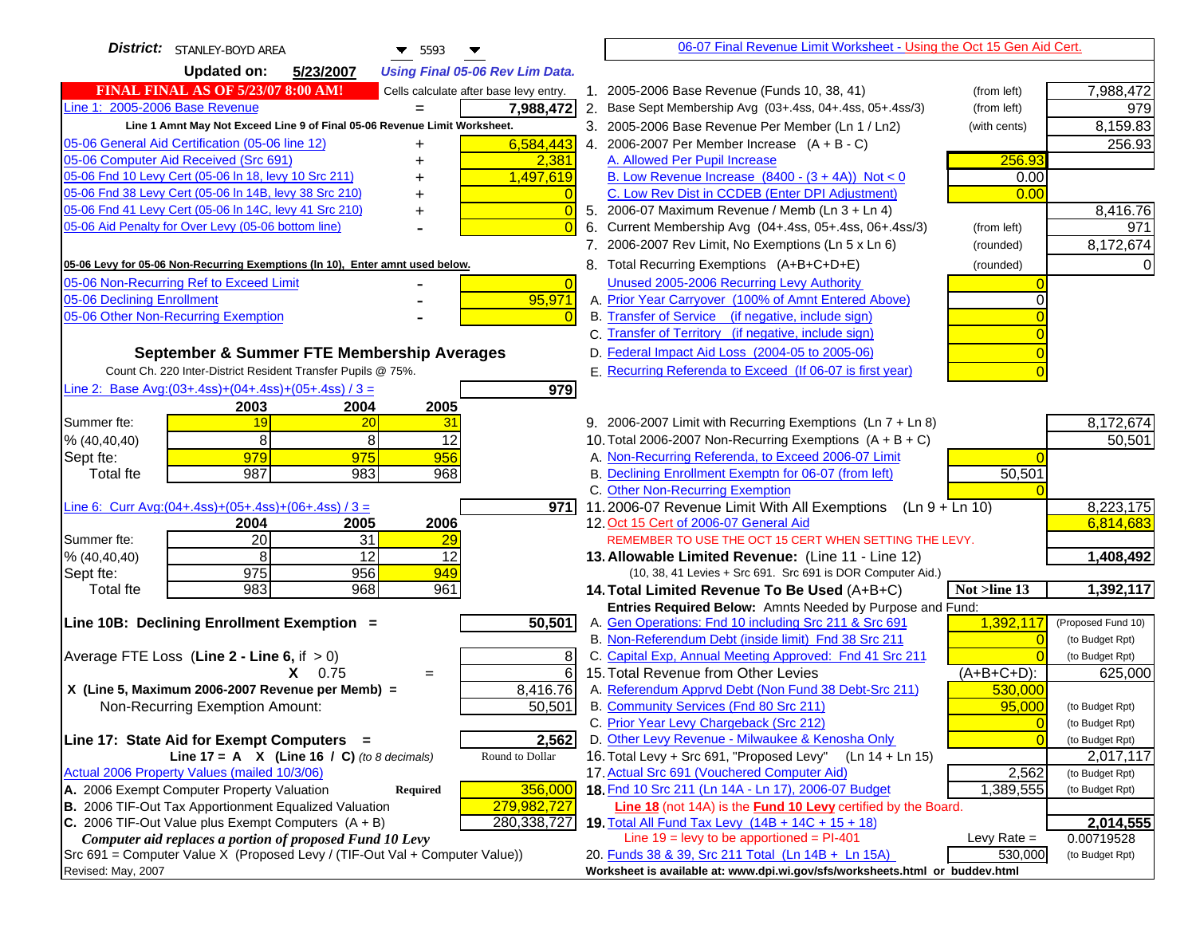**District:** STANLEY-BOYD AREA 5593

**Updated on:** 5/23/2007 *Using Final 05-06 Rev Lim Data.*

**FINAL FINAL AS OF 5/23/07 8:00 AM!** Cells calculate after base levy entry.

06-07 Final Revenue Limit Worksheet - Using the Oct 15 Gen Aid Cert.

| Item | | Amount |
|---|---|---|
| Line 1: 2005-2006 Base Revenue | = | 7,988,472 |
| Line 1 Amnt May Not Exceed Line 9 of Final 05-06 Revenue Limit Worksheet. | | |
| 05-06 General Aid Certification (05-06 line 12) | + | 6,584,443 |
| 05-06 Computer Aid Received (Src 691) | + | 2,381 |
| 05-06 Fnd 10 Levy Cert (05-06 ln 18, levy 10 Src 211) | + | 1,497,619 |
| 05-06 Fnd 38 Levy Cert (05-06 ln 14B, levy 38 Src 210) | + | 0 |
| 05-06 Fnd 41 Levy Cert (05-06 ln 14C, levy 41 Src 210) | + | 0 |
| 05-06 Aid Penalty for Over Levy (05-06 bottom line) | - | 0 |

**05-06 Levy for 05-06 Non-Recurring Exemptions (ln 10), Enter amnt used below.**

| Item | | Amount |
|---|---|---|
| 05-06 Non-Recurring Ref to Exceed Limit | - | 0 |
| 05-06 Declining Enrollment | - | 95,971 |
| 05-06 Other Non-Recurring Exemption | - | 0 |

## September & Summer FTE Membership Averages

Count Ch. 220 Inter-District Resident Transfer Pupils @ 75%.

Line 2: Base Avg:(03+.4ss)+(04+.4ss)+(05+.4ss) / 3 = **979**

| | 2003 | 2004 | 2005 |
|---|---|---|---|
| Summer fte: | 19 | 20 | 31 |
| % (40,40,40) | 8 | 8 | 12 |
| Sept fte: | 979 | 975 | 956 |
| Total fte | 987 | 983 | 968 |

Line 6: Curr Avg:(04+.4ss)+(05+.4ss)+(06+.4ss) / 3 = **971**

| | 2004 | 2005 | 2006 |
|---|---|---|---|
| Summer fte: | 20 | 31 | 29 |
| % (40,40,40) | 8 | 12 | 12 |
| Sept fte: | 975 | 956 | 949 |
| Total fte | 983 | 968 | 961 |

**Line 10B: Declining Enrollment Exemption =** **50,501**

| | | |
|---|---|---|
| Average FTE Loss (Line 2 - Line 6, if > 0) | | 8 |
| X 0.75 | = | 6 |
| X (Line 5, Maximum 2006-2007 Revenue per Memb) = | | 8,416.76 |
| Non-Recurring Exemption Amount: | | 50,501 |

**Line 17: State Aid for Exempt Computers =** **2,562**

Line 17 = A X (Line 16 / C) *(to 8 decimals)* Round to Dollar

Actual 2006 Property Values (mailed 10/3/06)

| | | |
|---|---|---|
| A. 2006 Exempt Computer Property Valuation | Required | 356,000 |
| B. 2006 TIF-Out Tax Apportionment Equalized Valuation | | 279,982,727 |
| C. 2006 TIF-Out Value plus Exempt Computers (A + B) | | 280,338,727 |

*Computer aid replaces a portion of proposed Fund 10 Levy*

Src 691 = Computer Value X (Proposed Levy / (TIF-Out Val + Computer Value))

| Line | Description | | | Amount |
|---|---|---|---|---|
| 1. | 2005-2006 Base Revenue (Funds 10, 38, 41) | (from left) | | 7,988,472 |
| 2. | Base Sept Membership Avg (03+.4ss, 04+.4ss, 05+.4ss/3) | (from left) | | 979 |
| 3. | 2005-2006 Base Revenue Per Member (Ln 1 / Ln2) | (with cents) | | 8,159.83 |
| 4. | 2006-2007 Per Member Increase (A + B - C) | | | 256.93 |
| | A. Allowed Per Pupil Increase | | 256.93 | |
| | B. Low Revenue Increase (8400 - (3 + 4A)) Not < 0 | | 0.00 | |
| | C. Low Rev Dist in CCDEB (Enter DPI Adjustment) | | 0.00 | |
| 5. | 2006-07 Maximum Revenue / Memb (Ln 3 + Ln 4) | | | 8,416.76 |
| 6. | Current Membership Avg (04+.4ss, 05+.4ss, 06+.4ss/3) | (from left) | | 971 |
| 7. | 2006-2007 Rev Limit, No Exemptions (Ln 5 x Ln 6) | (rounded) | | 8,172,674 |
| 8. | Total Recurring Exemptions (A+B+C+D+E) | (rounded) | | 0 |
| | Unused 2005-2006 Recurring Levy Authority | | 0 | |
| | A. Prior Year Carryover (100% of Amnt Entered Above) | | 0 | |
| | B. Transfer of Service (if negative, include sign) | | 0 | |
| | C. Transfer of Territory (if negative, include sign) | | 0 | |
| | D. Federal Impact Aid Loss (2004-05 to 2005-06) | | 0 | |
| | E. Recurring Referenda to Exceed (If 06-07 is first year) | | 0 | |
| 9. | 2006-2007 Limit with Recurring Exemptions (Ln 7 + Ln 8) | | | 8,172,674 |
| 10. | Total 2006-2007 Non-Recurring Exemptions (A + B + C) | | | 50,501 |
| | A. Non-Recurring Referenda, to Exceed 2006-07 Limit | | 0 | |
| | B. Declining Enrollment Exemptn for 06-07 (from left) | | 50,501 | |
| | C. Other Non-Recurring Exemption | | 0 | |
| 11. | 2006-07 Revenue Limit With All Exemptions (Ln 9 + Ln 10) | | | 8,223,175 |
| 12. | Oct 15 Cert of 2006-07 General Aid | | | 6,814,683 |
| | REMEMBER TO USE THE OCT 15 CERT WHEN SETTING THE LEVY. | | | |
| 13. | **Allowable Limited Revenue:** (Line 11 - Line 12) | | | **1,408,492** |
| | (10, 38, 41 Levies + Src 691. Src 691 is DOR Computer Aid.) | | | |
| 14. | **Total Limited Revenue To Be Used** (A+B+C) | | Not >line 13 | **1,392,117** |
| | Entries Required Below: Amnts Needed by Purpose and Fund: | | | |
| | A. Gen Operations: Fnd 10 including Src 211 & Src 691 | | 1,392,117 | (Proposed Fund 10) |
| | B. Non-Referendum Debt (inside limit) Fnd 38 Src 211 | | 0 | (to Budget Rpt) |
| | C. Capital Exp, Annual Meeting Approved: Fnd 41 Src 211 | | 0 | (to Budget Rpt) |
| 15. | Total Revenue from Other Levies | | (A+B+C+D): | 625,000 |
| | A. Referendum Apprvd Debt (Non Fund 38 Debt-Src 211) | | 530,000 | |
| | B. Community Services (Fnd 80 Src 211) | | 95,000 | (to Budget Rpt) |
| | C. Prior Year Levy Chargeback (Src 212) | | 0 | (to Budget Rpt) |
| | D. Other Levy Revenue - Milwaukee & Kenosha Only | | 0 | (to Budget Rpt) |
| 16. | Total Levy + Src 691, "Proposed Levy" (Ln 14 + Ln 15) | | | 2,017,117 |
| 17. | Actual Src 691 (Vouchered Computer Aid) | | 2,562 | (to Budget Rpt) |
| 18. | Fnd 10 Src 211 (Ln 14A - Ln 17), 2006-07 Budget | | 1,389,555 | (to Budget Rpt) |
| | **Line 18** (not 14A) is the **Fund 10 Levy** certified by the Board. | | | |
| 19. | **Total All Fund Tax Levy (14B + 14C + 15 + 18)** | | | **2,014,555** |
| | Line 19 = levy to be apportioned = PI-401 | | Levy Rate = | 0.00719528 |
| 20. | Funds 38 & 39, Src 211 Total (Ln 14B + Ln 15A) | | 530,000 | (to Budget Rpt) |

Worksheet is available at: www.dpi.wi.gov/sfs/worksheets.html or buddev.html

Revised: May, 2007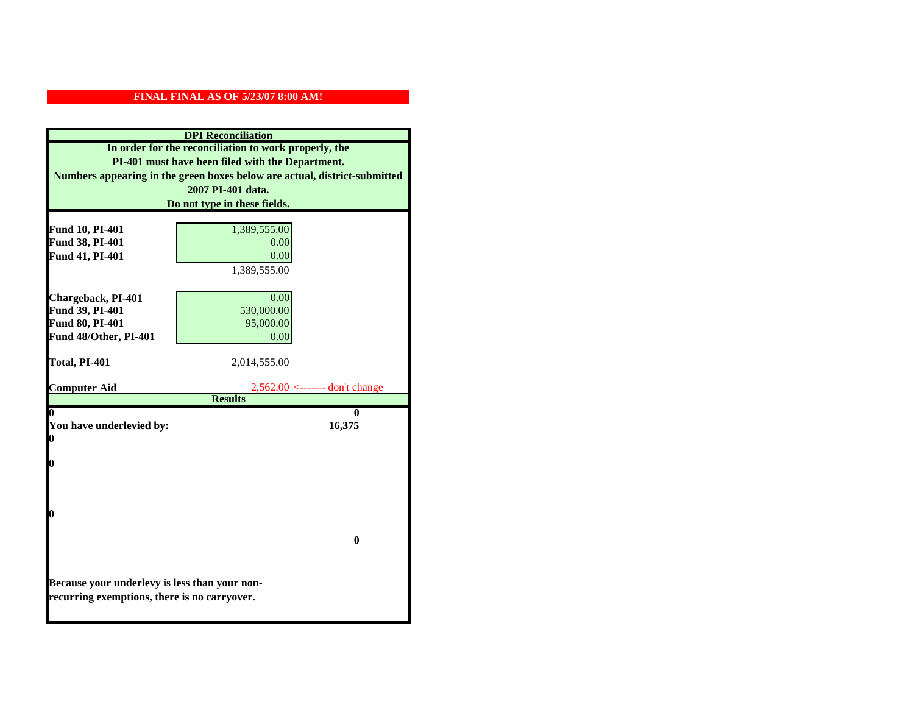**FINAL FINAL AS OF 5/23/07 8:00 AM!**

**DPI Reconciliation**

**In order for the reconciliation to work properly, the PI-401 must have been filed with the Department. Numbers appearing in the green boxes below are actual, district-submitted 2007 PI-401 data. Do not type in these fields.**

| | | |
|---|---|---|
| **Fund 10, PI-401** | 1,389,555.00 | |
| **Fund 38, PI-401** | 0.00 | |
| **Fund 41, PI-401** | 0.00 | |
| | 1,389,555.00 | |
| **Chargeback, PI-401** | 0.00 | |
| **Fund 39, PI-401** | 530,000.00 | |
| **Fund 80, PI-401** | 95,000.00 | |
| **Fund 48/Other, PI-401** | 0.00 | |
| **Total, PI-401** | 2,014,555.00 | |
| **Computer Aid** | 2,562.00 | <------- don't change |

**Results**

| | |
|---|---|
| **0** | **0** |
| **You have underlevied by:** | **16,375** |
| **0** | |
| **0** | |
| **0** | |
| | **0** |

**Because your underlevy is less than your non-recurring exemptions, there is no carryover.**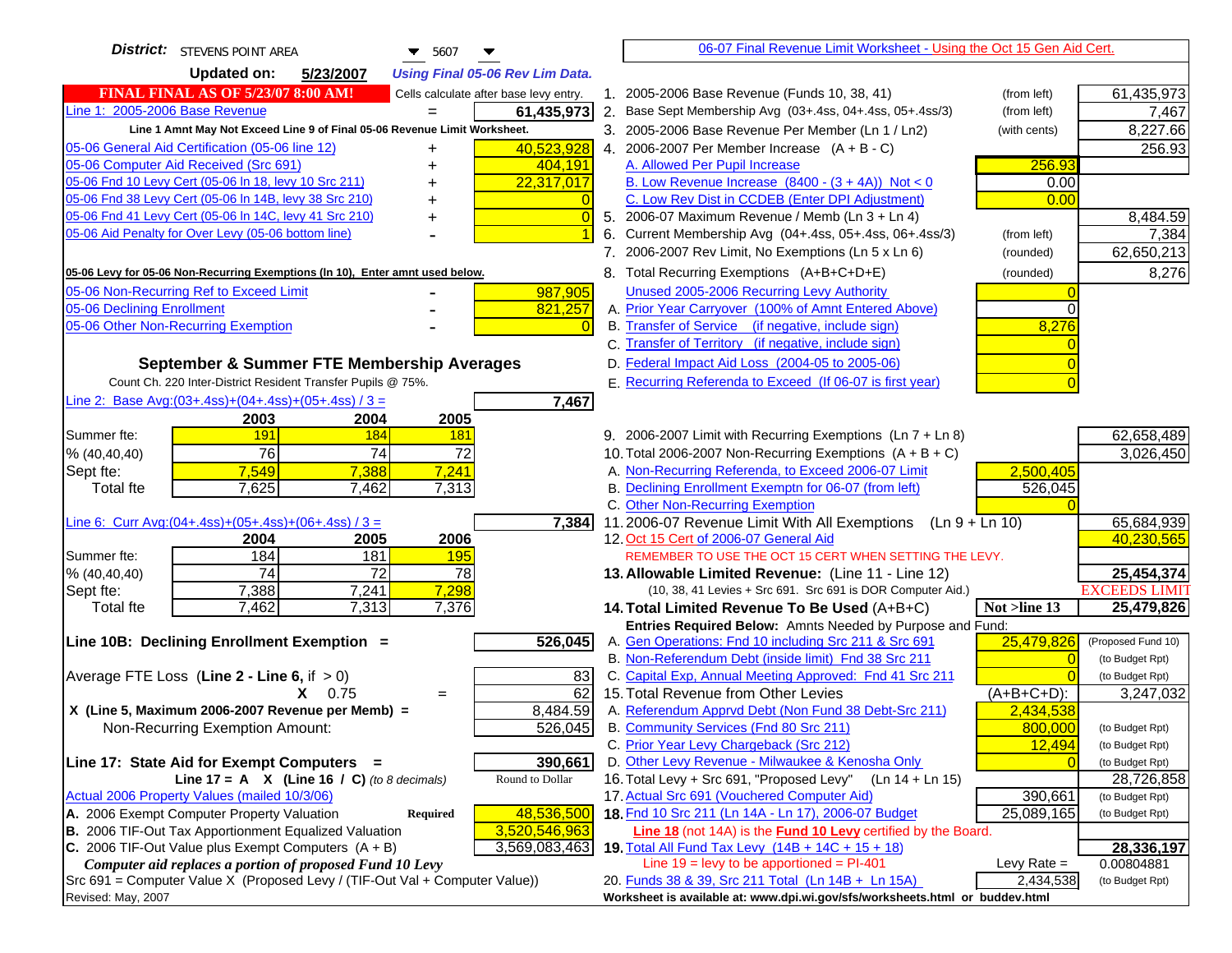**District:** STEVENS POINT AREA 5607

**Updated on:** 5/23/2007 *Using Final 05-06 Rev Lim Data.*

**FINAL FINAL AS OF 5/23/07 8:00 AM!** Cells calculate after base levy entry.

06-07 Final Revenue Limit Worksheet - Using the Oct 15 Gen Aid Cert.

| Line 1: 2005-2006 Base Revenue | = | 61,435,973 |
|---|---|---|
| **Line 1 Amnt May Not Exceed Line 9 of Final 05-06 Revenue Limit Worksheet.** | | |
| 05-06 General Aid Certification (05-06 line 12) | + | 40,523,928 |
| 05-06 Computer Aid Received (Src 691) | + | 404,191 |
| 05-06 Fnd 10 Levy Cert (05-06 ln 18, levy 10 Src 211) | + | 22,317,017 |
| 05-06 Fnd 38 Levy Cert (05-06 ln 14B, levy 38 Src 210) | + | 0 |
| 05-06 Fnd 41 Levy Cert (05-06 ln 14C, levy 41 Src 210) | + | 0 |
| 05-06 Aid Penalty for Over Levy (05-06 bottom line) | - | 1 |
| **05-06 Levy for 05-06 Non-Recurring Exemptions (ln 10), Enter amnt used below.** | | |
| 05-06 Non-Recurring Ref to Exceed Limit | - | 987,905 |
| 05-06 Declining Enrollment | - | 821,257 |
| 05-06 Other Non-Recurring Exemption | - | 0 |

### September & Summer FTE Membership Averages

Count Ch. 220 Inter-District Resident Transfer Pupils @ 75%.

Line 2: Base Avg:(03+.4ss)+(04+.4ss)+(05+.4ss) / 3 = **7,467**

| | 2003 | 2004 | 2005 |
|---|---|---|---|
| Summer fte: | 191 | 184 | 181 |
| % (40,40,40) | 76 | 74 | 72 |
| Sept fte: | 7,549 | 7,388 | 7,241 |
| Total fte | 7,625 | 7,462 | 7,313 |

Line 6: Curr Avg:(04+.4ss)+(05+.4ss)+(06+.4ss) / 3 = **7,384**

| | 2004 | 2005 | 2006 |
|---|---|---|---|
| Summer fte: | 184 | 181 | 195 |
| % (40,40,40) | 74 | 72 | 78 |
| Sept fte: | 7,388 | 7,241 | 7,298 |
| Total fte | 7,462 | 7,313 | 7,376 |

**Line 10B: Declining Enrollment Exemption =** **526,045**

| | | |
|---|---|---|
| Average FTE Loss (**Line 2 - Line 6**, if > 0) | | 83 |
| X 0.75 | = | 62 |
| **X (Line 5, Maximum 2006-2007 Revenue per Memb) =** | | 8,484.59 |
| Non-Recurring Exemption Amount: | | 526,045 |

**Line 17: State Aid for Exempt Computers =** **390,661**

**Line 17 = A X (Line 16 / C)** *(to 8 decimals)* Round to Dollar

Actual 2006 Property Values (mailed 10/3/06)

| | | |
|---|---|---|
| A. 2006 Exempt Computer Property Valuation | **Required** | 48,536,500 |
| B. 2006 TIF-Out Tax Apportionment Equalized Valuation | | 3,520,546,963 |
| C. 2006 TIF-Out Value plus Exempt Computers (A + B) | | 3,569,083,463 |

***Computer aid replaces a portion of proposed Fund 10 Levy***

Src 691 = Computer Value X (Proposed Levy / (TIF-Out Val + Computer Value))

Revised: May, 2007

| | | | |
|---|---|---|---|
| 1. 2005-2006 Base Revenue (Funds 10, 38, 41) | (from left) | | 61,435,973 |
| 2. Base Sept Membership Avg (03+.4ss, 04+.4ss, 05+.4ss/3) | (from left) | | 7,467 |
| 3. 2005-2006 Base Revenue Per Member (Ln 1 / Ln2) | (with cents) | | 8,227.66 |
| 4. 2006-2007 Per Member Increase (A + B - C) | | | 256.93 |
| A. Allowed Per Pupil Increase | | 256.93 | |
| B. Low Revenue Increase (8400 - (3 + 4A)) Not < 0 | | 0.00 | |
| C. Low Rev Dist in CCDEB (Enter DPI Adjustment) | | 0.00 | |
| 5. 2006-07 Maximum Revenue / Memb (Ln 3 + Ln 4) | | | 8,484.59 |
| 6. Current Membership Avg (04+.4ss, 05+.4ss, 06+.4ss/3) | (from left) | | 7,384 |
| 7. 2006-2007 Rev Limit, No Exemptions (Ln 5 x Ln 6) | (rounded) | | 62,650,213 |
| 8. Total Recurring Exemptions (A+B+C+D+E) | (rounded) | | 8,276 |
| Unused 2005-2006 Recurring Levy Authority | | 0 | |
| A. Prior Year Carryover (100% of Amnt Entered Above) | | 0 | |
| B. Transfer of Service (if negative, include sign) | | 8,276 | |
| C. Transfer of Territory (if negative, include sign) | | 0 | |
| D. Federal Impact Aid Loss (2004-05 to 2005-06) | | 0 | |
| E. Recurring Referenda to Exceed (If 06-07 is first year) | | 0 | |
| 9. 2006-2007 Limit with Recurring Exemptions (Ln 7 + Ln 8) | | | 62,658,489 |
| 10. Total 2006-2007 Non-Recurring Exemptions (A + B + C) | | | 3,026,450 |
| A. Non-Recurring Referenda, to Exceed 2006-07 Limit | | 2,500,405 | |
| B. Declining Enrollment Exemptn for 06-07 (from left) | | 526,045 | |
| C. Other Non-Recurring Exemption | | 0 | |
| 11. 2006-07 Revenue Limit With All Exemptions (Ln 9 + Ln 10) | | | 65,684,939 |
| 12. Oct 15 Cert of 2006-07 General Aid | | | 40,230,565 |
| REMEMBER TO USE THE OCT 15 CERT WHEN SETTING THE LEVY. | | | |
| **13. Allowable Limited Revenue:** (Line 11 - Line 12) | | | **25,454,374** |
| (10, 38, 41 Levies + Src 691. Src 691 is DOR Computer Aid.) | | | EXCEEDS LIMIT |
| **14. Total Limited Revenue To Be Used** (A+B+C) | | **Not >line 13** | **25,479,826** |
| **Entries Required Below:** Amnts Needed by Purpose and Fund: | | | |
| A. Gen Operations: Fnd 10 including Src 211 & Src 691 | | 25,479,826 | (Proposed Fund 10) |
| B. Non-Referendum Debt (inside limit) Fnd 38 Src 211 | | 0 | (to Budget Rpt) |
| C. Capital Exp, Annual Meeting Approved: Fnd 41 Src 211 | | 0 | (to Budget Rpt) |
| 15. Total Revenue from Other Levies | | (A+B+C+D): | 3,247,032 |
| A. Referendum Apprvd Debt (Non Fund 38 Debt-Src 211) | | 2,434,538 | |
| B. Community Services (Fnd 80 Src 211) | | 800,000 | (to Budget Rpt) |
| C. Prior Year Levy Chargeback (Src 212) | | 12,494 | (to Budget Rpt) |
| D. Other Levy Revenue - Milwaukee & Kenosha Only | | 0 | (to Budget Rpt) |
| 16. Total Levy + Src 691, "Proposed Levy" (Ln 14 + Ln 15) | | | 28,726,858 |
| 17. Actual Src 691 (Vouchered Computer Aid) | | 390,661 | (to Budget Rpt) |
| **18.** Fnd 10 Src 211 (Ln 14A - Ln 17), 2006-07 Budget | | 25,089,165 | (to Budget Rpt) |
| **Line 18** (not 14A) is the **Fund 10 Levy** certified by the Board. | | | |
| **19.** Total All Fund Tax Levy (14B + 14C + 15 + 18) | | | **28,336,197** |
| Line 19 = levy to be apportioned = PI-401 | | Levy Rate = | 0.00804881 |
| 20. Funds 38 & 39, Src 211 Total (Ln 14B + Ln 15A) | | 2,434,538 | (to Budget Rpt) |

**Worksheet is available at: www.dpi.wi.gov/sfs/worksheets.html or buddev.html**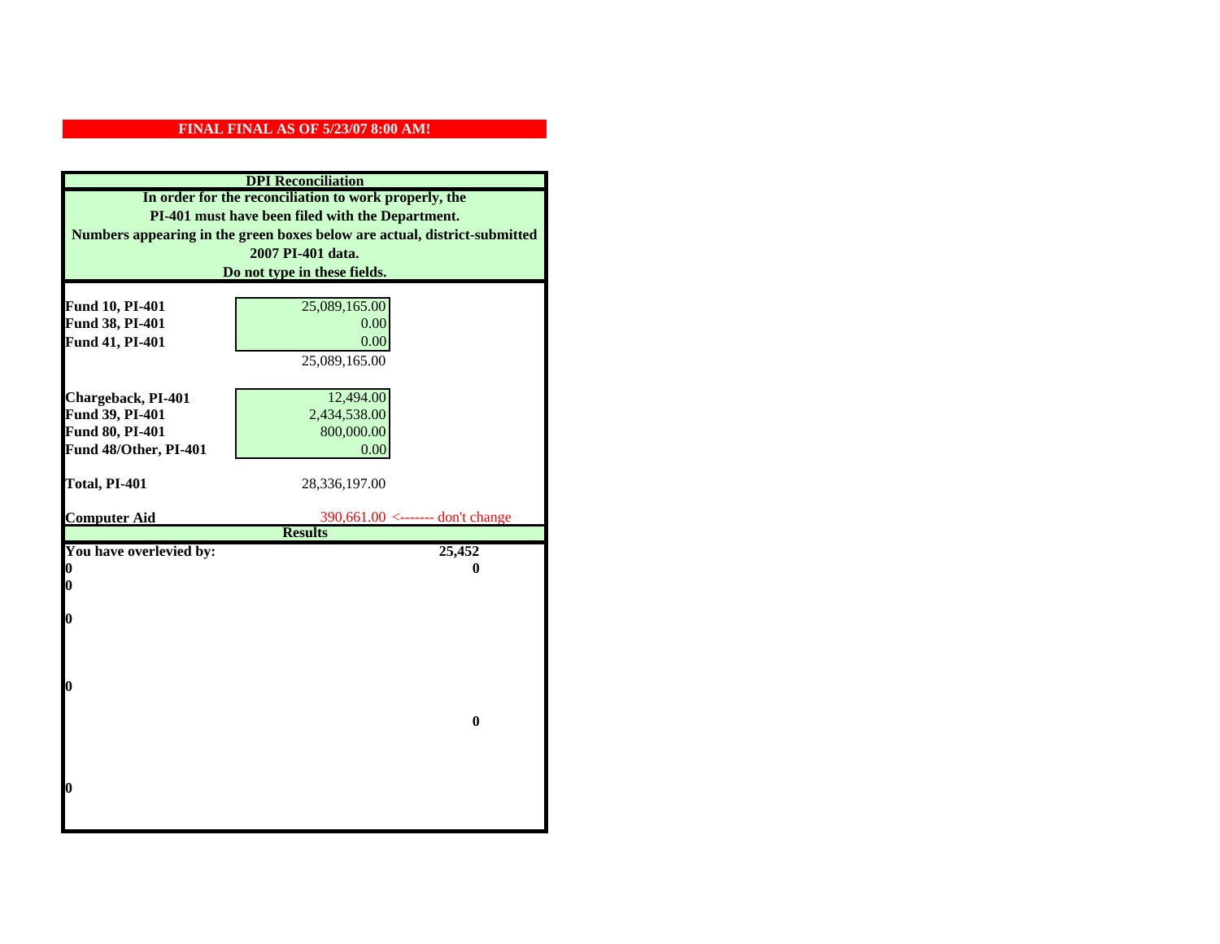**FINAL FINAL AS OF 5/23/07 8:00 AM!**

## DPI Reconciliation

**In order for the reconciliation to work properly, the PI-401 must have been filed with the Department. Numbers appearing in the green boxes below are actual, district-submitted 2007 PI-401 data. Do not type in these fields.**

| | | |
|---|---|---|
| **Fund 10, PI-401** | 25,089,165.00 | |
| **Fund 38, PI-401** | 0.00 | |
| **Fund 41, PI-401** | 0.00 | |
| | 25,089,165.00 | |
| **Chargeback, PI-401** | 12,494.00 | |
| **Fund 39, PI-401** | 2,434,538.00 | |
| **Fund 80, PI-401** | 800,000.00 | |
| **Fund 48/Other, PI-401** | 0.00 | |
| **Total, PI-401** | 28,336,197.00 | |
| **Computer Aid** | 390,661.00 | <------- don't change |

### Results

| | |
|---|---|
| **You have overlevied by:** | **25,452** |
| **0** | **0** |
| **0** | |
| **0** | |
| **0** | |
| | **0** |
| **0** | |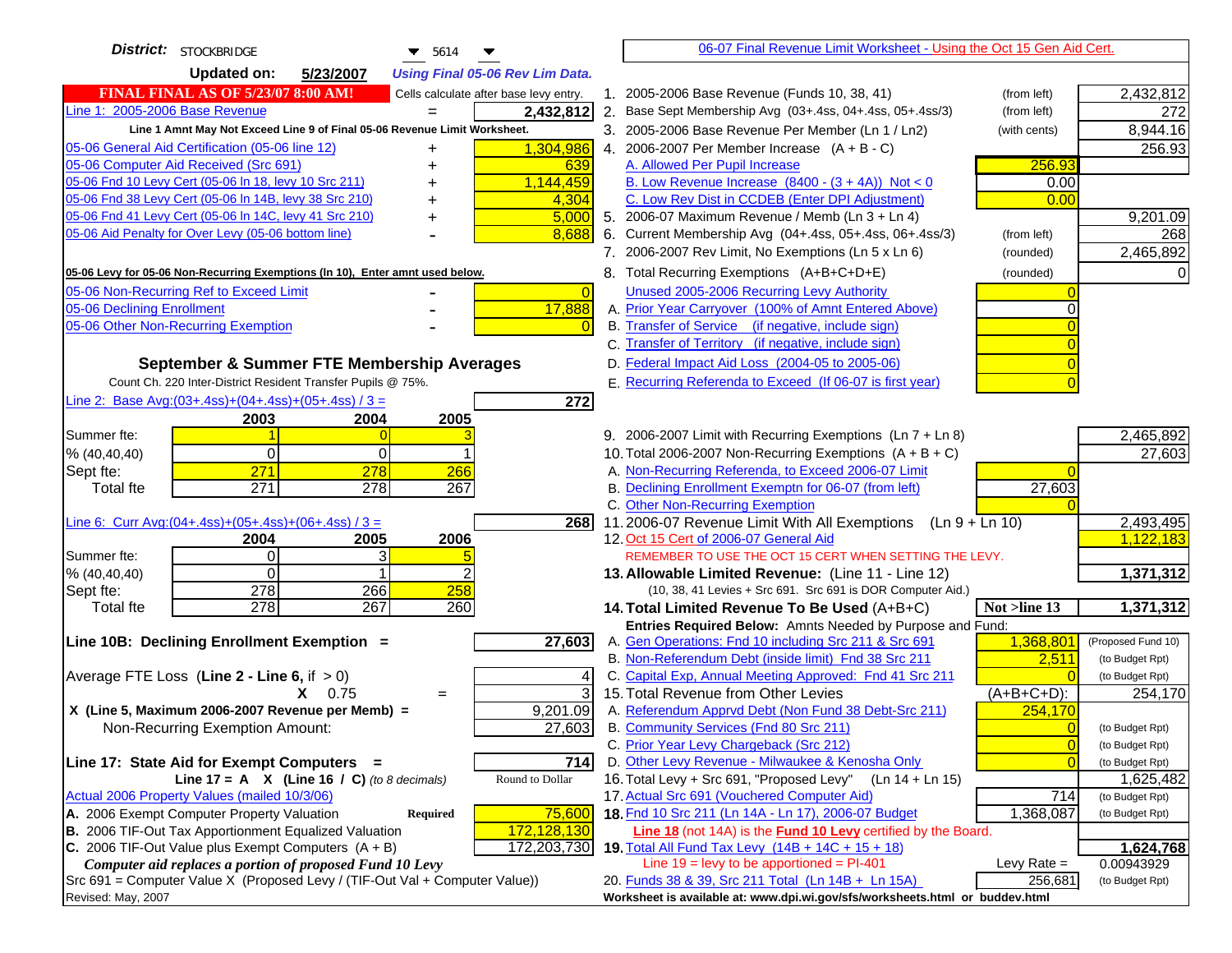**District:** STOCKBRIDGE 5614

**Updated on:** 5/23/2007 *Using Final 05-06 Rev Lim Data.*

06-07 Final Revenue Limit Worksheet - Using the Oct 15 Gen Aid Cert.

**FINAL FINAL AS OF 5/23/07 8:00 AM!** Cells calculate after base levy entry.

| | | |
|---|---|---|
| Line 1: 2005-2006 Base Revenue | = | 2,432,812 |

Line 1 Amnt May Not Exceed Line 9 of Final 05-06 Revenue Limit Worksheet.

| | | |
|---|---|---|
| 05-06 General Aid Certification (05-06 line 12) | + | 1,304,986 |
| 05-06 Computer Aid Received (Src 691) | + | 639 |
| 05-06 Fnd 10 Levy Cert (05-06 ln 18, levy 10 Src 211) | + | 1,144,459 |
| 05-06 Fnd 38 Levy Cert (05-06 ln 14B, levy 38 Src 210) | + | 4,304 |
| 05-06 Fnd 41 Levy Cert (05-06 ln 14C, levy 41 Src 210) | + | 5,000 |
| 05-06 Aid Penalty for Over Levy (05-06 bottom line) | - | 8,688 |

05-06 Levy for 05-06 Non-Recurring Exemptions (ln 10), Enter amnt used below.

| | | |
|---|---|---|
| 05-06 Non-Recurring Ref to Exceed Limit | - | 0 |
| 05-06 Declining Enrollment | - | 17,888 |
| 05-06 Other Non-Recurring Exemption | - | 0 |

## September & Summer FTE Membership Averages

Count Ch. 220 Inter-District Resident Transfer Pupils @ 75%.

Line 2: Base Avg:(03+.4ss)+(04+.4ss)+(05+.4ss) / 3 = **272**

| | 2003 | 2004 | 2005 |
|---|---|---|---|
| Summer fte: | 1 | 0 | 3 |
| % (40,40,40) | 0 | 0 | 1 |
| Sept fte: | 271 | 278 | 266 |
| Total fte | 271 | 278 | 267 |

Line 6: Curr Avg:(04+.4ss)+(05+.4ss)+(06+.4ss) / 3 = **268**

| | 2004 | 2005 | 2006 |
|---|---|---|---|
| Summer fte: | 0 | 3 | 5 |
| % (40,40,40) | 0 | 1 | 2 |
| Sept fte: | 278 | 266 | 258 |
| Total fte | 278 | 267 | 260 |

**Line 10B: Declining Enrollment Exemption =** **27,603**

| | |
|---|---|
| Average FTE Loss (Line 2 - Line 6, if > 0) | 4 |
| X 0.75 = | 3 |
| X (Line 5, Maximum 2006-2007 Revenue per Memb) = | 9,201.09 |
| Non-Recurring Exemption Amount: | 27,603 |

**Line 17: State Aid for Exempt Computers =** **714**

Line 17 = A X (Line 16 / C) *(to 8 decimals)* Round to Dollar

Actual 2006 Property Values (mailed 10/3/06)

| | | |
|---|---|---|
| A. 2006 Exempt Computer Property Valuation | Required | 75,600 |
| B. 2006 TIF-Out Tax Apportionment Equalized Valuation | | 172,128,130 |
| C. 2006 TIF-Out Value plus Exempt Computers (A + B) | | 172,203,730 |

*Computer aid replaces a portion of proposed Fund 10 Levy*

Src 691 = Computer Value X (Proposed Levy / (TIF-Out Val + Computer Value))

Revised: May, 2007

| | | | |
|---|---|---|---|
| 1. 2005-2006 Base Revenue (Funds 10, 38, 41) | (from left) | | 2,432,812 |
| 2. Base Sept Membership Avg (03+.4ss, 04+.4ss, 05+.4ss/3) | (from left) | | 272 |
| 3. 2005-2006 Base Revenue Per Member (Ln 1 / Ln2) | (with cents) | | 8,944.16 |
| 4. 2006-2007 Per Member Increase (A + B - C) | | | 256.93 |
| A. Allowed Per Pupil Increase | | 256.93 | |
| B. Low Revenue Increase (8400 - (3 + 4A)) Not < 0 | | 0.00 | |
| C. Low Rev Dist in CCDEB (Enter DPI Adjustment) | | 0.00 | |
| 5. 2006-07 Maximum Revenue / Memb (Ln 3 + Ln 4) | | | 9,201.09 |
| 6. Current Membership Avg (04+.4ss, 05+.4ss, 06+.4ss/3) | (from left) | | 268 |
| 7. 2006-2007 Rev Limit, No Exemptions (Ln 5 x Ln 6) | (rounded) | | 2,465,892 |
| 8. Total Recurring Exemptions (A+B+C+D+E) | (rounded) | | 0 |
| Unused 2005-2006 Recurring Levy Authority | | 0 | |
| A. Prior Year Carryover (100% of Amnt Entered Above) | | 0 | |
| B. Transfer of Service (if negative, include sign) | | 0 | |
| C. Transfer of Territory (if negative, include sign) | | 0 | |
| D. Federal Impact Aid Loss (2004-05 to 2005-06) | | 0 | |
| E. Recurring Referenda to Exceed (If 06-07 is first year) | | 0 | |
| 9. 2006-2007 Limit with Recurring Exemptions (Ln 7 + Ln 8) | | | 2,465,892 |
| 10. Total 2006-2007 Non-Recurring Exemptions (A + B + C) | | | 27,603 |
| A. Non-Recurring Referenda, to Exceed 2006-07 Limit | | 0 | |
| B. Declining Enrollment Exemptn for 06-07 (from left) | | 27,603 | |
| C. Other Non-Recurring Exemption | | 0 | |
| 11. 2006-07 Revenue Limit With All Exemptions (Ln 9 + Ln 10) | | | 2,493,495 |
| 12. Oct 15 Cert of 2006-07 General Aid | | | 1,122,183 |

REMEMBER TO USE THE OCT 15 CERT WHEN SETTING THE LEVY.

| | | | |
|---|---|---|---|
| **13. Allowable Limited Revenue:** (Line 11 - Line 12) | | | **1,371,312** |
| (10, 38, 41 Levies + Src 691. Src 691 is DOR Computer Aid.) | | | |
| **14. Total Limited Revenue To Be Used** (A+B+C) | | Not >line 13 | **1,371,312** |
| **Entries Required Below:** Amnts Needed by Purpose and Fund: | | | |
| A. Gen Operations: Fnd 10 including Src 211 & Src 691 | | 1,368,801 | (Proposed Fund 10) |
| B. Non-Referendum Debt (inside limit) Fnd 38 Src 211 | | 2,511 | (to Budget Rpt) |
| C. Capital Exp, Annual Meeting Approved: Fnd 41 Src 211 | | 0 | (to Budget Rpt) |
| 15. Total Revenue from Other Levies | | (A+B+C+D): | 254,170 |
| A. Referendum Apprvd Debt (Non Fund 38 Debt-Src 211) | | 254,170 | |
| B. Community Services (Fnd 80 Src 211) | | 0 | (to Budget Rpt) |
| C. Prior Year Levy Chargeback (Src 212) | | 0 | (to Budget Rpt) |
| D. Other Levy Revenue - Milwaukee & Kenosha Only | | 0 | (to Budget Rpt) |
| 16. Total Levy + Src 691, "Proposed Levy" (Ln 14 + Ln 15) | | | 1,625,482 |
| 17. Actual Src 691 (Vouchered Computer Aid) | | 714 | (to Budget Rpt) |
| **18.** Fnd 10 Src 211 (Ln 14A - Ln 17), 2006-07 Budget | | 1,368,087 | (to Budget Rpt) |

**Line 18** (not 14A) is the **Fund 10 Levy** certified by the Board.

| | | | |
|---|---|---|---|
| **19.** Total All Fund Tax Levy (14B + 14C + 15 + 18) | | | **1,624,768** |
| Line 19 = levy to be apportioned = PI-401 | | Levy Rate = | 0.00943929 |
| 20. Funds 38 & 39, Src 211 Total (Ln 14B + Ln 15A) | | 256,681 | (to Budget Rpt) |

Worksheet is available at: www.dpi.wi.gov/sfs/worksheets.html or buddev.html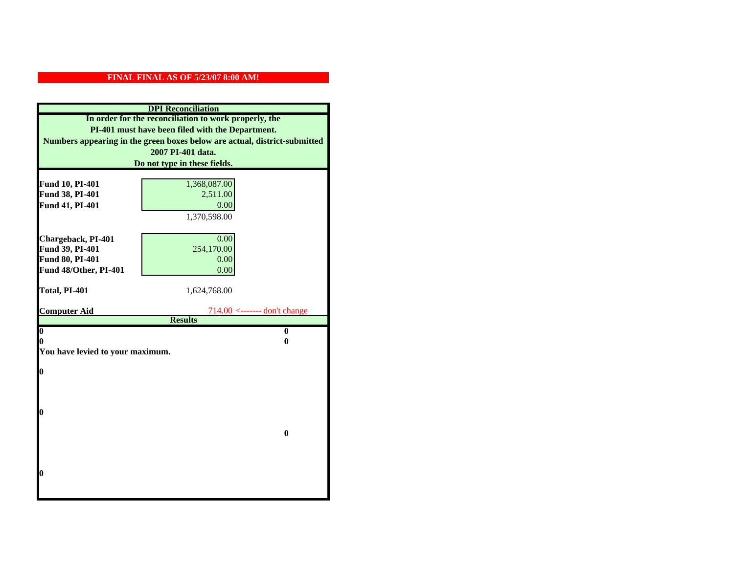**FINAL FINAL AS OF 5/23/07 8:00 AM!**

**DPI Reconciliation**

**In order for the reconciliation to work properly, the PI-401 must have been filed with the Department. Numbers appearing in the green boxes below are actual, district-submitted 2007 PI-401 data. Do not type in these fields.**

| | | |
|---|---|---|
| **Fund 10, PI-401** | 1,368,087.00 | |
| **Fund 38, PI-401** | 2,511.00 | |
| **Fund 41, PI-401** | 0.00 | |
| | 1,370,598.00 | |
| **Chargeback, PI-401** | 0.00 | |
| **Fund 39, PI-401** | 254,170.00 | |
| **Fund 80, PI-401** | 0.00 | |
| **Fund 48/Other, PI-401** | 0.00 | |
| **Total, PI-401** | 1,624,768.00 | |
| **Computer Aid** | 714.00 | <------- don't change |

**Results**

| | |
|---|---|
| **0** | **0** |
| **0** | **0** |

**You have levied to your maximum.**

**0**

**0**

**0**

**0**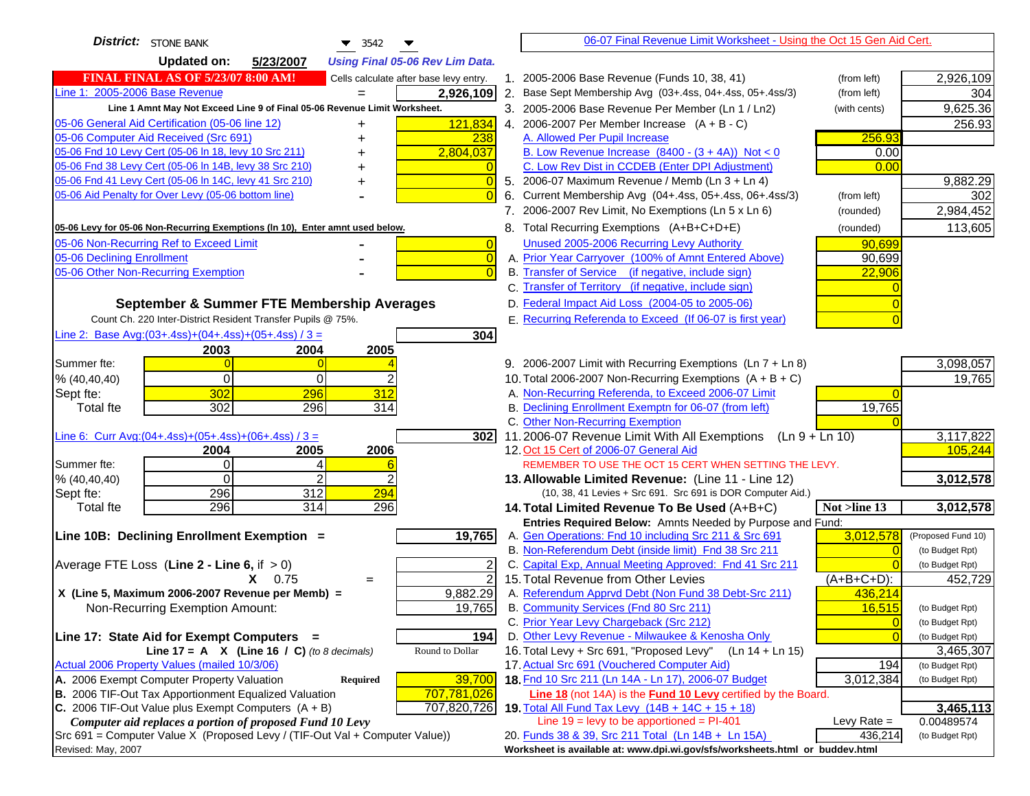**District:** STONE BANK 3542

**Updated on:** 5/23/2007 *Using Final 05-06 Rev Lim Data.*

06-07 Final Revenue Limit Worksheet - Using the Oct 15 Gen Aid Cert.

**FINAL FINAL AS OF 5/23/07 8:00 AM!** Cells calculate after base levy entry.

| | | |
|---|---|---|
| Line 1: 2005-2006 Base Revenue | = | 2,926,109 |

Line 1 Amnt May Not Exceed Line 9 of Final 05-06 Revenue Limit Worksheet.

| | | |
|---|---|---|
| 05-06 General Aid Certification (05-06 line 12) | + | 121,834 |
| 05-06 Computer Aid Received (Src 691) | + | 238 |
| 05-06 Fnd 10 Levy Cert (05-06 ln 18, levy 10 Src 211) | + | 2,804,037 |
| 05-06 Fnd 38 Levy Cert (05-06 ln 14B, levy 38 Src 210) | + | 0 |
| 05-06 Fnd 41 Levy Cert (05-06 ln 14C, levy 41 Src 210) | + | 0 |
| 05-06 Aid Penalty for Over Levy (05-06 bottom line) | - | 0 |

**05-06 Levy for 05-06 Non-Recurring Exemptions (ln 10), Enter amnt used below.**

| | | |
|---|---|---|
| 05-06 Non-Recurring Ref to Exceed Limit | - | 0 |
| 05-06 Declining Enrollment | - | 0 |
| 05-06 Other Non-Recurring Exemption | - | 0 |

**September & Summer FTE Membership Averages**

Count Ch. 220 Inter-District Resident Transfer Pupils @ 75%.

Line 2: Base Avg:(03+.4ss)+(04+.4ss)+(05+.4ss) / 3 = **304**

| | 2003 | 2004 | 2005 |
|---|---|---|---|
| Summer fte: | 0 | 0 | 4 |
| % (40,40,40) | 0 | 0 | 2 |
| Sept fte: | 302 | 296 | 312 |
| Total fte | 302 | 296 | 314 |

Line 6: Curr Avg:(04+.4ss)+(05+.4ss)+(06+.4ss) / 3 = **302**

| | 2004 | 2005 | 2006 |
|---|---|---|---|
| Summer fte: | 0 | 4 | 6 |
| % (40,40,40) | 0 | 2 | 2 |
| Sept fte: | 296 | 312 | 294 |
| Total fte | 296 | 314 | 296 |

**Line 10B: Declining Enrollment Exemption =** **19,765**

| | | |
|---|---|---|
| Average FTE Loss (Line 2 - Line 6, if > 0) | | 2 |
| X 0.75 | = | 2 |
| X (Line 5, Maximum 2006-2007 Revenue per Memb) = | | 9,882.29 |
| Non-Recurring Exemption Amount: | | 19,765 |

**Line 17: State Aid for Exempt Computers =** **194**

Line 17 = A X (Line 16 / C) *(to 8 decimals)* Round to Dollar

Actual 2006 Property Values (mailed 10/3/06)

| | | |
|---|---|---|
| A. 2006 Exempt Computer Property Valuation | Required | 39,700 |
| B. 2006 TIF-Out Tax Apportionment Equalized Valuation | | 707,781,026 |
| C. 2006 TIF-Out Value plus Exempt Computers (A + B) | | 707,820,726 |

*Computer aid replaces a portion of proposed Fund 10 Levy*

Src 691 = Computer Value X (Proposed Levy / (TIF-Out Val + Computer Value))

Revised: May, 2007

| | | | |
|---|---|---|---|
| 1. 2005-2006 Base Revenue (Funds 10, 38, 41) | (from left) | | 2,926,109 |
| 2. Base Sept Membership Avg (03+.4ss, 04+.4ss, 05+.4ss/3) | (from left) | | 304 |
| 3. 2005-2006 Base Revenue Per Member (Ln 1 / Ln2) | (with cents) | | 9,625.36 |
| 4. 2006-2007 Per Member Increase (A + B - C) | | | 256.93 |
| A. Allowed Per Pupil Increase | | 256.93 | |
| B. Low Revenue Increase (8400 - (3 + 4A)) Not < 0 | | 0.00 | |
| C. Low Rev Dist in CCDEB (Enter DPI Adjustment) | | 0.00 | |
| 5. 2006-07 Maximum Revenue / Memb (Ln 3 + Ln 4) | | | 9,882.29 |
| 6. Current Membership Avg (04+.4ss, 05+.4ss, 06+.4ss/3) | (from left) | | 302 |
| 7. 2006-2007 Rev Limit, No Exemptions (Ln 5 x Ln 6) | (rounded) | | 2,984,452 |
| 8. Total Recurring Exemptions (A+B+C+D+E) | (rounded) | | 113,605 |
| Unused 2005-2006 Recurring Levy Authority | | 90,699 | |
| A. Prior Year Carryover (100% of Amnt Entered Above) | | 90,699 | |
| B. Transfer of Service (if negative, include sign) | | 22,906 | |
| C. Transfer of Territory (if negative, include sign) | | 0 | |
| D. Federal Impact Aid Loss (2004-05 to 2005-06) | | 0 | |
| E. Recurring Referenda to Exceed (If 06-07 is first year) | | 0 | |
| 9. 2006-2007 Limit with Recurring Exemptions (Ln 7 + Ln 8) | | | 3,098,057 |
| 10. Total 2006-2007 Non-Recurring Exemptions (A + B + C) | | | 19,765 |
| A. Non-Recurring Referenda, to Exceed 2006-07 Limit | | 0 | |
| B. Declining Enrollment Exemptn for 06-07 (from left) | | 19,765 | |
| C. Other Non-Recurring Exemption | | 0 | |
| 11. 2006-07 Revenue Limit With All Exemptions (Ln 9 + Ln 10) | | | 3,117,822 |
| 12. Oct 15 Cert of 2006-07 General Aid | | | 105,244 |
| REMEMBER TO USE THE OCT 15 CERT WHEN SETTING THE LEVY. | | | |
| **13. Allowable Limited Revenue:** (Line 11 - Line 12) | | | **3,012,578** |
| (10, 38, 41 Levies + Src 691. Src 691 is DOR Computer Aid.) | | | |
| **14. Total Limited Revenue To Be Used** (A+B+C) | | Not >line 13 | **3,012,578** |
| Entries Required Below: Amnts Needed by Purpose and Fund: | | | |
| A. Gen Operations: Fnd 10 including Src 211 & Src 691 | | 3,012,578 | (Proposed Fund 10) |
| B. Non-Referendum Debt (inside limit) Fnd 38 Src 211 | | 0 | (to Budget Rpt) |
| C. Capital Exp, Annual Meeting Approved: Fnd 41 Src 211 | | 0 | (to Budget Rpt) |
| 15. Total Revenue from Other Levies | | (A+B+C+D): | 452,729 |
| A. Referendum Apprvd Debt (Non Fund 38 Debt-Src 211) | | 436,214 | |
| B. Community Services (Fnd 80 Src 211) | | 16,515 | (to Budget Rpt) |
| C. Prior Year Levy Chargeback (Src 212) | | 0 | (to Budget Rpt) |
| D. Other Levy Revenue - Milwaukee & Kenosha Only | | 0 | (to Budget Rpt) |
| 16. Total Levy + Src 691, "Proposed Levy" (Ln 14 + Ln 15) | | | 3,465,307 |
| 17. Actual Src 691 (Vouchered Computer Aid) | | 194 | (to Budget Rpt) |
| **18.** Fnd 10 Src 211 (Ln 14A - Ln 17), 2006-07 Budget | | 3,012,384 | (to Budget Rpt) |
| Line 18 (not 14A) is the Fund 10 Levy certified by the Board. | | | |
| **19.** Total All Fund Tax Levy (14B + 14C + 15 + 18) | | | **3,465,113** |
| Line 19 = levy to be apportioned = PI-401 | | Levy Rate = | 0.00489574 |
| 20. Funds 38 & 39, Src 211 Total (Ln 14B + Ln 15A) | | 436,214 | (to Budget Rpt) |

**Worksheet is available at: www.dpi.wi.gov/sfs/worksheets.html or buddev.html**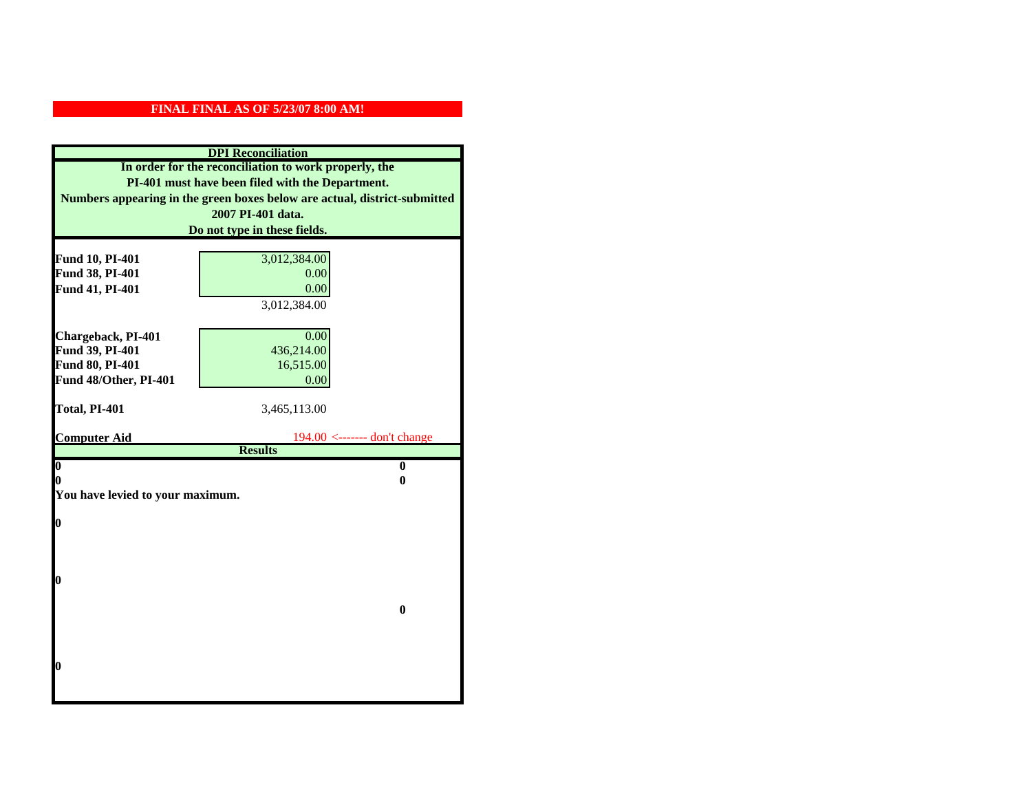**FINAL FINAL AS OF 5/23/07 8:00 AM!**

## DPI Reconciliation

**In order for the reconciliation to work properly, the PI-401 must have been filed with the Department. Numbers appearing in the green boxes below are actual, district-submitted 2007 PI-401 data. Do not type in these fields.**

| | | |
|---|---|---|
| **Fund 10, PI-401** | 3,012,384.00 | |
| **Fund 38, PI-401** | 0.00 | |
| **Fund 41, PI-401** | 0.00 | |
| | 3,012,384.00 | |
| **Chargeback, PI-401** | 0.00 | |
| **Fund 39, PI-401** | 436,214.00 | |
| **Fund 80, PI-401** | 16,515.00 | |
| **Fund 48/Other, PI-401** | 0.00 | |
| **Total, PI-401** | 3,465,113.00 | |
| **Computer Aid** | 194.00 | <------- don't change |

**Results**

| | |
|---|---|
| **0** | **0** |
| **0** | **0** |

**You have levied to your maximum.**

**0**

**0**

**0**

**0**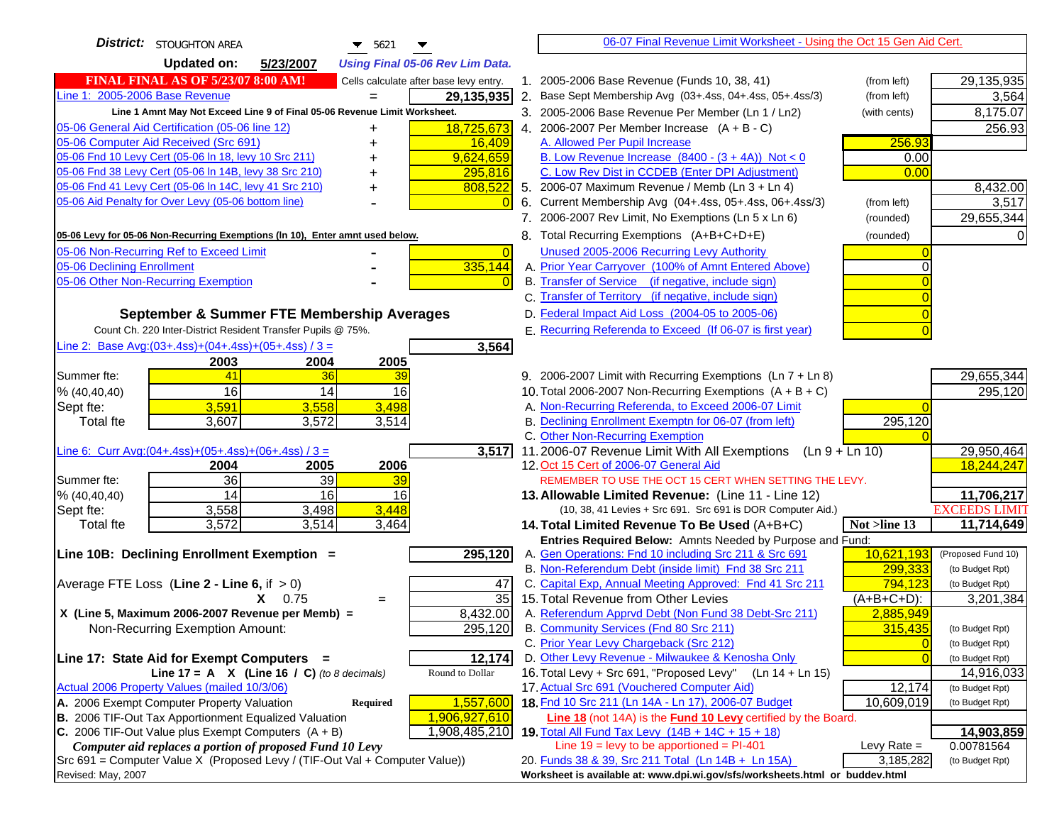**District:** STOUGHTON AREA 5621

**Updated on:** 5/23/2007 *Using Final 05-06 Rev Lim Data.*

**FINAL FINAL AS OF 5/23/07 8:00 AM!** Cells calculate after base levy entry.

| Line 1: 2005-2006 Base Revenue | = | 29,135,935 |
|---|---|---|
| Line 1 Amnt May Not Exceed Line 9 of Final 05-06 Revenue Limit Worksheet. | | |
| 05-06 General Aid Certification (05-06 line 12) | + | 18,725,673 |
| 05-06 Computer Aid Received (Src 691) | + | 16,409 |
| 05-06 Fnd 10 Levy Cert (05-06 ln 18, levy 10 Src 211) | + | 9,624,659 |
| 05-06 Fnd 38 Levy Cert (05-06 ln 14B, levy 38 Src 210) | + | 295,816 |
| 05-06 Fnd 41 Levy Cert (05-06 ln 14C, levy 41 Src 210) | + | 808,522 |
| 05-06 Aid Penalty for Over Levy (05-06 bottom line) | - | 0 |

**05-06 Levy for 05-06 Non-Recurring Exemptions (ln 10), Enter amnt used below.**

| 05-06 Non-Recurring Ref to Exceed Limit | - | 0 |
|---|---|---|
| 05-06 Declining Enrollment | - | 335,144 |
| 05-06 Other Non-Recurring Exemption | - | 0 |

### September & Summer FTE Membership Averages

Count Ch. 220 Inter-District Resident Transfer Pupils @ 75%.

Line 2: Base Avg:(03+.4ss)+(04+.4ss)+(05+.4ss) / 3 = **3,564**

| | 2003 | 2004 | 2005 |
|---|---|---|---|
| Summer fte: | 41 | 36 | 39 |
| % (40,40,40) | 16 | 14 | 16 |
| Sept fte: | 3,591 | 3,558 | 3,498 |
| Total fte | 3,607 | 3,572 | 3,514 |

Line 6: Curr Avg:(04+.4ss)+(05+.4ss)+(06+.4ss) / 3 = **3,517**

| | 2004 | 2005 | 2006 |
|---|---|---|---|
| Summer fte: | 36 | 39 | 39 |
| % (40,40,40) | 14 | 16 | 16 |
| Sept fte: | 3,558 | 3,498 | 3,448 |
| Total fte | 3,572 | 3,514 | 3,464 |

**Line 10B: Declining Enrollment Exemption =** **295,120**

| Average FTE Loss (Line 2 - Line 6, if > 0) | | 47 |
|---|---|---|
| X 0.75 | = | 35 |
| X (Line 5, Maximum 2006-2007 Revenue per Memb) = | | 8,432.00 |
| Non-Recurring Exemption Amount: | | 295,120 |

**Line 17: State Aid for Exempt Computers =** **12,174**

Line 17 = A X (Line 16 / C) *(to 8 decimals)* — Round to Dollar

| Actual 2006 Property Values (mailed 10/3/06) | | |
|---|---|---|
| A. 2006 Exempt Computer Property Valuation | Required | 1,557,600 |
| B. 2006 TIF-Out Tax Apportionment Equalized Valuation | | 1,906,927,610 |
| C. 2006 TIF-Out Value plus Exempt Computers (A + B) | | 1,908,485,210 |

*Computer aid replaces a portion of proposed Fund 10 Levy*

Src 691 = Computer Value X (Proposed Levy / (TIF-Out Val + Computer Value))

Revised: May, 2007

## 06-07 Final Revenue Limit Worksheet - Using the Oct 15 Gen Aid Cert.

| | | | |
|---|---|---|---|
| 1. 2005-2006 Base Revenue (Funds 10, 38, 41) | (from left) | | 29,135,935 |
| 2. Base Sept Membership Avg (03+.4ss, 04+.4ss, 05+.4ss/3) | (from left) | | 3,564 |
| 3. 2005-2006 Base Revenue Per Member (Ln 1 / Ln2) | (with cents) | | 8,175.07 |
| 4. 2006-2007 Per Member Increase (A + B - C) | | | 256.93 |
| A. Allowed Per Pupil Increase | | 256.93 | |
| B. Low Revenue Increase (8400 - (3 + 4A)) Not < 0 | | 0.00 | |
| C. Low Rev Dist in CCDEB (Enter DPI Adjustment) | | 0.00 | |
| 5. 2006-07 Maximum Revenue / Memb (Ln 3 + Ln 4) | | | 8,432.00 |
| 6. Current Membership Avg (04+.4ss, 05+.4ss, 06+.4ss/3) | (from left) | | 3,517 |
| 7. 2006-2007 Rev Limit, No Exemptions (Ln 5 x Ln 6) | (rounded) | | 29,655,344 |
| 8. Total Recurring Exemptions (A+B+C+D+E) | (rounded) | | 0 |
| Unused 2005-2006 Recurring Levy Authority | | 0 | |
| A. Prior Year Carryover (100% of Amnt Entered Above) | | 0 | |
| B. Transfer of Service (if negative, include sign) | | 0 | |
| C. Transfer of Territory (if negative, include sign) | | 0 | |
| D. Federal Impact Aid Loss (2004-05 to 2005-06) | | 0 | |
| E. Recurring Referenda to Exceed (If 06-07 is first year) | | 0 | |
| 9. 2006-2007 Limit with Recurring Exemptions (Ln 7 + Ln 8) | | | 29,655,344 |
| 10. Total 2006-2007 Non-Recurring Exemptions (A + B + C) | | | 295,120 |
| A. Non-Recurring Referenda, to Exceed 2006-07 Limit | | 0 | |
| B. Declining Enrollment Exemptn for 06-07 (from left) | | 295,120 | |
| C. Other Non-Recurring Exemption | | 0 | |
| 11. 2006-07 Revenue Limit With All Exemptions (Ln 9 + Ln 10) | | | 29,950,464 |
| 12. Oct 15 Cert of 2006-07 General Aid | | | 18,244,247 |
| REMEMBER TO USE THE OCT 15 CERT WHEN SETTING THE LEVY. | | | |
| **13. Allowable Limited Revenue:** (Line 11 - Line 12) | | | **11,706,217** |
| (10, 38, 41 Levies + Src 691. Src 691 is DOR Computer Aid.) | | | EXCEEDS LIMIT |
| **14. Total Limited Revenue To Be Used** (A+B+C) | | Not >line 13 | **11,714,649** |
| Entries Required Below: Amnts Needed by Purpose and Fund: | | | |
| A. Gen Operations: Fnd 10 including Src 211 & Src 691 | | 10,621,193 | (Proposed Fund 10) |
| B. Non-Referendum Debt (inside limit) Fnd 38 Src 211 | | 299,333 | (to Budget Rpt) |
| C. Capital Exp, Annual Meeting Approved: Fnd 41 Src 211 | | 794,123 | (to Budget Rpt) |
| 15. Total Revenue from Other Levies | | (A+B+C+D): | 3,201,384 |
| A. Referendum Apprvd Debt (Non Fund 38 Debt-Src 211) | | 2,885,949 | |
| B. Community Services (Fnd 80 Src 211) | | 315,435 | (to Budget Rpt) |
| C. Prior Year Levy Chargeback (Src 212) | | 0 | (to Budget Rpt) |
| D. Other Levy Revenue - Milwaukee & Kenosha Only | | 0 | (to Budget Rpt) |
| 16. Total Levy + Src 691, "Proposed Levy" (Ln 14 + Ln 15) | | | 14,916,033 |
| 17. Actual Src 691 (Vouchered Computer Aid) | | 12,174 | (to Budget Rpt) |
| **18.** Fnd 10 Src 211 (Ln 14A - Ln 17), 2006-07 Budget | | 10,609,019 | (to Budget Rpt) |
| Line 18 (not 14A) is the Fund 10 Levy certified by the Board. | | | |
| **19.** Total All Fund Tax Levy (14B + 14C + 15 + 18) | | | **14,903,859** |
| Line 19 = levy to be apportioned = PI-401 | | Levy Rate = | 0.00781564 |
| 20. Funds 38 & 39, Src 211 Total (Ln 14B + Ln 15A) | | 3,185,282 | (to Budget Rpt) |

Worksheet is available at: www.dpi.wi.gov/sfs/worksheets.html or buddev.html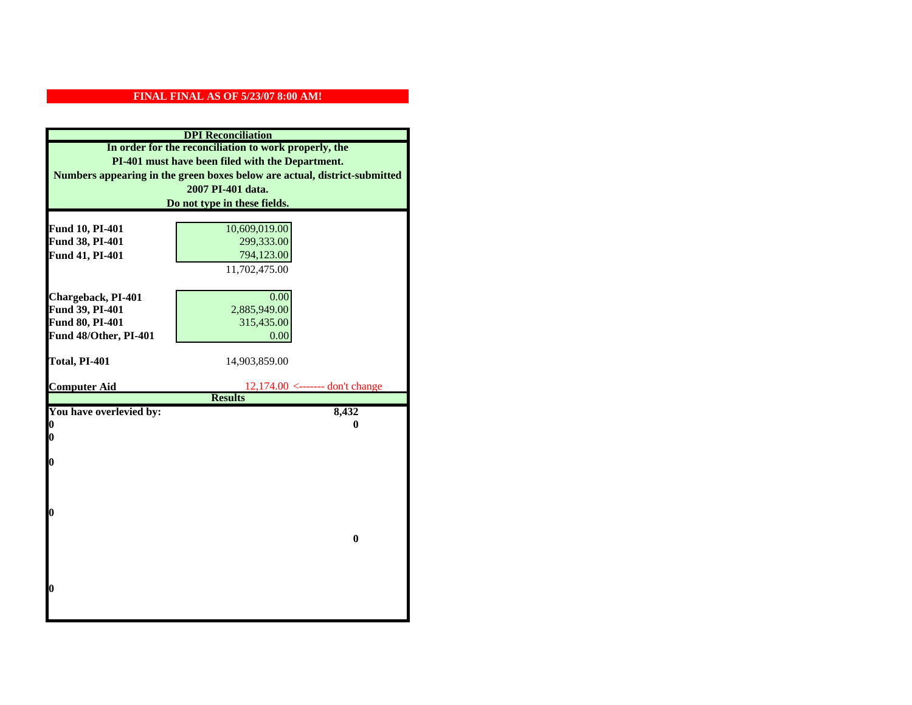**FINAL FINAL AS OF 5/23/07 8:00 AM!**

| DPI Reconciliation | | |
|---|---|---|
| In order for the reconciliation to work properly, the PI-401 must have been filed with the Department. Numbers appearing in the green boxes below are actual, district-submitted 2007 PI-401 data. Do not type in these fields. | | |
| **Fund 10, PI-401** | 10,609,019.00 | |
| **Fund 38, PI-401** | 299,333.00 | |
| **Fund 41, PI-401** | 794,123.00 | |
| | 11,702,475.00 | |
| **Chargeback, PI-401** | 0.00 | |
| **Fund 39, PI-401** | 2,885,949.00 | |
| **Fund 80, PI-401** | 315,435.00 | |
| **Fund 48/Other, PI-401** | 0.00 | |
| **Total, PI-401** | 14,903,859.00 | |
| **Computer Aid** | 12,174.00 <------- don't change | |
| **Results** | | |
| **You have overlevied by:** | | **8,432** |
| **0** | | **0** |
| **0** | | |
| **0** | | |
| **0** | | |
| | | **0** |
| **0** | | |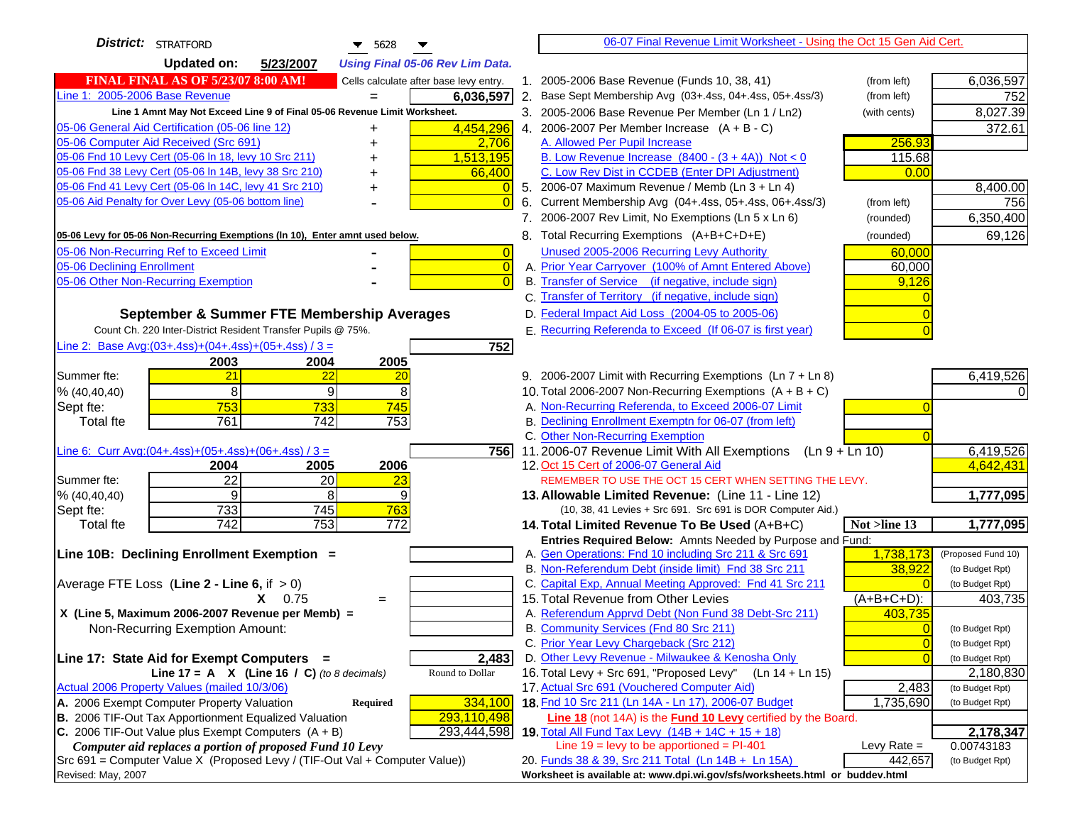**District:** STRATFORD 5628

**Updated on:** 5/23/2007 *Using Final 05-06 Rev Lim Data.*

06-07 Final Revenue Limit Worksheet - Using the Oct 15 Gen Aid Cert.

**FINAL FINAL AS OF 5/23/07 8:00 AM!** Cells calculate after base levy entry.

| | | |
|---|---|---|
| Line 1: 2005-2006 Base Revenue | = | 6,036,597 |

Line 1 Amnt May Not Exceed Line 9 of Final 05-06 Revenue Limit Worksheet.

| | | |
|---|---|---|
| 05-06 General Aid Certification (05-06 line 12) | + | 4,454,296 |
| 05-06 Computer Aid Received (Src 691) | + | 2,706 |
| 05-06 Fnd 10 Levy Cert (05-06 ln 18, levy 10 Src 211) | + | 1,513,195 |
| 05-06 Fnd 38 Levy Cert (05-06 ln 14B, levy 38 Src 210) | + | 66,400 |
| 05-06 Fnd 41 Levy Cert (05-06 ln 14C, levy 41 Src 210) | + | 0 |
| 05-06 Aid Penalty for Over Levy (05-06 bottom line) | - | 0 |

**05-06 Levy for 05-06 Non-Recurring Exemptions (ln 10), Enter amnt used below.**

| | | |
|---|---|---|
| 05-06 Non-Recurring Ref to Exceed Limit | - | 0 |
| 05-06 Declining Enrollment | - | 0 |
| 05-06 Other Non-Recurring Exemption | - | 0 |

### September & Summer FTE Membership Averages

Count Ch. 220 Inter-District Resident Transfer Pupils @ 75%.

Line 2: Base Avg:(03+.4ss)+(04+.4ss)+(05+.4ss) / 3 = 752

| | 2003 | 2004 | 2005 |
|---|---|---|---|
| Summer fte: | 21 | 22 | 20 |
| % (40,40,40) | 8 | 9 | 8 |
| Sept fte: | 753 | 733 | 745 |
| Total fte | 761 | 742 | 753 |

Line 6: Curr Avg:(04+.4ss)+(05+.4ss)+(06+.4ss) / 3 = 756

| | 2004 | 2005 | 2006 |
|---|---|---|---|
| Summer fte: | 22 | 20 | 23 |
| % (40,40,40) | 9 | 8 | 9 |
| Sept fte: | 733 | 745 | 763 |
| Total fte | 742 | 753 | 772 |

**Line 10B: Declining Enrollment Exemption =**

Average FTE Loss (Line 2 - Line 6, if > 0)

X 0.75 =

X (Line 5, Maximum 2006-2007 Revenue per Memb) =

Non-Recurring Exemption Amount:

**Line 17: State Aid for Exempt Computers =** 2,483

Line 17 = A X (Line 16 / C) *(to 8 decimals)* Round to Dollar

Actual 2006 Property Values (mailed 10/3/06)

| | | |
|---|---|---|
| A. 2006 Exempt Computer Property Valuation | Required | 334,100 |
| B. 2006 TIF-Out Tax Apportionment Equalized Valuation | | 293,110,498 |
| C. 2006 TIF-Out Value plus Exempt Computers (A + B) | | 293,444,598 |

*Computer aid replaces a portion of proposed Fund 10 Levy*

Src 691 = Computer Value X (Proposed Levy / (TIF-Out Val + Computer Value))

| | | | |
|---|---|---|---|
| 1. 2005-2006 Base Revenue (Funds 10, 38, 41) | (from left) | | 6,036,597 |
| 2. Base Sept Membership Avg (03+.4ss, 04+.4ss, 05+.4ss/3) | (from left) | | 752 |
| 3. 2005-2006 Base Revenue Per Member (Ln 1 / Ln2) | (with cents) | | 8,027.39 |
| 4. 2006-2007 Per Member Increase (A + B - C) | | | 372.61 |
| A. Allowed Per Pupil Increase | | 256.93 | |
| B. Low Revenue Increase (8400 - (3 + 4A)) Not < 0 | | 115.68 | |
| C. Low Rev Dist in CCDEB (Enter DPI Adjustment) | | 0.00 | |
| 5. 2006-07 Maximum Revenue / Memb (Ln 3 + Ln 4) | | | 8,400.00 |
| 6. Current Membership Avg (04+.4ss, 05+.4ss, 06+.4ss/3) | (from left) | | 756 |
| 7. 2006-2007 Rev Limit, No Exemptions (Ln 5 x Ln 6) | (rounded) | | 6,350,400 |
| 8. Total Recurring Exemptions (A+B+C+D+E) | (rounded) | | 69,126 |
| Unused 2005-2006 Recurring Levy Authority | | 60,000 | |
| A. Prior Year Carryover (100% of Amnt Entered Above) | | 60,000 | |
| B. Transfer of Service (if negative, include sign) | | 9,126 | |
| C. Transfer of Territory (if negative, include sign) | | 0 | |
| D. Federal Impact Aid Loss (2004-05 to 2005-06) | | 0 | |
| E. Recurring Referenda to Exceed (If 06-07 is first year) | | 0 | |
| 9. 2006-2007 Limit with Recurring Exemptions (Ln 7 + Ln 8) | | | 6,419,526 |
| 10. Total 2006-2007 Non-Recurring Exemptions (A + B + C) | | | 0 |
| A. Non-Recurring Referenda, to Exceed 2006-07 Limit | | 0 | |
| B. Declining Enrollment Exemptn for 06-07 (from left) | | | |
| C. Other Non-Recurring Exemption | | 0 | |
| 11. 2006-07 Revenue Limit With All Exemptions (Ln 9 + Ln 10) | | | 6,419,526 |
| 12. Oct 15 Cert of 2006-07 General Aid | | | 4,642,431 |
| REMEMBER TO USE THE OCT 15 CERT WHEN SETTING THE LEVY. | | | |
| **13. Allowable Limited Revenue:** (Line 11 - Line 12) | | | **1,777,095** |
| (10, 38, 41 Levies + Src 691. Src 691 is DOR Computer Aid.) | | | |
| **14. Total Limited Revenue To Be Used** (A+B+C) | | Not >line 13 | **1,777,095** |
| Entries Required Below: Amnts Needed by Purpose and Fund: | | | |
| A. Gen Operations: Fnd 10 including Src 211 & Src 691 | | 1,738,173 | (Proposed Fund 10) |
| B. Non-Referendum Debt (inside limit) Fnd 38 Src 211 | | 38,922 | (to Budget Rpt) |
| C. Capital Exp, Annual Meeting Approved: Fnd 41 Src 211 | | 0 | (to Budget Rpt) |
| 15. Total Revenue from Other Levies | | (A+B+C+D): | 403,735 |
| A. Referendum Apprvd Debt (Non Fund 38 Debt-Src 211) | | 403,735 | |
| B. Community Services (Fnd 80 Src 211) | | 0 | (to Budget Rpt) |
| C. Prior Year Levy Chargeback (Src 212) | | 0 | (to Budget Rpt) |
| D. Other Levy Revenue - Milwaukee & Kenosha Only | | 0 | (to Budget Rpt) |
| 16. Total Levy + Src 691, "Proposed Levy" (Ln 14 + Ln 15) | | | 2,180,830 |
| 17. Actual Src 691 (Vouchered Computer Aid) | | 2,483 | (to Budget Rpt) |
| **18.** Fnd 10 Src 211 (Ln 14A - Ln 17), 2006-07 Budget | | 1,735,690 | (to Budget Rpt) |
| **Line 18** (not 14A) is the **Fund 10 Levy** certified by the Board. | | | |
| **19.** Total All Fund Tax Levy (14B + 14C + 15 + 18) | | | **2,178,347** |
| Line 19 = levy to be apportioned = PI-401 | | Levy Rate = | 0.00743183 |
| 20. Funds 38 & 39, Src 211 Total (Ln 14B + Ln 15A) | | 442,657 | (to Budget Rpt) |

Revised: May, 2007

Worksheet is available at: www.dpi.wi.gov/sfs/worksheets.html or buddev.html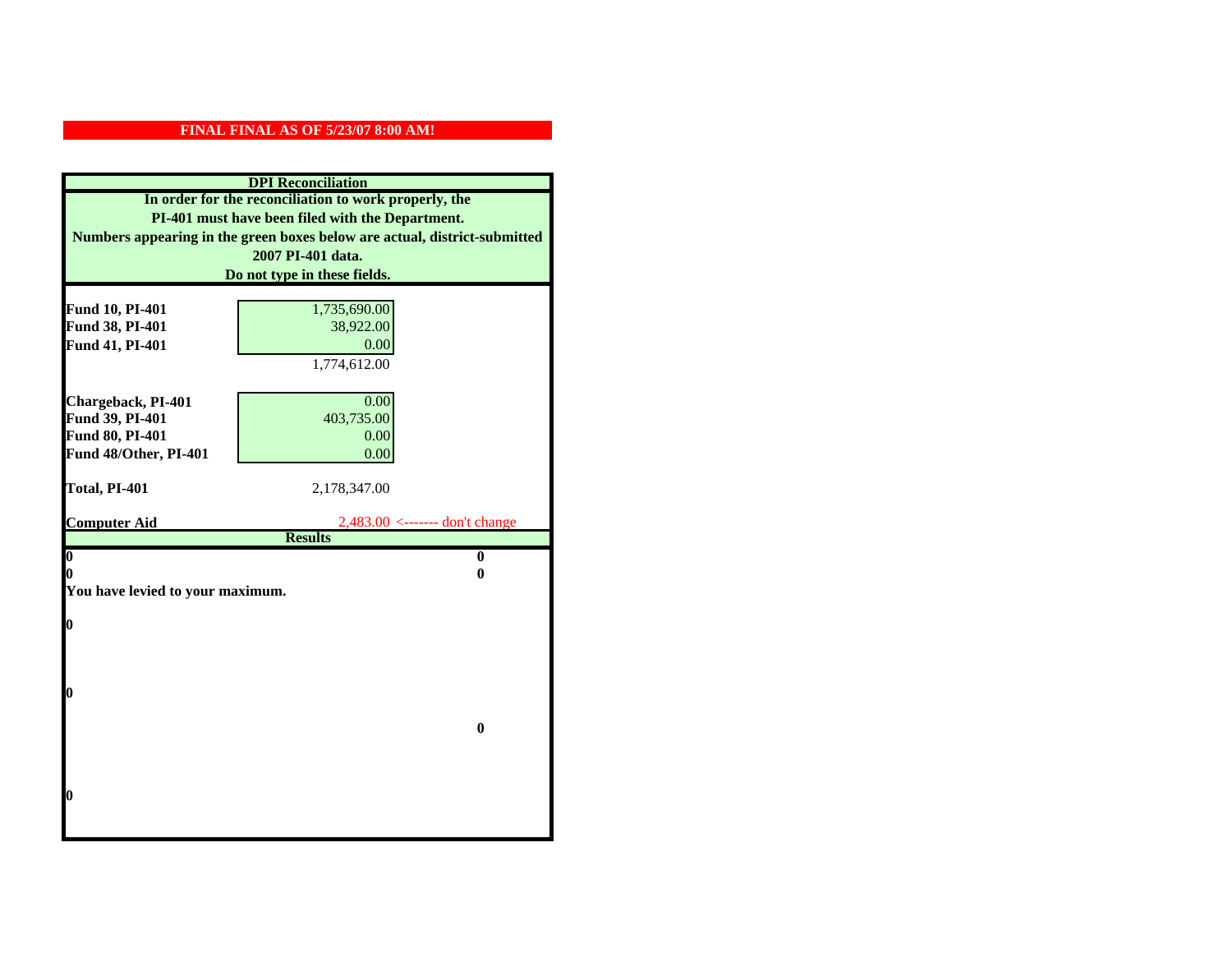**FINAL FINAL AS OF 5/23/07 8:00 AM!**

**DPI Reconciliation**

**In order for the reconciliation to work properly, the PI-401 must have been filed with the Department. Numbers appearing in the green boxes below are actual, district-submitted 2007 PI-401 data. Do not type in these fields.**

| | | |
|---|---|---|
| **Fund 10, PI-401** | 1,735,690.00 | |
| **Fund 38, PI-401** | 38,922.00 | |
| **Fund 41, PI-401** | 0.00 | |
| | 1,774,612.00 | |
| **Chargeback, PI-401** | 0.00 | |
| **Fund 39, PI-401** | 403,735.00 | |
| **Fund 80, PI-401** | 0.00 | |
| **Fund 48/Other, PI-401** | 0.00 | |
| **Total, PI-401** | 2,178,347.00 | |
| **Computer Aid** | 2,483.00 | <------- don't change |

**Results**

| | |
|---|---|
| **0** | **0** |
| **0** | **0** |

**You have levied to your maximum.**

**0**

**0**

**0**

**0**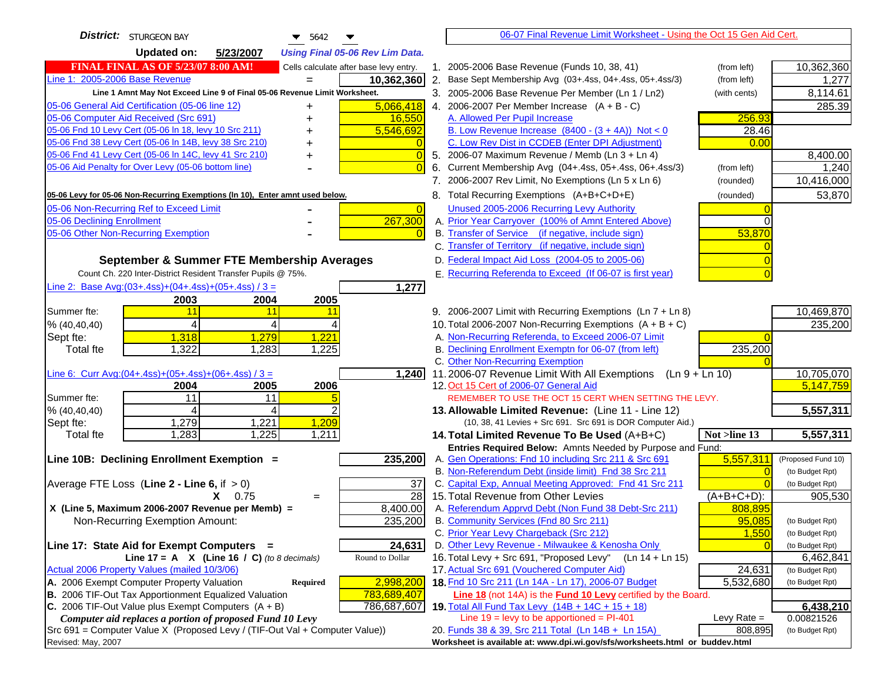**District:** STURGEON BAY 5642

**Updated on:** 5/23/2007 *Using Final 05-06 Rev Lim Data.*

06-07 Final Revenue Limit Worksheet - Using the Oct 15 Gen Aid Cert.

**FINAL FINAL AS OF 5/23/07 8:00 AM!** Cells calculate after base levy entry.

| | | |
|---|---|---|
| Line 1: 2005-2006 Base Revenue | = | 10,362,360 |

Line 1 Amnt May Not Exceed Line 9 of Final 05-06 Revenue Limit Worksheet.

| | | |
|---|---|---|
| 05-06 General Aid Certification (05-06 line 12) | + | 5,066,418 |
| 05-06 Computer Aid Received (Src 691) | + | 16,550 |
| 05-06 Fnd 10 Levy Cert (05-06 ln 18, levy 10 Src 211) | + | 5,546,692 |
| 05-06 Fnd 38 Levy Cert (05-06 ln 14B, levy 38 Src 210) | + | 0 |
| 05-06 Fnd 41 Levy Cert (05-06 ln 14C, levy 41 Src 210) | + | 0 |
| 05-06 Aid Penalty for Over Levy (05-06 bottom line) | - | 0 |

05-06 Levy for 05-06 Non-Recurring Exemptions (ln 10), Enter amnt used below.

| | | |
|---|---|---|
| 05-06 Non-Recurring Ref to Exceed Limit | - | 0 |
| 05-06 Declining Enrollment | - | 267,300 |
| 05-06 Other Non-Recurring Exemption | - | 0 |

**September & Summer FTE Membership Averages**

Count Ch. 220 Inter-District Resident Transfer Pupils @ 75%.

Line 2: Base Avg:(03+.4ss)+(04+.4ss)+(05+.4ss) / 3 = **1,277**

| | 2003 | 2004 | 2005 |
|---|---|---|---|
| Summer fte: | 11 | 11 | 11 |
| % (40,40,40) | 4 | 4 | 4 |
| Sept fte: | 1,318 | 1,279 | 1,221 |
| Total fte | 1,322 | 1,283 | 1,225 |

Line 6: Curr Avg:(04+.4ss)+(05+.4ss)+(06+.4ss) / 3 = **1,240**

| | 2004 | 2005 | 2006 |
|---|---|---|---|
| Summer fte: | 11 | 11 | 5 |
| % (40,40,40) | 4 | 4 | 2 |
| Sept fte: | 1,279 | 1,221 | 1,209 |
| Total fte | 1,283 | 1,225 | 1,211 |

**Line 10B: Declining Enrollment Exemption =** **235,200**

| | | |
|---|---|---|
| Average FTE Loss (Line 2 - Line 6, if > 0) | | 37 |
| X 0.75 | = | 28 |
| X (Line 5, Maximum 2006-2007 Revenue per Memb) = | | 8,400.00 |
| Non-Recurring Exemption Amount: | | 235,200 |

**Line 17: State Aid for Exempt Computers =** **24,631**

Line 17 = A X (Line 16 / C) *(to 8 decimals)* Round to Dollar

Actual 2006 Property Values (mailed 10/3/06)

| | | |
|---|---|---|
| A. 2006 Exempt Computer Property Valuation | Required | 2,998,200 |
| B. 2006 TIF-Out Tax Apportionment Equalized Valuation | | 783,689,407 |
| C. 2006 TIF-Out Value plus Exempt Computers (A + B) | | 786,687,607 |

*Computer aid replaces a portion of proposed Fund 10 Levy*

Src 691 = Computer Value X (Proposed Levy / (TIF-Out Val + Computer Value))

Revised: May, 2007

| | | | |
|---|---|---|---|
| 1. 2005-2006 Base Revenue (Funds 10, 38, 41) | (from left) | | 10,362,360 |
| 2. Base Sept Membership Avg (03+.4ss, 04+.4ss, 05+.4ss/3) | (from left) | | 1,277 |
| 3. 2005-2006 Base Revenue Per Member (Ln 1 / Ln2) | (with cents) | | 8,114.61 |
| 4. 2006-2007 Per Member Increase (A + B - C) | | | 285.39 |
| A. Allowed Per Pupil Increase | | 256.93 | |
| B. Low Revenue Increase (8400 - (3 + 4A)) Not < 0 | | 28.46 | |
| C. Low Rev Dist in CCDEB (Enter DPI Adjustment) | | 0.00 | |
| 5. 2006-07 Maximum Revenue / Memb (Ln 3 + Ln 4) | | | 8,400.00 |
| 6. Current Membership Avg (04+.4ss, 05+.4ss, 06+.4ss/3) | (from left) | | 1,240 |
| 7. 2006-2007 Rev Limit, No Exemptions (Ln 5 x Ln 6) | (rounded) | | 10,416,000 |
| 8. Total Recurring Exemptions (A+B+C+D+E) | (rounded) | | 53,870 |
| Unused 2005-2006 Recurring Levy Authority | | 0 | |
| A. Prior Year Carryover (100% of Amnt Entered Above) | | 0 | |
| B. Transfer of Service (if negative, include sign) | | 53,870 | |
| C. Transfer of Territory (if negative, include sign) | | 0 | |
| D. Federal Impact Aid Loss (2004-05 to 2005-06) | | 0 | |
| E. Recurring Referenda to Exceed (If 06-07 is first year) | | 0 | |
| 9. 2006-2007 Limit with Recurring Exemptions (Ln 7 + Ln 8) | | | 10,469,870 |
| 10. Total 2006-2007 Non-Recurring Exemptions (A + B + C) | | | 235,200 |
| A. Non-Recurring Referenda, to Exceed 2006-07 Limit | | 0 | |
| B. Declining Enrollment Exemptn for 06-07 (from left) | | 235,200 | |
| C. Other Non-Recurring Exemption | | 0 | |
| 11. 2006-07 Revenue Limit With All Exemptions (Ln 9 + Ln 10) | | | 10,705,070 |
| 12. Oct 15 Cert of 2006-07 General Aid | | | 5,147,759 |
| REMEMBER TO USE THE OCT 15 CERT WHEN SETTING THE LEVY. | | | |
| **13. Allowable Limited Revenue:** (Line 11 - Line 12) (10, 38, 41 Levies + Src 691. Src 691 is DOR Computer Aid.) | | | **5,557,311** |
| **14. Total Limited Revenue To Be Used** (A+B+C) | | Not >line 13 | **5,557,311** |
| Entries Required Below: Amnts Needed by Purpose and Fund: | | | |
| A. Gen Operations: Fnd 10 including Src 211 & Src 691 | | 5,557,311 | (Proposed Fund 10) |
| B. Non-Referendum Debt (inside limit) Fnd 38 Src 211 | | 0 | (to Budget Rpt) |
| C. Capital Exp, Annual Meeting Approved: Fnd 41 Src 211 | | 0 | (to Budget Rpt) |
| 15. Total Revenue from Other Levies | | (A+B+C+D): | 905,530 |
| A. Referendum Apprvd Debt (Non Fund 38 Debt-Src 211) | | 808,895 | |
| B. Community Services (Fnd 80 Src 211) | | 95,085 | (to Budget Rpt) |
| C. Prior Year Levy Chargeback (Src 212) | | 1,550 | (to Budget Rpt) |
| D. Other Levy Revenue - Milwaukee & Kenosha Only | | 0 | (to Budget Rpt) |
| 16. Total Levy + Src 691, "Proposed Levy" (Ln 14 + Ln 15) | | | 6,462,841 |
| 17. Actual Src 691 (Vouchered Computer Aid) | | 24,631 | (to Budget Rpt) |
| **18.** Fnd 10 Src 211 (Ln 14A - Ln 17), 2006-07 Budget | | 5,532,680 | (to Budget Rpt) |
| Line 18 (not 14A) is the Fund 10 Levy certified by the Board. | | | |
| **19.** Total All Fund Tax Levy (14B + 14C + 15 + 18) | | | **6,438,210** |
| Line 19 = levy to be apportioned = PI-401 | | Levy Rate = | 0.00821526 |
| 20. Funds 38 & 39, Src 211 Total (Ln 14B + Ln 15A) | | 808,895 | (to Budget Rpt) |

Worksheet is available at: www.dpi.wi.gov/sfs/worksheets.html or buddev.html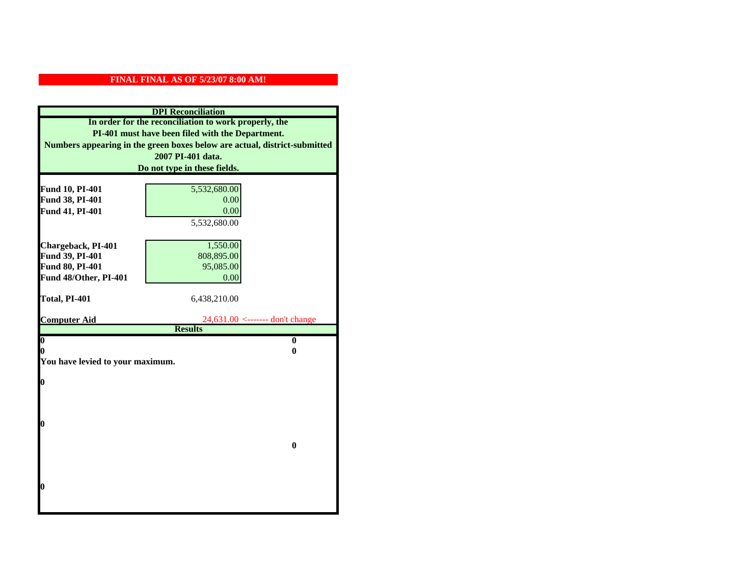**FINAL FINAL AS OF 5/23/07 8:00 AM!**

## DPI Reconciliation

**In order for the reconciliation to work properly, the PI-401 must have been filed with the Department. Numbers appearing in the green boxes below are actual, district-submitted 2007 PI-401 data. Do not type in these fields.**

| | | |
|---|---|---|
| **Fund 10, PI-401** | 5,532,680.00 | |
| **Fund 38, PI-401** | 0.00 | |
| **Fund 41, PI-401** | 0.00 | |
| | 5,532,680.00 | |
| | | |
| **Chargeback, PI-401** | 1,550.00 | |
| **Fund 39, PI-401** | 808,895.00 | |
| **Fund 80, PI-401** | 95,085.00 | |
| **Fund 48/Other, PI-401** | 0.00 | |
| | | |
| **Total, PI-401** | 6,438,210.00 | |
| | | |
| **Computer Aid** | 24,631.00 | <------- don't change |

## Results

| | |
|---|---|
| **0** | **0** |
| **0** | **0** |

**You have levied to your maximum.**

**0**

**0**

**0**

**0**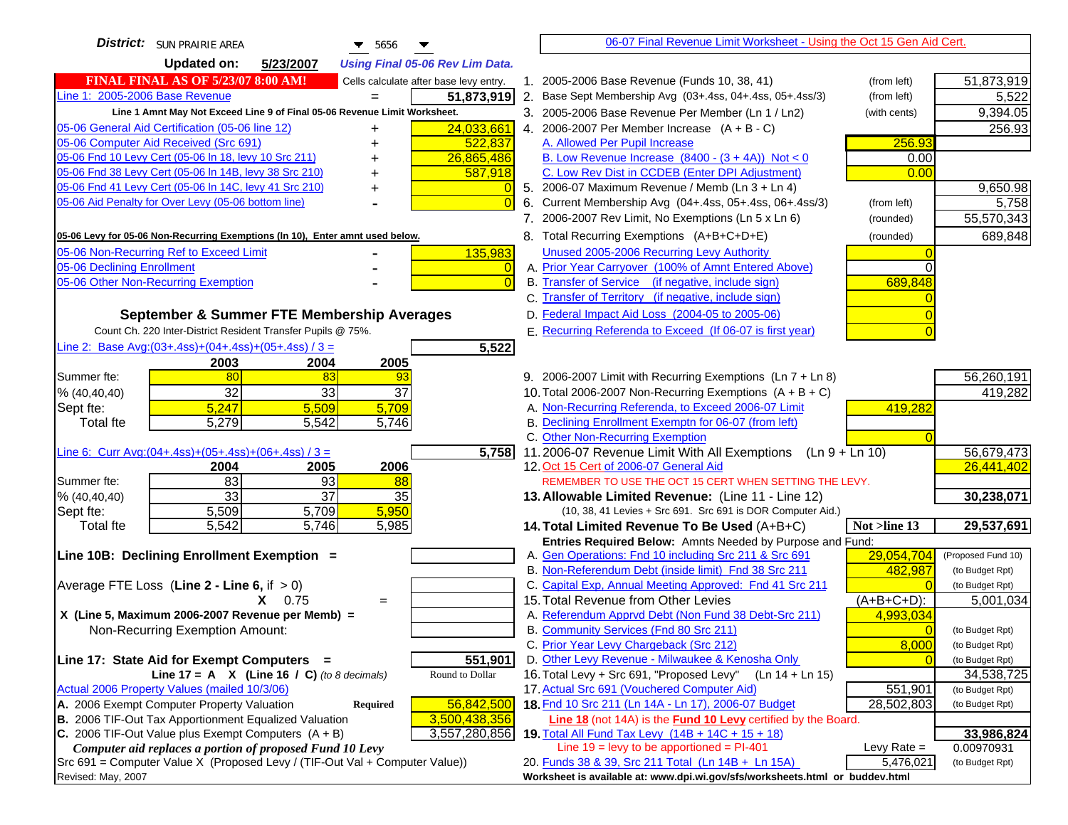**District:** SUN PRAIRIE AREA 5656

**Updated on:** 5/23/2007 *Using Final 05-06 Rev Lim Data.*

06-07 Final Revenue Limit Worksheet - Using the Oct 15 Gen Aid Cert.

**FINAL FINAL AS OF 5/23/07 8:00 AM!** Cells calculate after base levy entry.

| | | |
|---|---|---|
| Line 1: 2005-2006 Base Revenue | = | 51,873,919 |
| *Line 1 Amnt May Not Exceed Line 9 of Final 05-06 Revenue Limit Worksheet.* | | |
| 05-06 General Aid Certification (05-06 line 12) | + | 24,033,661 |
| 05-06 Computer Aid Received (Src 691) | + | 522,837 |
| 05-06 Fnd 10 Levy Cert (05-06 ln 18, levy 10 Src 211) | + | 26,865,486 |
| 05-06 Fnd 38 Levy Cert (05-06 ln 14B, levy 38 Src 210) | + | 587,918 |
| 05-06 Fnd 41 Levy Cert (05-06 ln 14C, levy 41 Src 210) | + | 0 |
| 05-06 Aid Penalty for Over Levy (05-06 bottom line) | - | 0 |
| **05-06 Levy for 05-06 Non-Recurring Exemptions (ln 10), Enter amnt used below.** | | |
| 05-06 Non-Recurring Ref to Exceed Limit | - | 135,983 |
| 05-06 Declining Enrollment | - | 0 |
| 05-06 Other Non-Recurring Exemption | - | 0 |

## September & Summer FTE Membership Averages

Count Ch. 220 Inter-District Resident Transfer Pupils @ 75%.

Line 2: Base Avg:(03+.4ss)+(04+.4ss)+(05+.4ss) / 3 = **5,522**

| | 2003 | 2004 | 2005 |
|---|---|---|---|
| Summer fte: | 80 | 83 | 93 |
| % (40,40,40) | 32 | 33 | 37 |
| Sept fte: | 5,247 | 5,509 | 5,709 |
| Total fte | 5,279 | 5,542 | 5,746 |

Line 6: Curr Avg:(04+.4ss)+(05+.4ss)+(06+.4ss) / 3 = **5,758**

| | 2004 | 2005 | 2006 |
|---|---|---|---|
| Summer fte: | 83 | 93 | 88 |
| % (40,40,40) | 33 | 37 | 35 |
| Sept fte: | 5,509 | 5,709 | 5,950 |
| Total fte | 5,542 | 5,746 | 5,985 |

**Line 10B: Declining Enrollment Exemption =**

Average FTE Loss (**Line 2 - Line 6**, if > 0)

X 0.75 =

X (Line 5, Maximum 2006-2007 Revenue per Memb) =

Non-Recurring Exemption Amount:

**Line 17: State Aid for Exempt Computers =** 551,901

Line 17 = A X (Line 16 / C) *(to 8 decimals)* — Round to Dollar

Actual 2006 Property Values (mailed 10/3/06)

| | | |
|---|---|---|
| A. 2006 Exempt Computer Property Valuation | Required | 56,842,500 |
| B. 2006 TIF-Out Tax Apportionment Equalized Valuation | | 3,500,438,356 |
| C. 2006 TIF-Out Value plus Exempt Computers (A + B) | | 3,557,280,856 |

*Computer aid replaces a portion of proposed Fund 10 Levy*

Src 691 = Computer Value X (Proposed Levy / (TIF-Out Val + Computer Value))

Revised: May, 2007

| | | | |
|---|---|---|---|
| 1. 2005-2006 Base Revenue (Funds 10, 38, 41) | (from left) | | 51,873,919 |
| 2. Base Sept Membership Avg (03+.4ss, 04+.4ss, 05+.4ss/3) | (from left) | | 5,522 |
| 3. 2005-2006 Base Revenue Per Member (Ln 1 / Ln2) | (with cents) | | 9,394.05 |
| 4. 2006-2007 Per Member Increase (A + B - C) | | | 256.93 |
| A. Allowed Per Pupil Increase | | 256.93 | |
| B. Low Revenue Increase (8400 - (3 + 4A)) Not < 0 | | 0.00 | |
| C. Low Rev Dist in CCDEB (Enter DPI Adjustment) | | 0.00 | |
| 5. 2006-07 Maximum Revenue / Memb (Ln 3 + Ln 4) | | | 9,650.98 |
| 6. Current Membership Avg (04+.4ss, 05+.4ss, 06+.4ss/3) | (from left) | | 5,758 |
| 7. 2006-2007 Rev Limit, No Exemptions (Ln 5 x Ln 6) | (rounded) | | 55,570,343 |
| 8. Total Recurring Exemptions (A+B+C+D+E) | (rounded) | | 689,848 |
| Unused 2005-2006 Recurring Levy Authority | | 0 | |
| A. Prior Year Carryover (100% of Amnt Entered Above) | | 0 | |
| B. Transfer of Service (if negative, include sign) | | 689,848 | |
| C. Transfer of Territory (if negative, include sign) | | 0 | |
| D. Federal Impact Aid Loss (2004-05 to 2005-06) | | 0 | |
| E. Recurring Referenda to Exceed (If 06-07 is first year) | | 0 | |
| 9. 2006-2007 Limit with Recurring Exemptions (Ln 7 + Ln 8) | | | 56,260,191 |
| 10. Total 2006-2007 Non-Recurring Exemptions (A + B + C) | | | 419,282 |
| A. Non-Recurring Referenda, to Exceed 2006-07 Limit | | 419,282 | |
| B. Declining Enrollment Exemptn for 06-07 (from left) | | | |
| C. Other Non-Recurring Exemption | | 0 | |
| 11. 2006-07 Revenue Limit With All Exemptions (Ln 9 + Ln 10) | | | 56,679,473 |
| 12. Oct 15 Cert of 2006-07 General Aid | | | 26,441,402 |
| REMEMBER TO USE THE OCT 15 CERT WHEN SETTING THE LEVY. | | | |
| **13. Allowable Limited Revenue:** (Line 11 - Line 12) | | | **30,238,071** |
| (10, 38, 41 Levies + Src 691. Src 691 is DOR Computer Aid.) | | | |
| **14. Total Limited Revenue To Be Used** (A+B+C) | | **Not >line 13** | **29,537,691** |
| **Entries Required Below:** Amnts Needed by Purpose and Fund: | | | |
| A. Gen Operations: Fnd 10 including Src 211 & Src 691 | | 29,054,704 | (Proposed Fund 10) |
| B. Non-Referendum Debt (inside limit) Fnd 38 Src 211 | | 482,987 | (to Budget Rpt) |
| C. Capital Exp, Annual Meeting Approved: Fnd 41 Src 211 | | 0 | (to Budget Rpt) |
| 15. Total Revenue from Other Levies | | (A+B+C+D): | 5,001,034 |
| A. Referendum Apprvd Debt (Non Fund 38 Debt-Src 211) | | 4,993,034 | |
| B. Community Services (Fnd 80 Src 211) | | 0 | (to Budget Rpt) |
| C. Prior Year Levy Chargeback (Src 212) | | 8,000 | (to Budget Rpt) |
| D. Other Levy Revenue - Milwaukee & Kenosha Only | | 0 | (to Budget Rpt) |
| 16. Total Levy + Src 691, "Proposed Levy" (Ln 14 + Ln 15) | | | 34,538,725 |
| 17. Actual Src 691 (Vouchered Computer Aid) | | 551,901 | (to Budget Rpt) |
| **18.** Fnd 10 Src 211 (Ln 14A - Ln 17), 2006-07 Budget | | 28,502,803 | (to Budget Rpt) |
| **Line 18** (not 14A) is the **Fund 10 Levy** certified by the Board. | | | |
| **19.** Total All Fund Tax Levy (14B + 14C + 15 + 18) | | | **33,986,824** |
| Line 19 = levy to be apportioned = PI-401 | | Levy Rate = | 0.00970931 |
| 20. Funds 38 & 39, Src 211 Total (Ln 14B + Ln 15A) | | 5,476,021 | (to Budget Rpt) |

Worksheet is available at: www.dpi.wi.gov/sfs/worksheets.html or buddev.html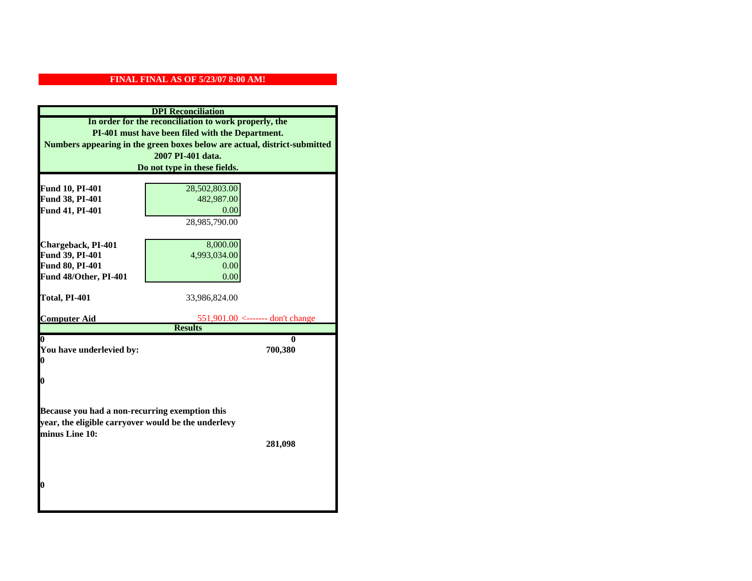**FINAL FINAL AS OF 5/23/07 8:00 AM!**

## DPI Reconciliation

**In order for the reconciliation to work properly, the PI-401 must have been filed with the Department. Numbers appearing in the green boxes below are actual, district-submitted 2007 PI-401 data. Do not type in these fields.**

| | | |
|---|---|---|
| **Fund 10, PI-401** | 28,502,803.00 | |
| **Fund 38, PI-401** | 482,987.00 | |
| **Fund 41, PI-401** | 0.00 | |
| | 28,985,790.00 | |
| **Chargeback, PI-401** | 8,000.00 | |
| **Fund 39, PI-401** | 4,993,034.00 | |
| **Fund 80, PI-401** | 0.00 | |
| **Fund 48/Other, PI-401** | 0.00 | |
| **Total, PI-401** | 33,986,824.00 | |
| **Computer Aid** | 551,901.00 | <------- don't change |

## Results

| | |
|---|---|
| **0** | **0** |
| **You have underlevied by:** | **700,380** |
| **0** | |
| **0** | |
| **Because you had a non-recurring exemption this year, the eligible carryover would be the underlevy minus Line 10:** | **281,098** |
| **0** | |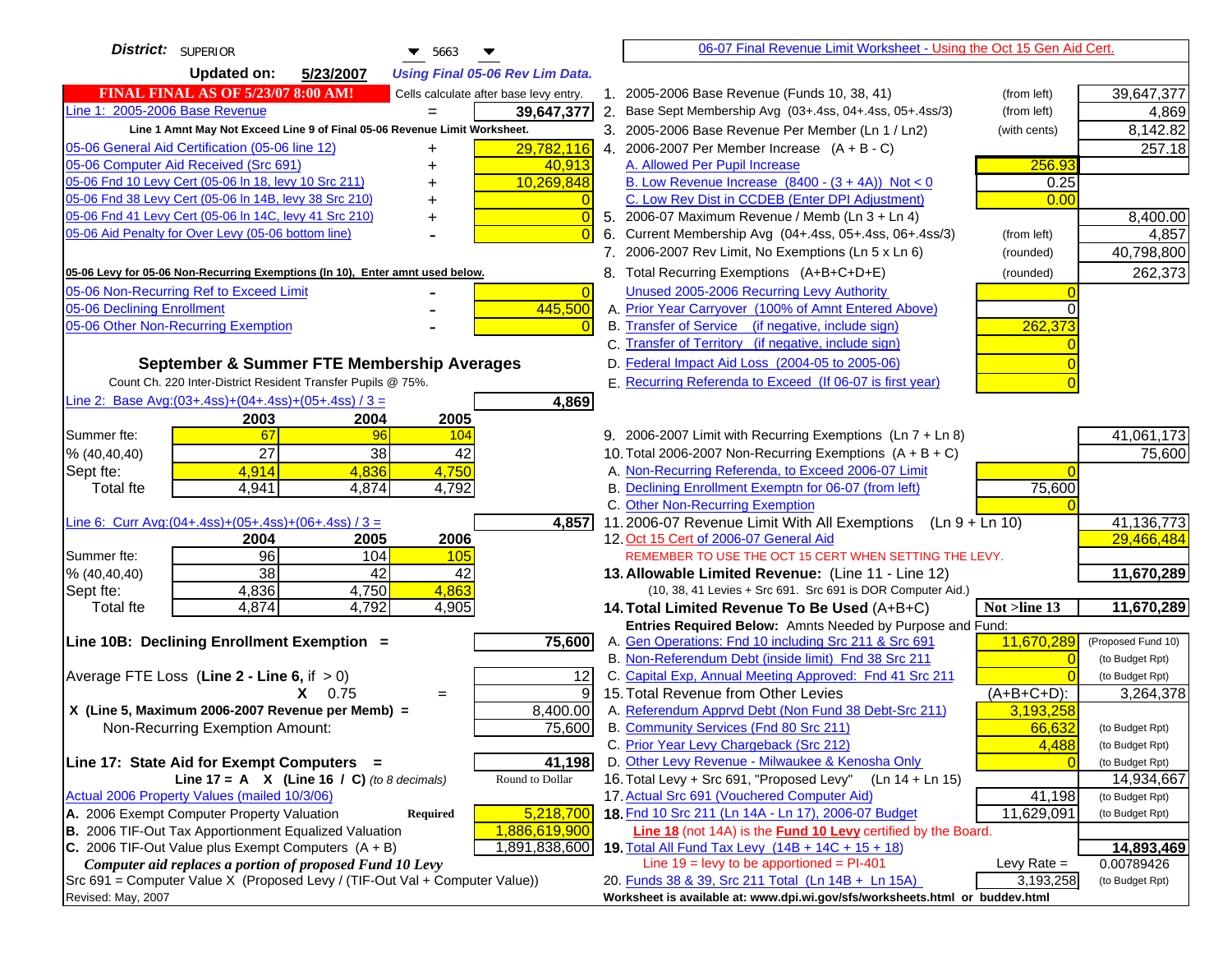**District:** SUPERIOR 5663

**Updated on:** 5/23/2007 *Using Final 05-06 Rev Lim Data.*

06-07 Final Revenue Limit Worksheet - Using the Oct 15 Gen Aid Cert.

**FINAL FINAL AS OF 5/23/07 8:00 AM!** Cells calculate after base levy entry.

| | | |
|---|---|---|
| Line 1: 2005-2006 Base Revenue | = | 39,647,377 |

Line 1 Amnt May Not Exceed Line 9 of Final 05-06 Revenue Limit Worksheet.

| | | |
|---|---|---|
| 05-06 General Aid Certification (05-06 line 12) | + | 29,782,116 |
| 05-06 Computer Aid Received (Src 691) | + | 40,913 |
| 05-06 Fnd 10 Levy Cert (05-06 ln 18, levy 10 Src 211) | + | 10,269,848 |
| 05-06 Fnd 38 Levy Cert (05-06 ln 14B, levy 38 Src 210) | + | 0 |
| 05-06 Fnd 41 Levy Cert (05-06 ln 14C, levy 41 Src 210) | + | 0 |
| 05-06 Aid Penalty for Over Levy (05-06 bottom line) | - | 0 |

05-06 Levy for 05-06 Non-Recurring Exemptions (ln 10), Enter amnt used below.

| | | |
|---|---|---|
| 05-06 Non-Recurring Ref to Exceed Limit | - | 0 |
| 05-06 Declining Enrollment | - | 445,500 |
| 05-06 Other Non-Recurring Exemption | - | 0 |

## September & Summer FTE Membership Averages

Count Ch. 220 Inter-District Resident Transfer Pupils @ 75%.

Line 2: Base Avg:(03+.4ss)+(04+.4ss)+(05+.4ss) / 3 = **4,869**

| | 2003 | 2004 | 2005 |
|---|---|---|---|
| Summer fte: | 67 | 96 | 104 |
| % (40,40,40) | 27 | 38 | 42 |
| Sept fte: | 4,914 | 4,836 | 4,750 |
| Total fte | 4,941 | 4,874 | 4,792 |

Line 6: Curr Avg:(04+.4ss)+(05+.4ss)+(06+.4ss) / 3 = **4,857**

| | 2004 | 2005 | 2006 |
|---|---|---|---|
| Summer fte: | 96 | 104 | 105 |
| % (40,40,40) | 38 | 42 | 42 |
| Sept fte: | 4,836 | 4,750 | 4,863 |
| Total fte | 4,874 | 4,792 | 4,905 |

**Line 10B: Declining Enrollment Exemption =** **75,600**

| | | |
|---|---|---|
| Average FTE Loss (Line 2 - Line 6, if > 0) | | 12 |
| X 0.75 | = | 9 |
| X (Line 5, Maximum 2006-2007 Revenue per Memb) = | | 8,400.00 |
| Non-Recurring Exemption Amount: | | 75,600 |

**Line 17: State Aid for Exempt Computers =** **41,198**

Line 17 = A X (Line 16 / C) *(to 8 decimals)* Round to Dollar

Actual 2006 Property Values (mailed 10/3/06)

| | | |
|---|---|---|
| A. 2006 Exempt Computer Property Valuation | Required | 5,218,700 |
| B. 2006 TIF-Out Tax Apportionment Equalized Valuation | | 1,886,619,900 |
| C. 2006 TIF-Out Value plus Exempt Computers (A + B) | | 1,891,838,600 |

*Computer aid replaces a portion of proposed Fund 10 Levy*

Src 691 = Computer Value X (Proposed Levy / (TIF-Out Val + Computer Value))

Revised: May, 2007

| | | | |
|---|---|---|---|
| 1. 2005-2006 Base Revenue (Funds 10, 38, 41) | (from left) | | 39,647,377 |
| 2. Base Sept Membership Avg (03+.4ss, 04+.4ss, 05+.4ss/3) | (from left) | | 4,869 |
| 3. 2005-2006 Base Revenue Per Member (Ln 1 / Ln2) | (with cents) | | 8,142.82 |
| 4. 2006-2007 Per Member Increase (A + B - C) | | | 257.18 |
| A. Allowed Per Pupil Increase | | 256.93 | |
| B. Low Revenue Increase (8400 - (3 + 4A)) Not < 0 | | 0.25 | |
| C. Low Rev Dist in CCDEB (Enter DPI Adjustment) | | 0.00 | |
| 5. 2006-07 Maximum Revenue / Memb (Ln 3 + Ln 4) | | | 8,400.00 |
| 6. Current Membership Avg (04+.4ss, 05+.4ss, 06+.4ss/3) | (from left) | | 4,857 |
| 7. 2006-2007 Rev Limit, No Exemptions (Ln 5 x Ln 6) | (rounded) | | 40,798,800 |
| 8. Total Recurring Exemptions (A+B+C+D+E) | (rounded) | | 262,373 |
| Unused 2005-2006 Recurring Levy Authority | | 0 | |
| A. Prior Year Carryover (100% of Amnt Entered Above) | | 0 | |
| B. Transfer of Service (if negative, include sign) | | 262,373 | |
| C. Transfer of Territory (if negative, include sign) | | 0 | |
| D. Federal Impact Aid Loss (2004-05 to 2005-06) | | 0 | |
| E. Recurring Referenda to Exceed (If 06-07 is first year) | | 0 | |
| 9. 2006-2007 Limit with Recurring Exemptions (Ln 7 + Ln 8) | | | 41,061,173 |
| 10. Total 2006-2007 Non-Recurring Exemptions (A + B + C) | | | 75,600 |
| A. Non-Recurring Referenda, to Exceed 2006-07 Limit | | 0 | |
| B. Declining Enrollment Exemptn for 06-07 (from left) | | 75,600 | |
| C. Other Non-Recurring Exemption | | 0 | |
| 11. 2006-07 Revenue Limit With All Exemptions (Ln 9 + Ln 10) | | | 41,136,773 |
| 12. Oct 15 Cert of 2006-07 General Aid | | | 29,466,484 |
| REMEMBER TO USE THE OCT 15 CERT WHEN SETTING THE LEVY. | | | |
| **13. Allowable Limited Revenue:** (Line 11 - Line 12) | | | **11,670,289** |
| (10, 38, 41 Levies + Src 691. Src 691 is DOR Computer Aid.) | | | |
| **14. Total Limited Revenue To Be Used** (A+B+C) | | Not >line 13 | **11,670,289** |
| Entries Required Below: Amnts Needed by Purpose and Fund: | | | |
| A. Gen Operations: Fnd 10 including Src 211 & Src 691 | | 11,670,289 | (Proposed Fund 10) |
| B. Non-Referendum Debt (inside limit) Fnd 38 Src 211 | | 0 | (to Budget Rpt) |
| C. Capital Exp, Annual Meeting Approved: Fnd 41 Src 211 | | 0 | (to Budget Rpt) |
| 15. Total Revenue from Other Levies | | (A+B+C+D): | 3,264,378 |
| A. Referendum Apprvd Debt (Non Fund 38 Debt-Src 211) | | 3,193,258 | |
| B. Community Services (Fnd 80 Src 211) | | 66,632 | (to Budget Rpt) |
| C. Prior Year Levy Chargeback (Src 212) | | 4,488 | (to Budget Rpt) |
| D. Other Levy Revenue - Milwaukee & Kenosha Only | | 0 | (to Budget Rpt) |
| 16. Total Levy + Src 691, "Proposed Levy" (Ln 14 + Ln 15) | | | 14,934,667 |
| 17. Actual Src 691 (Vouchered Computer Aid) | | 41,198 | (to Budget Rpt) |
| **18.** Fnd 10 Src 211 (Ln 14A - Ln 17), 2006-07 Budget | | 11,629,091 | (to Budget Rpt) |
| Line 18 (not 14A) is the Fund 10 Levy certified by the Board. | | | |
| **19.** Total All Fund Tax Levy (14B + 14C + 15 + 18) | | | **14,893,469** |
| Line 19 = levy to be apportioned = PI-401 | | Levy Rate = | 0.00789426 |
| 20. Funds 38 & 39, Src 211 Total (Ln 14B + Ln 15A) | | 3,193,258 | (to Budget Rpt) |

Worksheet is available at: www.dpi.wi.gov/sfs/worksheets.html or buddev.html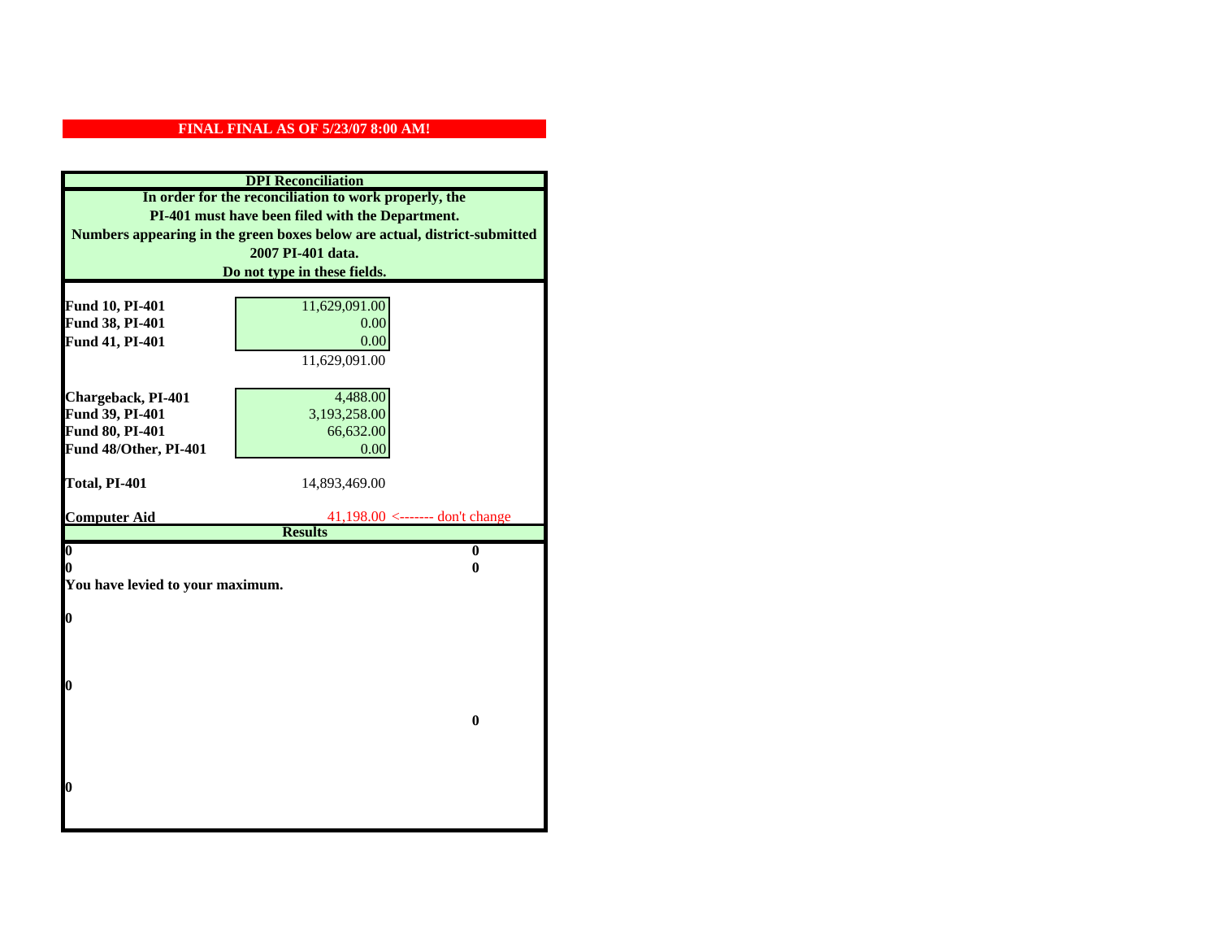**FINAL FINAL AS OF 5/23/07 8:00 AM!**

**DPI Reconciliation**

**In order for the reconciliation to work properly, the PI-401 must have been filed with the Department. Numbers appearing in the green boxes below are actual, district-submitted 2007 PI-401 data. Do not type in these fields.**

| | | |
|---|---|---|
| **Fund 10, PI-401** | 11,629,091.00 | |
| **Fund 38, PI-401** | 0.00 | |
| **Fund 41, PI-401** | 0.00 | |
| | 11,629,091.00 | |
| **Chargeback, PI-401** | 4,488.00 | |
| **Fund 39, PI-401** | 3,193,258.00 | |
| **Fund 80, PI-401** | 66,632.00 | |
| **Fund 48/Other, PI-401** | 0.00 | |
| **Total, PI-401** | 14,893,469.00 | |
| **Computer Aid** | 41,198.00 | <------- don't change |

**Results**

| | |
|---|---|
| **0** | **0** |
| **0** | **0** |

**You have levied to your maximum.**

**0**

**0**

**0**

**0**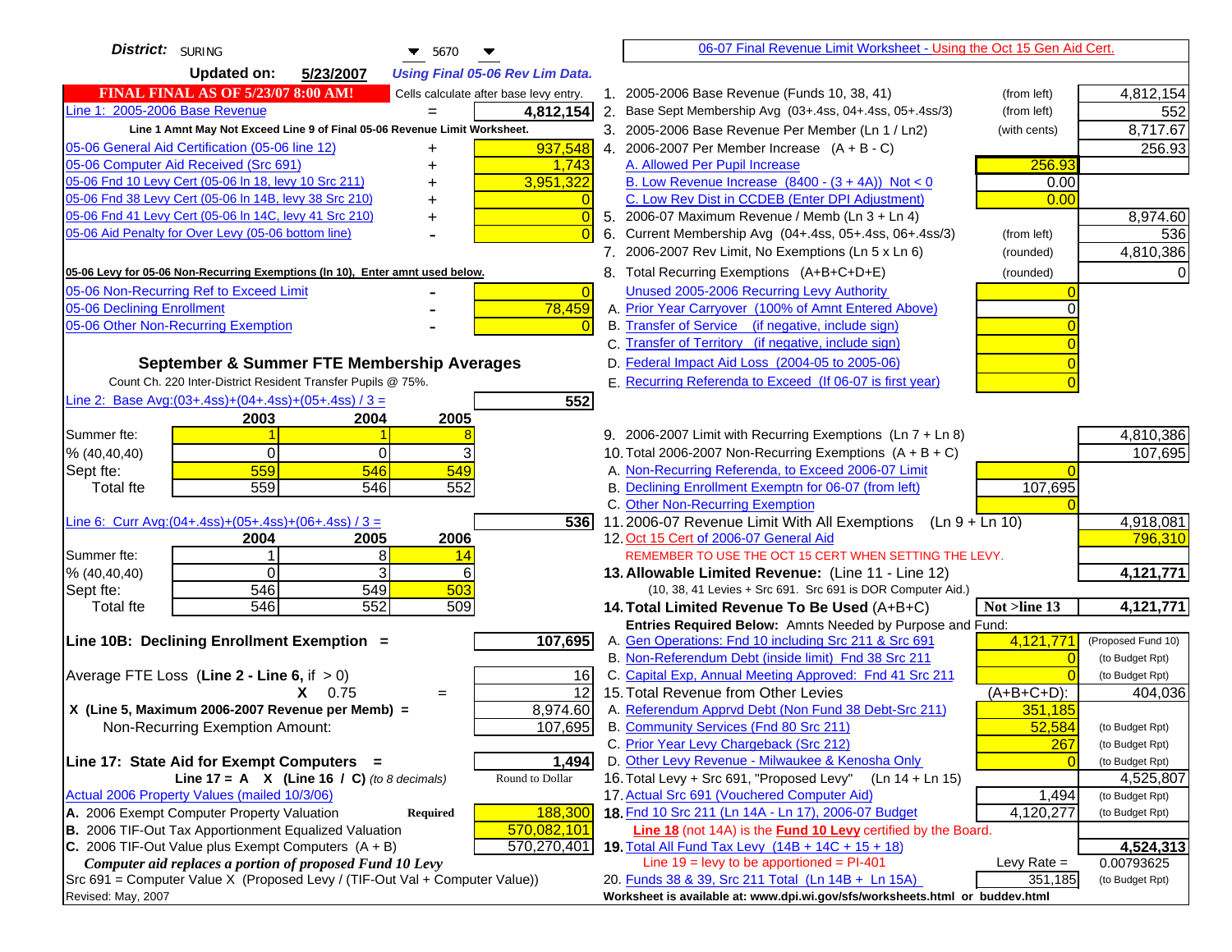**District:** SURING 5670

**Updated on:** 5/23/2007 *Using Final 05-06 Rev Lim Data.*

**FINAL FINAL AS OF 5/23/07 8:00 AM!** Cells calculate after base levy entry.

| | | |
|---|---|---|
| Line 1: 2005-2006 Base Revenue | = | 4,812,154 |

**Line 1 Amnt May Not Exceed Line 9 of Final 05-06 Revenue Limit Worksheet.**

| | | |
|---|---|---|
| 05-06 General Aid Certification (05-06 line 12) | + | 937,548 |
| 05-06 Computer Aid Received (Src 691) | + | 1,743 |
| 05-06 Fnd 10 Levy Cert (05-06 ln 18, levy 10 Src 211) | + | 3,951,322 |
| 05-06 Fnd 38 Levy Cert (05-06 ln 14B, levy 38 Src 210) | + | 0 |
| 05-06 Fnd 41 Levy Cert (05-06 ln 14C, levy 41 Src 210) | + | 0 |
| 05-06 Aid Penalty for Over Levy (05-06 bottom line) | - | 0 |

**05-06 Levy for 05-06 Non-Recurring Exemptions (ln 10), Enter amnt used below.**

| | | |
|---|---|---|
| 05-06 Non-Recurring Ref to Exceed Limit | - | 0 |
| 05-06 Declining Enrollment | - | 78,459 |
| 05-06 Other Non-Recurring Exemption | - | 0 |

## September & Summer FTE Membership Averages

Count Ch. 220 Inter-District Resident Transfer Pupils @ 75%.

Line 2: Base Avg:(03+.4ss)+(04+.4ss)+(05+.4ss) / 3 = **552**

| | 2003 | 2004 | 2005 |
|---|---|---|---|
| Summer fte: | 1 | 1 | 8 |
| % (40,40,40) | 0 | 0 | 3 |
| Sept fte: | 559 | 546 | 549 |
| Total fte | 559 | 546 | 552 |

Line 6: Curr Avg:(04+.4ss)+(05+.4ss)+(06+.4ss) / 3 = **536**

| | 2004 | 2005 | 2006 |
|---|---|---|---|
| Summer fte: | 1 | 8 | 14 |
| % (40,40,40) | 0 | 3 | 6 |
| Sept fte: | 546 | 549 | 503 |
| Total fte | 546 | 552 | 509 |

**Line 10B: Declining Enrollment Exemption =** **107,695**

| | | |
|---|---|---|
| Average FTE Loss (Line 2 - Line 6, if > 0) | | 16 |
| X 0.75 | = | 12 |
| X (Line 5, Maximum 2006-2007 Revenue per Memb) = | | 8,974.60 |
| Non-Recurring Exemption Amount: | | 107,695 |

**Line 17: State Aid for Exempt Computers =** **1,494**

Line 17 = A X (Line 16 / C) *(to 8 decimals)* Round to Dollar

Actual 2006 Property Values (mailed 10/3/06)

| | | |
|---|---|---|
| A. 2006 Exempt Computer Property Valuation | Required | 188,300 |
| B. 2006 TIF-Out Tax Apportionment Equalized Valuation | | 570,082,101 |
| C. 2006 TIF-Out Value plus Exempt Computers (A + B) | | 570,270,401 |

*Computer aid replaces a portion of proposed Fund 10 Levy*

Src 691 = Computer Value X (Proposed Levy / (TIF-Out Val + Computer Value))

Revised: May, 2007

06-07 Final Revenue Limit Worksheet - Using the Oct 15 Gen Aid Cert.

| | | | |
|---|---|---|---|
| 1. 2005-2006 Base Revenue (Funds 10, 38, 41) | (from left) | | 4,812,154 |
| 2. Base Sept Membership Avg (03+.4ss, 04+.4ss, 05+.4ss/3) | (from left) | | 552 |
| 3. 2005-2006 Base Revenue Per Member (Ln 1 / Ln2) | (with cents) | | 8,717.67 |
| 4. 2006-2007 Per Member Increase (A + B - C) | | | 256.93 |
| A. Allowed Per Pupil Increase | | 256.93 | |
| B. Low Revenue Increase (8400 - (3 + 4A)) Not < 0 | | 0.00 | |
| C. Low Rev Dist in CCDEB (Enter DPI Adjustment) | | 0.00 | |
| 5. 2006-07 Maximum Revenue / Memb (Ln 3 + Ln 4) | | | 8,974.60 |
| 6. Current Membership Avg (04+.4ss, 05+.4ss, 06+.4ss/3) | (from left) | | 536 |
| 7. 2006-2007 Rev Limit, No Exemptions (Ln 5 x Ln 6) | (rounded) | | 4,810,386 |
| 8. Total Recurring Exemptions (A+B+C+D+E) | (rounded) | | 0 |
| Unused 2005-2006 Recurring Levy Authority | | 0 | |
| A. Prior Year Carryover (100% of Amnt Entered Above) | | 0 | |
| B. Transfer of Service (if negative, include sign) | | 0 | |
| C. Transfer of Territory (if negative, include sign) | | 0 | |
| D. Federal Impact Aid Loss (2004-05 to 2005-06) | | 0 | |
| E. Recurring Referenda to Exceed (If 06-07 is first year) | | 0 | |
| 9. 2006-2007 Limit with Recurring Exemptions (Ln 7 + Ln 8) | | | 4,810,386 |
| 10. Total 2006-2007 Non-Recurring Exemptions (A + B + C) | | | 107,695 |
| A. Non-Recurring Referenda, to Exceed 2006-07 Limit | | 0 | |
| B. Declining Enrollment Exemptn for 06-07 (from left) | | 107,695 | |
| C. Other Non-Recurring Exemption | | 0 | |
| 11. 2006-07 Revenue Limit With All Exemptions (Ln 9 + Ln 10) | | | 4,918,081 |
| 12. Oct 15 Cert of 2006-07 General Aid | | | 796,310 |
| REMEMBER TO USE THE OCT 15 CERT WHEN SETTING THE LEVY. | | | |
| **13. Allowable Limited Revenue:** (Line 11 - Line 12) | | | **4,121,771** |
| (10, 38, 41 Levies + Src 691. Src 691 is DOR Computer Aid.) | | | |
| **14. Total Limited Revenue To Be Used** (A+B+C) | | Not >line 13 | **4,121,771** |
| Entries Required Below: Amnts Needed by Purpose and Fund: | | | |
| A. Gen Operations: Fnd 10 including Src 211 & Src 691 | | 4,121,771 | (Proposed Fund 10) |
| B. Non-Referendum Debt (inside limit) Fnd 38 Src 211 | | 0 | (to Budget Rpt) |
| C. Capital Exp, Annual Meeting Approved: Fnd 41 Src 211 | | 0 | (to Budget Rpt) |
| 15. Total Revenue from Other Levies | | (A+B+C+D): | 404,036 |
| A. Referendum Apprvd Debt (Non Fund 38 Debt-Src 211) | | 351,185 | |
| B. Community Services (Fnd 80 Src 211) | | 52,584 | (to Budget Rpt) |
| C. Prior Year Levy Chargeback (Src 212) | | 267 | (to Budget Rpt) |
| D. Other Levy Revenue - Milwaukee & Kenosha Only | | 0 | (to Budget Rpt) |
| 16. Total Levy + Src 691, "Proposed Levy" (Ln 14 + Ln 15) | | | 4,525,807 |
| 17. Actual Src 691 (Vouchered Computer Aid) | | 1,494 | (to Budget Rpt) |
| **18.** Fnd 10 Src 211 (Ln 14A - Ln 17), 2006-07 Budget | | 4,120,277 | (to Budget Rpt) |
| Line 18 (not 14A) is the **Fund 10 Levy** certified by the Board. | | | |
| **19.** Total All Fund Tax Levy (14B + 14C + 15 + 18) | | | **4,524,313** |
| Line 19 = levy to be apportioned = PI-401 | | Levy Rate = | 0.00793625 |
| 20. Funds 38 & 39, Src 211 Total (Ln 14B + Ln 15A) | | 351,185 | (to Budget Rpt) |

Worksheet is available at: www.dpi.wi.gov/sfs/worksheets.html or buddev.html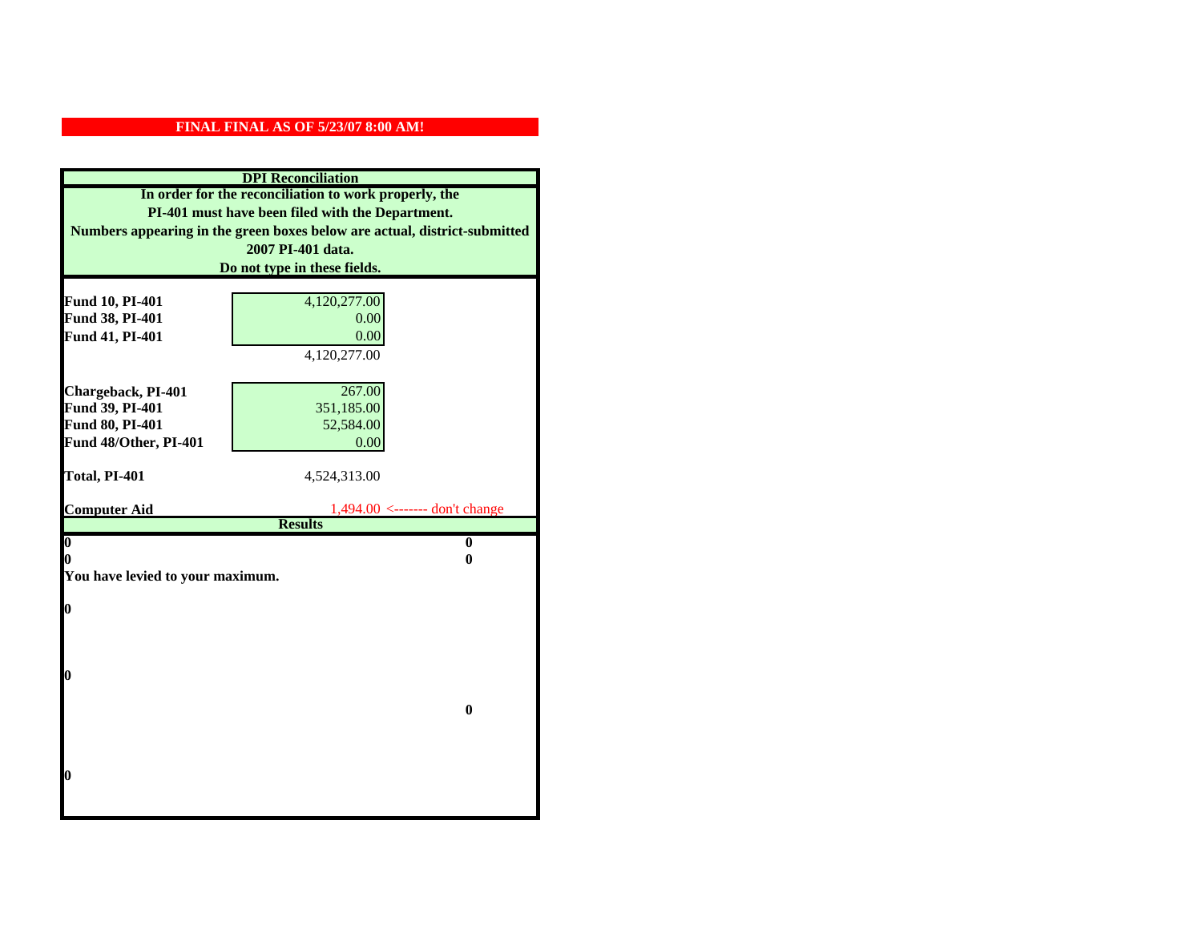**FINAL FINAL AS OF 5/23/07 8:00 AM!**

## DPI Reconciliation

**In order for the reconciliation to work properly, the PI-401 must have been filed with the Department. Numbers appearing in the green boxes below are actual, district-submitted 2007 PI-401 data. Do not type in these fields.**

| | |
|---|---|
| **Fund 10, PI-401** | 4,120,277.00 |
| **Fund 38, PI-401** | 0.00 |
| **Fund 41, PI-401** | 0.00 |
| | 4,120,277.00 |
| | |
| **Chargeback, PI-401** | 267.00 |
| **Fund 39, PI-401** | 351,185.00 |
| **Fund 80, PI-401** | 52,584.00 |
| **Fund 48/Other, PI-401** | 0.00 |
| | |
| **Total, PI-401** | 4,524,313.00 |
| | |
| **Computer Aid** | 1,494.00 <------- don't change |

**Results**

| | |
|---|---|
| **0** | **0** |
| **0** | **0** |

**You have levied to your maximum.**

**0**

**0**

**0**

**0**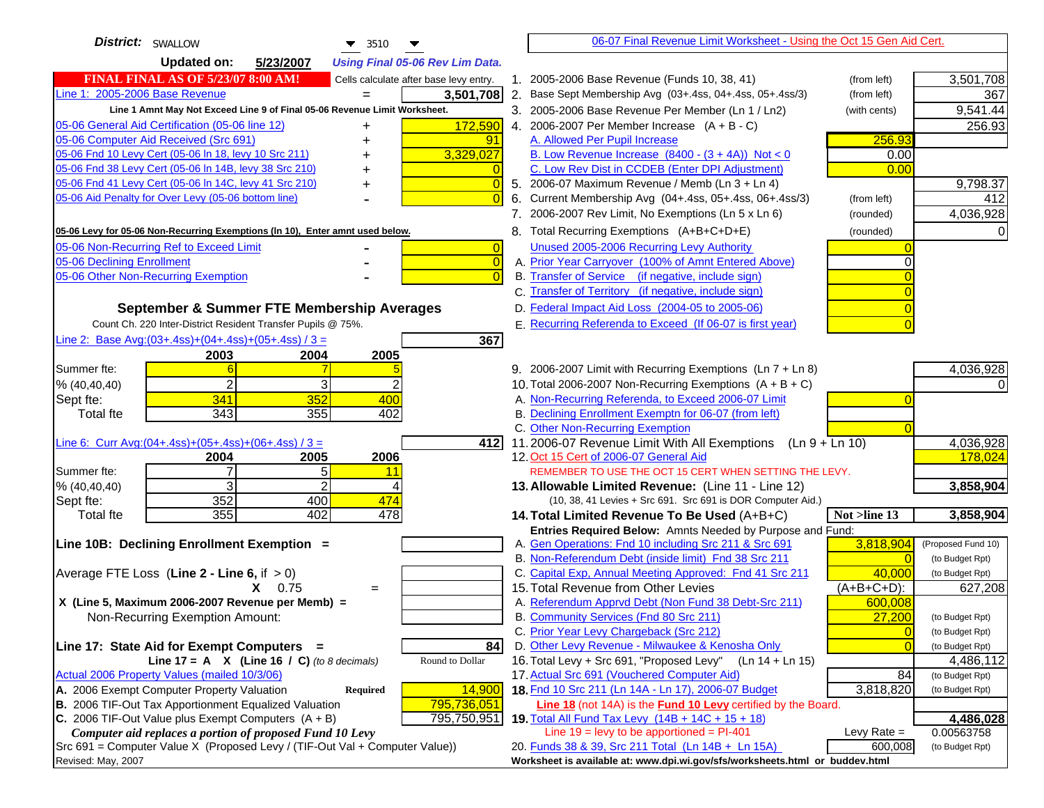**District:** SWALLOW 3510

**Updated on:** 5/23/2007 *Using Final 05-06 Rev Lim Data.*

**FINAL FINAL AS OF 5/23/07 8:00 AM!** Cells calculate after base levy entry.

| | | |
|---|---|---|
| Line 1: 2005-2006 Base Revenue | = | 3,501,708 |

Line 1 Amnt May Not Exceed Line 9 of Final 05-06 Revenue Limit Worksheet.

| | | |
|---|---|---|
| 05-06 General Aid Certification (05-06 line 12) | + | 172,590 |
| 05-06 Computer Aid Received (Src 691) | + | 91 |
| 05-06 Fnd 10 Levy Cert (05-06 ln 18, levy 10 Src 211) | + | 3,329,027 |
| 05-06 Fnd 38 Levy Cert (05-06 ln 14B, levy 38 Src 210) | + | 0 |
| 05-06 Fnd 41 Levy Cert (05-06 ln 14C, levy 41 Src 210) | + | 0 |
| 05-06 Aid Penalty for Over Levy (05-06 bottom line) | - | 0 |

**05-06 Levy for 05-06 Non-Recurring Exemptions (ln 10), Enter amnt used below.**

| | | |
|---|---|---|
| 05-06 Non-Recurring Ref to Exceed Limit | - | 0 |
| 05-06 Declining Enrollment | - | 0 |
| 05-06 Other Non-Recurring Exemption | - | 0 |

## September & Summer FTE Membership Averages

Count Ch. 220 Inter-District Resident Transfer Pupils @ 75%.

Line 2: Base Avg:(03+.4ss)+(04+.4ss)+(05+.4ss) / 3 = **367**

| | 2003 | 2004 | 2005 |
|---|---|---|---|
| Summer fte: | 6 | 7 | 5 |
| % (40,40,40) | 2 | 3 | 2 |
| Sept fte: | 341 | 352 | 400 |
| Total fte | 343 | 355 | 402 |

Line 6: Curr Avg:(04+.4ss)+(05+.4ss)+(06+.4ss) / 3 = **412**

| | 2004 | 2005 | 2006 |
|---|---|---|---|
| Summer fte: | 7 | 5 | 11 |
| % (40,40,40) | 3 | 2 | 4 |
| Sept fte: | 352 | 400 | 474 |
| Total fte | 355 | 402 | 478 |

**Line 10B: Declining Enrollment Exemption =**

Average FTE Loss (Line 2 - Line 6, if > 0)

X 0.75 =

X (Line 5, Maximum 2006-2007 Revenue per Memb) =

Non-Recurring Exemption Amount:

**Line 17: State Aid for Exempt Computers =** 84

Line 17 = A X (Line 16 / C) *(to 8 decimals)* Round to Dollar

Actual 2006 Property Values (mailed 10/3/06)

| | | |
|---|---|---|
| A. 2006 Exempt Computer Property Valuation | Required | 14,900 |
| B. 2006 TIF-Out Tax Apportionment Equalized Valuation | | 795,736,051 |
| C. 2006 TIF-Out Value plus Exempt Computers (A + B) | | 795,750,951 |

*Computer aid replaces a portion of proposed Fund 10 Levy*

Src 691 = Computer Value X (Proposed Levy / (TIF-Out Val + Computer Value))

Revised: May, 2007

## 06-07 Final Revenue Limit Worksheet - Using the Oct 15 Gen Aid Cert.

| | | | |
|---|---|---|---|
| 1. 2005-2006 Base Revenue (Funds 10, 38, 41) | (from left) | | 3,501,708 |
| 2. Base Sept Membership Avg (03+.4ss, 04+.4ss, 05+.4ss/3) | (from left) | | 367 |
| 3. 2005-2006 Base Revenue Per Member (Ln 1 / Ln2) | (with cents) | | 9,541.44 |
| 4. 2006-2007 Per Member Increase (A + B - C) | | | 256.93 |
| A. Allowed Per Pupil Increase | | 256.93 | |
| B. Low Revenue Increase (8400 - (3 + 4A)) Not < 0 | | 0.00 | |
| C. Low Rev Dist in CCDEB (Enter DPI Adjustment) | | 0.00 | |
| 5. 2006-07 Maximum Revenue / Memb (Ln 3 + Ln 4) | | | 9,798.37 |
| 6. Current Membership Avg (04+.4ss, 05+.4ss, 06+.4ss/3) | (from left) | | 412 |
| 7. 2006-2007 Rev Limit, No Exemptions (Ln 5 x Ln 6) | (rounded) | | 4,036,928 |
| 8. Total Recurring Exemptions (A+B+C+D+E) | (rounded) | | 0 |
| Unused 2005-2006 Recurring Levy Authority | | 0 | |
| A. Prior Year Carryover (100% of Amnt Entered Above) | | 0 | |
| B. Transfer of Service (if negative, include sign) | | 0 | |
| C. Transfer of Territory (if negative, include sign) | | 0 | |
| D. Federal Impact Aid Loss (2004-05 to 2005-06) | | 0 | |
| E. Recurring Referenda to Exceed (If 06-07 is first year) | | 0 | |
| 9. 2006-2007 Limit with Recurring Exemptions (Ln 7 + Ln 8) | | | 4,036,928 |
| 10. Total 2006-2007 Non-Recurring Exemptions (A + B + C) | | | 0 |
| A. Non-Recurring Referenda, to Exceed 2006-07 Limit | | 0 | |
| B. Declining Enrollment Exemptn for 06-07 (from left) | | | |
| C. Other Non-Recurring Exemption | | 0 | |
| 11. 2006-07 Revenue Limit With All Exemptions (Ln 9 + Ln 10) | | | 4,036,928 |
| 12. Oct 15 Cert of 2006-07 General Aid | | | 178,024 |

REMEMBER TO USE THE OCT 15 CERT WHEN SETTING THE LEVY.

| | | | |
|---|---|---|---|
| **13. Allowable Limited Revenue:** (Line 11 - Line 12) | | | **3,858,904** |
| (10, 38, 41 Levies + Src 691. Src 691 is DOR Computer Aid.) | | | |
| **14. Total Limited Revenue To Be Used** (A+B+C) | | **Not >line 13** | **3,858,904** |
| Entries Required Below: Amnts Needed by Purpose and Fund: | | | |
| A. Gen Operations: Fnd 10 including Src 211 & Src 691 | | 3,818,904 | (Proposed Fund 10) |
| B. Non-Referendum Debt (inside limit) Fnd 38 Src 211 | | 0 | (to Budget Rpt) |
| C. Capital Exp, Annual Meeting Approved: Fnd 41 Src 211 | | 40,000 | (to Budget Rpt) |
| 15. Total Revenue from Other Levies | | (A+B+C+D): | 627,208 |
| A. Referendum Apprvd Debt (Non Fund 38 Debt-Src 211) | | 600,008 | |
| B. Community Services (Fnd 80 Src 211) | | 27,200 | (to Budget Rpt) |
| C. Prior Year Levy Chargeback (Src 212) | | 0 | (to Budget Rpt) |
| D. Other Levy Revenue - Milwaukee & Kenosha Only | | 0 | (to Budget Rpt) |
| 16. Total Levy + Src 691, "Proposed Levy" (Ln 14 + Ln 15) | | | 4,486,112 |
| 17. Actual Src 691 (Vouchered Computer Aid) | | 84 | (to Budget Rpt) |
| **18.** Fnd 10 Src 211 (Ln 14A - Ln 17), 2006-07 Budget | | 3,818,820 | (to Budget Rpt) |
| Line 18 (not 14A) is the **Fund 10 Levy** certified by the Board. | | | |
| **19.** Total All Fund Tax Levy (14B + 14C + 15 + 18) | | | **4,486,028** |
| Line 19 = levy to be apportioned = PI-401 | | Levy Rate = | 0.00563758 |
| 20. Funds 38 & 39, Src 211 Total (Ln 14B + Ln 15A) | | 600,008 | (to Budget Rpt) |

Worksheet is available at: www.dpi.wi.gov/sfs/worksheets.html or buddev.html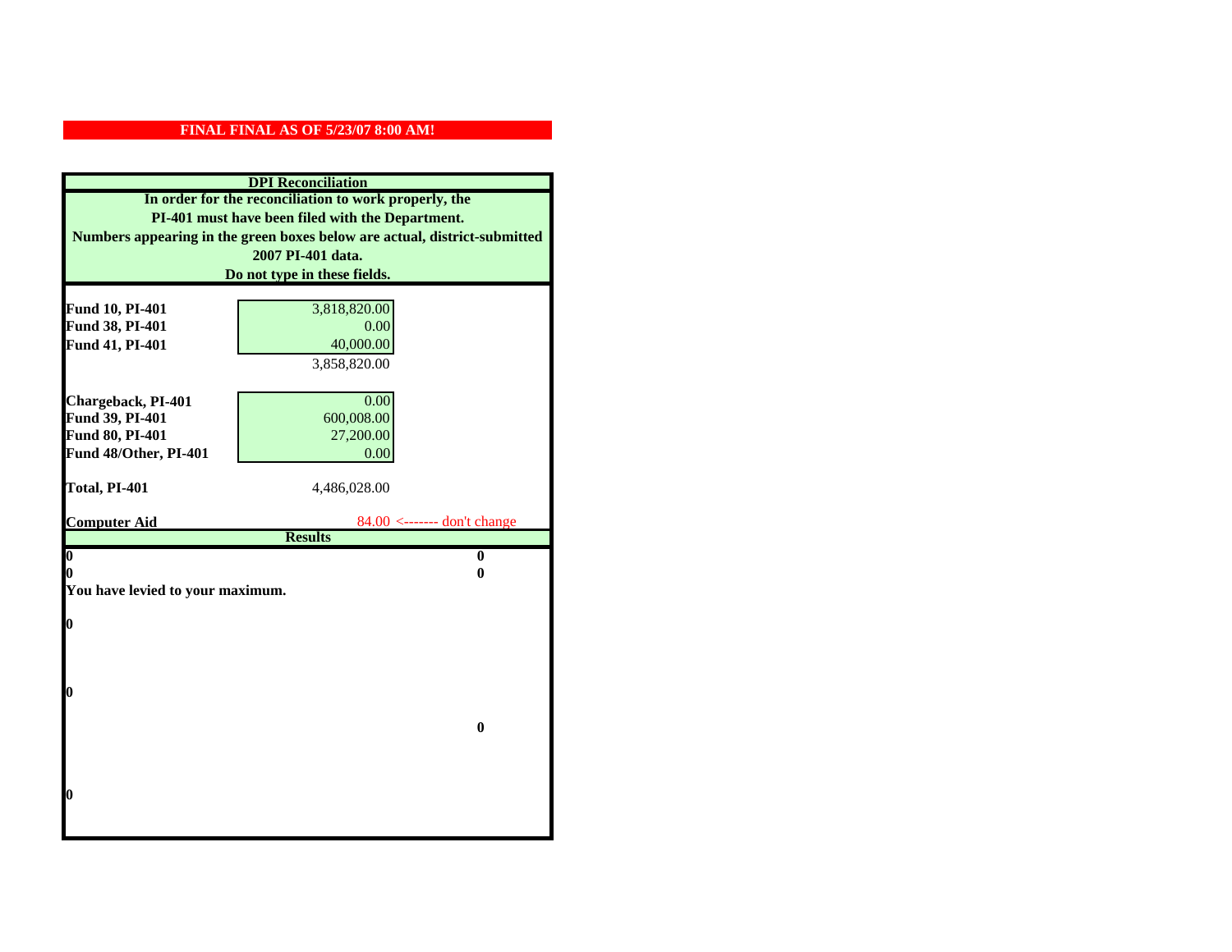**FINAL FINAL AS OF 5/23/07 8:00 AM!**

## DPI Reconciliation

**In order for the reconciliation to work properly, the PI-401 must have been filed with the Department. Numbers appearing in the green boxes below are actual, district-submitted 2007 PI-401 data. Do not type in these fields.**

| | |
|---|---|
| **Fund 10, PI-401** | 3,818,820.00 |
| **Fund 38, PI-401** | 0.00 |
| **Fund 41, PI-401** | 40,000.00 |
| | 3,858,820.00 |
| **Chargeback, PI-401** | 0.00 |
| **Fund 39, PI-401** | 600,008.00 |
| **Fund 80, PI-401** | 27,200.00 |
| **Fund 48/Other, PI-401** | 0.00 |
| **Total, PI-401** | 4,486,028.00 |

**Computer Aid** 84.00 <------- don't change

## Results

| | |
|---|---|
| **0** | **0** |
| **0** | **0** |

**You have levied to your maximum.**

**0**

**0**

**0**

**0**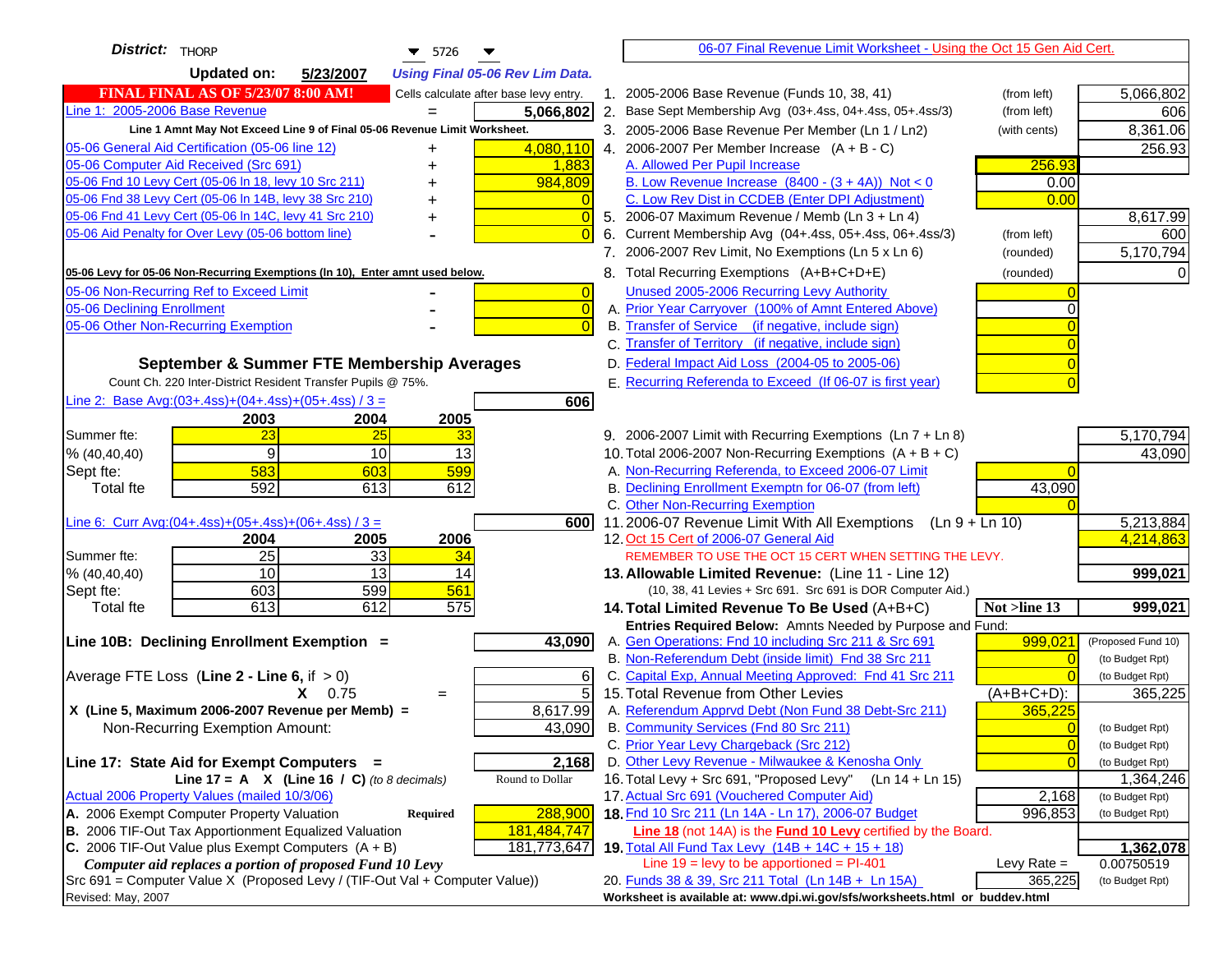**District:** THORP 5726

**Updated on:** 5/23/2007 *Using Final 05-06 Rev Lim Data.*

**FINAL FINAL AS OF 5/23/07 8:00 AM!** Cells calculate after base levy entry.

| | | |
|---|---|---|
| Line 1: 2005-2006 Base Revenue | = | 5,066,802 |
| Line 1 Amnt May Not Exceed Line 9 of Final 05-06 Revenue Limit Worksheet. | | |
| 05-06 General Aid Certification (05-06 line 12) | + | 4,080,110 |
| 05-06 Computer Aid Received (Src 691) | + | 1,883 |
| 05-06 Fnd 10 Levy Cert (05-06 ln 18, levy 10 Src 211) | + | 984,809 |
| 05-06 Fnd 38 Levy Cert (05-06 ln 14B, levy 38 Src 210) | + | 0 |
| 05-06 Fnd 41 Levy Cert (05-06 ln 14C, levy 41 Src 210) | + | 0 |
| 05-06 Aid Penalty for Over Levy (05-06 bottom line) | - | 0 |

**05-06 Levy for 05-06 Non-Recurring Exemptions (ln 10), Enter amnt used below.**

| | | |
|---|---|---|
| 05-06 Non-Recurring Ref to Exceed Limit | - | 0 |
| 05-06 Declining Enrollment | - | 0 |
| 05-06 Other Non-Recurring Exemption | - | 0 |

## September & Summer FTE Membership Averages

Count Ch. 220 Inter-District Resident Transfer Pupils @ 75%.

Line 2: Base Avg:(03+.4ss)+(04+.4ss)+(05+.4ss) / 3 = **606**

| | 2003 | 2004 | 2005 |
|---|---|---|---|
| Summer fte: | 23 | 25 | 33 |
| % (40,40,40) | 9 | 10 | 13 |
| Sept fte: | 583 | 603 | 599 |
| Total fte | 592 | 613 | 612 |

Line 6: Curr Avg:(04+.4ss)+(05+.4ss)+(06+.4ss) / 3 = **600**

| | 2004 | 2005 | 2006 |
|---|---|---|---|
| Summer fte: | 25 | 33 | 34 |
| % (40,40,40) | 10 | 13 | 14 |
| Sept fte: | 603 | 599 | 561 |
| Total fte | 613 | 612 | 575 |

**Line 10B: Declining Enrollment Exemption =** **43,090**

| | | |
|---|---|---|
| Average FTE Loss (Line 2 - Line 6, if > 0) | | 6 |
| X 0.75 | = | 5 |
| X (Line 5, Maximum 2006-2007 Revenue per Memb) = | | 8,617.99 |
| Non-Recurring Exemption Amount: | | 43,090 |

**Line 17: State Aid for Exempt Computers =** **2,168**

Line 17 = A X (Line 16 / C) *(to 8 decimals)* Round to Dollar

Actual 2006 Property Values (mailed 10/3/06)

| | | |
|---|---|---|
| A. 2006 Exempt Computer Property Valuation | Required | 288,900 |
| B. 2006 TIF-Out Tax Apportionment Equalized Valuation | | 181,484,747 |
| C. 2006 TIF-Out Value plus Exempt Computers (A + B) | | 181,773,647 |

*Computer aid replaces a portion of proposed Fund 10 Levy*

Src 691 = Computer Value X (Proposed Levy / (TIF-Out Val + Computer Value))

Revised: May, 2007

---

06-07 Final Revenue Limit Worksheet - Using the Oct 15 Gen Aid Cert.

| | | | |
|---|---|---|---|
| 1. 2005-2006 Base Revenue (Funds 10, 38, 41) | (from left) | | 5,066,802 |
| 2. Base Sept Membership Avg (03+.4ss, 04+.4ss, 05+.4ss/3) | (from left) | | 606 |
| 3. 2005-2006 Base Revenue Per Member (Ln 1 / Ln2) | (with cents) | | 8,361.06 |
| 4. 2006-2007 Per Member Increase (A + B - C) | | | 256.93 |
| A. Allowed Per Pupil Increase | | 256.93 | |
| B. Low Revenue Increase (8400 - (3 + 4A)) Not < 0 | | 0.00 | |
| C. Low Rev Dist in CCDEB (Enter DPI Adjustment) | | 0.00 | |
| 5. 2006-07 Maximum Revenue / Memb (Ln 3 + Ln 4) | | | 8,617.99 |
| 6. Current Membership Avg (04+.4ss, 05+.4ss, 06+.4ss/3) | (from left) | | 600 |
| 7. 2006-2007 Rev Limit, No Exemptions (Ln 5 x Ln 6) | (rounded) | | 5,170,794 |
| 8. Total Recurring Exemptions (A+B+C+D+E) | (rounded) | | 0 |
| Unused 2005-2006 Recurring Levy Authority | | 0 | |
| A. Prior Year Carryover (100% of Amnt Entered Above) | | 0 | |
| B. Transfer of Service (if negative, include sign) | | 0 | |
| C. Transfer of Territory (if negative, include sign) | | 0 | |
| D. Federal Impact Aid Loss (2004-05 to 2005-06) | | 0 | |
| E. Recurring Referenda to Exceed (If 06-07 is first year) | | 0 | |
| 9. 2006-2007 Limit with Recurring Exemptions (Ln 7 + Ln 8) | | | 5,170,794 |
| 10. Total 2006-2007 Non-Recurring Exemptions (A + B + C) | | | 43,090 |
| A. Non-Recurring Referenda, to Exceed 2006-07 Limit | | 0 | |
| B. Declining Enrollment Exemptn for 06-07 (from left) | | 43,090 | |
| C. Other Non-Recurring Exemption | | 0 | |
| 11. 2006-07 Revenue Limit With All Exemptions (Ln 9 + Ln 10) | | | 5,213,884 |
| 12. Oct 15 Cert of 2006-07 General Aid | | | 4,214,863 |
| REMEMBER TO USE THE OCT 15 CERT WHEN SETTING THE LEVY. | | | |
| **13. Allowable Limited Revenue:** (Line 11 - Line 12) | | | **999,021** |
| (10, 38, 41 Levies + Src 691. Src 691 is DOR Computer Aid.) | | | |
| **14. Total Limited Revenue To Be Used** (A+B+C) | | Not >line 13 | **999,021** |
| Entries Required Below: Amnts Needed by Purpose and Fund: | | | |
| A. Gen Operations: Fnd 10 including Src 211 & Src 691 | | 999,021 | (Proposed Fund 10) |
| B. Non-Referendum Debt (inside limit) Fnd 38 Src 211 | | 0 | (to Budget Rpt) |
| C. Capital Exp, Annual Meeting Approved: Fnd 41 Src 211 | | 0 | (to Budget Rpt) |
| 15. Total Revenue from Other Levies | | (A+B+C+D): | 365,225 |
| A. Referendum Apprvd Debt (Non Fund 38 Debt-Src 211) | | 365,225 | |
| B. Community Services (Fnd 80 Src 211) | | 0 | (to Budget Rpt) |
| C. Prior Year Levy Chargeback (Src 212) | | 0 | (to Budget Rpt) |
| D. Other Levy Revenue - Milwaukee & Kenosha Only | | 0 | (to Budget Rpt) |
| 16. Total Levy + Src 691, "Proposed Levy" (Ln 14 + Ln 15) | | | 1,364,246 |
| 17. Actual Src 691 (Vouchered Computer Aid) | | 2,168 | (to Budget Rpt) |
| **18.** Fnd 10 Src 211 (Ln 14A - Ln 17), 2006-07 Budget | | 996,853 | (to Budget Rpt) |
| Line 18 (not 14A) is the Fund 10 Levy certified by the Board. | | | |
| **19.** Total All Fund Tax Levy (14B + 14C + 15 + 18) | | | **1,362,078** |
| Line 19 = levy to be apportioned = PI-401 | | Levy Rate = | 0.00750519 |
| 20. Funds 38 & 39, Src 211 Total (Ln 14B + Ln 15A) | | 365,225 | (to Budget Rpt) |

Worksheet is available at: www.dpi.wi.gov/sfs/worksheets.html or buddev.html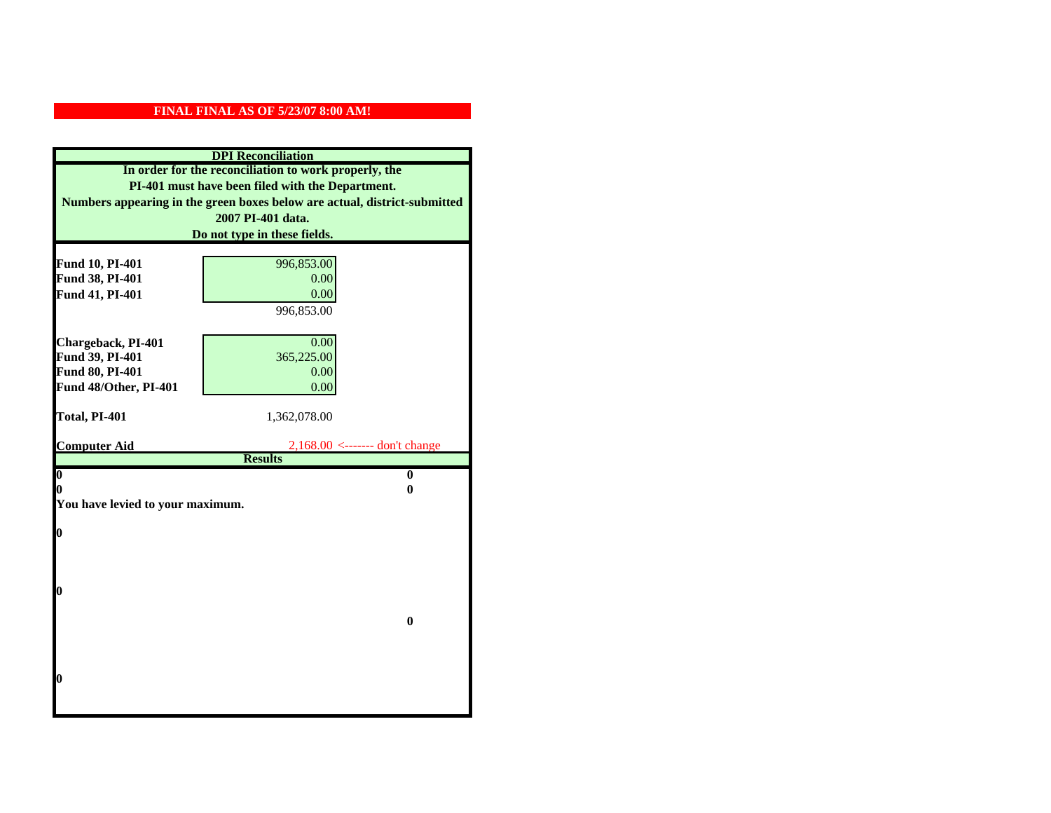**FINAL FINAL AS OF 5/23/07 8:00 AM!**

## DPI Reconciliation

**In order for the reconciliation to work properly, the PI-401 must have been filed with the Department. Numbers appearing in the green boxes below are actual, district-submitted 2007 PI-401 data. Do not type in these fields.**

| | | |
|---|---|---|
| **Fund 10, PI-401** | 996,853.00 | |
| **Fund 38, PI-401** | 0.00 | |
| **Fund 41, PI-401** | 0.00 | |
| | 996,853.00 | |
| **Chargeback, PI-401** | 0.00 | |
| **Fund 39, PI-401** | 365,225.00 | |
| **Fund 80, PI-401** | 0.00 | |
| **Fund 48/Other, PI-401** | 0.00 | |
| **Total, PI-401** | 1,362,078.00 | |
| **Computer Aid** | 2,168.00 | <------- don't change |

**Results**

| | |
|---|---|
| **0** | **0** |
| **0** | **0** |

**You have levied to your maximum.**

**0**

**0**

**0**

**0**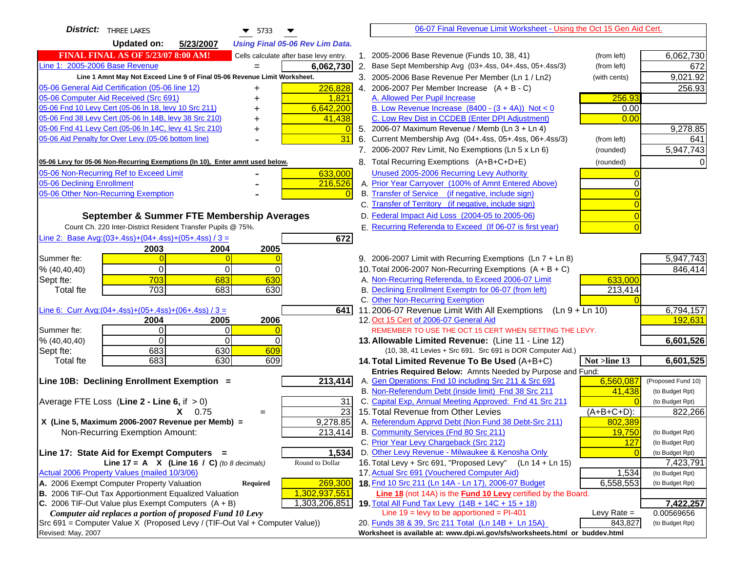**District:** THREE LAKES 5733

**Updated on:** 5/23/2007 *Using Final 05-06 Rev Lim Data.*

**FINAL FINAL AS OF 5/23/07 8:00 AM!** Cells calculate after base levy entry.

| | | |
|---|---|---|
| Line 1: 2005-2006 Base Revenue | = | 6,062,730 |

Line 1 Amnt May Not Exceed Line 9 of Final 05-06 Revenue Limit Worksheet.

| | | |
|---|---|---|
| 05-06 General Aid Certification (05-06 line 12) | + | 226,828 |
| 05-06 Computer Aid Received (Src 691) | + | 1,821 |
| 05-06 Fnd 10 Levy Cert (05-06 ln 18, levy 10 Src 211) | + | 6,642,200 |
| 05-06 Fnd 38 Levy Cert (05-06 ln 14B, levy 38 Src 210) | + | 41,438 |
| 05-06 Fnd 41 Levy Cert (05-06 ln 14C, levy 41 Src 210) | + | 0 |
| 05-06 Aid Penalty for Over Levy (05-06 bottom line) | - | 31 |

**05-06 Levy for 05-06 Non-Recurring Exemptions (ln 10), Enter amnt used below.**

| | | |
|---|---|---|
| 05-06 Non-Recurring Ref to Exceed Limit | - | 633,000 |
| 05-06 Declining Enrollment | - | 216,526 |
| 05-06 Other Non-Recurring Exemption | - | 0 |

### September & Summer FTE Membership Averages

Count Ch. 220 Inter-District Resident Transfer Pupils @ 75%.

Line 2: Base Avg:(03+.4ss)+(04+.4ss)+(05+.4ss) / 3 = **672**

| | 2003 | 2004 | 2005 |
|---|---|---|---|
| Summer fte: | 0 | 0 | 0 |
| % (40,40,40) | 0 | 0 | 0 |
| Sept fte: | 703 | 683 | 630 |
| Total fte | 703 | 683 | 630 |

Line 6: Curr Avg:(04+.4ss)+(05+.4ss)+(06+.4ss) / 3 = **641**

| | 2004 | 2005 | 2006 |
|---|---|---|---|
| Summer fte: | 0 | 0 | 0 |
| % (40,40,40) | 0 | 0 | 0 |
| Sept fte: | 683 | 630 | 609 |
| Total fte | 683 | 630 | 609 |

**Line 10B: Declining Enrollment Exemption =** **213,414**

| | | |
|---|---|---|
| Average FTE Loss (Line 2 - Line 6, if > 0) | | 31 |
| | X 0.75 = | 23 |
| X (Line 5, Maximum 2006-2007 Revenue per Memb) = | | 9,278.85 |
| Non-Recurring Exemption Amount: | | 213,414 |

**Line 17: State Aid for Exempt Computers =** **1,534**

Line 17 = A X (Line 16 / C) *(to 8 decimals)* Round to Dollar

Actual 2006 Property Values (mailed 10/3/06)

| | | |
|---|---|---|
| A. 2006 Exempt Computer Property Valuation | Required | 269,300 |
| B. 2006 TIF-Out Tax Apportionment Equalized Valuation | | 1,302,937,551 |
| C. 2006 TIF-Out Value plus Exempt Computers (A + B) | | 1,303,206,851 |

*Computer aid replaces a portion of proposed Fund 10 Levy*

Src 691 = Computer Value X (Proposed Levy / (TIF-Out Val + Computer Value))

Revised: May, 2007

## 06-07 Final Revenue Limit Worksheet - Using the Oct 15 Gen Aid Cert.

| | | | |
|---|---|---|---|
| 1. 2005-2006 Base Revenue (Funds 10, 38, 41) | (from left) | | 6,062,730 |
| 2. Base Sept Membership Avg (03+.4ss, 04+.4ss, 05+.4ss/3) | (from left) | | 672 |
| 3. 2005-2006 Base Revenue Per Member (Ln 1 / Ln2) | (with cents) | | 9,021.92 |
| 4. 2006-2007 Per Member Increase (A + B - C) | | | 256.93 |
| A. Allowed Per Pupil Increase | | 256.93 | |
| B. Low Revenue Increase (8400 - (3 + 4A)) Not < 0 | | 0.00 | |
| C. Low Rev Dist in CCDEB (Enter DPI Adjustment) | | 0.00 | |
| 5. 2006-07 Maximum Revenue / Memb (Ln 3 + Ln 4) | | | 9,278.85 |
| 6. Current Membership Avg (04+.4ss, 05+.4ss, 06+.4ss/3) | (from left) | | 641 |
| 7. 2006-2007 Rev Limit, No Exemptions (Ln 5 x Ln 6) | (rounded) | | 5,947,743 |
| 8. Total Recurring Exemptions (A+B+C+D+E) | (rounded) | | 0 |
| Unused 2005-2006 Recurring Levy Authority | | 0 | |
| A. Prior Year Carryover (100% of Amnt Entered Above) | | 0 | |
| B. Transfer of Service (if negative, include sign) | | 0 | |
| C. Transfer of Territory (if negative, include sign) | | 0 | |
| D. Federal Impact Aid Loss (2004-05 to 2005-06) | | 0 | |
| E. Recurring Referenda to Exceed (If 06-07 is first year) | | 0 | |
| 9. 2006-2007 Limit with Recurring Exemptions (Ln 7 + Ln 8) | | | 5,947,743 |
| 10. Total 2006-2007 Non-Recurring Exemptions (A + B + C) | | | 846,414 |
| A. Non-Recurring Referenda, to Exceed 2006-07 Limit | | 633,000 | |
| B. Declining Enrollment Exemptn for 06-07 (from left) | | 213,414 | |
| C. Other Non-Recurring Exemption | | 0 | |
| 11. 2006-07 Revenue Limit With All Exemptions (Ln 9 + Ln 10) | | | 6,794,157 |
| 12. Oct 15 Cert of 2006-07 General Aid | | | 192,631 |

REMEMBER TO USE THE OCT 15 CERT WHEN SETTING THE LEVY.

| | | | |
|---|---|---|---|
| **13. Allowable Limited Revenue:** (Line 11 - Line 12) | | | **6,601,526** |
| (10, 38, 41 Levies + Src 691. Src 691 is DOR Computer Aid.) | | | |
| **14. Total Limited Revenue To Be Used** (A+B+C) | | Not >line 13 | **6,601,525** |
| Entries Required Below: Amnts Needed by Purpose and Fund: | | | |
| A. Gen Operations: Fnd 10 including Src 211 & Src 691 | | 6,560,087 | (Proposed Fund 10) |
| B. Non-Referendum Debt (inside limit) Fnd 38 Src 211 | | 41,438 | (to Budget Rpt) |
| C. Capital Exp, Annual Meeting Approved: Fnd 41 Src 211 | | 0 | (to Budget Rpt) |
| 15. Total Revenue from Other Levies | | (A+B+C+D): | 822,266 |
| A. Referendum Apprvd Debt (Non Fund 38 Debt-Src 211) | | 802,389 | |
| B. Community Services (Fnd 80 Src 211) | | 19,750 | (to Budget Rpt) |
| C. Prior Year Levy Chargeback (Src 212) | | 127 | (to Budget Rpt) |
| D. Other Levy Revenue - Milwaukee & Kenosha Only | | 0 | (to Budget Rpt) |
| 16. Total Levy + Src 691, "Proposed Levy" (Ln 14 + Ln 15) | | | 7,423,791 |
| 17. Actual Src 691 (Vouchered Computer Aid) | | 1,534 | (to Budget Rpt) |
| **18.** Fnd 10 Src 211 (Ln 14A - Ln 17), 2006-07 Budget | | 6,558,553 | (to Budget Rpt) |

**Line 18** (not 14A) is the **Fund 10 Levy** certified by the Board.

| | | | |
|---|---|---|---|
| **19.** Total All Fund Tax Levy (14B + 14C + 15 + 18) | | | **7,422,257** |
| Line 19 = levy to be apportioned = PI-401 | | Levy Rate = | 0.00569656 |
| 20. Funds 38 & 39, Src 211 Total (Ln 14B + Ln 15A) | | 843,827 | (to Budget Rpt) |

Worksheet is available at: www.dpi.wi.gov/sfs/worksheets.html or buddev.html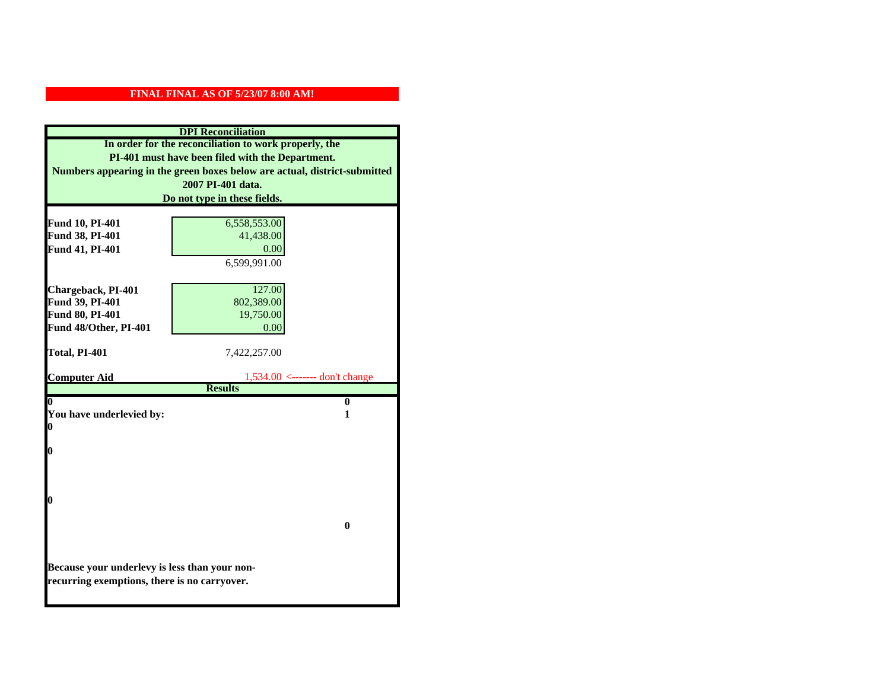**FINAL FINAL AS OF 5/23/07 8:00 AM!**

## DPI Reconciliation

**In order for the reconciliation to work properly, the PI-401 must have been filed with the Department. Numbers appearing in the green boxes below are actual, district-submitted 2007 PI-401 data. Do not type in these fields.**

| | | |
|---|---|---|
| **Fund 10, PI-401** | 6,558,553.00 | |
| **Fund 38, PI-401** | 41,438.00 | |
| **Fund 41, PI-401** | 0.00 | |
| | 6,599,991.00 | |
| **Chargeback, PI-401** | 127.00 | |
| **Fund 39, PI-401** | 802,389.00 | |
| **Fund 80, PI-401** | 19,750.00 | |
| **Fund 48/Other, PI-401** | 0.00 | |
| **Total, PI-401** | 7,422,257.00 | |
| **Computer Aid** | 1,534.00 | <------- don't change |

## Results

| | |
|---|---|
| **0** | **0** |
| **You have underlevied by:** | **1** |
| **0** | |
| **0** | |
| **0** | |
| | **0** |

**Because your underlevy is less than your non-recurring exemptions, there is no carryover.**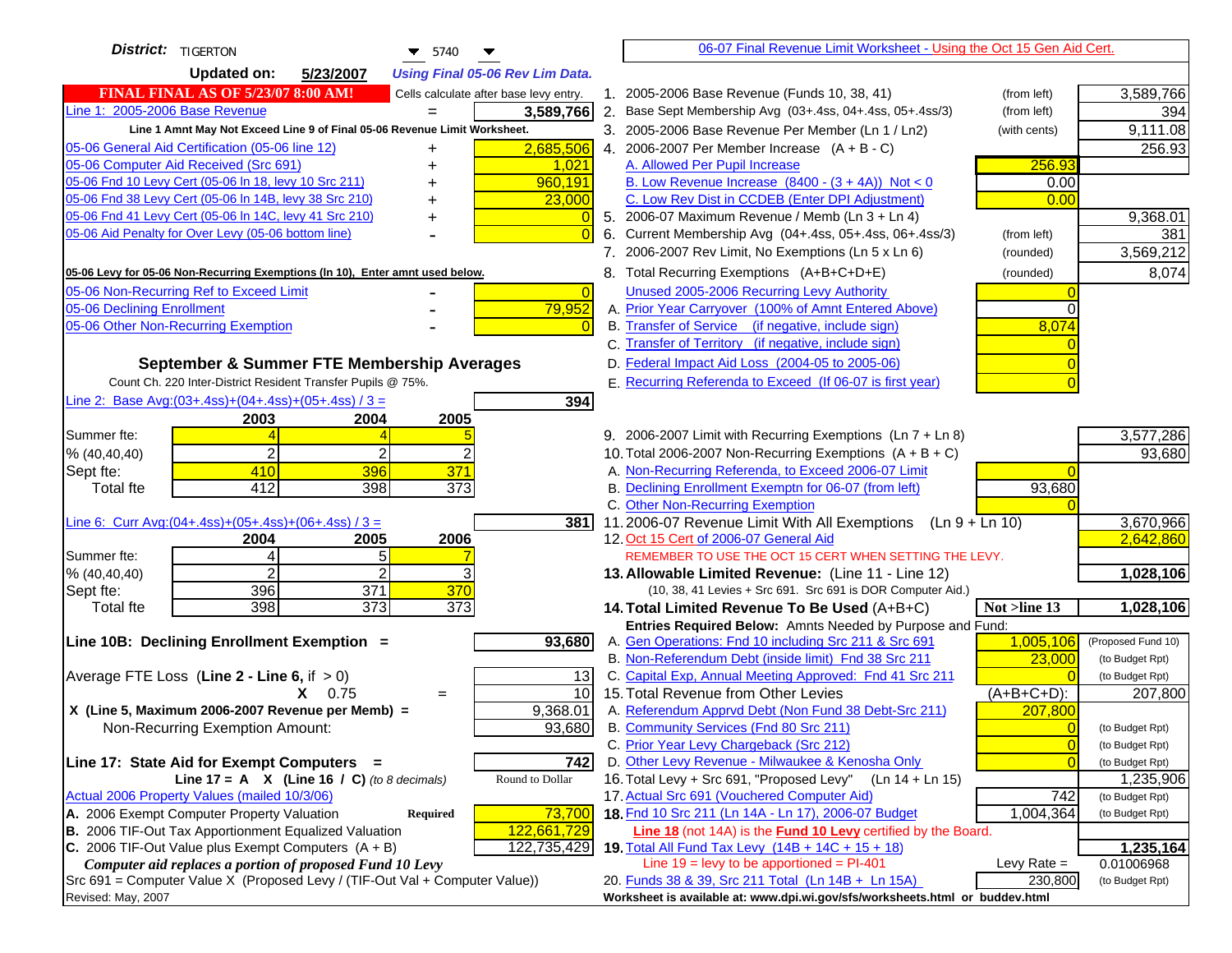**District:** TIGERTON 5740

**Updated on:** 5/23/2007 *Using Final 05-06 Rev Lim Data.*

**FINAL FINAL AS OF 5/23/07 8:00 AM!** Cells calculate after base levy entry.

| | | |
|---|---|---|
| Line 1: 2005-2006 Base Revenue | = | 3,589,766 |

**Line 1 Amnt May Not Exceed Line 9 of Final 05-06 Revenue Limit Worksheet.**

| | | |
|---|---|---|
| 05-06 General Aid Certification (05-06 line 12) | + | 2,685,506 |
| 05-06 Computer Aid Received (Src 691) | + | 1,021 |
| 05-06 Fnd 10 Levy Cert (05-06 ln 18, levy 10 Src 211) | + | 960,191 |
| 05-06 Fnd 38 Levy Cert (05-06 ln 14B, levy 38 Src 210) | + | 23,000 |
| 05-06 Fnd 41 Levy Cert (05-06 ln 14C, levy 41 Src 210) | + | 0 |
| 05-06 Aid Penalty for Over Levy (05-06 bottom line) | - | 0 |

**05-06 Levy for 05-06 Non-Recurring Exemptions (ln 10), Enter amnt used below.**

| | | |
|---|---|---|
| 05-06 Non-Recurring Ref to Exceed Limit | - | 0 |
| 05-06 Declining Enrollment | - | 79,952 |
| 05-06 Other Non-Recurring Exemption | - | 0 |

## September & Summer FTE Membership Averages

Count Ch. 220 Inter-District Resident Transfer Pupils @ 75%.

Line 2: Base Avg:(03+.4ss)+(04+.4ss)+(05+.4ss) / 3 = **394**

| | 2003 | 2004 | 2005 |
|---|---|---|---|
| Summer fte: | 4 | 4 | 5 |
| % (40,40,40) | 2 | 2 | 2 |
| Sept fte: | 410 | 396 | 371 |
| Total fte | 412 | 398 | 373 |

Line 6: Curr Avg:(04+.4ss)+(05+.4ss)+(06+.4ss) / 3 = **381**

| | 2004 | 2005 | 2006 |
|---|---|---|---|
| Summer fte: | 4 | 5 | 7 |
| % (40,40,40) | 2 | 2 | 3 |
| Sept fte: | 396 | 371 | 370 |
| Total fte | 398 | 373 | 373 |

**Line 10B: Declining Enrollment Exemption =** **93,680**

| | | |
|---|---|---|
| Average FTE Loss (**Line 2 - Line 6**, if > 0) | | 13 |
| **X** 0.75 | = | 10 |
| **X (Line 5, Maximum 2006-2007 Revenue per Memb) =** | | 9,368.01 |
| Non-Recurring Exemption Amount: | | 93,680 |

**Line 17: State Aid for Exempt Computers =** **742**

**Line 17 = A X (Line 16 / C)** *(to 8 decimals)* Round to Dollar

Actual 2006 Property Values (mailed 10/3/06)

| | | |
|---|---|---|
| A. 2006 Exempt Computer Property Valuation | **Required** | 73,700 |
| B. 2006 TIF-Out Tax Apportionment Equalized Valuation | | 122,661,729 |
| C. 2006 TIF-Out Value plus Exempt Computers (A + B) | | 122,735,429 |

***Computer aid replaces a portion of proposed Fund 10 Levy***

Src 691 = Computer Value X (Proposed Levy / (TIF-Out Val + Computer Value))

Revised: May, 2007

---

06-07 Final Revenue Limit Worksheet - Using the Oct 15 Gen Aid Cert.

| | | | |
|---|---|---|---|
| 1. 2005-2006 Base Revenue (Funds 10, 38, 41) | (from left) | | 3,589,766 |
| 2. Base Sept Membership Avg (03+.4ss, 04+.4ss, 05+.4ss/3) | (from left) | | 394 |
| 3. 2005-2006 Base Revenue Per Member (Ln 1 / Ln2) | (with cents) | | 9,111.08 |
| 4. 2006-2007 Per Member Increase (A + B - C) | | | 256.93 |
| A. Allowed Per Pupil Increase | | 256.93 | |
| B. Low Revenue Increase (8400 - (3 + 4A)) Not < 0 | | 0.00 | |
| C. Low Rev Dist in CCDEB (Enter DPI Adjustment) | | 0.00 | |
| 5. 2006-07 Maximum Revenue / Memb (Ln 3 + Ln 4) | | | 9,368.01 |
| 6. Current Membership Avg (04+.4ss, 05+.4ss, 06+.4ss/3) | (from left) | | 381 |
| 7. 2006-2007 Rev Limit, No Exemptions (Ln 5 x Ln 6) | (rounded) | | 3,569,212 |
| 8. Total Recurring Exemptions (A+B+C+D+E) | (rounded) | | 8,074 |
| Unused 2005-2006 Recurring Levy Authority | | 0 | |
| A. Prior Year Carryover (100% of Amnt Entered Above) | | 0 | |
| B. Transfer of Service (if negative, include sign) | | 8,074 | |
| C. Transfer of Territory (if negative, include sign) | | 0 | |
| D. Federal Impact Aid Loss (2004-05 to 2005-06) | | 0 | |
| E. Recurring Referenda to Exceed (If 06-07 is first year) | | 0 | |
| 9. 2006-2007 Limit with Recurring Exemptions (Ln 7 + Ln 8) | | | 3,577,286 |
| 10. Total 2006-2007 Non-Recurring Exemptions (A + B + C) | | | 93,680 |
| A. Non-Recurring Referenda, to Exceed 2006-07 Limit | | 0 | |
| B. Declining Enrollment Exemptn for 06-07 (from left) | | 93,680 | |
| C. Other Non-Recurring Exemption | | 0 | |
| 11. 2006-07 Revenue Limit With All Exemptions (Ln 9 + Ln 10) | | | 3,670,966 |
| 12. Oct 15 Cert of 2006-07 General Aid | | | 2,642,860 |

REMEMBER TO USE THE OCT 15 CERT WHEN SETTING THE LEVY.

| | | | |
|---|---|---|---|
| **13. Allowable Limited Revenue:** (Line 11 - Line 12) | | | **1,028,106** |

(10, 38, 41 Levies + Src 691. Src 691 is DOR Computer Aid.)

| | | | |
|---|---|---|---|
| **14. Total Limited Revenue To Be Used** (A+B+C) | | **Not >line 13** | **1,028,106** |
| **Entries Required Below:** Amnts Needed by Purpose and Fund: | | | |
| A. Gen Operations: Fnd 10 including Src 211 & Src 691 | | 1,005,106 | (Proposed Fund 10) |
| B. Non-Referendum Debt (inside limit) Fnd 38 Src 211 | | 23,000 | (to Budget Rpt) |
| C. Capital Exp, Annual Meeting Approved: Fnd 41 Src 211 | | 0 | (to Budget Rpt) |
| 15. Total Revenue from Other Levies | | (A+B+C+D): | 207,800 |
| A. Referendum Apprvd Debt (Non Fund 38 Debt-Src 211) | | 207,800 | |
| B. Community Services (Fnd 80 Src 211) | | 0 | (to Budget Rpt) |
| C. Prior Year Levy Chargeback (Src 212) | | 0 | (to Budget Rpt) |
| D. Other Levy Revenue - Milwaukee & Kenosha Only | | 0 | (to Budget Rpt) |
| 16. Total Levy + Src 691, "Proposed Levy" (Ln 14 + Ln 15) | | | 1,235,906 |
| 17. Actual Src 691 (Vouchered Computer Aid) | | 742 | (to Budget Rpt) |
| **18.** Fnd 10 Src 211 (Ln 14A - Ln 17), 2006-07 Budget | | 1,004,364 | (to Budget Rpt) |

**Line 18** (not 14A) is the **Fund 10 Levy** certified by the Board.

| | | | |
|---|---|---|---|
| **19.** Total All Fund Tax Levy (14B + 14C + 15 + 18) | | | **1,235,164** |
| Line 19 = levy to be apportioned = PI-401 | | Levy Rate = | 0.01006968 |
| 20. Funds 38 & 39, Src 211 Total (Ln 14B + Ln 15A) | | 230,800 | (to Budget Rpt) |

Worksheet is available at: www.dpi.wi.gov/sfs/worksheets.html or buddev.html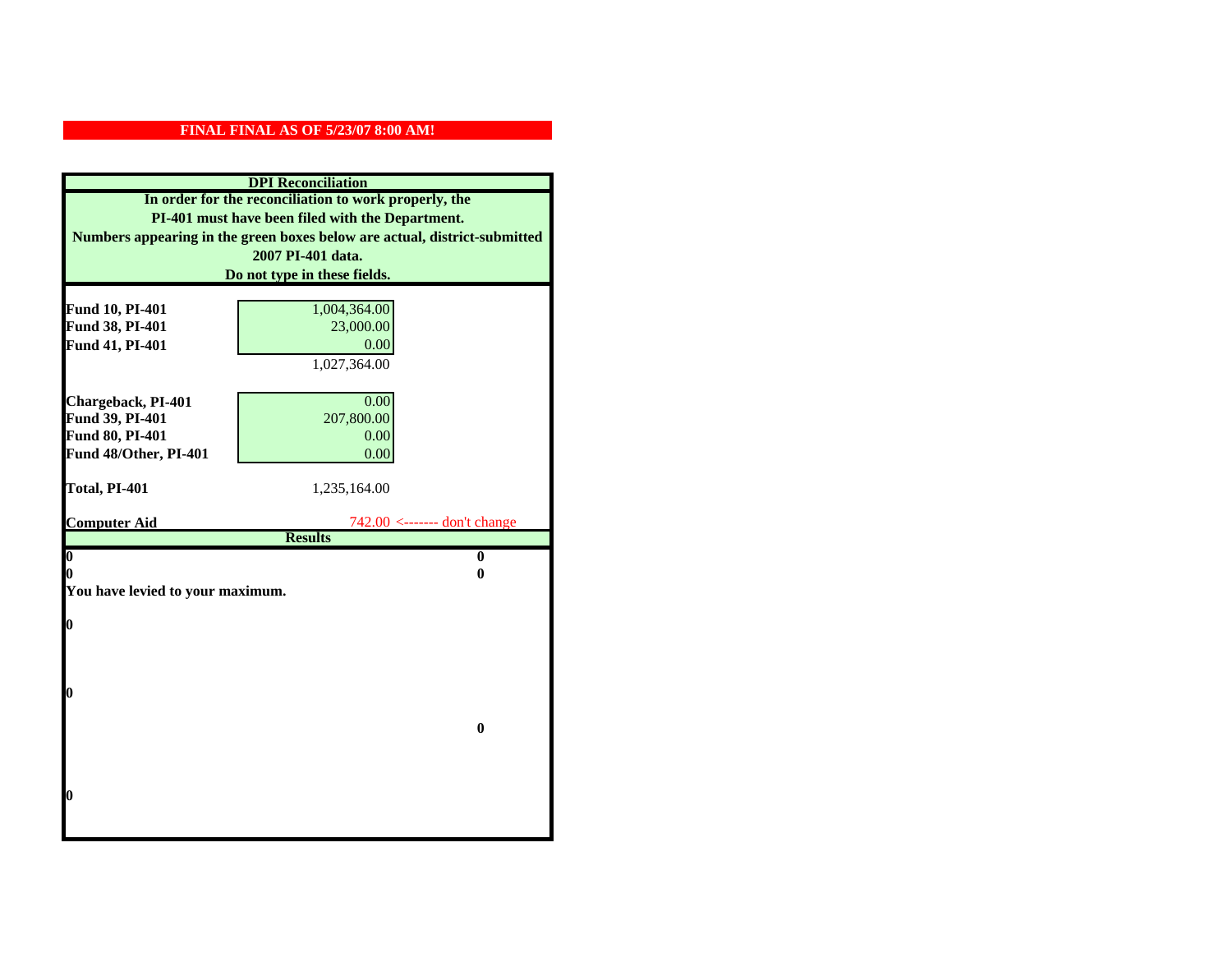**FINAL FINAL AS OF 5/23/07 8:00 AM!**

## DPI Reconciliation

**In order for the reconciliation to work properly, the PI-401 must have been filed with the Department. Numbers appearing in the green boxes below are actual, district-submitted 2007 PI-401 data. Do not type in these fields.**

| | |
|---|---|
| **Fund 10, PI-401** | 1,004,364.00 |
| **Fund 38, PI-401** | 23,000.00 |
| **Fund 41, PI-401** | 0.00 |
| | 1,027,364.00 |
| | |
| **Chargeback, PI-401** | 0.00 |
| **Fund 39, PI-401** | 207,800.00 |
| **Fund 80, PI-401** | 0.00 |
| **Fund 48/Other, PI-401** | 0.00 |
| | |
| **Total, PI-401** | 1,235,164.00 |
| | |
| **Computer Aid** | 742.00 <------- don't change |

## Results

| | |
|---|---|
| **0** | **0** |
| **0** | **0** |

**You have levied to your maximum.**

**0**

**0**

**0**

**0**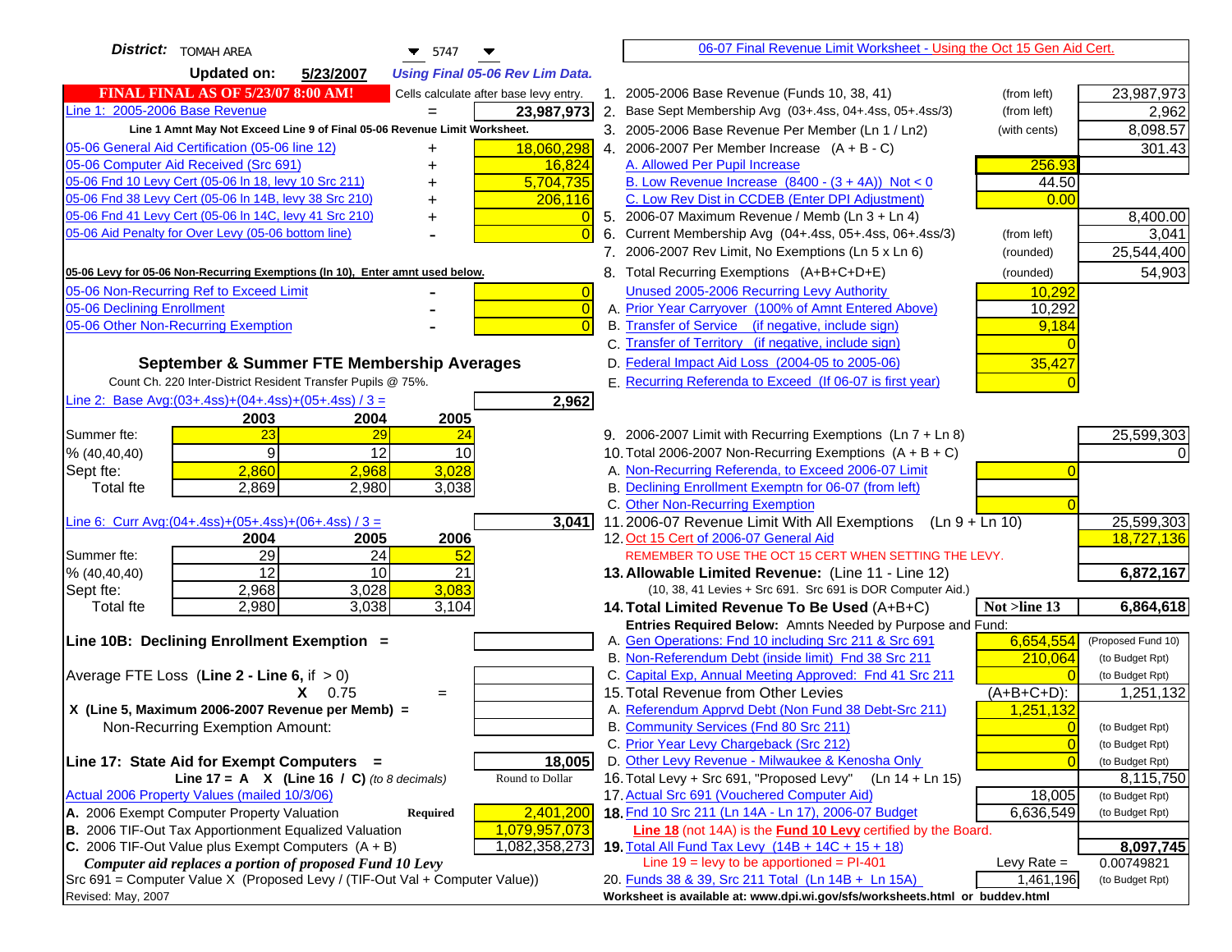**District:** TOMAH AREA 5747

**Updated on:** 5/23/2007 *Using Final 05-06 Rev Lim Data.*

**FINAL FINAL AS OF 5/23/07 8:00 AM!** Cells calculate after base levy entry.

| | | |
|---|---|---|
| Line 1: 2005-2006 Base Revenue | = | 23,987,973 |

Line 1 Amnt May Not Exceed Line 9 of Final 05-06 Revenue Limit Worksheet.

| | | |
|---|---|---|
| 05-06 General Aid Certification (05-06 line 12) | + | 18,060,298 |
| 05-06 Computer Aid Received (Src 691) | + | 16,824 |
| 05-06 Fnd 10 Levy Cert (05-06 ln 18, levy 10 Src 211) | + | 5,704,735 |
| 05-06 Fnd 38 Levy Cert (05-06 ln 14B, levy 38 Src 210) | + | 206,116 |
| 05-06 Fnd 41 Levy Cert (05-06 ln 14C, levy 41 Src 210) | + | 0 |
| 05-06 Aid Penalty for Over Levy (05-06 bottom line) | - | 0 |

05-06 Levy for 05-06 Non-Recurring Exemptions (ln 10), Enter amnt used below.

| | | |
|---|---|---|
| 05-06 Non-Recurring Ref to Exceed Limit | - | 0 |
| 05-06 Declining Enrollment | - | 0 |
| 05-06 Other Non-Recurring Exemption | - | 0 |

### September & Summer FTE Membership Averages

Count Ch. 220 Inter-District Resident Transfer Pupils @ 75%.

Line 2: Base Avg:(03+.4ss)+(04+.4ss)+(05+.4ss) / 3 = **2,962**

| | 2003 | 2004 | 2005 |
|---|---|---|---|
| Summer fte: | 23 | 29 | 24 |
| % (40,40,40) | 9 | 12 | 10 |
| Sept fte: | 2,860 | 2,968 | 3,028 |
| Total fte | 2,869 | 2,980 | 3,038 |

Line 6: Curr Avg:(04+.4ss)+(05+.4ss)+(06+.4ss) / 3 = **3,041**

| | 2004 | 2005 | 2006 |
|---|---|---|---|
| Summer fte: | 29 | 24 | 52 |
| % (40,40,40) | 12 | 10 | 21 |
| Sept fte: | 2,968 | 3,028 | 3,083 |
| Total fte | 2,980 | 3,038 | 3,104 |

**Line 10B: Declining Enrollment Exemption =**

Average FTE Loss (Line 2 - Line 6, if > 0)

X 0.75 =

X (Line 5, Maximum 2006-2007 Revenue per Memb) =

Non-Recurring Exemption Amount:

**Line 17: State Aid for Exempt Computers =** 18,005

Line 17 = A X (Line 16 / C) (to 8 decimals) — Round to Dollar

Actual 2006 Property Values (mailed 10/3/06)

| | | |
|---|---|---|
| A. 2006 Exempt Computer Property Valuation | Required | 2,401,200 |
| B. 2006 TIF-Out Tax Apportionment Equalized Valuation | | 1,079,957,073 |
| C. 2006 TIF-Out Value plus Exempt Computers (A + B) | | 1,082,358,273 |

*Computer aid replaces a portion of proposed Fund 10 Levy*

Src 691 = Computer Value X (Proposed Levy / (TIF-Out Val + Computer Value))

Revised: May, 2007

## 06-07 Final Revenue Limit Worksheet - Using the Oct 15 Gen Aid Cert.

| Line | Description | | Amount |
|---|---|---|---|
| 1. | 2005-2006 Base Revenue (Funds 10, 38, 41) | (from left) | 23,987,973 |
| 2. | Base Sept Membership Avg (03+.4ss, 04+.4ss, 05+.4ss/3) | (from left) | 2,962 |
| 3. | 2005-2006 Base Revenue Per Member (Ln 1 / Ln2) | (with cents) | 8,098.57 |
| 4. | 2006-2007 Per Member Increase (A + B - C) | | 301.43 |
| | A. Allowed Per Pupil Increase | 256.93 | |
| | B. Low Revenue Increase (8400 - (3 + 4A)) Not < 0 | 44.50 | |
| | C. Low Rev Dist in CCDEB (Enter DPI Adjustment) | 0.00 | |
| 5. | 2006-07 Maximum Revenue / Memb (Ln 3 + Ln 4) | | 8,400.00 |
| 6. | Current Membership Avg (04+.4ss, 05+.4ss, 06+.4ss/3) | (from left) | 3,041 |
| 7. | 2006-2007 Rev Limit, No Exemptions (Ln 5 x Ln 6) | (rounded) | 25,544,400 |
| 8. | Total Recurring Exemptions (A+B+C+D+E) | (rounded) | 54,903 |
| | Unused 2005-2006 Recurring Levy Authority | 10,292 | |
| | A. Prior Year Carryover (100% of Amnt Entered Above) | 10,292 | |
| | B. Transfer of Service (if negative, include sign) | 9,184 | |
| | C. Transfer of Territory (if negative, include sign) | 0 | |
| | D. Federal Impact Aid Loss (2004-05 to 2005-06) | 35,427 | |
| | E. Recurring Referenda to Exceed (If 06-07 is first year) | 0 | |
| 9. | 2006-2007 Limit with Recurring Exemptions (Ln 7 + Ln 8) | | 25,599,303 |
| 10. | Total 2006-2007 Non-Recurring Exemptions (A + B + C) | | 0 |
| | A. Non-Recurring Referenda, to Exceed 2006-07 Limit | 0 | |
| | B. Declining Enrollment Exemptn for 06-07 (from left) | | |
| | C. Other Non-Recurring Exemption | 0 | |
| 11. | 2006-07 Revenue Limit With All Exemptions (Ln 9 + Ln 10) | | 25,599,303 |
| 12. | Oct 15 Cert of 2006-07 General Aid | | 18,727,136 |
| | REMEMBER TO USE THE OCT 15 CERT WHEN SETTING THE LEVY. | | |
| **13.** | **Allowable Limited Revenue:** (Line 11 - Line 12) | | **6,872,167** |
| | (10, 38, 41 Levies + Src 691. Src 691 is DOR Computer Aid.) | | |
| **14.** | **Total Limited Revenue To Be Used** (A+B+C) | Not >line 13 | **6,864,618** |
| | Entries Required Below: Amnts Needed by Purpose and Fund: | | |
| | A. Gen Operations: Fnd 10 including Src 211 & Src 691 | 6,654,554 | (Proposed Fund 10) |
| | B. Non-Referendum Debt (inside limit) Fnd 38 Src 211 | 210,064 | (to Budget Rpt) |
| | C. Capital Exp, Annual Meeting Approved: Fnd 41 Src 211 | 0 | (to Budget Rpt) |
| 15. | Total Revenue from Other Levies | (A+B+C+D): | 1,251,132 |
| | A. Referendum Apprvd Debt (Non Fund 38 Debt-Src 211) | 1,251,132 | |
| | B. Community Services (Fnd 80 Src 211) | 0 | (to Budget Rpt) |
| | C. Prior Year Levy Chargeback (Src 212) | 0 | (to Budget Rpt) |
| | D. Other Levy Revenue - Milwaukee & Kenosha Only | 0 | (to Budget Rpt) |
| 16. | Total Levy + Src 691, "Proposed Levy" (Ln 14 + Ln 15) | | 8,115,750 |
| 17. | Actual Src 691 (Vouchered Computer Aid) | 18,005 | (to Budget Rpt) |
| **18.** | Fnd 10 Src 211 (Ln 14A - Ln 17), 2006-07 Budget | 6,636,549 | (to Budget Rpt) |
| | **Line 18** (not 14A) is the **Fund 10 Levy** certified by the Board. | | |
| **19.** | Total All Fund Tax Levy (14B + 14C + 15 + 18) | | **8,097,745** |
| | Line 19 = levy to be apportioned = PI-401 | Levy Rate = | 0.00749821 |
| 20. | Funds 38 & 39, Src 211 Total (Ln 14B + Ln 15A) | 1,461,196 | (to Budget Rpt) |

Worksheet is available at: www.dpi.wi.gov/sfs/worksheets.html or buddev.html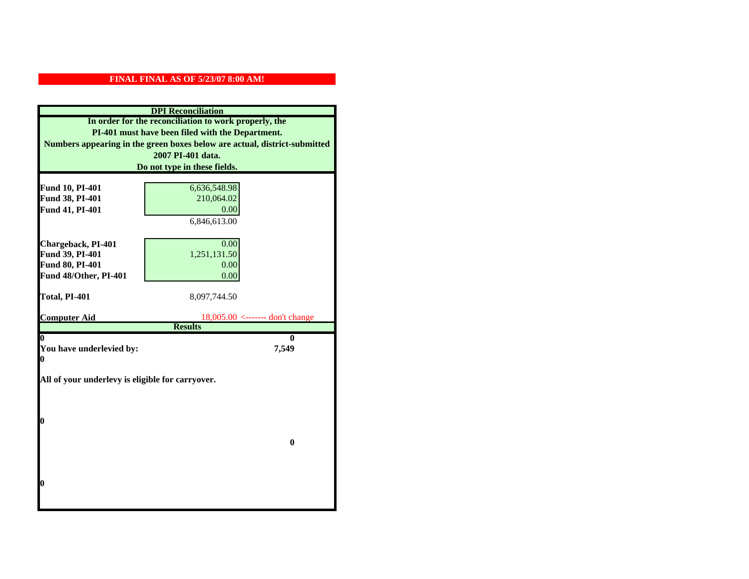**FINAL FINAL AS OF 5/23/07 8:00 AM!**

| DPI Reconciliation | | |
|---|---|---|
| In order for the reconciliation to work properly, the PI-401 must have been filed with the Department. Numbers appearing in the green boxes below are actual, district-submitted 2007 PI-401 data. Do not type in these fields. | | |
| **Fund 10, PI-401** | 6,636,548.98 | |
| **Fund 38, PI-401** | 210,064.02 | |
| **Fund 41, PI-401** | 0.00 | |
| | 6,846,613.00 | |
| **Chargeback, PI-401** | 0.00 | |
| **Fund 39, PI-401** | 1,251,131.50 | |
| **Fund 80, PI-401** | 0.00 | |
| **Fund 48/Other, PI-401** | 0.00 | |
| **Total, PI-401** | 8,097,744.50 | |
| **Computer Aid** | 18,005.00 <------- don't change | |
| **Results** | | |
| 0 | | 0 |
| **You have underlevied by:** | | **7,549** |
| 0 | | |
| **All of your underlevy is eligible for carryover.** | | |
| 0 | | |
| | | 0 |
| 0 | | |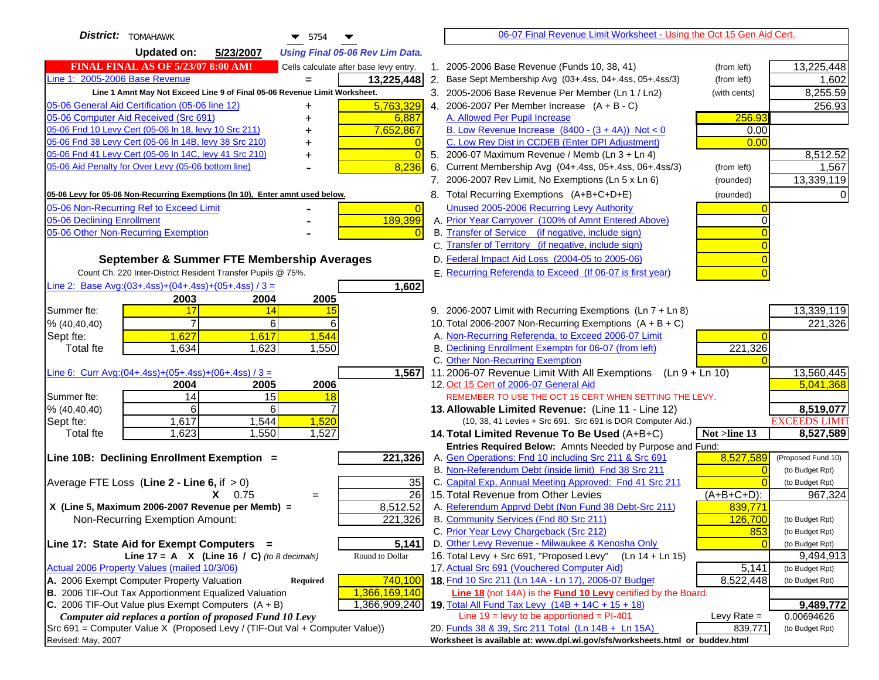**District:** TOMAHAWK 5754

**Updated on:** 5/23/2007 *Using Final 05-06 Rev Lim Data.*

**FINAL FINAL AS OF 5/23/07 8:00 AM!** Cells calculate after base levy entry.

| | | |
|---|---|---|
| Line 1: 2005-2006 Base Revenue | = | 13,225,448 |

Line 1 Amnt May Not Exceed Line 9 of Final 05-06 Revenue Limit Worksheet.

| | | |
|---|---|---|
| 05-06 General Aid Certification (05-06 line 12) | + | 5,763,329 |
| 05-06 Computer Aid Received (Src 691) | + | 6,887 |
| 05-06 Fnd 10 Levy Cert (05-06 ln 18, levy 10 Src 211) | + | 7,652,867 |
| 05-06 Fnd 38 Levy Cert (05-06 ln 14B, levy 38 Src 210) | + | 0 |
| 05-06 Fnd 41 Levy Cert (05-06 ln 14C, levy 41 Src 210) | + | 0 |
| 05-06 Aid Penalty for Over Levy (05-06 bottom line) | - | 8,236 |

**05-06 Levy for 05-06 Non-Recurring Exemptions (ln 10), Enter amnt used below.**

| | | |
|---|---|---|
| 05-06 Non-Recurring Ref to Exceed Limit | - | 0 |
| 05-06 Declining Enrollment | - | 189,399 |
| 05-06 Other Non-Recurring Exemption | - | 0 |

## September & Summer FTE Membership Averages

Count Ch. 220 Inter-District Resident Transfer Pupils @ 75%.

Line 2: Base Avg:(03+.4ss)+(04+.4ss)+(05+.4ss) / 3 = **1,602**

| | 2003 | 2004 | 2005 |
|---|---|---|---|
| Summer fte: | 17 | 14 | 15 |
| % (40,40,40) | 7 | 6 | 6 |
| Sept fte: | 1,627 | 1,617 | 1,544 |
| Total fte | 1,634 | 1,623 | 1,550 |

Line 6: Curr Avg:(04+.4ss)+(05+.4ss)+(06+.4ss) / 3 = **1,567**

| | 2004 | 2005 | 2006 |
|---|---|---|---|
| Summer fte: | 14 | 15 | 18 |
| % (40,40,40) | 6 | 6 | 7 |
| Sept fte: | 1,617 | 1,544 | 1,520 |
| Total fte | 1,623 | 1,550 | 1,527 |

**Line 10B: Declining Enrollment Exemption =** **221,326**

| | | |
|---|---|---|
| Average FTE Loss (Line 2 - Line 6, if > 0) | | 35 |
| X 0.75 | = | 26 |
| X (Line 5, Maximum 2006-2007 Revenue per Memb) = | | 8,512.52 |
| Non-Recurring Exemption Amount: | | 221,326 |

**Line 17: State Aid for Exempt Computers =** **5,141**

Line 17 = A X (Line 16 / C) *(to 8 decimals)* Round to Dollar

Actual 2006 Property Values (mailed 10/3/06)

| | | |
|---|---|---|
| A. 2006 Exempt Computer Property Valuation | Required | 740,100 |
| B. 2006 TIF-Out Tax Apportionment Equalized Valuation | | 1,366,169,140 |
| C. 2006 TIF-Out Value plus Exempt Computers (A + B) | | 1,366,909,240 |

*Computer aid replaces a portion of proposed Fund 10 Levy*

Src 691 = Computer Value X (Proposed Levy / (TIF-Out Val + Computer Value))

Revised: May, 2007

## 06-07 Final Revenue Limit Worksheet - Using the Oct 15 Gen Aid Cert.

| | | | |
|---|---|---|---|
| 1. 2005-2006 Base Revenue (Funds 10, 38, 41) | (from left) | | 13,225,448 |
| 2. Base Sept Membership Avg (03+.4ss, 04+.4ss, 05+.4ss/3) | (from left) | | 1,602 |
| 3. 2005-2006 Base Revenue Per Member (Ln 1 / Ln2) | (with cents) | | 8,255.59 |
| 4. 2006-2007 Per Member Increase (A + B - C) | | | 256.93 |
| A. Allowed Per Pupil Increase | | 256.93 | |
| B. Low Revenue Increase (8400 - (3 + 4A)) Not < 0 | | 0.00 | |
| C. Low Rev Dist in CCDEB (Enter DPI Adjustment) | | 0.00 | |
| 5. 2006-07 Maximum Revenue / Memb (Ln 3 + Ln 4) | | | 8,512.52 |
| 6. Current Membership Avg (04+.4ss, 05+.4ss, 06+.4ss/3) | (from left) | | 1,567 |
| 7. 2006-2007 Rev Limit, No Exemptions (Ln 5 x Ln 6) | (rounded) | | 13,339,119 |
| 8. Total Recurring Exemptions (A+B+C+D+E) | (rounded) | | 0 |
| Unused 2005-2006 Recurring Levy Authority | | 0 | |
| A. Prior Year Carryover (100% of Amnt Entered Above) | | 0 | |
| B. Transfer of Service (if negative, include sign) | | 0 | |
| C. Transfer of Territory (if negative, include sign) | | 0 | |
| D. Federal Impact Aid Loss (2004-05 to 2005-06) | | 0 | |
| E. Recurring Referenda to Exceed (If 06-07 is first year) | | 0 | |
| 9. 2006-2007 Limit with Recurring Exemptions (Ln 7 + Ln 8) | | | 13,339,119 |
| 10. Total 2006-2007 Non-Recurring Exemptions (A + B + C) | | | 221,326 |
| A. Non-Recurring Referenda, to Exceed 2006-07 Limit | | 0 | |
| B. Declining Enrollment Exemptn for 06-07 (from left) | | 221,326 | |
| C. Other Non-Recurring Exemption | | 0 | |
| 11. 2006-07 Revenue Limit With All Exemptions (Ln 9 + Ln 10) | | | 13,560,445 |
| 12. Oct 15 Cert of 2006-07 General Aid | | | 5,041,368 |
| REMEMBER TO USE THE OCT 15 CERT WHEN SETTING THE LEVY. | | | |
| **13. Allowable Limited Revenue:** (Line 11 - Line 12) | | | **8,519,077** |
| (10, 38, 41 Levies + Src 691. Src 691 is DOR Computer Aid.) | | | EXCEEDS LIMIT |
| **14. Total Limited Revenue To Be Used** (A+B+C) | | Not >line 13 | **8,527,589** |
| Entries Required Below: Amnts Needed by Purpose and Fund: | | | |
| A. Gen Operations: Fnd 10 including Src 211 & Src 691 | | 8,527,589 | (Proposed Fund 10) |
| B. Non-Referendum Debt (inside limit) Fnd 38 Src 211 | | 0 | (to Budget Rpt) |
| C. Capital Exp, Annual Meeting Approved: Fnd 41 Src 211 | | 0 | (to Budget Rpt) |
| 15. Total Revenue from Other Levies | | (A+B+C+D): | 967,324 |
| A. Referendum Apprvd Debt (Non Fund 38 Debt-Src 211) | | 839,771 | |
| B. Community Services (Fnd 80 Src 211) | | 126,700 | (to Budget Rpt) |
| C. Prior Year Levy Chargeback (Src 212) | | 853 | (to Budget Rpt) |
| D. Other Levy Revenue - Milwaukee & Kenosha Only | | 0 | (to Budget Rpt) |
| 16. Total Levy + Src 691, "Proposed Levy" (Ln 14 + Ln 15) | | | 9,494,913 |
| 17. Actual Src 691 (Vouchered Computer Aid) | | 5,141 | (to Budget Rpt) |
| **18.** Fnd 10 Src 211 (Ln 14A - Ln 17), 2006-07 Budget | | 8,522,448 | (to Budget Rpt) |
| Line 18 (not 14A) is the **Fund 10 Levy** certified by the Board. | | | |
| **19.** Total All Fund Tax Levy (14B + 14C + 15 + 18) | | | **9,489,772** |
| Line 19 = levy to be apportioned = PI-401 | | Levy Rate = | 0.00694626 |
| 20. Funds 38 & 39, Src 211 Total (Ln 14B + Ln 15A) | | 839,771 | (to Budget Rpt) |

Worksheet is available at: www.dpi.wi.gov/sfs/worksheets.html or buddev.html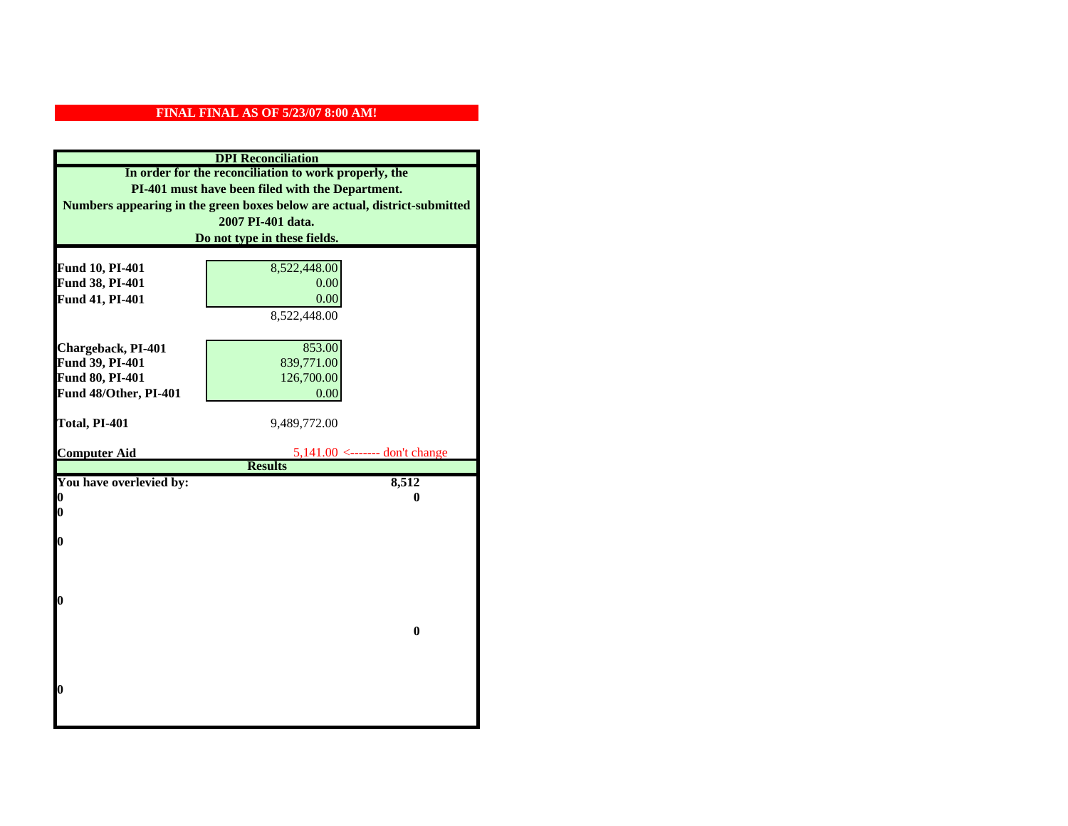**FINAL FINAL AS OF 5/23/07 8:00 AM!**

**DPI Reconciliation**

**In order for the reconciliation to work properly, the PI-401 must have been filed with the Department. Numbers appearing in the green boxes below are actual, district-submitted 2007 PI-401 data. Do not type in these fields.**

| | | |
|---|---|---|
| **Fund 10, PI-401** | 8,522,448.00 | |
| **Fund 38, PI-401** | 0.00 | |
| **Fund 41, PI-401** | 0.00 | |
| | 8,522,448.00 | |
| **Chargeback, PI-401** | 853.00 | |
| **Fund 39, PI-401** | 839,771.00 | |
| **Fund 80, PI-401** | 126,700.00 | |
| **Fund 48/Other, PI-401** | 0.00 | |
| **Total, PI-401** | 9,489,772.00 | |
| **Computer Aid** | 5,141.00 | <------- don't change |

**Results**

| | |
|---|---|
| **You have overlevied by:** | **8,512** |
| **0** | **0** |
| **0** | |
| **0** | |
| **0** | |
| | **0** |
| **0** | |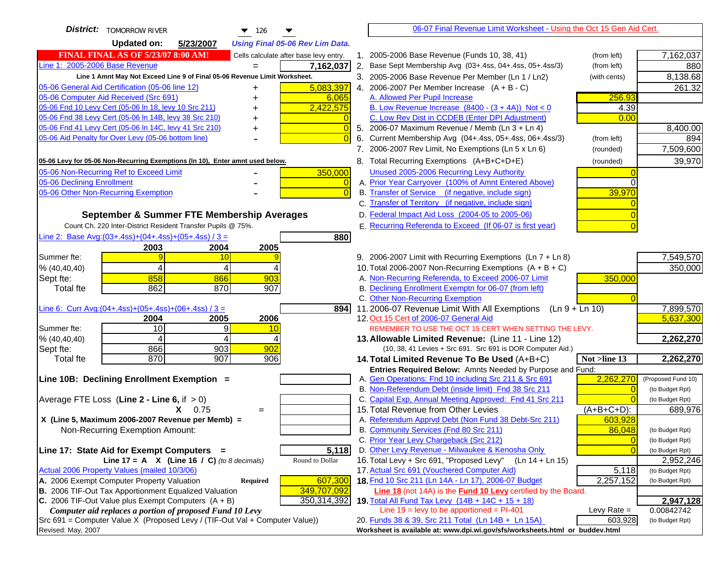**District:** TOMORROW RIVER 126

**Updated on:** 5/23/2007 *Using Final 05-06 Rev Lim Data.*

**FINAL FINAL AS OF 5/23/07 8:00 AM!** Cells calculate after base levy entry.

| | | |
|---|---|---|
| Line 1: 2005-2006 Base Revenue | = | 7,162,037 |

Line 1 Amnt May Not Exceed Line 9 of Final 05-06 Revenue Limit Worksheet.

| | | |
|---|---|---|
| 05-06 General Aid Certification (05-06 line 12) | + | 5,083,397 |
| 05-06 Computer Aid Received (Src 691) | + | 6,065 |
| 05-06 Fnd 10 Levy Cert (05-06 ln 18, levy 10 Src 211) | + | 2,422,575 |
| 05-06 Fnd 38 Levy Cert (05-06 ln 14B, levy 38 Src 210) | + | 0 |
| 05-06 Fnd 41 Levy Cert (05-06 ln 14C, levy 41 Src 210) | + | 0 |
| 05-06 Aid Penalty for Over Levy (05-06 bottom line) | - | 0 |

**05-06 Levy for 05-06 Non-Recurring Exemptions (ln 10), Enter amnt used below.**

| | | |
|---|---|---|
| 05-06 Non-Recurring Ref to Exceed Limit | - | 350,000 |
| 05-06 Declining Enrollment | - | 0 |
| 05-06 Other Non-Recurring Exemption | - | 0 |

**September & Summer FTE Membership Averages**

Count Ch. 220 Inter-District Resident Transfer Pupils @ 75%.

Line 2: Base Avg:(03+.4ss)+(04+.4ss)+(05+.4ss) / 3 = **880**

| | 2003 | 2004 | 2005 |
|---|---|---|---|
| Summer fte: | 9 | 10 | 9 |
| % (40,40,40) | 4 | 4 | 4 |
| Sept fte: | 858 | 866 | 903 |
| Total fte | 862 | 870 | 907 |

Line 6: Curr Avg:(04+.4ss)+(05+.4ss)+(06+.4ss) / 3 = **894**

| | 2004 | 2005 | 2006 |
|---|---|---|---|
| Summer fte: | 10 | 9 | 10 |
| % (40,40,40) | 4 | 4 | 4 |
| Sept fte: | 866 | 903 | 902 |
| Total fte | 870 | 907 | 906 |

**Line 10B: Declining Enrollment Exemption =**

Average FTE Loss (**Line 2 - Line 6**, if > 0)

X 0.75 =

X (Line 5, Maximum 2006-2007 Revenue per Memb) =

Non-Recurring Exemption Amount:

**Line 17: State Aid for Exempt Computers =** **5,118**

Line 17 = A X (Line 16 / C) *(to 8 decimals)* Round to Dollar

Actual 2006 Property Values (mailed 10/3/06)

| | | |
|---|---|---|
| A. 2006 Exempt Computer Property Valuation | **Required** | 607,300 |
| B. 2006 TIF-Out Tax Apportionment Equalized Valuation | | 349,707,092 |
| C. 2006 TIF-Out Value plus Exempt Computers (A + B) | | 350,314,392 |

*Computer aid replaces a portion of proposed Fund 10 Levy*

Src 691 = Computer Value X (Proposed Levy / (TIF-Out Val + Computer Value))

Revised: May, 2007

---

**06-07 Final Revenue Limit Worksheet - Using the Oct 15 Gen Aid Cert.**

| | | | |
|---|---|---|---|
| 1. 2005-2006 Base Revenue (Funds 10, 38, 41) | (from left) | | 7,162,037 |
| 2. Base Sept Membership Avg (03+.4ss, 04+.4ss, 05+.4ss/3) | (from left) | | 880 |
| 3. 2005-2006 Base Revenue Per Member (Ln 1 / Ln2) | (with cents) | | 8,138.68 |
| 4. 2006-2007 Per Member Increase (A + B - C) | | | 261.32 |
| A. Allowed Per Pupil Increase | | 256.93 | |
| B. Low Revenue Increase (8400 - (3 + 4A)) Not < 0 | | 4.39 | |
| C. Low Rev Dist in CCDEB (Enter DPI Adjustment) | | 0.00 | |
| 5. 2006-07 Maximum Revenue / Memb (Ln 3 + Ln 4) | | | 8,400.00 |
| 6. Current Membership Avg (04+.4ss, 05+.4ss, 06+.4ss/3) | (from left) | | 894 |
| 7. 2006-2007 Rev Limit, No Exemptions (Ln 5 x Ln 6) | (rounded) | | 7,509,600 |
| 8. Total Recurring Exemptions (A+B+C+D+E) | (rounded) | | 39,970 |
| Unused 2005-2006 Recurring Levy Authority | | 0 | |
| A. Prior Year Carryover (100% of Amnt Entered Above) | | 0 | |
| B. Transfer of Service (if negative, include sign) | | 39,970 | |
| C. Transfer of Territory (if negative, include sign) | | 0 | |
| D. Federal Impact Aid Loss (2004-05 to 2005-06) | | 0 | |
| E. Recurring Referenda to Exceed (If 06-07 is first year) | | 0 | |
| 9. 2006-2007 Limit with Recurring Exemptions (Ln 7 + Ln 8) | | | 7,549,570 |
| 10. Total 2006-2007 Non-Recurring Exemptions (A + B + C) | | | 350,000 |
| A. Non-Recurring Referenda, to Exceed 2006-07 Limit | | 350,000 | |
| B. Declining Enrollment Exemptn for 06-07 (from left) | | | |
| C. Other Non-Recurring Exemption | | 0 | |
| 11. 2006-07 Revenue Limit With All Exemptions (Ln 9 + Ln 10) | | | 7,899,570 |
| 12. Oct 15 Cert of 2006-07 General Aid | | | 5,637,300 |

REMEMBER TO USE THE OCT 15 CERT WHEN SETTING THE LEVY.

| | | | |
|---|---|---|---|
| **13. Allowable Limited Revenue:** (Line 11 - Line 12) | | | **2,262,270** |

(10, 38, 41 Levies + Src 691. Src 691 is DOR Computer Aid.)

| | | | |
|---|---|---|---|
| **14. Total Limited Revenue To Be Used** (A+B+C) | | **Not >line 13** | **2,262,270** |
| **Entries Required Below:** Amnts Needed by Purpose and Fund: | | | |
| A. Gen Operations: Fnd 10 including Src 211 & Src 691 | | 2,262,270 | (Proposed Fund 10) |
| B. Non-Referendum Debt (inside limit) Fnd 38 Src 211 | | 0 | (to Budget Rpt) |
| C. Capital Exp, Annual Meeting Approved: Fnd 41 Src 211 | | 0 | (to Budget Rpt) |
| 15. Total Revenue from Other Levies | | (A+B+C+D): | 689,976 |
| A. Referendum Apprvd Debt (Non Fund 38 Debt-Src 211) | | 603,928 | |
| B. Community Services (Fnd 80 Src 211) | | 86,048 | (to Budget Rpt) |
| C. Prior Year Levy Chargeback (Src 212) | | 0 | (to Budget Rpt) |
| D. Other Levy Revenue - Milwaukee & Kenosha Only | | 0 | (to Budget Rpt) |
| 16. Total Levy + Src 691, "Proposed Levy" (Ln 14 + Ln 15) | | | 2,952,246 |
| 17. Actual Src 691 (Vouchered Computer Aid) | | 5,118 | (to Budget Rpt) |
| **18.** Fnd 10 Src 211 (Ln 14A - Ln 17), 2006-07 Budget | | 2,257,152 | (to Budget Rpt) |

**Line 18** (not 14A) is the **Fund 10 Levy** certified by the Board.

| | | | |
|---|---|---|---|
| **19.** Total All Fund Tax Levy (14B + 14C + 15 + 18) | | | **2,947,128** |
| Line 19 = levy to be apportioned = PI-401 | | Levy Rate = | 0.00842742 |
| 20. Funds 38 & 39, Src 211 Total (Ln 14B + Ln 15A) | | 603,928 | (to Budget Rpt) |

**Worksheet is available at: www.dpi.wi.gov/sfs/worksheets.html or buddev.html**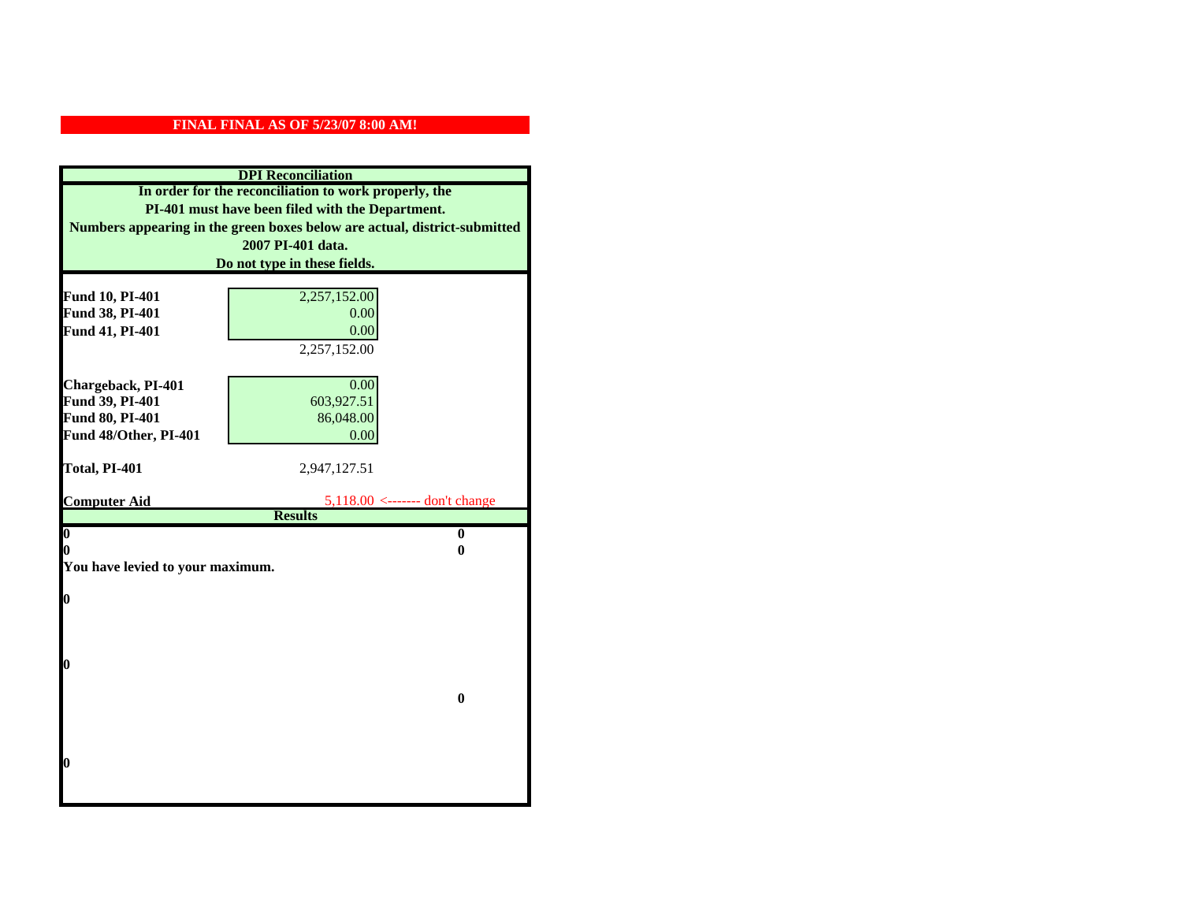**FINAL FINAL AS OF 5/23/07 8:00 AM!**

**DPI Reconciliation**

**In order for the reconciliation to work properly, the PI-401 must have been filed with the Department. Numbers appearing in the green boxes below are actual, district-submitted 2007 PI-401 data. Do not type in these fields.**

| | | |
|---|---|---|
| **Fund 10, PI-401** | 2,257,152.00 | |
| **Fund 38, PI-401** | 0.00 | |
| **Fund 41, PI-401** | 0.00 | |
| | 2,257,152.00 | |
| | | |
| **Chargeback, PI-401** | 0.00 | |
| **Fund 39, PI-401** | 603,927.51 | |
| **Fund 80, PI-401** | 86,048.00 | |
| **Fund 48/Other, PI-401** | 0.00 | |
| | | |
| **Total, PI-401** | 2,947,127.51 | |
| | | |
| **Computer Aid** | 5,118.00 <------- don't change | |

**Results**

| | |
|---|---|
| **0** | **0** |
| **0** | **0** |
| **You have levied to your maximum.** | |
| **0** | |
| **0** | |
| | **0** |
| **0** | |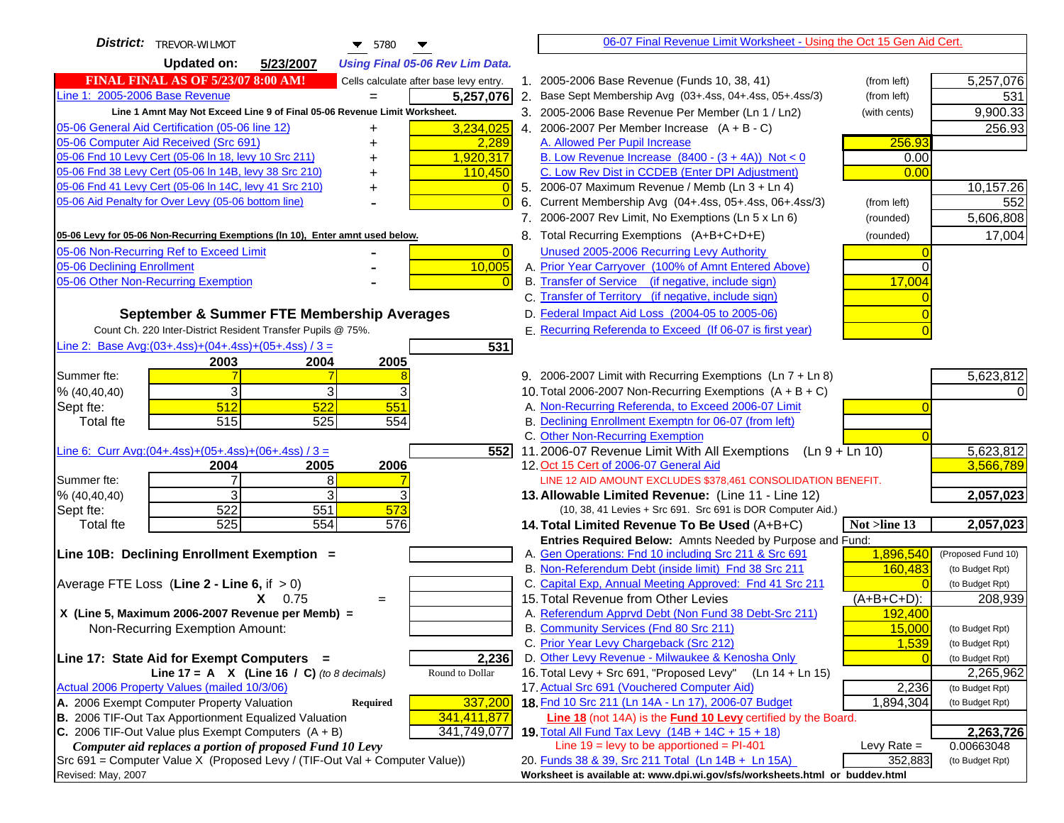**District:** TREVOR-WILMOT 5780

**Updated on:** 5/23/2007 *Using Final 05-06 Rev Lim Data.*

**FINAL FINAL AS OF 5/23/07 8:00 AM!** Cells calculate after base levy entry.

| | | |
|---|---|---|
| Line 1: 2005-2006 Base Revenue | = | 5,257,076 |

Line 1 Amnt May Not Exceed Line 9 of Final 05-06 Revenue Limit Worksheet.

| | | |
|---|---|---|
| 05-06 General Aid Certification (05-06 line 12) | + | 3,234,025 |
| 05-06 Computer Aid Received (Src 691) | + | 2,289 |
| 05-06 Fnd 10 Levy Cert (05-06 ln 18, levy 10 Src 211) | + | 1,920,317 |
| 05-06 Fnd 38 Levy Cert (05-06 ln 14B, levy 38 Src 210) | + | 110,450 |
| 05-06 Fnd 41 Levy Cert (05-06 ln 14C, levy 41 Src 210) | + | 0 |
| 05-06 Aid Penalty for Over Levy (05-06 bottom line) | - | 0 |

**05-06 Levy for 05-06 Non-Recurring Exemptions (ln 10), Enter amnt used below.**

| | | |
|---|---|---|
| 05-06 Non-Recurring Ref to Exceed Limit | - | 0 |
| 05-06 Declining Enrollment | - | 10,005 |
| 05-06 Other Non-Recurring Exemption | - | 0 |

## September & Summer FTE Membership Averages

Count Ch. 220 Inter-District Resident Transfer Pupils @ 75%.

Line 2: Base Avg:(03+.4ss)+(04+.4ss)+(05+.4ss) / 3 = **531**

| | 2003 | 2004 | 2005 |
|---|---|---|---|
| Summer fte: | 7 | 7 | 8 |
| % (40,40,40) | 3 | 3 | 3 |
| Sept fte: | 512 | 522 | 551 |
| Total fte | 515 | 525 | 554 |

Line 6: Curr Avg:(04+.4ss)+(05+.4ss)+(06+.4ss) / 3 = **552**

| | 2004 | 2005 | 2006 |
|---|---|---|---|
| Summer fte: | 7 | 8 | 7 |
| % (40,40,40) | 3 | 3 | 3 |
| Sept fte: | 522 | 551 | 573 |
| Total fte | 525 | 554 | 576 |

**Line 10B: Declining Enrollment Exemption =**

Average FTE Loss (Line 2 - Line 6, if > 0)

X 0.75 =

X (Line 5, Maximum 2006-2007 Revenue per Memb) =

Non-Recurring Exemption Amount:

**Line 17: State Aid for Exempt Computers =** 2,236

Line 17 = A X (Line 16 / C) *(to 8 decimals)* Round to Dollar

Actual 2006 Property Values (mailed 10/3/06)

| | | |
|---|---|---|
| A. 2006 Exempt Computer Property Valuation | Required | 337,200 |
| B. 2006 TIF-Out Tax Apportionment Equalized Valuation | | 341,411,877 |
| C. 2006 TIF-Out Value plus Exempt Computers (A + B) | | 341,749,077 |

*Computer aid replaces a portion of proposed Fund 10 Levy*

Src 691 = Computer Value X (Proposed Levy / (TIF-Out Val + Computer Value))

Revised: May, 2007

## 06-07 Final Revenue Limit Worksheet - Using the Oct 15 Gen Aid Cert.

| | | | |
|---|---|---|---|
| 1. 2005-2006 Base Revenue (Funds 10, 38, 41) | (from left) | | 5,257,076 |
| 2. Base Sept Membership Avg (03+.4ss, 04+.4ss, 05+.4ss/3) | (from left) | | 531 |
| 3. 2005-2006 Base Revenue Per Member (Ln 1 / Ln2) | (with cents) | | 9,900.33 |
| 4. 2006-2007 Per Member Increase (A + B - C) | | | 256.93 |
| A. Allowed Per Pupil Increase | | 256.93 | |
| B. Low Revenue Increase (8400 - (3 + 4A)) Not < 0 | | 0.00 | |
| C. Low Rev Dist in CCDEB (Enter DPI Adjustment) | | 0.00 | |
| 5. 2006-07 Maximum Revenue / Memb (Ln 3 + Ln 4) | | | 10,157.26 |
| 6. Current Membership Avg (04+.4ss, 05+.4ss, 06+.4ss/3) | (from left) | | 552 |
| 7. 2006-2007 Rev Limit, No Exemptions (Ln 5 x Ln 6) | (rounded) | | 5,606,808 |
| 8. Total Recurring Exemptions (A+B+C+D+E) | (rounded) | | 17,004 |
| Unused 2005-2006 Recurring Levy Authority | | 0 | |
| A. Prior Year Carryover (100% of Amnt Entered Above) | | 0 | |
| B. Transfer of Service (if negative, include sign) | | 17,004 | |
| C. Transfer of Territory (if negative, include sign) | | 0 | |
| D. Federal Impact Aid Loss (2004-05 to 2005-06) | | 0 | |
| E. Recurring Referenda to Exceed (If 06-07 is first year) | | 0 | |
| 9. 2006-2007 Limit with Recurring Exemptions (Ln 7 + Ln 8) | | | 5,623,812 |
| 10. Total 2006-2007 Non-Recurring Exemptions (A + B + C) | | | 0 |
| A. Non-Recurring Referenda, to Exceed 2006-07 Limit | | 0 | |
| B. Declining Enrollment Exemptn for 06-07 (from left) | | | |
| C. Other Non-Recurring Exemption | | 0 | |
| 11. 2006-07 Revenue Limit With All Exemptions (Ln 9 + Ln 10) | | | 5,623,812 |
| 12. Oct 15 Cert of 2006-07 General Aid | | | 3,566,789 |
| LINE 12 AID AMOUNT EXCLUDES $378,461 CONSOLIDATION BENEFIT. | | | |
| **13. Allowable Limited Revenue: (Line 11 - Line 12)** | | | **2,057,023** |
| (10, 38, 41 Levies + Src 691. Src 691 is DOR Computer Aid.) | | | |
| **14. Total Limited Revenue To Be Used (A+B+C)** | | **Not >line 13** | **2,057,023** |
| Entries Required Below: Amnts Needed by Purpose and Fund: | | | |
| A. Gen Operations: Fnd 10 including Src 211 & Src 691 | | 1,896,540 | (Proposed Fund 10) |
| B. Non-Referendum Debt (inside limit) Fnd 38 Src 211 | | 160,483 | (to Budget Rpt) |
| C. Capital Exp, Annual Meeting Approved: Fnd 41 Src 211 | | 0 | (to Budget Rpt) |
| 15. Total Revenue from Other Levies | | (A+B+C+D): | 208,939 |
| A. Referendum Apprvd Debt (Non Fund 38 Debt-Src 211) | | 192,400 | |
| B. Community Services (Fnd 80 Src 211) | | 15,000 | (to Budget Rpt) |
| C. Prior Year Levy Chargeback (Src 212) | | 1,539 | (to Budget Rpt) |
| D. Other Levy Revenue - Milwaukee & Kenosha Only | | 0 | (to Budget Rpt) |
| 16. Total Levy + Src 691, "Proposed Levy" (Ln 14 + Ln 15) | | | 2,265,962 |
| 17. Actual Src 691 (Vouchered Computer Aid) | | 2,236 | (to Budget Rpt) |
| **18.** Fnd 10 Src 211 (Ln 14A - Ln 17), 2006-07 Budget | | 1,894,304 | (to Budget Rpt) |
| **Line 18** (not 14A) is the **Fund 10 Levy** certified by the Board. | | | |
| **19.** Total All Fund Tax Levy (14B + 14C + 15 + 18) | | | **2,263,726** |
| Line 19 = levy to be apportioned = PI-401 | | Levy Rate = | 0.00663048 |
| 20. Funds 38 & 39, Src 211 Total (Ln 14B + Ln 15A) | | 352,883 | (to Budget Rpt) |

Worksheet is available at: www.dpi.wi.gov/sfs/worksheets.html or buddev.html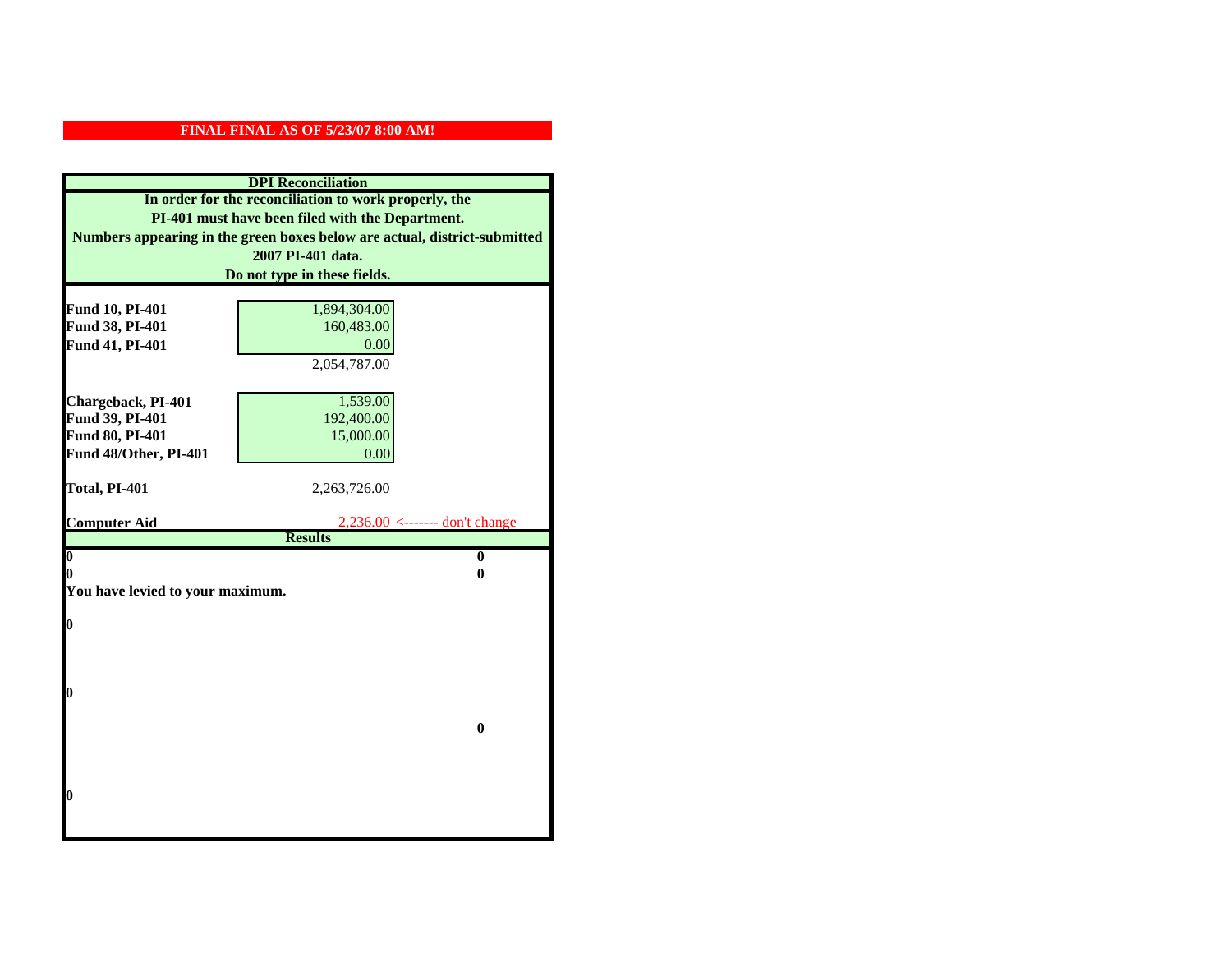**FINAL FINAL AS OF 5/23/07 8:00 AM!**

**DPI Reconciliation**

**In order for the reconciliation to work properly, the PI-401 must have been filed with the Department. Numbers appearing in the green boxes below are actual, district-submitted 2007 PI-401 data. Do not type in these fields.**

| | |
|---|---|
| **Fund 10, PI-401** | 1,894,304.00 |
| **Fund 38, PI-401** | 160,483.00 |
| **Fund 41, PI-401** | 0.00 |
| | 2,054,787.00 |
| | |
| **Chargeback, PI-401** | 1,539.00 |
| **Fund 39, PI-401** | 192,400.00 |
| **Fund 80, PI-401** | 15,000.00 |
| **Fund 48/Other, PI-401** | 0.00 |
| | |
| **Total, PI-401** | 2,263,726.00 |
| | |
| **Computer Aid** | 2,236.00 <------- don't change |

**Results**

| | |
|---|---|
| **0** | **0** |
| **0** | **0** |

**You have levied to your maximum.**

**0**

**0**

**0**

**0**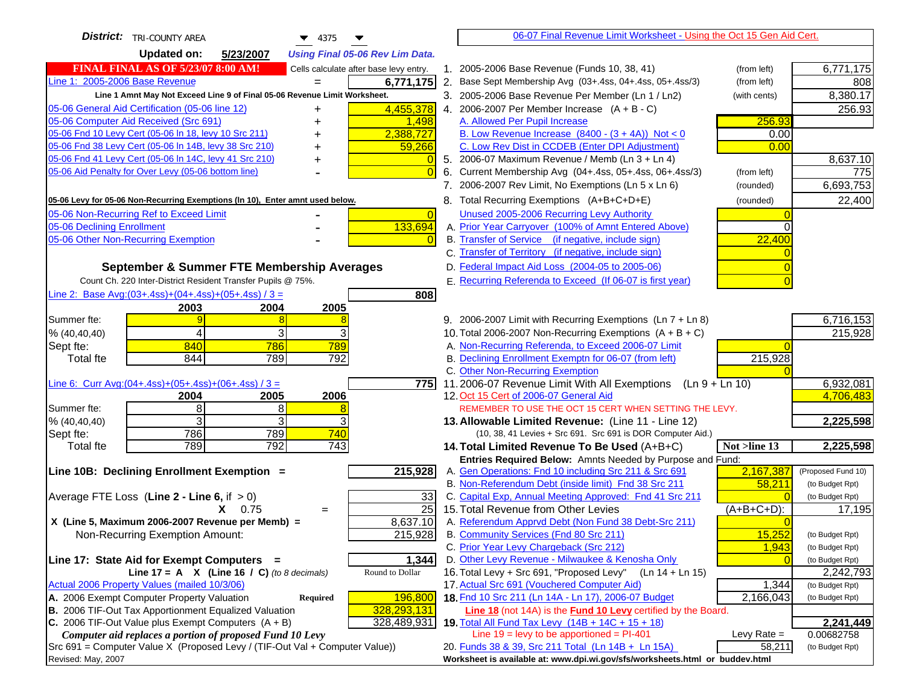**District:** TRI-COUNTY AREA 4375

**Updated on:** 5/23/2007 *Using Final 05-06 Rev Lim Data.*

**FINAL FINAL AS OF 5/23/07 8:00 AM!** Cells calculate after base levy entry.

| Line 1: 2005-2006 Base Revenue | = | 6,771,175 |
|---|---|---|

Line 1 Amnt May Not Exceed Line 9 of Final 05-06 Revenue Limit Worksheet.

| Item | | Amount |
|---|---|---|
| 05-06 General Aid Certification (05-06 line 12) | + | 4,455,378 |
| 05-06 Computer Aid Received (Src 691) | + | 1,498 |
| 05-06 Fnd 10 Levy Cert (05-06 ln 18, levy 10 Src 211) | + | 2,388,727 |
| 05-06 Fnd 38 Levy Cert (05-06 ln 14B, levy 38 Src 210) | + | 59,266 |
| 05-06 Fnd 41 Levy Cert (05-06 ln 14C, levy 41 Src 210) | + | 0 |
| 05-06 Aid Penalty for Over Levy (05-06 bottom line) | - | 0 |

**05-06 Levy for 05-06 Non-Recurring Exemptions (ln 10), Enter amnt used below.**

| Item | | Amount |
|---|---|---|
| 05-06 Non-Recurring Ref to Exceed Limit | - | 0 |
| 05-06 Declining Enrollment | - | 133,694 |
| 05-06 Other Non-Recurring Exemption | - | 0 |

### September & Summer FTE Membership Averages

Count Ch. 220 Inter-District Resident Transfer Pupils @ 75%.

Line 2: Base Avg:(03+.4ss)+(04+.4ss)+(05+.4ss) / 3 = **808**

| | 2003 | 2004 | 2005 |
|---|---|---|---|
| Summer fte: | 9 | 8 | 8 |
| % (40,40,40) | 4 | 3 | 3 |
| Sept fte: | 840 | 786 | 789 |
| Total fte | 844 | 789 | 792 |

Line 6: Curr Avg:(04+.4ss)+(05+.4ss)+(06+.4ss) / 3 = **775**

| | 2004 | 2005 | 2006 |
|---|---|---|---|
| Summer fte: | 8 | 8 | 8 |
| % (40,40,40) | 3 | 3 | 3 |
| Sept fte: | 786 | 789 | 740 |
| Total fte | 789 | 792 | 743 |

**Line 10B: Declining Enrollment Exemption =** **215,928**

| | | |
|---|---|---|
| Average FTE Loss (Line 2 - Line 6, if > 0) | | 33 |
| X 0.75 | = | 25 |
| X (Line 5, Maximum 2006-2007 Revenue per Memb) = | | 8,637.10 |
| Non-Recurring Exemption Amount: | | 215,928 |

**Line 17: State Aid for Exempt Computers =** **1,344**

Line 17 = A X (Line 16 / C) *(to 8 decimals)* Round to Dollar

Actual 2006 Property Values (mailed 10/3/06)

| | | |
|---|---|---|
| A. 2006 Exempt Computer Property Valuation | Required | 196,800 |
| B. 2006 TIF-Out Tax Apportionment Equalized Valuation | | 328,293,131 |
| C. 2006 TIF-Out Value plus Exempt Computers (A + B) | | 328,489,931 |

*Computer aid replaces a portion of proposed Fund 10 Levy*

Src 691 = Computer Value X (Proposed Levy / (TIF-Out Val + Computer Value))

Revised: May, 2007

---

## 06-07 Final Revenue Limit Worksheet - Using the Oct 15 Gen Aid Cert.

| Line | Description | | Amount |
|---|---|---|---|
| 1. | 2005-2006 Base Revenue (Funds 10, 38, 41) | (from left) | 6,771,175 |
| 2. | Base Sept Membership Avg (03+.4ss, 04+.4ss, 05+.4ss/3) | (from left) | 808 |
| 3. | 2005-2006 Base Revenue Per Member (Ln 1 / Ln2) | (with cents) | 8,380.17 |
| 4. | 2006-2007 Per Member Increase (A + B - C) | | 256.93 |
| | A. Allowed Per Pupil Increase | 256.93 | |
| | B. Low Revenue Increase (8400 - (3 + 4A)) Not < 0 | 0.00 | |
| | C. Low Rev Dist in CCDEB (Enter DPI Adjustment) | 0.00 | |
| 5. | 2006-07 Maximum Revenue / Memb (Ln 3 + Ln 4) | | 8,637.10 |
| 6. | Current Membership Avg (04+.4ss, 05+.4ss, 06+.4ss/3) | (from left) | 775 |
| 7. | 2006-2007 Rev Limit, No Exemptions (Ln 5 x Ln 6) | (rounded) | 6,693,753 |
| 8. | Total Recurring Exemptions (A+B+C+D+E) | (rounded) | 22,400 |
| | Unused 2005-2006 Recurring Levy Authority | 0 | |
| | A. Prior Year Carryover (100% of Amnt Entered Above) | 0 | |
| | B. Transfer of Service (if negative, include sign) | 22,400 | |
| | C. Transfer of Territory (if negative, include sign) | 0 | |
| | D. Federal Impact Aid Loss (2004-05 to 2005-06) | 0 | |
| | E. Recurring Referenda to Exceed (If 06-07 is first year) | 0 | |
| 9. | 2006-2007 Limit with Recurring Exemptions (Ln 7 + Ln 8) | | 6,716,153 |
| 10. | Total 2006-2007 Non-Recurring Exemptions (A + B + C) | | 215,928 |
| | A. Non-Recurring Referenda, to Exceed 2006-07 Limit | 0 | |
| | B. Declining Enrollment Exemptn for 06-07 (from left) | 215,928 | |
| | C. Other Non-Recurring Exemption | 0 | |
| 11. | 2006-07 Revenue Limit With All Exemptions (Ln 9 + Ln 10) | | 6,932,081 |
| 12. | Oct 15 Cert of 2006-07 General Aid | | 4,706,483 |
| | REMEMBER TO USE THE OCT 15 CERT WHEN SETTING THE LEVY. | | |
| **13.** | **Allowable Limited Revenue: (Line 11 - Line 12)** | | **2,225,598** |
| | (10, 38, 41 Levies + Src 691. Src 691 is DOR Computer Aid.) | | |
| **14.** | **Total Limited Revenue To Be Used (A+B+C)** | Not >line 13 | **2,225,598** |
| | Entries Required Below: Amnts Needed by Purpose and Fund: | | |
| | A. Gen Operations: Fnd 10 including Src 211 & Src 691 | 2,167,387 | (Proposed Fund 10) |
| | B. Non-Referendum Debt (inside limit) Fnd 38 Src 211 | 58,211 | (to Budget Rpt) |
| | C. Capital Exp, Annual Meeting Approved: Fnd 41 Src 211 | 0 | (to Budget Rpt) |
| 15. | Total Revenue from Other Levies | (A+B+C+D): | 17,195 |
| | A. Referendum Apprvd Debt (Non Fund 38 Debt-Src 211) | 0 | |
| | B. Community Services (Fnd 80 Src 211) | 15,252 | (to Budget Rpt) |
| | C. Prior Year Levy Chargeback (Src 212) | 1,943 | (to Budget Rpt) |
| | D. Other Levy Revenue - Milwaukee & Kenosha Only | 0 | (to Budget Rpt) |
| 16. | Total Levy + Src 691, "Proposed Levy" (Ln 14 + Ln 15) | | 2,242,793 |
| 17. | Actual Src 691 (Vouchered Computer Aid) | 1,344 | (to Budget Rpt) |
| **18.** | Fnd 10 Src 211 (Ln 14A - Ln 17), 2006-07 Budget | 2,166,043 | (to Budget Rpt) |
| | Line 18 (not 14A) is the Fund 10 Levy certified by the Board. | | |
| **19.** | Total All Fund Tax Levy (14B + 14C + 15 + 18) | | **2,241,449** |
| | Line 19 = levy to be apportioned = PI-401 | Levy Rate = | 0.00682758 |
| 20. | Funds 38 & 39, Src 211 Total (Ln 14B + Ln 15A) | 58,211 | (to Budget Rpt) |

Worksheet is available at: www.dpi.wi.gov/sfs/worksheets.html or buddev.html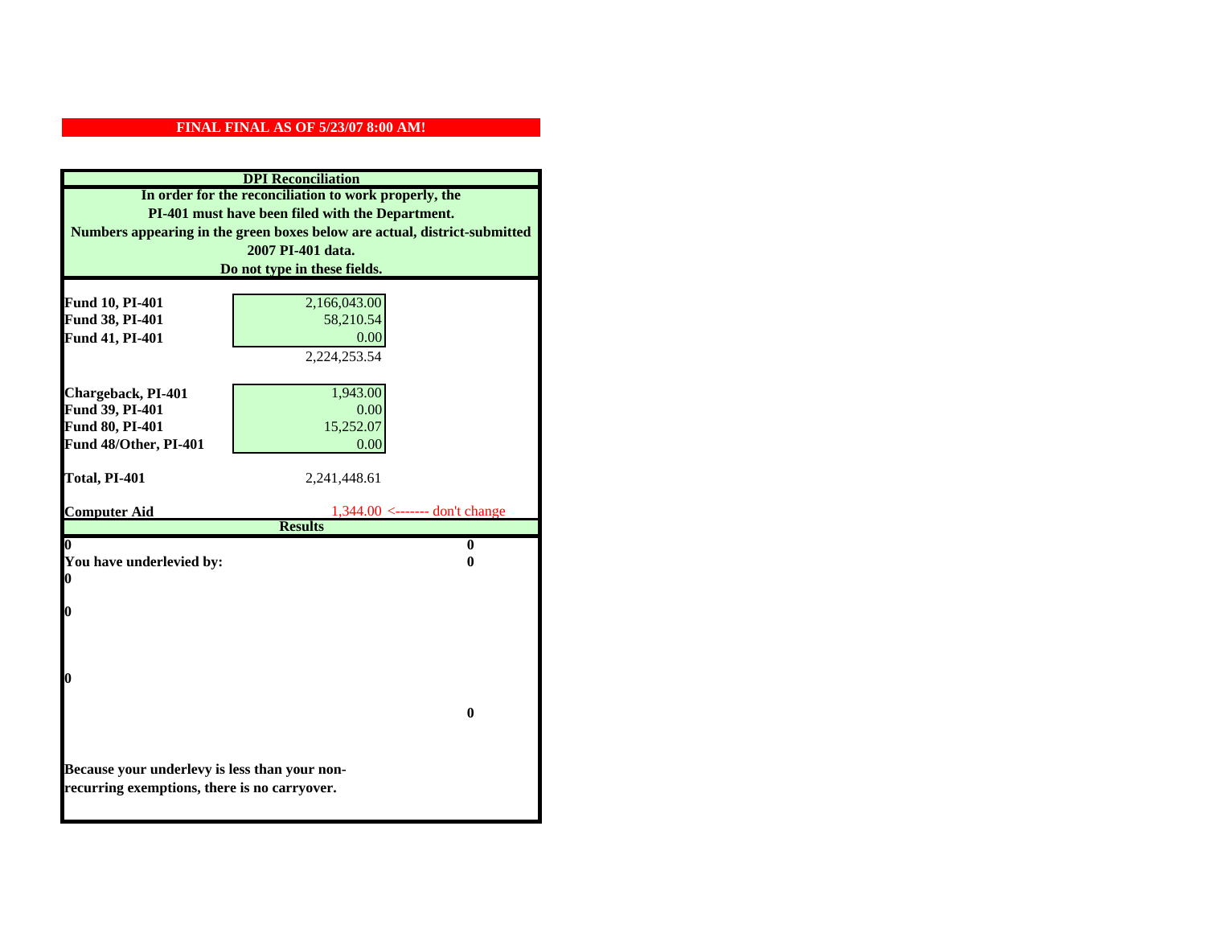**FINAL FINAL AS OF 5/23/07 8:00 AM!**

**DPI Reconciliation**

**In order for the reconciliation to work properly, the PI-401 must have been filed with the Department. Numbers appearing in the green boxes below are actual, district-submitted 2007 PI-401 data. Do not type in these fields.**

| | | |
|---|---|---|
| **Fund 10, PI-401** | 2,166,043.00 | |
| **Fund 38, PI-401** | 58,210.54 | |
| **Fund 41, PI-401** | 0.00 | |
| | 2,224,253.54 | |
| **Chargeback, PI-401** | 1,943.00 | |
| **Fund 39, PI-401** | 0.00 | |
| **Fund 80, PI-401** | 15,252.07 | |
| **Fund 48/Other, PI-401** | 0.00 | |
| **Total, PI-401** | 2,241,448.61 | |
| **Computer Aid** | 1,344.00 | <------- don't change |

**Results**

| | |
|---|---|
| **0** | **0** |
| **You have underlevied by:** | **0** |
| **0** | |
| **0** | |
| **0** | |
| | **0** |

**Because your underlevy is less than your non-recurring exemptions, there is no carryover.**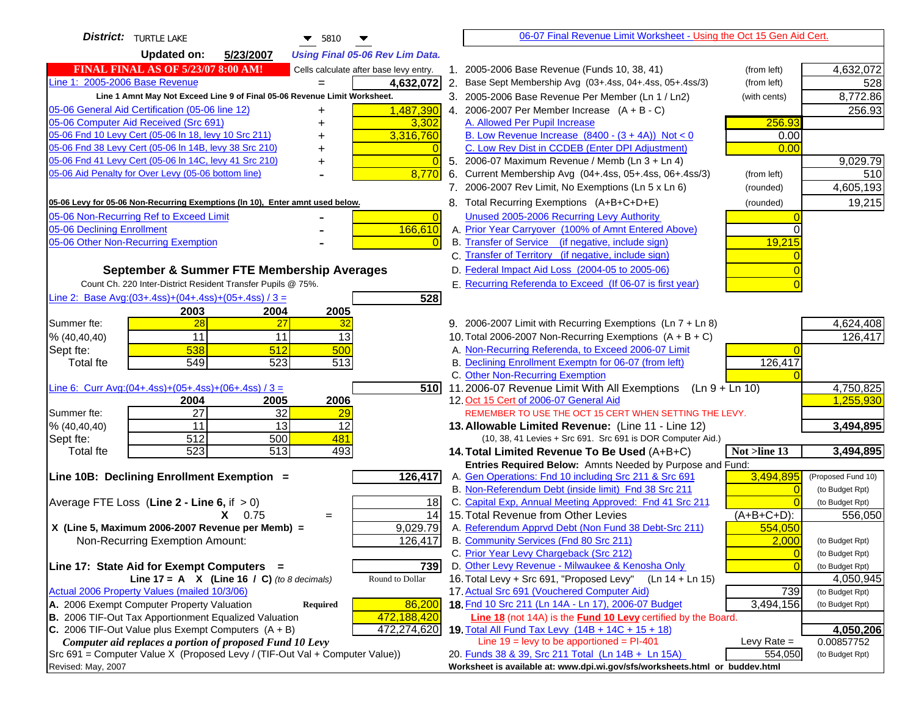**District:** TURTLE LAKE 5810

**Updated on:** 5/23/2007 *Using Final 05-06 Rev Lim Data.*

[06-07 Final Revenue Limit Worksheet - Using the Oct 15 Gen Aid Cert.]

**FINAL FINAL AS OF 5/23/07 8:00 AM!** Cells calculate after base levy entry.

| Line 1: 2005-2006 Base Revenue | = | 4,632,072 |
|---|---|---|
| Line 1 Amnt May Not Exceed Line 9 of Final 05-06 Revenue Limit Worksheet. | | |
| 05-06 General Aid Certification (05-06 line 12) | + | 1,487,390 |
| 05-06 Computer Aid Received (Src 691) | + | 3,302 |
| 05-06 Fnd 10 Levy Cert (05-06 ln 18, levy 10 Src 211) | + | 3,316,760 |
| 05-06 Fnd 38 Levy Cert (05-06 ln 14B, levy 38 Src 210) | + | 0 |
| 05-06 Fnd 41 Levy Cert (05-06 ln 14C, levy 41 Src 210) | + | 0 |
| 05-06 Aid Penalty for Over Levy (05-06 bottom line) | - | 8,770 |

**05-06 Levy for 05-06 Non-Recurring Exemptions (ln 10), Enter amnt used below.**

| | | |
|---|---|---|
| 05-06 Non-Recurring Ref to Exceed Limit | - | 0 |
| 05-06 Declining Enrollment | - | 166,610 |
| 05-06 Other Non-Recurring Exemption | - | 0 |

**September & Summer FTE Membership Averages**

Count Ch. 220 Inter-District Resident Transfer Pupils @ 75%.

Line 2: Base Avg:(03+.4ss)+(04+.4ss)+(05+.4ss) / 3 = **528**

| | 2003 | 2004 | 2005 |
|---|---|---|---|
| Summer fte: | 28 | 27 | 32 |
| % (40,40,40) | 11 | 11 | 13 |
| Sept fte: | 538 | 512 | 500 |
| Total fte | 549 | 523 | 513 |

Line 6: Curr Avg:(04+.4ss)+(05+.4ss)+(06+.4ss) / 3 = **510**

| | 2004 | 2005 | 2006 |
|---|---|---|---|
| Summer fte: | 27 | 32 | 29 |
| % (40,40,40) | 11 | 13 | 12 |
| Sept fte: | 512 | 500 | 481 |
| Total fte | 523 | 513 | 493 |

**Line 10B: Declining Enrollment Exemption =** **126,417**

| | |
|---|---|
| Average FTE Loss (Line 2 - Line 6, if > 0) | 18 |
| X 0.75 = | 14 |
| X (Line 5, Maximum 2006-2007 Revenue per Memb) = | 9,029.79 |
| Non-Recurring Exemption Amount: | 126,417 |

**Line 17: State Aid for Exempt Computers =** **739**

Line 17 = A X (Line 16 / C) *(to 8 decimals)* Round to Dollar

| Actual 2006 Property Values (mailed 10/3/06) | | |
|---|---|---|
| A. 2006 Exempt Computer Property Valuation | Required | 86,200 |
| B. 2006 TIF-Out Tax Apportionment Equalized Valuation | | 472,188,420 |
| C. 2006 TIF-Out Value plus Exempt Computers (A + B) | | 472,274,620 |

*Computer aid replaces a portion of proposed Fund 10 Levy*

Src 691 = Computer Value X (Proposed Levy / (TIF-Out Val + Computer Value))

Revised: May, 2007

| Line | Description | | | Amount |
|---|---|---|---|---|
| 1. | 2005-2006 Base Revenue (Funds 10, 38, 41) | (from left) | | 4,632,072 |
| 2. | Base Sept Membership Avg (03+.4ss, 04+.4ss, 05+.4ss/3) | (from left) | | 528 |
| 3. | 2005-2006 Base Revenue Per Member (Ln 1 / Ln2) | (with cents) | | 8,772.86 |
| 4. | 2006-2007 Per Member Increase (A + B - C) | | | 256.93 |
| | A. Allowed Per Pupil Increase | | 256.93 | |
| | B. Low Revenue Increase (8400 - (3 + 4A)) Not < 0 | | 0.00 | |
| | C. Low Rev Dist in CCDEB (Enter DPI Adjustment) | | 0.00 | |
| 5. | 2006-07 Maximum Revenue / Memb (Ln 3 + Ln 4) | | | 9,029.79 |
| 6. | Current Membership Avg (04+.4ss, 05+.4ss, 06+.4ss/3) | (from left) | | 510 |
| 7. | 2006-2007 Rev Limit, No Exemptions (Ln 5 x Ln 6) | (rounded) | | 4,605,193 |
| 8. | Total Recurring Exemptions (A+B+C+D+E) | (rounded) | | 19,215 |
| | Unused 2005-2006 Recurring Levy Authority | | 0 | |
| | A. Prior Year Carryover (100% of Amnt Entered Above) | | 0 | |
| | B. Transfer of Service (if negative, include sign) | | 19,215 | |
| | C. Transfer of Territory (if negative, include sign) | | 0 | |
| | D. Federal Impact Aid Loss (2004-05 to 2005-06) | | 0 | |
| | E. Recurring Referenda to Exceed (If 06-07 is first year) | | 0 | |
| 9. | 2006-2007 Limit with Recurring Exemptions (Ln 7 + Ln 8) | | | 4,624,408 |
| 10. | Total 2006-2007 Non-Recurring Exemptions (A + B + C) | | | 126,417 |
| | A. Non-Recurring Referenda, to Exceed 2006-07 Limit | | 0 | |
| | B. Declining Enrollment Exemptn for 06-07 (from left) | | 126,417 | |
| | C. Other Non-Recurring Exemption | | 0 | |
| 11. | 2006-07 Revenue Limit With All Exemptions (Ln 9 + Ln 10) | | | 4,750,825 |
| 12. | Oct 15 Cert of 2006-07 General Aid | | | 1,255,930 |
| | REMEMBER TO USE THE OCT 15 CERT WHEN SETTING THE LEVY. | | | |
| 13. | **Allowable Limited Revenue:** (Line 11 - Line 12) | | | **3,494,895** |
| | (10, 38, 41 Levies + Src 691. Src 691 is DOR Computer Aid.) | | | |
| 14. | **Total Limited Revenue To Be Used** (A+B+C) | | Not >line 13 | **3,494,895** |
| | Entries Required Below: Amnts Needed by Purpose and Fund: | | | |
| | A. Gen Operations: Fnd 10 including Src 211 & Src 691 | | 3,494,895 | (Proposed Fund 10) |
| | B. Non-Referendum Debt (inside limit) Fnd 38 Src 211 | | 0 | (to Budget Rpt) |
| | C. Capital Exp, Annual Meeting Approved: Fnd 41 Src 211 | | 0 | (to Budget Rpt) |
| 15. | Total Revenue from Other Levies | | (A+B+C+D): | 556,050 |
| | A. Referendum Apprvd Debt (Non Fund 38 Debt-Src 211) | | 554,050 | |
| | B. Community Services (Fnd 80 Src 211) | | 2,000 | (to Budget Rpt) |
| | C. Prior Year Levy Chargeback (Src 212) | | 0 | (to Budget Rpt) |
| | D. Other Levy Revenue - Milwaukee & Kenosha Only | | 0 | (to Budget Rpt) |
| 16. | Total Levy + Src 691, "Proposed Levy" (Ln 14 + Ln 15) | | | 4,050,945 |
| 17. | Actual Src 691 (Vouchered Computer Aid) | | 739 | (to Budget Rpt) |
| 18. | Fnd 10 Src 211 (Ln 14A - Ln 17), 2006-07 Budget | | 3,494,156 | (to Budget Rpt) |
| | Line 18 (not 14A) is the Fund 10 Levy certified by the Board. | | | |
| 19. | Total All Fund Tax Levy (14B + 14C + 15 + 18) | | | **4,050,206** |
| | Line 19 = levy to be apportioned = PI-401 | | Levy Rate = | 0.00857752 |
| 20. | Funds 38 & 39, Src 211 Total (Ln 14B + Ln 15A) | | 554,050 | (to Budget Rpt) |

Worksheet is available at: www.dpi.wi.gov/sfs/worksheets.html or buddev.html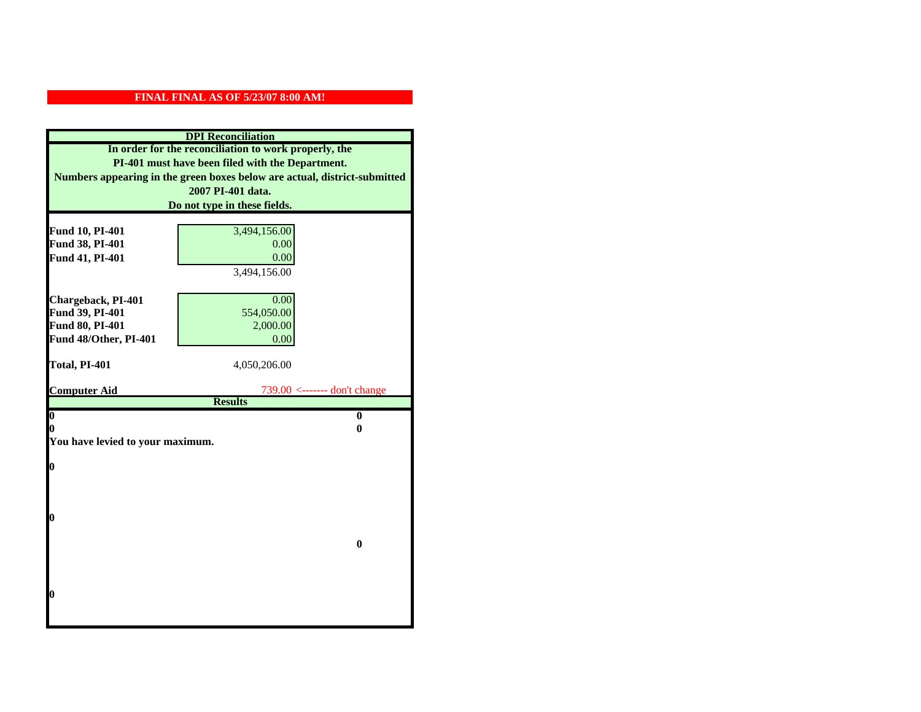**FINAL FINAL AS OF 5/23/07 8:00 AM!**

**DPI Reconciliation**

**In order for the reconciliation to work properly, the PI-401 must have been filed with the Department. Numbers appearing in the green boxes below are actual, district-submitted 2007 PI-401 data. Do not type in these fields.**

| | | |
|---|---|---|
| **Fund 10, PI-401** | 3,494,156.00 | |
| **Fund 38, PI-401** | 0.00 | |
| **Fund 41, PI-401** | 0.00 | |
| | 3,494,156.00 | |
| **Chargeback, PI-401** | 0.00 | |
| **Fund 39, PI-401** | 554,050.00 | |
| **Fund 80, PI-401** | 2,000.00 | |
| **Fund 48/Other, PI-401** | 0.00 | |
| **Total, PI-401** | 4,050,206.00 | |
| **Computer Aid** | 739.00 <------- don't change | |

**Results**

| | |
|---|---|
| **0** | **0** |
| **0** | **0** |

**You have levied to your maximum.**

**0**

**0**

**0**

**0**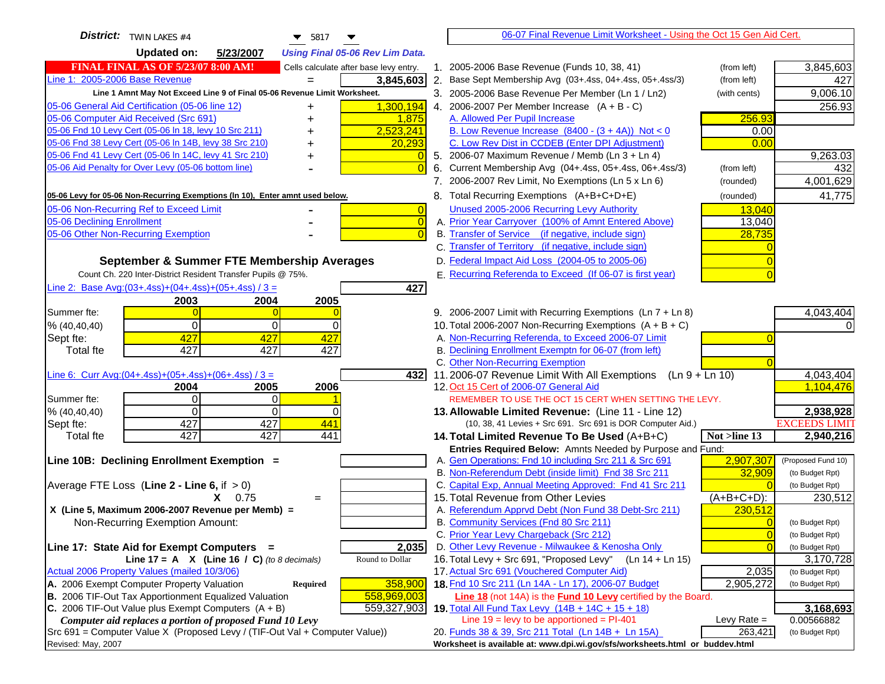**District:** TWIN LAKES #4 5817

**Updated on:** 5/23/2007 *Using Final 05-06 Rev Lim Data.*

**FINAL FINAL AS OF 5/23/07 8:00 AM!** Cells calculate after base levy entry.

| | | |
|---|---|---|
| Line 1: 2005-2006 Base Revenue | = | 3,845,603 |

Line 1 Amnt May Not Exceed Line 9 of Final 05-06 Revenue Limit Worksheet.

| | | |
|---|---|---|
| 05-06 General Aid Certification (05-06 line 12) | + | 1,300,194 |
| 05-06 Computer Aid Received (Src 691) | + | 1,875 |
| 05-06 Fnd 10 Levy Cert (05-06 ln 18, levy 10 Src 211) | + | 2,523,241 |
| 05-06 Fnd 38 Levy Cert (05-06 ln 14B, levy 38 Src 210) | + | 20,293 |
| 05-06 Fnd 41 Levy Cert (05-06 ln 14C, levy 41 Src 210) | + | 0 |
| 05-06 Aid Penalty for Over Levy (05-06 bottom line) | - | 0 |

**05-06 Levy for 05-06 Non-Recurring Exemptions (ln 10), Enter amnt used below.**

| | | |
|---|---|---|
| 05-06 Non-Recurring Ref to Exceed Limit | - | 0 |
| 05-06 Declining Enrollment | - | 0 |
| 05-06 Other Non-Recurring Exemption | - | 0 |

## September & Summer FTE Membership Averages

Count Ch. 220 Inter-District Resident Transfer Pupils @ 75%.

Line 2: Base Avg:(03+.4ss)+(04+.4ss)+(05+.4ss) / 3 = **427**

| | 2003 | 2004 | 2005 |
|---|---|---|---|
| Summer fte: | 0 | 0 | 0 |
| % (40,40,40) | 0 | 0 | 0 |
| Sept fte: | 427 | 427 | 427 |
| Total fte | 427 | 427 | 427 |

Line 6: Curr Avg:(04+.4ss)+(05+.4ss)+(06+.4ss) / 3 = **432**

| | 2004 | 2005 | 2006 |
|---|---|---|---|
| Summer fte: | 0 | 0 | 1 |
| % (40,40,40) | 0 | 0 | 0 |
| Sept fte: | 427 | 427 | 441 |
| Total fte | 427 | 427 | 441 |

**Line 10B: Declining Enrollment Exemption =**

Average FTE Loss (**Line 2 - Line 6**, if > 0)

X 0.75 =

**X (Line 5, Maximum 2006-2007 Revenue per Memb) =**

Non-Recurring Exemption Amount:

**Line 17: State Aid for Exempt Computers =** **2,035**

Line 17 = A X (Line 16 / C) *(to 8 decimals)* Round to Dollar

Actual 2006 Property Values (mailed 10/3/06)

| | | |
|---|---|---|
| A. 2006 Exempt Computer Property Valuation | Required | 358,900 |
| B. 2006 TIF-Out Tax Apportionment Equalized Valuation | | 558,969,003 |
| C. 2006 TIF-Out Value plus Exempt Computers (A + B) | | 559,327,903 |

*Computer aid replaces a portion of proposed Fund 10 Levy*

Src 691 = Computer Value X (Proposed Levy / (TIF-Out Val + Computer Value))

Revised: May, 2007

---

06-07 Final Revenue Limit Worksheet - Using the Oct 15 Gen Aid Cert.

| | | | |
|---|---|---|---|
| 1. 2005-2006 Base Revenue (Funds 10, 38, 41) | (from left) | | 3,845,603 |
| 2. Base Sept Membership Avg (03+.4ss, 04+.4ss, 05+.4ss/3) | (from left) | | 427 |
| 3. 2005-2006 Base Revenue Per Member (Ln 1 / Ln2) | (with cents) | | 9,006.10 |
| 4. 2006-2007 Per Member Increase (A + B - C) | | | 256.93 |
| A. Allowed Per Pupil Increase | | 256.93 | |
| B. Low Revenue Increase (8400 - (3 + 4A)) Not < 0 | | 0.00 | |
| C. Low Rev Dist in CCDEB (Enter DPI Adjustment) | | 0.00 | |
| 5. 2006-07 Maximum Revenue / Memb (Ln 3 + Ln 4) | | | 9,263.03 |
| 6. Current Membership Avg (04+.4ss, 05+.4ss, 06+.4ss/3) | (from left) | | 432 |
| 7. 2006-2007 Rev Limit, No Exemptions (Ln 5 x Ln 6) | (rounded) | | 4,001,629 |
| 8. Total Recurring Exemptions (A+B+C+D+E) | (rounded) | | 41,775 |
| Unused 2005-2006 Recurring Levy Authority | | 13,040 | |
| A. Prior Year Carryover (100% of Amnt Entered Above) | | 13,040 | |
| B. Transfer of Service (if negative, include sign) | | 28,735 | |
| C. Transfer of Territory (if negative, include sign) | | 0 | |
| D. Federal Impact Aid Loss (2004-05 to 2005-06) | | 0 | |
| E. Recurring Referenda to Exceed (If 06-07 is first year) | | 0 | |
| 9. 2006-2007 Limit with Recurring Exemptions (Ln 7 + Ln 8) | | | 4,043,404 |
| 10. Total 2006-2007 Non-Recurring Exemptions (A + B + C) | | | 0 |
| A. Non-Recurring Referenda, to Exceed 2006-07 Limit | | 0 | |
| B. Declining Enrollment Exemptn for 06-07 (from left) | | | |
| C. Other Non-Recurring Exemption | | 0 | |
| 11. 2006-07 Revenue Limit With All Exemptions (Ln 9 + Ln 10) | | | 4,043,404 |
| 12. Oct 15 Cert of 2006-07 General Aid | | | 1,104,476 |

REMEMBER TO USE THE OCT 15 CERT WHEN SETTING THE LEVY.

| | | | |
|---|---|---|---|
| **13. Allowable Limited Revenue:** (Line 11 - Line 12) | | | **2,938,928** |
| (10, 38, 41 Levies + Src 691. Src 691 is DOR Computer Aid.) | | | EXCEEDS LIMIT |
| **14. Total Limited Revenue To Be Used** (A+B+C) | | Not >line 13 | **2,940,216** |
| Entries Required Below: Amnts Needed by Purpose and Fund: | | | |
| A. Gen Operations: Fnd 10 including Src 211 & Src 691 | | 2,907,307 | (Proposed Fund 10) |
| B. Non-Referendum Debt (inside limit) Fnd 38 Src 211 | | 32,909 | (to Budget Rpt) |
| C. Capital Exp, Annual Meeting Approved: Fnd 41 Src 211 | | 0 | (to Budget Rpt) |
| 15. Total Revenue from Other Levies | | (A+B+C+D): | 230,512 |
| A. Referendum Apprvd Debt (Non Fund 38 Debt-Src 211) | | 230,512 | |
| B. Community Services (Fnd 80 Src 211) | | 0 | (to Budget Rpt) |
| C. Prior Year Levy Chargeback (Src 212) | | 0 | (to Budget Rpt) |
| D. Other Levy Revenue - Milwaukee & Kenosha Only | | 0 | (to Budget Rpt) |
| 16. Total Levy + Src 691, "Proposed Levy" (Ln 14 + Ln 15) | | | 3,170,728 |
| 17. Actual Src 691 (Vouchered Computer Aid) | | 2,035 | (to Budget Rpt) |
| **18.** Fnd 10 Src 211 (Ln 14A - Ln 17), 2006-07 Budget | | 2,905,272 | (to Budget Rpt) |

**Line 18** (not 14A) is the **Fund 10 Levy** certified by the Board.

| | | |
|---|---|---|
| **19.** Total All Fund Tax Levy (14B + 14C + 15 + 18) | | **3,168,693** |
| Line 19 = levy to be apportioned = PI-401 | Levy Rate = | 0.00566882 |
| 20. Funds 38 & 39, Src 211 Total (Ln 14B + Ln 15A) | 263,421 | (to Budget Rpt) |

**Worksheet is available at: www.dpi.wi.gov/sfs/worksheets.html or buddev.html**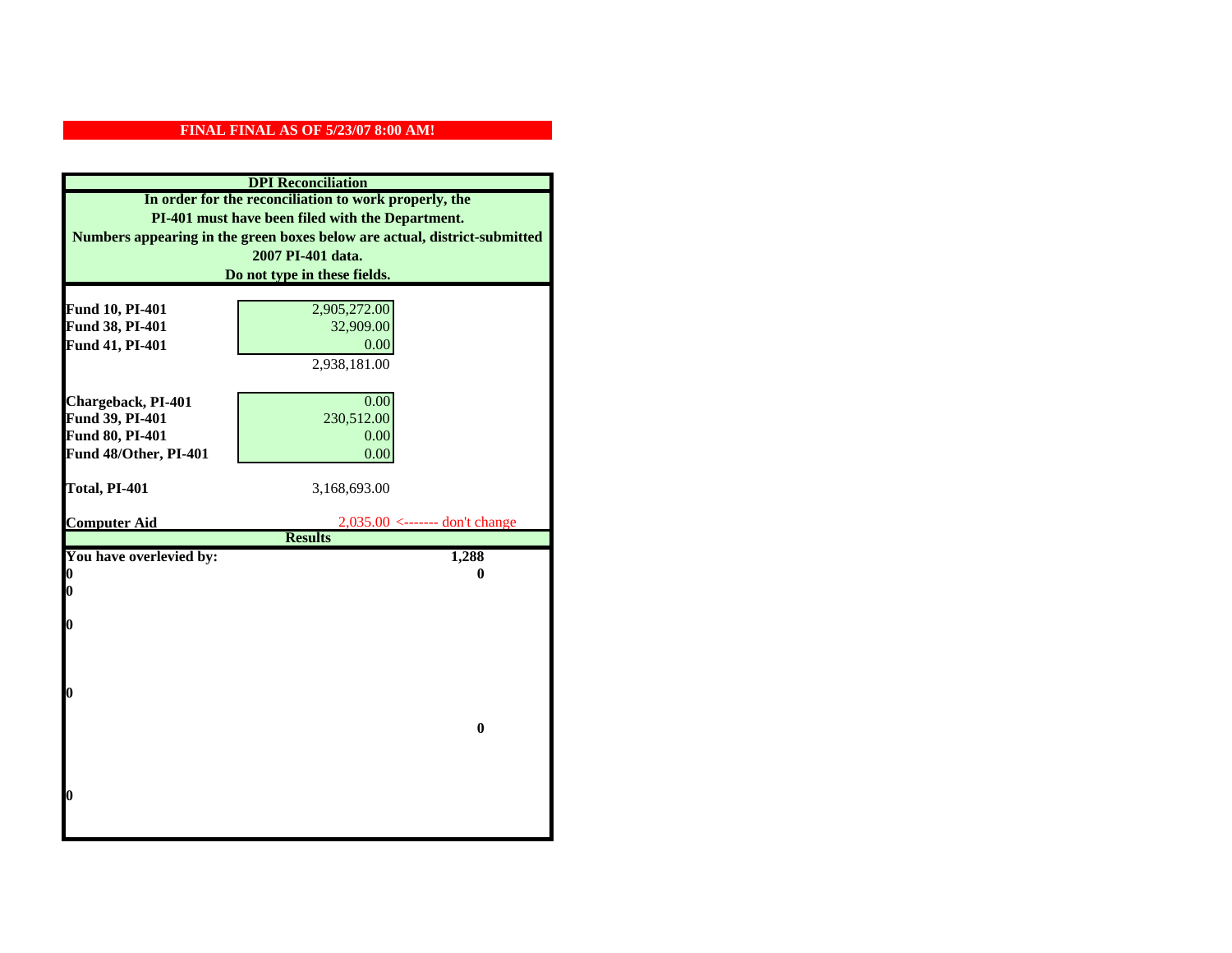**FINAL FINAL AS OF 5/23/07 8:00 AM!**

**DPI Reconciliation**

**In order for the reconciliation to work properly, the PI-401 must have been filed with the Department. Numbers appearing in the green boxes below are actual, district-submitted 2007 PI-401 data. Do not type in these fields.**

| | | |
|---|---|---|
| **Fund 10, PI-401** | 2,905,272.00 | |
| **Fund 38, PI-401** | 32,909.00 | |
| **Fund 41, PI-401** | 0.00 | |
| | 2,938,181.00 | |
| **Chargeback, PI-401** | 0.00 | |
| **Fund 39, PI-401** | 230,512.00 | |
| **Fund 80, PI-401** | 0.00 | |
| **Fund 48/Other, PI-401** | 0.00 | |
| **Total, PI-401** | 3,168,693.00 | |
| **Computer Aid** | 2,035.00 | <------- don't change |

**Results**

| | |
|---|---|
| **You have overlevied by:** | **1,288** |
| **0** | **0** |
| **0** | |
| **0** | |
| **0** | |
| | **0** |
| **0** | |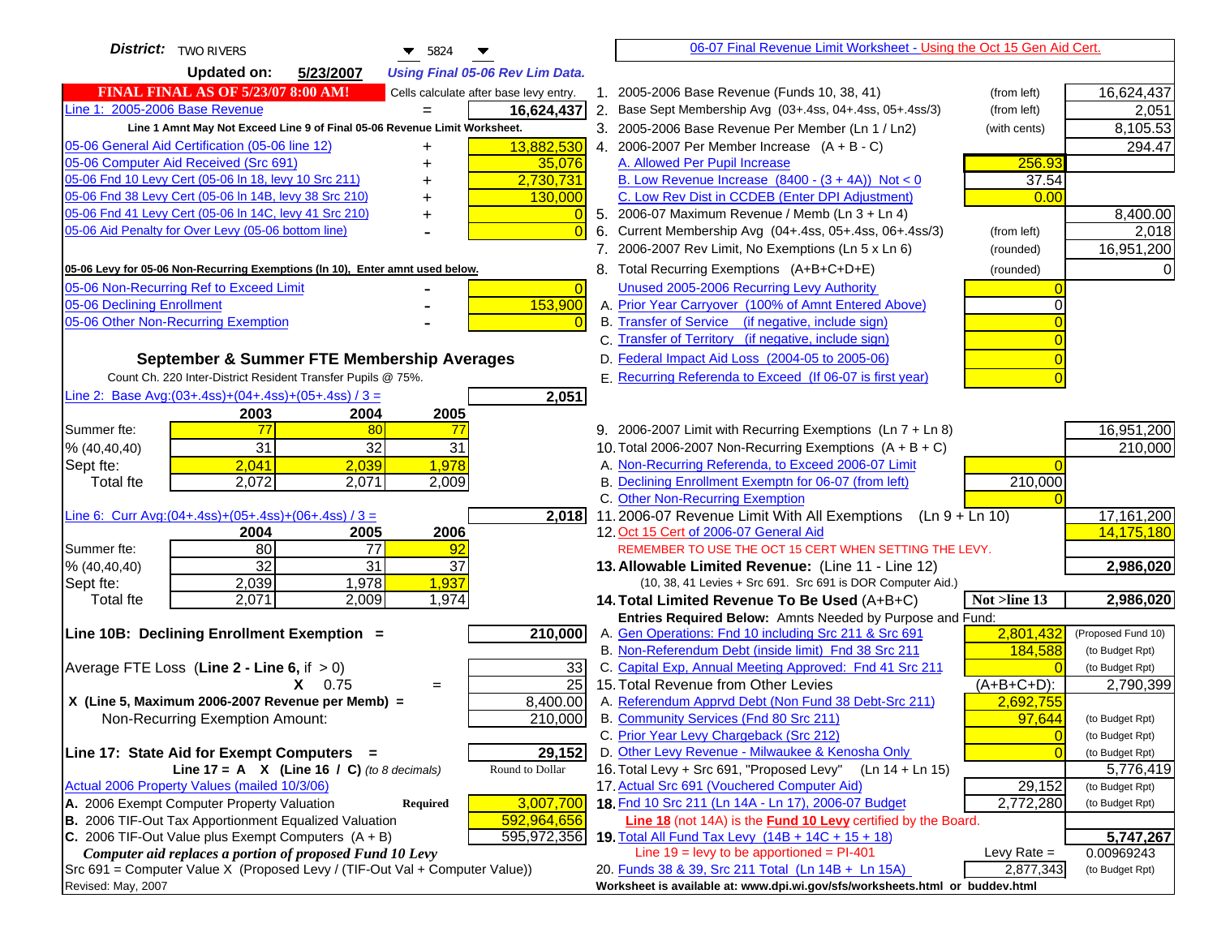**District:** TWO RIVERS 5824

**Updated on:** 5/23/2007 *Using Final 05-06 Rev Lim Data.*

**FINAL FINAL AS OF 5/23/07 8:00 AM!** Cells calculate after base levy entry.

## 06-07 Final Revenue Limit Worksheet - Using the Oct 15 Gen Aid Cert.

| Line 1: 2005-2006 Base Revenue | = | 16,624,437 |
|---|---|---|

Line 1 Amnt May Not Exceed Line 9 of Final 05-06 Revenue Limit Worksheet.

| Item | | Amount |
|---|---|---|
| 05-06 General Aid Certification (05-06 line 12) | + | 13,882,530 |
| 05-06 Computer Aid Received (Src 691) | + | 35,076 |
| 05-06 Fnd 10 Levy Cert (05-06 ln 18, levy 10 Src 211) | + | 2,730,731 |
| 05-06 Fnd 38 Levy Cert (05-06 ln 14B, levy 38 Src 210) | + | 130,000 |
| 05-06 Fnd 41 Levy Cert (05-06 ln 14C, levy 41 Src 210) | + | 0 |
| 05-06 Aid Penalty for Over Levy (05-06 bottom line) | - | 0 |

**05-06 Levy for 05-06 Non-Recurring Exemptions (ln 10), Enter amnt used below.**

| Item | | Amount |
|---|---|---|
| 05-06 Non-Recurring Ref to Exceed Limit | - | 0 |
| 05-06 Declining Enrollment | - | 153,900 |
| 05-06 Other Non-Recurring Exemption | - | 0 |

### September & Summer FTE Membership Averages

Count Ch. 220 Inter-District Resident Transfer Pupils @ 75%.

Line 2: Base Avg:(03+.4ss)+(04+.4ss)+(05+.4ss) / 3 = **2,051**

| | 2003 | 2004 | 2005 |
|---|---|---|---|
| Summer fte: | 77 | 80 | 77 |
| % (40,40,40) | 31 | 32 | 31 |
| Sept fte: | 2,041 | 2,039 | 1,978 |
| Total fte | 2,072 | 2,071 | 2,009 |

Line 6: Curr Avg:(04+.4ss)+(05+.4ss)+(06+.4ss) / 3 = **2,018**

| | 2004 | 2005 | 2006 |
|---|---|---|---|
| Summer fte: | 80 | 77 | 92 |
| % (40,40,40) | 32 | 31 | 37 |
| Sept fte: | 2,039 | 1,978 | 1,937 |
| Total fte | 2,071 | 2,009 | 1,974 |

**Line 10B: Declining Enrollment Exemption =** **210,000**

| | | |
|---|---|---|
| Average FTE Loss (**Line 2 - Line 6**, if > 0) | | 33 |
| X 0.75 | = | 25 |
| X (Line 5, Maximum 2006-2007 Revenue per Memb) = | | 8,400.00 |
| Non-Recurring Exemption Amount: | | 210,000 |

**Line 17: State Aid for Exempt Computers =** **29,152**

Line 17 = A X (Line 16 / C) *(to 8 decimals)* — Round to Dollar

Actual 2006 Property Values (mailed 10/3/06)

| | | |
|---|---|---|
| A. 2006 Exempt Computer Property Valuation | Required | 3,007,700 |
| B. 2006 TIF-Out Tax Apportionment Equalized Valuation | | 592,964,656 |
| C. 2006 TIF-Out Value plus Exempt Computers (A + B) | | 595,972,356 |

*Computer aid replaces a portion of proposed Fund 10 Levy*

Src 691 = Computer Value X (Proposed Levy / (TIF-Out Val + Computer Value))

Revised: May, 2007

| Line | Description | | | Amount |
|---|---|---|---|---|
| 1. | 2005-2006 Base Revenue (Funds 10, 38, 41) | (from left) | | 16,624,437 |
| 2. | Base Sept Membership Avg (03+.4ss, 04+.4ss, 05+.4ss/3) | (from left) | | 2,051 |
| 3. | 2005-2006 Base Revenue Per Member (Ln 1 / Ln2) | (with cents) | | 8,105.53 |
| 4. | 2006-2007 Per Member Increase (A + B - C) | | | 294.47 |
| | A. Allowed Per Pupil Increase | | 256.93 | |
| | B. Low Revenue Increase (8400 - (3 + 4A)) Not < 0 | | 37.54 | |
| | C. Low Rev Dist in CCDEB (Enter DPI Adjustment) | | 0.00 | |
| 5. | 2006-07 Maximum Revenue / Memb (Ln 3 + Ln 4) | | | 8,400.00 |
| 6. | Current Membership Avg (04+.4ss, 05+.4ss, 06+.4ss/3) | (from left) | | 2,018 |
| 7. | 2006-2007 Rev Limit, No Exemptions (Ln 5 x Ln 6) | (rounded) | | 16,951,200 |
| 8. | Total Recurring Exemptions (A+B+C+D+E) | (rounded) | | 0 |
| | Unused 2005-2006 Recurring Levy Authority | | 0 | |
| | A. Prior Year Carryover (100% of Amnt Entered Above) | | 0 | |
| | B. Transfer of Service (if negative, include sign) | | 0 | |
| | C. Transfer of Territory (if negative, include sign) | | 0 | |
| | D. Federal Impact Aid Loss (2004-05 to 2005-06) | | 0 | |
| | E. Recurring Referenda to Exceed (If 06-07 is first year) | | 0 | |
| 9. | 2006-2007 Limit with Recurring Exemptions (Ln 7 + Ln 8) | | | 16,951,200 |
| 10. | Total 2006-2007 Non-Recurring Exemptions (A + B + C) | | | 210,000 |
| | A. Non-Recurring Referenda, to Exceed 2006-07 Limit | | 0 | |
| | B. Declining Enrollment Exemptn for 06-07 (from left) | | 210,000 | |
| | C. Other Non-Recurring Exemption | | 0 | |
| 11. | 2006-07 Revenue Limit With All Exemptions (Ln 9 + Ln 10) | | | 17,161,200 |
| 12. | Oct 15 Cert of 2006-07 General Aid | | | 14,175,180 |
| | REMEMBER TO USE THE OCT 15 CERT WHEN SETTING THE LEVY. | | | |
| **13.** | **Allowable Limited Revenue:** (Line 11 - Line 12) | | | **2,986,020** |
| | (10, 38, 41 Levies + Src 691. Src 691 is DOR Computer Aid.) | | | |
| **14.** | **Total Limited Revenue To Be Used** (A+B+C) | | Not >line 13 | **2,986,020** |
| | Entries Required Below: Amnts Needed by Purpose and Fund: | | | |
| | A. Gen Operations: Fnd 10 including Src 211 & Src 691 | | 2,801,432 | (Proposed Fund 10) |
| | B. Non-Referendum Debt (inside limit) Fnd 38 Src 211 | | 184,588 | (to Budget Rpt) |
| | C. Capital Exp, Annual Meeting Approved: Fnd 41 Src 211 | | 0 | (to Budget Rpt) |
| 15. | Total Revenue from Other Levies | | (A+B+C+D): | 2,790,399 |
| | A. Referendum Apprvd Debt (Non Fund 38 Debt-Src 211) | | 2,692,755 | |
| | B. Community Services (Fnd 80 Src 211) | | 97,644 | (to Budget Rpt) |
| | C. Prior Year Levy Chargeback (Src 212) | | 0 | (to Budget Rpt) |
| | D. Other Levy Revenue - Milwaukee & Kenosha Only | | 0 | (to Budget Rpt) |
| 16. | Total Levy + Src 691, "Proposed Levy" (Ln 14 + Ln 15) | | | 5,776,419 |
| 17. | Actual Src 691 (Vouchered Computer Aid) | | 29,152 | (to Budget Rpt) |
| **18.** | Fnd 10 Src 211 (Ln 14A - Ln 17), 2006-07 Budget | | 2,772,280 | (to Budget Rpt) |
| | Line 18 (not 14A) is the Fund 10 Levy certified by the Board. | | | |
| **19.** | Total All Fund Tax Levy (14B + 14C + 15 + 18) | | | **5,747,267** |
| | Line 19 = levy to be apportioned = PI-401 | | Levy Rate = | 0.00969243 |
| 20. | Funds 38 & 39, Src 211 Total (Ln 14B + Ln 15A) | | 2,877,343 | (to Budget Rpt) |

Worksheet is available at: www.dpi.wi.gov/sfs/worksheets.html or buddev.html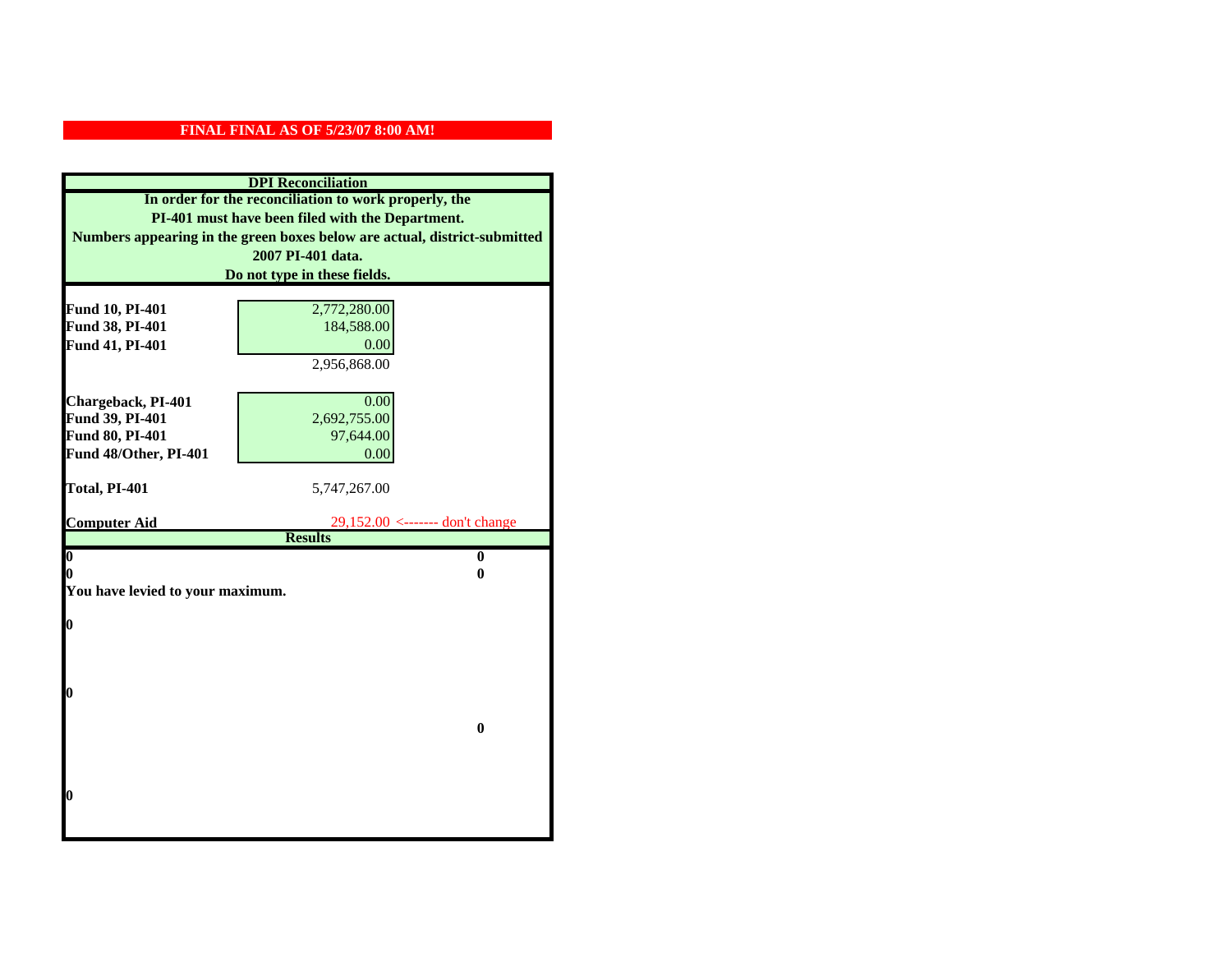**FINAL FINAL AS OF 5/23/07 8:00 AM!**

## DPI Reconciliation

**In order for the reconciliation to work properly, the PI-401 must have been filed with the Department. Numbers appearing in the green boxes below are actual, district-submitted 2007 PI-401 data. Do not type in these fields.**

| | | |
|---|---|---|
| **Fund 10, PI-401** | 2,772,280.00 | |
| **Fund 38, PI-401** | 184,588.00 | |
| **Fund 41, PI-401** | 0.00 | |
| | 2,956,868.00 | |
| **Chargeback, PI-401** | 0.00 | |
| **Fund 39, PI-401** | 2,692,755.00 | |
| **Fund 80, PI-401** | 97,644.00 | |
| **Fund 48/Other, PI-401** | 0.00 | |
| **Total, PI-401** | 5,747,267.00 | |
| **Computer Aid** | 29,152.00 | <------- don't change |

## Results

| | |
|---|---|
| **0** | **0** |
| **0** | **0** |

**You have levied to your maximum.**

**0**

**0**

**0**

**0**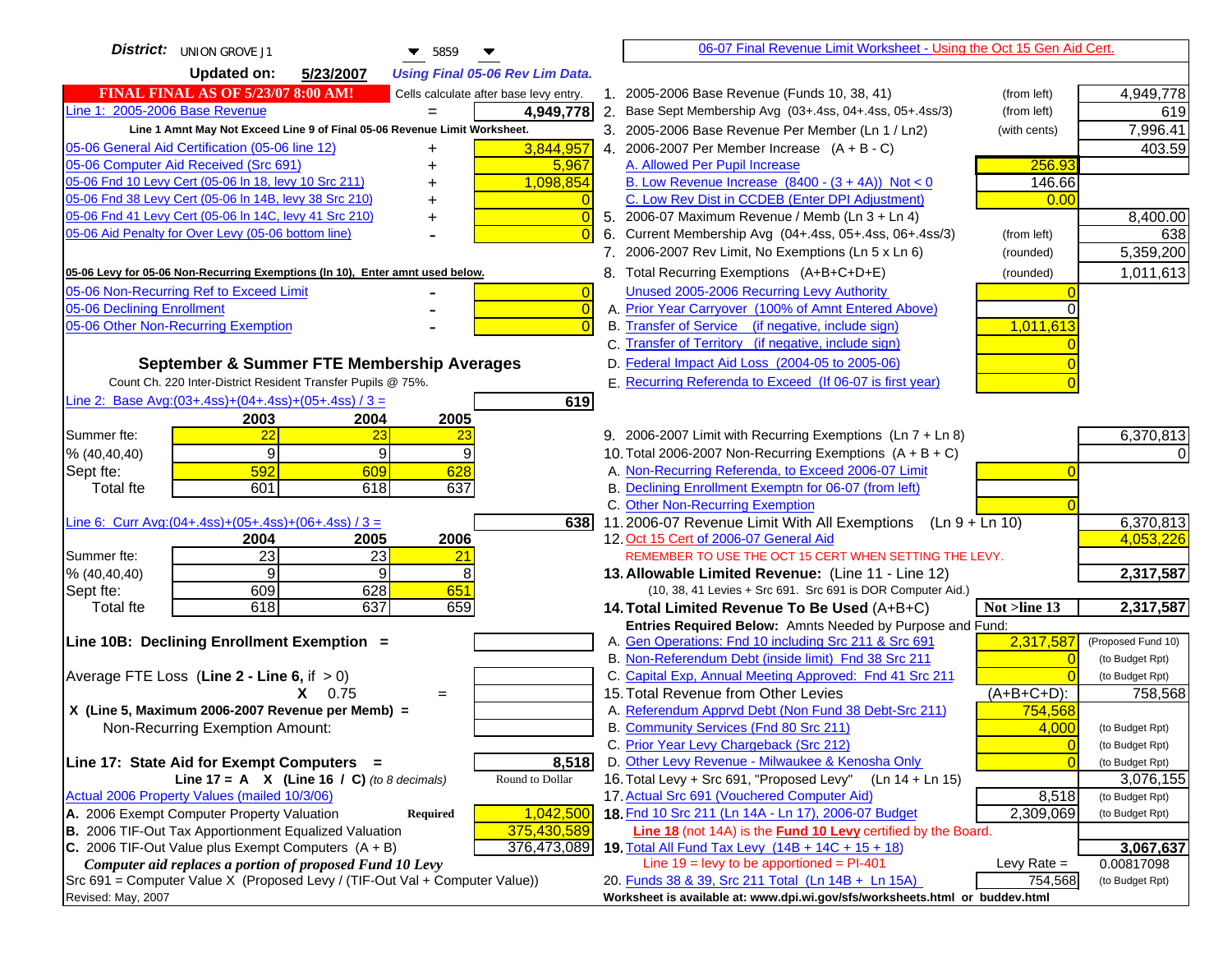**District:** UNION GROVE J1 — 5859

**Updated on:** 5/23/2007 — *Using Final 05-06 Rev Lim Data.*

06-07 Final Revenue Limit Worksheet - Using the Oct 15 Gen Aid Cert.

**FINAL FINAL AS OF 5/23/07 8:00 AM!** — Cells calculate after base levy entry.

| Item | | Amount |
|---|---|---|
| Line 1: 2005-2006 Base Revenue | = | 4,949,778 |

Line 1 Amnt May Not Exceed Line 9 of Final 05-06 Revenue Limit Worksheet.

| Item | | Amount |
|---|---|---|
| 05-06 General Aid Certification (05-06 line 12) | + | 3,844,957 |
| 05-06 Computer Aid Received (Src 691) | + | 5,967 |
| 05-06 Fnd 10 Levy Cert (05-06 ln 18, levy 10 Src 211) | + | 1,098,854 |
| 05-06 Fnd 38 Levy Cert (05-06 ln 14B, levy 38 Src 210) | + | 0 |
| 05-06 Fnd 41 Levy Cert (05-06 ln 14C, levy 41 Src 210) | + | 0 |
| 05-06 Aid Penalty for Over Levy (05-06 bottom line) | - | 0 |

05-06 Levy for 05-06 Non-Recurring Exemptions (ln 10), Enter amnt used below.

| Item | | Amount |
|---|---|---|
| 05-06 Non-Recurring Ref to Exceed Limit | - | 0 |
| 05-06 Declining Enrollment | - | 0 |
| 05-06 Other Non-Recurring Exemption | - | 0 |

## September & Summer FTE Membership Averages

Count Ch. 220 Inter-District Resident Transfer Pupils @ 75%.

Line 2: Base Avg:(03+.4ss)+(04+.4ss)+(05+.4ss) / 3 = **619**

| | 2003 | 2004 | 2005 |
|---|---|---|---|
| Summer fte: | 22 | 23 | 23 |
| % (40,40,40) | 9 | 9 | 9 |
| Sept fte: | 592 | 609 | 628 |
| Total fte | 601 | 618 | 637 |

Line 6: Curr Avg:(04+.4ss)+(05+.4ss)+(06+.4ss) / 3 = **638**

| | 2004 | 2005 | 2006 |
|---|---|---|---|
| Summer fte: | 23 | 23 | 21 |
| % (40,40,40) | 9 | 9 | 8 |
| Sept fte: | 609 | 628 | 651 |
| Total fte | 618 | 637 | 659 |

**Line 10B: Declining Enrollment Exemption =**

Average FTE Loss (**Line 2 - Line 6**, if > 0) =

X 0.75 =

X (Line 5, Maximum 2006-2007 Revenue per Memb) =

Non-Recurring Exemption Amount:

**Line 17: State Aid for Exempt Computers =** **8,518**

Line 17 = A X (Line 16 / C) *(to 8 decimals)* — Round to Dollar

Actual 2006 Property Values (mailed 10/3/06)

| | | |
|---|---|---|
| A. 2006 Exempt Computer Property Valuation | Required | 1,042,500 |
| B. 2006 TIF-Out Tax Apportionment Equalized Valuation | | 375,430,589 |
| C. 2006 TIF-Out Value plus Exempt Computers (A + B) | | 376,473,089 |

*Computer aid replaces a portion of proposed Fund 10 Levy*

Src 691 = Computer Value X (Proposed Levy / (TIF-Out Val + Computer Value))

Revised: May, 2007

| Line | Description | | Amount |
|---|---|---|---|
| 1. | 2005-2006 Base Revenue (Funds 10, 38, 41) | (from left) | 4,949,778 |
| 2. | Base Sept Membership Avg (03+.4ss, 04+.4ss, 05+.4ss/3) | (from left) | 619 |
| 3. | 2005-2006 Base Revenue Per Member (Ln 1 / Ln2) | (with cents) | 7,996.41 |
| 4. | 2006-2007 Per Member Increase (A + B - C) | | 403.59 |
| | A. Allowed Per Pupil Increase | 256.93 | |
| | B. Low Revenue Increase (8400 - (3 + 4A)) Not < 0 | 146.66 | |
| | C. Low Rev Dist in CCDEB (Enter DPI Adjustment) | 0.00 | |
| 5. | 2006-07 Maximum Revenue / Memb (Ln 3 + Ln 4) | | 8,400.00 |
| 6. | Current Membership Avg (04+.4ss, 05+.4ss, 06+.4ss/3) | (from left) | 638 |
| 7. | 2006-2007 Rev Limit, No Exemptions (Ln 5 x Ln 6) | (rounded) | 5,359,200 |
| 8. | Total Recurring Exemptions (A+B+C+D+E) | (rounded) | 1,011,613 |
| | Unused 2005-2006 Recurring Levy Authority | 0 | |
| | A. Prior Year Carryover (100% of Amnt Entered Above) | 0 | |
| | B. Transfer of Service (if negative, include sign) | 1,011,613 | |
| | C. Transfer of Territory (if negative, include sign) | 0 | |
| | D. Federal Impact Aid Loss (2004-05 to 2005-06) | 0 | |
| | E. Recurring Referenda to Exceed (If 06-07 is first year) | 0 | |
| 9. | 2006-2007 Limit with Recurring Exemptions (Ln 7 + Ln 8) | | 6,370,813 |
| 10. | Total 2006-2007 Non-Recurring Exemptions (A + B + C) | | 0 |
| | A. Non-Recurring Referenda, to Exceed 2006-07 Limit | 0 | |
| | B. Declining Enrollment Exemptn for 06-07 (from left) | | |
| | C. Other Non-Recurring Exemption | 0 | |
| 11. | 2006-07 Revenue Limit With All Exemptions (Ln 9 + Ln 10) | | 6,370,813 |
| 12. | Oct 15 Cert of 2006-07 General Aid | | 4,053,226 |
| | REMEMBER TO USE THE OCT 15 CERT WHEN SETTING THE LEVY. | | |
| **13.** | **Allowable Limited Revenue:** (Line 11 - Line 12) (10, 38, 41 Levies + Src 691. Src 691 is DOR Computer Aid.) | | **2,317,587** |
| **14.** | **Total Limited Revenue To Be Used** (A+B+C) | Not >line 13 | **2,317,587** |
| | Entries Required Below: Amnts Needed by Purpose and Fund: | | |
| | A. Gen Operations: Fnd 10 including Src 211 & Src 691 | 2,317,587 | (Proposed Fund 10) |
| | B. Non-Referendum Debt (inside limit) Fnd 38 Src 211 | 0 | (to Budget Rpt) |
| | C. Capital Exp, Annual Meeting Approved: Fnd 41 Src 211 | 0 | (to Budget Rpt) |
| 15. | Total Revenue from Other Levies | (A+B+C+D): | 758,568 |
| | A. Referendum Apprvd Debt (Non Fund 38 Debt-Src 211) | 754,568 | |
| | B. Community Services (Fnd 80 Src 211) | 4,000 | (to Budget Rpt) |
| | C. Prior Year Levy Chargeback (Src 212) | 0 | (to Budget Rpt) |
| | D. Other Levy Revenue - Milwaukee & Kenosha Only | 0 | (to Budget Rpt) |
| 16. | Total Levy + Src 691, "Proposed Levy" (Ln 14 + Ln 15) | | 3,076,155 |
| 17. | Actual Src 691 (Vouchered Computer Aid) | 8,518 | (to Budget Rpt) |
| **18.** | Fnd 10 Src 211 (Ln 14A - Ln 17), 2006-07 Budget | 2,309,069 | (to Budget Rpt) |
| | **Line 18** (not 14A) is the **Fund 10 Levy** certified by the Board. | | |
| **19.** | Total All Fund Tax Levy (14B + 14C + 15 + 18) | | **3,067,637** |
| | Line 19 = levy to be apportioned = PI-401 | Levy Rate = | 0.00817098 |
| 20. | Funds 38 & 39, Src 211 Total (Ln 14B + Ln 15A) | 754,568 | (to Budget Rpt) |

**Worksheet is available at: www.dpi.wi.gov/sfs/worksheets.html or buddev.html**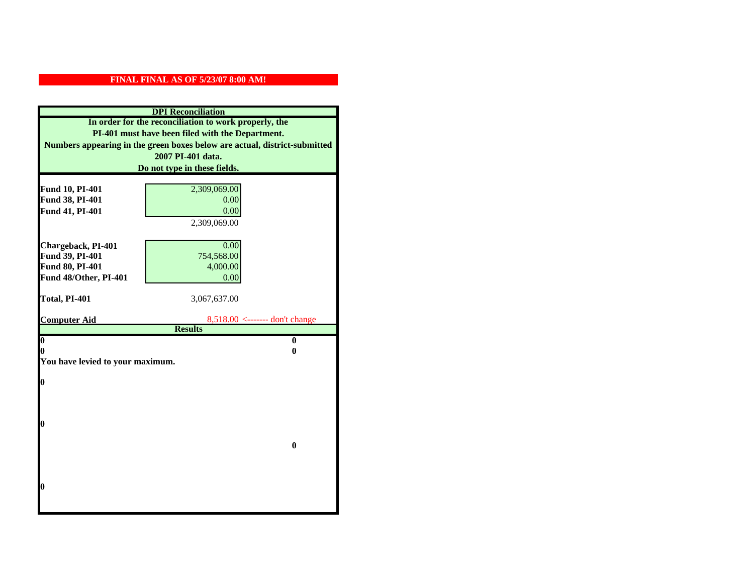**FINAL FINAL AS OF 5/23/07 8:00 AM!**

## DPI Reconciliation

**In order for the reconciliation to work properly, the PI-401 must have been filed with the Department. Numbers appearing in the green boxes below are actual, district-submitted 2007 PI-401 data. Do not type in these fields.**

| | | |
|---|---|---|
| **Fund 10, PI-401** | 2,309,069.00 | |
| **Fund 38, PI-401** | 0.00 | |
| **Fund 41, PI-401** | 0.00 | |
| | 2,309,069.00 | |
| | | |
| **Chargeback, PI-401** | 0.00 | |
| **Fund 39, PI-401** | 754,568.00 | |
| **Fund 80, PI-401** | 4,000.00 | |
| **Fund 48/Other, PI-401** | 0.00 | |
| | | |
| **Total, PI-401** | 3,067,637.00 | |
| | | |
| **Computer Aid** | 8,518.00 | <------- don't change |

**Results**

| | |
|---|---|
| **0** | **0** |
| **0** | **0** |

**You have levied to your maximum.**

**0**

**0**

**0**

**0**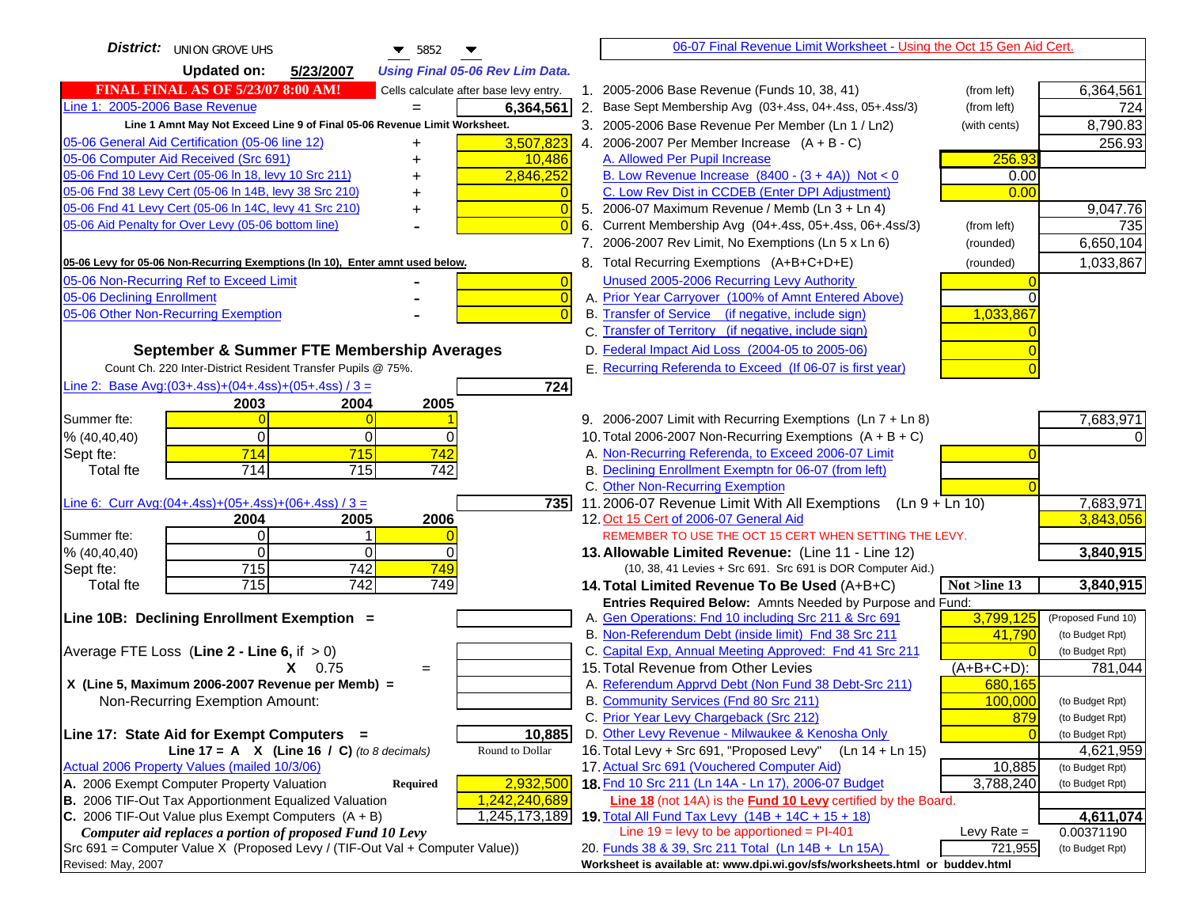**District:** UNION GROVE UHS 5852

**Updated on:** 5/23/2007 *Using Final 05-06 Rev Lim Data.*

**FINAL FINAL AS OF 5/23/07 8:00 AM!** Cells calculate after base levy entry.

[06-07 Final Revenue Limit Worksheet - Using the Oct 15 Gen Aid Cert.]

| Item | | Amount |
|---|---|---|
| Line 1: 2005-2006 Base Revenue | = | 6,364,561 |

**Line 1 Amnt May Not Exceed Line 9 of Final 05-06 Revenue Limit Worksheet.**

| Item | | Amount |
|---|---|---|
| 05-06 General Aid Certification (05-06 line 12) | + | 3,507,823 |
| 05-06 Computer Aid Received (Src 691) | + | 10,486 |
| 05-06 Fnd 10 Levy Cert (05-06 ln 18, levy 10 Src 211) | + | 2,846,252 |
| 05-06 Fnd 38 Levy Cert (05-06 ln 14B, levy 38 Src 210) | + | 0 |
| 05-06 Fnd 41 Levy Cert (05-06 ln 14C, levy 41 Src 210) | + | 0 |
| 05-06 Aid Penalty for Over Levy (05-06 bottom line) | - | 0 |

**05-06 Levy for 05-06 Non-Recurring Exemptions (ln 10), Enter amnt used below.**

| Item | | Amount |
|---|---|---|
| 05-06 Non-Recurring Ref to Exceed Limit | - | 0 |
| 05-06 Declining Enrollment | - | 0 |
| 05-06 Other Non-Recurring Exemption | - | 0 |

## September & Summer FTE Membership Averages

Count Ch. 220 Inter-District Resident Transfer Pupils @ 75%.

Line 2: Base Avg:(03+.4ss)+(04+.4ss)+(05+.4ss) / 3 = **724**

| | 2003 | 2004 | 2005 |
|---|---|---|---|
| Summer fte: | 0 | 0 | 1 |
| % (40,40,40) | 0 | 0 | 0 |
| Sept fte: | 714 | 715 | 742 |
| Total fte | 714 | 715 | 742 |

Line 6: Curr Avg:(04+.4ss)+(05+.4ss)+(06+.4ss) / 3 = **735**

| | 2004 | 2005 | 2006 |
|---|---|---|---|
| Summer fte: | 0 | 1 | 0 |
| % (40,40,40) | 0 | 0 | 0 |
| Sept fte: | 715 | 742 | 749 |
| Total fte | 715 | 742 | 749 |

**Line 10B: Declining Enrollment Exemption =**

Average FTE Loss (**Line 2 - Line 6**, if > 0)

X 0.75 =

X (Line 5, Maximum 2006-2007 Revenue per Memb) =

Non-Recurring Exemption Amount:

**Line 17: State Aid for Exempt Computers =** **10,885**

Line 17 = A X (Line 16 / C) *(to 8 decimals)* Round to Dollar

Actual 2006 Property Values (mailed 10/3/06)

| | | |
|---|---|---|
| A. 2006 Exempt Computer Property Valuation | **Required** | 2,932,500 |
| B. 2006 TIF-Out Tax Apportionment Equalized Valuation | | 1,242,240,689 |
| C. 2006 TIF-Out Value plus Exempt Computers (A + B) | | 1,245,173,189 |

***Computer aid replaces a portion of proposed Fund 10 Levy***

Src 691 = Computer Value X (Proposed Levy / (TIF-Out Val + Computer Value))

Revised: May, 2007

| Line | Description | | Value |
|---|---|---|---|
| 1. | 2005-2006 Base Revenue (Funds 10, 38, 41) | (from left) | 6,364,561 |
| 2. | Base Sept Membership Avg (03+.4ss, 04+.4ss, 05+.4ss/3) | (from left) | 724 |
| 3. | 2005-2006 Base Revenue Per Member (Ln 1 / Ln2) | (with cents) | 8,790.83 |
| 4. | 2006-2007 Per Member Increase (A + B - C) | | 256.93 |
| | A. Allowed Per Pupil Increase | 256.93 | |
| | B. Low Revenue Increase (8400 - (3 + 4A)) Not < 0 | 0.00 | |
| | C. Low Rev Dist in CCDEB (Enter DPI Adjustment) | 0.00 | |
| 5. | 2006-07 Maximum Revenue / Memb (Ln 3 + Ln 4) | | 9,047.76 |
| 6. | Current Membership Avg (04+.4ss, 05+.4ss, 06+.4ss/3) | (from left) | 735 |
| 7. | 2006-2007 Rev Limit, No Exemptions (Ln 5 x Ln 6) | (rounded) | 6,650,104 |
| 8. | Total Recurring Exemptions (A+B+C+D+E) | (rounded) | 1,033,867 |
| | Unused 2005-2006 Recurring Levy Authority | 0 | |
| | A. Prior Year Carryover (100% of Amnt Entered Above) | 0 | |
| | B. Transfer of Service (if negative, include sign) | 1,033,867 | |
| | C. Transfer of Territory (if negative, include sign) | 0 | |
| | D. Federal Impact Aid Loss (2004-05 to 2005-06) | 0 | |
| | E. Recurring Referenda to Exceed (If 06-07 is first year) | 0 | |
| 9. | 2006-2007 Limit with Recurring Exemptions (Ln 7 + Ln 8) | | 7,683,971 |
| 10. | Total 2006-2007 Non-Recurring Exemptions (A + B + C) | | 0 |
| | A. Non-Recurring Referenda, to Exceed 2006-07 Limit | 0 | |
| | B. Declining Enrollment Exemptn for 06-07 (from left) | | |
| | C. Other Non-Recurring Exemption | 0 | |
| 11. | 2006-07 Revenue Limit With All Exemptions (Ln 9 + Ln 10) | | 7,683,971 |
| 12. | Oct 15 Cert of 2006-07 General Aid | | 3,843,056 |
| | REMEMBER TO USE THE OCT 15 CERT WHEN SETTING THE LEVY. | | |
| **13.** | **Allowable Limited Revenue:** (Line 11 - Line 12) | | **3,840,915** |
| | (10, 38, 41 Levies + Src 691. Src 691 is DOR Computer Aid.) | | |
| **14.** | **Total Limited Revenue To Be Used** (A+B+C) | **Not >line 13** | **3,840,915** |
| | **Entries Required Below:** Amnts Needed by Purpose and Fund: | | |
| | A. Gen Operations: Fnd 10 including Src 211 & Src 691 | 3,799,125 | (Proposed Fund 10) |
| | B. Non-Referendum Debt (inside limit) Fnd 38 Src 211 | 41,790 | (to Budget Rpt) |
| | C. Capital Exp, Annual Meeting Approved: Fnd 41 Src 211 | 0 | (to Budget Rpt) |
| 15. | Total Revenue from Other Levies | (A+B+C+D): | 781,044 |
| | A. Referendum Apprvd Debt (Non Fund 38 Debt-Src 211) | 680,165 | |
| | B. Community Services (Fnd 80 Src 211) | 100,000 | (to Budget Rpt) |
| | C. Prior Year Levy Chargeback (Src 212) | 879 | (to Budget Rpt) |
| | D. Other Levy Revenue - Milwaukee & Kenosha Only | 0 | (to Budget Rpt) |
| 16. | Total Levy + Src 691, "Proposed Levy" (Ln 14 + Ln 15) | | 4,621,959 |
| 17. | Actual Src 691 (Vouchered Computer Aid) | 10,885 | (to Budget Rpt) |
| **18.** | Fnd 10 Src 211 (Ln 14A - Ln 17), 2006-07 Budget | 3,788,240 | (to Budget Rpt) |
| | **Line 18** (not 14A) is the **Fund 10 Levy** certified by the Board. | | |
| **19.** | Total All Fund Tax Levy (14B + 14C + 15 + 18) | | **4,611,074** |
| | Line 19 = levy to be apportioned = PI-401 | Levy Rate = | 0.00371190 |
| 20. | Funds 38 & 39, Src 211 Total (Ln 14B + Ln 15A) | 721,955 | (to Budget Rpt) |

**Worksheet is available at: www.dpi.wi.gov/sfs/worksheets.html or buddev.html**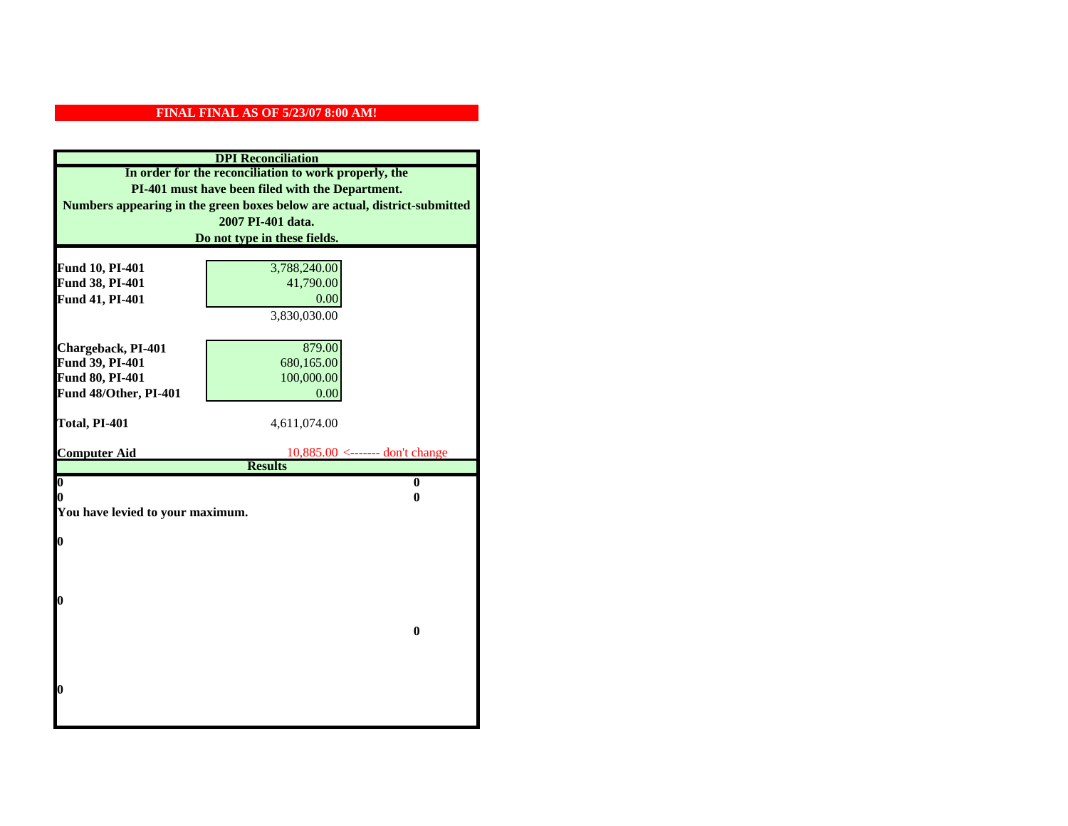**FINAL FINAL AS OF 5/23/07 8:00 AM!**

**DPI Reconciliation**

**In order for the reconciliation to work properly, the PI-401 must have been filed with the Department.**
**Numbers appearing in the green boxes below are actual, district-submitted 2007 PI-401 data.**
**Do not type in these fields.**

| | | |
|---|---|---|
| **Fund 10, PI-401** | 3,788,240.00 | |
| **Fund 38, PI-401** | 41,790.00 | |
| **Fund 41, PI-401** | 0.00 | |
| | 3,830,030.00 | |
| **Chargeback, PI-401** | 879.00 | |
| **Fund 39, PI-401** | 680,165.00 | |
| **Fund 80, PI-401** | 100,000.00 | |
| **Fund 48/Other, PI-401** | 0.00 | |
| **Total, PI-401** | 4,611,074.00 | |
| **Computer Aid** | 10,885.00 | <------- don't change |

**Results**

| | |
|---|---|
| **0** | **0** |
| **0** | **0** |

**You have levied to your maximum.**

**0**

**0**

**0**

**0**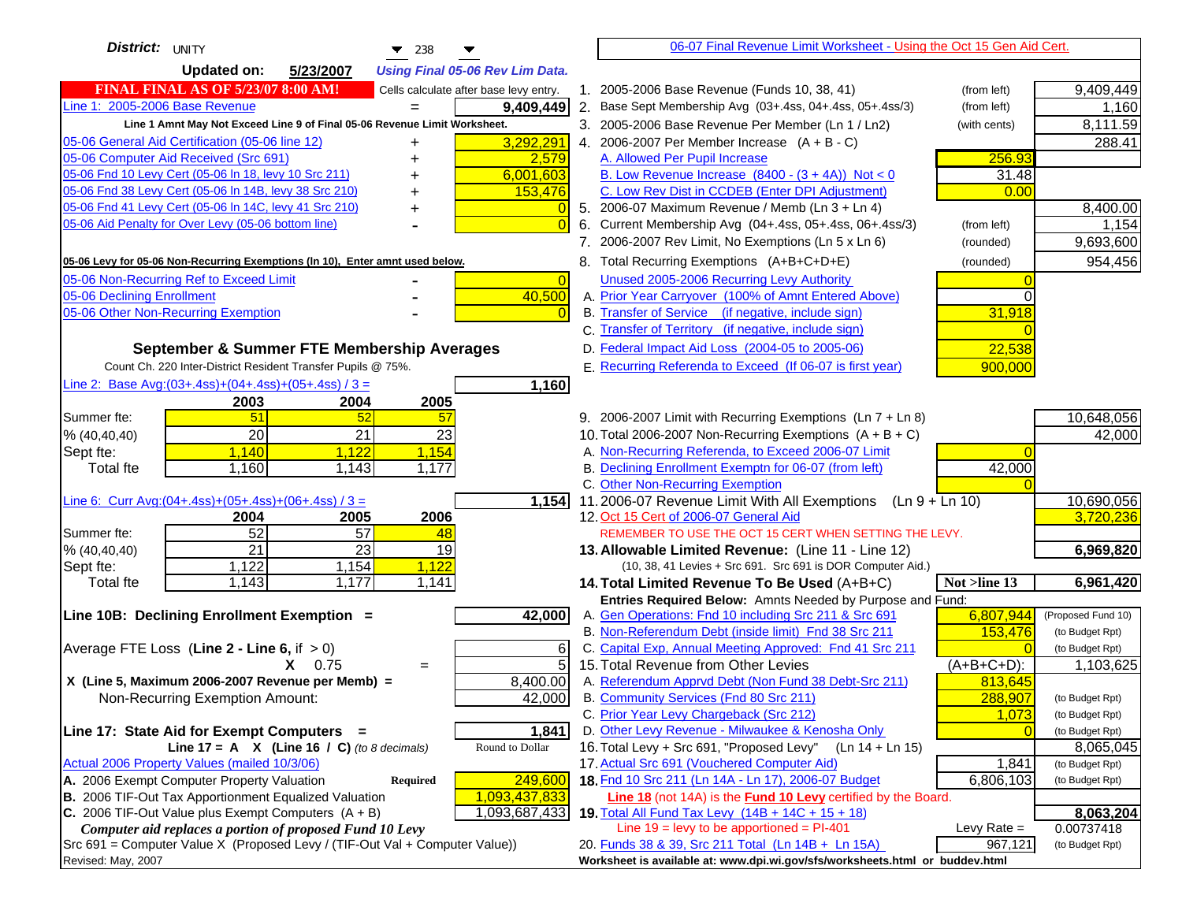**District:** UNITY 238

**Updated on:** 5/23/2007 *Using Final 05-06 Rev Lim Data.*

**FINAL FINAL AS OF 5/23/07 8:00 AM!** Cells calculate after base levy entry.

| | | |
|---|---|---|
| Line 1: 2005-2006 Base Revenue | = | 9,409,449 |

Line 1 Amnt May Not Exceed Line 9 of Final 05-06 Revenue Limit Worksheet.

| | | |
|---|---|---|
| 05-06 General Aid Certification (05-06 line 12) | + | 3,292,291 |
| 05-06 Computer Aid Received (Src 691) | + | 2,579 |
| 05-06 Fnd 10 Levy Cert (05-06 ln 18, levy 10 Src 211) | + | 6,001,603 |
| 05-06 Fnd 38 Levy Cert (05-06 ln 14B, levy 38 Src 210) | + | 153,476 |
| 05-06 Fnd 41 Levy Cert (05-06 ln 14C, levy 41 Src 210) | + | 0 |
| 05-06 Aid Penalty for Over Levy (05-06 bottom line) | - | 0 |

**05-06 Levy for 05-06 Non-Recurring Exemptions (ln 10), Enter amnt used below.**

| | | |
|---|---|---|
| 05-06 Non-Recurring Ref to Exceed Limit | - | 0 |
| 05-06 Declining Enrollment | - | 40,500 |
| 05-06 Other Non-Recurring Exemption | - | 0 |

### September & Summer FTE Membership Averages

Count Ch. 220 Inter-District Resident Transfer Pupils @ 75%.

Line 2: Base Avg:(03+.4ss)+(04+.4ss)+(05+.4ss) / 3 = **1,160**

| | 2003 | 2004 | 2005 |
|---|---|---|---|
| Summer fte: | 51 | 52 | 57 |
| % (40,40,40) | 20 | 21 | 23 |
| Sept fte: | 1,140 | 1,122 | 1,154 |
| Total fte | 1,160 | 1,143 | 1,177 |

Line 6: Curr Avg:(04+.4ss)+(05+.4ss)+(06+.4ss) / 3 = **1,154**

| | 2004 | 2005 | 2006 |
|---|---|---|---|
| Summer fte: | 52 | 57 | 48 |
| % (40,40,40) | 21 | 23 | 19 |
| Sept fte: | 1,122 | 1,154 | 1,122 |
| Total fte | 1,143 | 1,177 | 1,141 |

**Line 10B: Declining Enrollment Exemption =** **42,000**

| | | |
|---|---|---|
| Average FTE Loss (Line 2 - Line 6, if > 0) | | 6 |
| X 0.75 | = | 5 |
| X (Line 5, Maximum 2006-2007 Revenue per Memb) = | | 8,400.00 |
| Non-Recurring Exemption Amount: | | 42,000 |

**Line 17: State Aid for Exempt Computers =** **1,841**

Line 17 = A X (Line 16 / C) *(to 8 decimals)* Round to Dollar

Actual 2006 Property Values (mailed 10/3/06)

| | | |
|---|---|---|
| A. 2006 Exempt Computer Property Valuation | Required | 249,600 |
| B. 2006 TIF-Out Tax Apportionment Equalized Valuation | | 1,093,437,833 |
| C. 2006 TIF-Out Value plus Exempt Computers (A + B) | | 1,093,687,433 |

*Computer aid replaces a portion of proposed Fund 10 Levy*

Src 691 = Computer Value X (Proposed Levy / (TIF-Out Val + Computer Value))

Revised: May, 2007

## 06-07 Final Revenue Limit Worksheet - Using the Oct 15 Gen Aid Cert.

| | | | |
|---|---|---|---|
| 1. 2005-2006 Base Revenue (Funds 10, 38, 41) | (from left) | | 9,409,449 |
| 2. Base Sept Membership Avg (03+.4ss, 04+.4ss, 05+.4ss/3) | (from left) | | 1,160 |
| 3. 2005-2006 Base Revenue Per Member (Ln 1 / Ln2) | (with cents) | | 8,111.59 |
| 4. 2006-2007 Per Member Increase (A + B - C) | | | 288.41 |
| A. Allowed Per Pupil Increase | | 256.93 | |
| B. Low Revenue Increase (8400 - (3 + 4A)) Not < 0 | | 31.48 | |
| C. Low Rev Dist in CCDEB (Enter DPI Adjustment) | | 0.00 | |
| 5. 2006-07 Maximum Revenue / Memb (Ln 3 + Ln 4) | | | 8,400.00 |
| 6. Current Membership Avg (04+.4ss, 05+.4ss, 06+.4ss/3) | (from left) | | 1,154 |
| 7. 2006-2007 Rev Limit, No Exemptions (Ln 5 x Ln 6) | (rounded) | | 9,693,600 |
| 8. Total Recurring Exemptions (A+B+C+D+E) | (rounded) | | 954,456 |
| Unused 2005-2006 Recurring Levy Authority | | 0 | |
| A. Prior Year Carryover (100% of Amnt Entered Above) | | 0 | |
| B. Transfer of Service (if negative, include sign) | | 31,918 | |
| C. Transfer of Territory (if negative, include sign) | | 0 | |
| D. Federal Impact Aid Loss (2004-05 to 2005-06) | | 22,538 | |
| E. Recurring Referenda to Exceed (If 06-07 is first year) | | 900,000 | |
| 9. 2006-2007 Limit with Recurring Exemptions (Ln 7 + Ln 8) | | | 10,648,056 |
| 10. Total 2006-2007 Non-Recurring Exemptions (A + B + C) | | | 42,000 |
| A. Non-Recurring Referenda, to Exceed 2006-07 Limit | | 0 | |
| B. Declining Enrollment Exemptn for 06-07 (from left) | | 42,000 | |
| C. Other Non-Recurring Exemption | | 0 | |
| 11. 2006-07 Revenue Limit With All Exemptions (Ln 9 + Ln 10) | | | 10,690,056 |
| 12. Oct 15 Cert of 2006-07 General Aid | | | 3,720,236 |

REMEMBER TO USE THE OCT 15 CERT WHEN SETTING THE LEVY.

| | | | |
|---|---|---|---|
| **13. Allowable Limited Revenue:** (Line 11 - Line 12) | | | **6,969,820** |
| (10, 38, 41 Levies + Src 691. Src 691 is DOR Computer Aid.) | | | |
| **14. Total Limited Revenue To Be Used** (A+B+C) | | **Not >line 13** | **6,961,420** |
| Entries Required Below: Amnts Needed by Purpose and Fund: | | | |
| A. Gen Operations: Fnd 10 including Src 211 & Src 691 | | 6,807,944 | (Proposed Fund 10) |
| B. Non-Referendum Debt (inside limit) Fnd 38 Src 211 | | 153,476 | (to Budget Rpt) |
| C. Capital Exp, Annual Meeting Approved: Fnd 41 Src 211 | | 0 | (to Budget Rpt) |
| 15. Total Revenue from Other Levies | | (A+B+C+D): | 1,103,625 |
| A. Referendum Apprvd Debt (Non Fund 38 Debt-Src 211) | | 813,645 | |
| B. Community Services (Fnd 80 Src 211) | | 288,907 | (to Budget Rpt) |
| C. Prior Year Levy Chargeback (Src 212) | | 1,073 | (to Budget Rpt) |
| D. Other Levy Revenue - Milwaukee & Kenosha Only | | 0 | (to Budget Rpt) |
| 16. Total Levy + Src 691, "Proposed Levy" (Ln 14 + Ln 15) | | | 8,065,045 |
| 17. Actual Src 691 (Vouchered Computer Aid) | | 1,841 | (to Budget Rpt) |
| **18.** Fnd 10 Src 211 (Ln 14A - Ln 17), 2006-07 Budget | | 6,806,103 | (to Budget Rpt) |
| Line 18 (not 14A) is the **Fund 10 Levy** certified by the Board. | | | |
| **19.** Total All Fund Tax Levy (14B + 14C + 15 + 18) | | | **8,063,204** |
| Line 19 = levy to be apportioned = PI-401 | | Levy Rate = | 0.00737418 |
| 20. Funds 38 & 39, Src 211 Total (Ln 14B + Ln 15A) | | 967,121 | (to Budget Rpt) |

Worksheet is available at: www.dpi.wi.gov/sfs/worksheets.html or buddev.html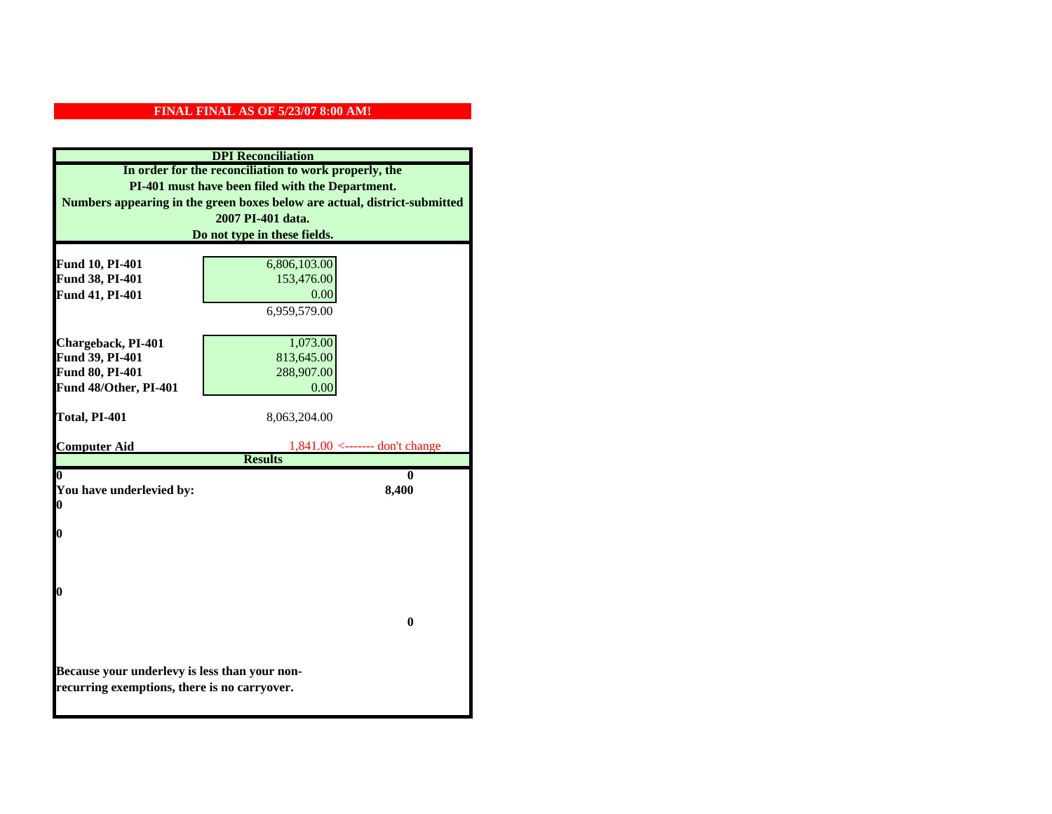**FINAL FINAL AS OF 5/23/07 8:00 AM!**

**DPI Reconciliation**

**In order for the reconciliation to work properly, the PI-401 must have been filed with the Department. Numbers appearing in the green boxes below are actual, district-submitted 2007 PI-401 data. Do not type in these fields.**

| | | |
|---|---|---|
| **Fund 10, PI-401** | 6,806,103.00 | |
| **Fund 38, PI-401** | 153,476.00 | |
| **Fund 41, PI-401** | 0.00 | |
| | 6,959,579.00 | |
| **Chargeback, PI-401** | 1,073.00 | |
| **Fund 39, PI-401** | 813,645.00 | |
| **Fund 80, PI-401** | 288,907.00 | |
| **Fund 48/Other, PI-401** | 0.00 | |
| **Total, PI-401** | 8,063,204.00 | |
| **Computer Aid** | 1,841.00 | <------- don't change |

**Results**

| | |
|---|---|
| **0** | **0** |
| **You have underlevied by:** | **8,400** |
| **0** | |
| **0** | |
| **0** | |
| | **0** |

**Because your underlevy is less than your non-recurring exemptions, there is no carryover.**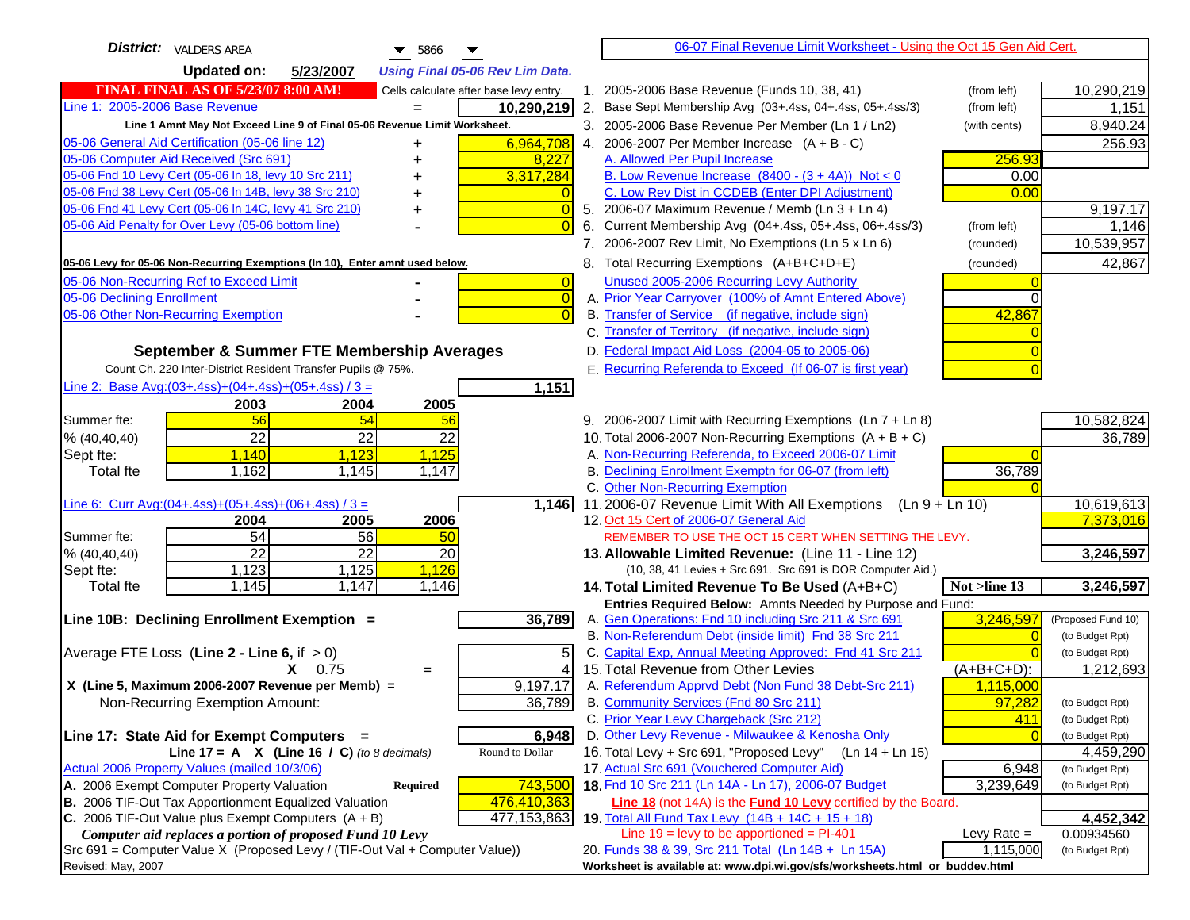**District:** VALDERS AREA 5866

**Updated on:** 5/23/2007 *Using Final 05-06 Rev Lim Data.*

06-07 Final Revenue Limit Worksheet - Using the Oct 15 Gen Aid Cert.

**FINAL FINAL AS OF 5/23/07 8:00 AM!** Cells calculate after base levy entry.

| | | |
|---|---|---|
| Line 1: 2005-2006 Base Revenue | = | 10,290,219 |
| *Line 1 Amnt May Not Exceed Line 9 of Final 05-06 Revenue Limit Worksheet.* | | |
| 05-06 General Aid Certification (05-06 line 12) | + | 6,964,708 |
| 05-06 Computer Aid Received (Src 691) | + | 8,227 |
| 05-06 Fnd 10 Levy Cert (05-06 ln 18, levy 10 Src 211) | + | 3,317,284 |
| 05-06 Fnd 38 Levy Cert (05-06 ln 14B, levy 38 Src 210) | + | 0 |
| 05-06 Fnd 41 Levy Cert (05-06 ln 14C, levy 41 Src 210) | + | 0 |
| 05-06 Aid Penalty for Over Levy (05-06 bottom line) | - | 0 |

**05-06 Levy for 05-06 Non-Recurring Exemptions (ln 10), Enter amnt used below.**

| | | |
|---|---|---|
| 05-06 Non-Recurring Ref to Exceed Limit | - | 0 |
| 05-06 Declining Enrollment | - | 0 |
| 05-06 Other Non-Recurring Exemption | - | 0 |

**September & Summer FTE Membership Averages**

Count Ch. 220 Inter-District Resident Transfer Pupils @ 75%.

Line 2: Base Avg:(03+.4ss)+(04+.4ss)+(05+.4ss) / 3 = **1,151**

| | 2003 | 2004 | 2005 |
|---|---|---|---|
| Summer fte: | 56 | 54 | 56 |
| % (40,40,40) | 22 | 22 | 22 |
| Sept fte: | 1,140 | 1,123 | 1,125 |
| Total fte | 1,162 | 1,145 | 1,147 |

Line 6: Curr Avg:(04+.4ss)+(05+.4ss)+(06+.4ss) / 3 = **1,146**

| | 2004 | 2005 | 2006 |
|---|---|---|---|
| Summer fte: | 54 | 56 | 50 |
| % (40,40,40) | 22 | 22 | 20 |
| Sept fte: | 1,123 | 1,125 | 1,126 |
| Total fte | 1,145 | 1,147 | 1,146 |

**Line 10B: Declining Enrollment Exemption =** **36,789**

| | | |
|---|---|---|
| Average FTE Loss (Line 2 - Line 6, if > 0) | | 5 |
| X 0.75 | = | 4 |
| X (Line 5, Maximum 2006-2007 Revenue per Memb) = | | 9,197.17 |
| Non-Recurring Exemption Amount: | | 36,789 |

**Line 17: State Aid for Exempt Computers =** **6,948**

Line 17 = A X (Line 16 / C) *(to 8 decimals)* Round to Dollar

Actual 2006 Property Values (mailed 10/3/06)

| | | |
|---|---|---|
| A. 2006 Exempt Computer Property Valuation | Required | 743,500 |
| B. 2006 TIF-Out Tax Apportionment Equalized Valuation | | 476,410,363 |
| C. 2006 TIF-Out Value plus Exempt Computers (A + B) | | 477,153,863 |

*Computer aid replaces a portion of proposed Fund 10 Levy*

Src 691 = Computer Value X (Proposed Levy / (TIF-Out Val + Computer Value))

| | | | |
|---|---|---|---|
| 1. 2005-2006 Base Revenue (Funds 10, 38, 41) | (from left) | | 10,290,219 |
| 2. Base Sept Membership Avg (03+.4ss, 04+.4ss, 05+.4ss/3) | (from left) | | 1,151 |
| 3. 2005-2006 Base Revenue Per Member (Ln 1 / Ln2) | (with cents) | | 8,940.24 |
| 4. 2006-2007 Per Member Increase (A + B - C) | | | 256.93 |
| A. Allowed Per Pupil Increase | | 256.93 | |
| B. Low Revenue Increase (8400 - (3 + 4A)) Not < 0 | | 0.00 | |
| C. Low Rev Dist in CCDEB (Enter DPI Adjustment) | | 0.00 | |
| 5. 2006-07 Maximum Revenue / Memb (Ln 3 + Ln 4) | | | 9,197.17 |
| 6. Current Membership Avg (04+.4ss, 05+.4ss, 06+.4ss/3) | (from left) | | 1,146 |
| 7. 2006-2007 Rev Limit, No Exemptions (Ln 5 x Ln 6) | (rounded) | | 10,539,957 |
| 8. Total Recurring Exemptions (A+B+C+D+E) | (rounded) | | 42,867 |
| Unused 2005-2006 Recurring Levy Authority | | 0 | |
| A. Prior Year Carryover (100% of Amnt Entered Above) | | 0 | |
| B. Transfer of Service (if negative, include sign) | | 42,867 | |
| C. Transfer of Territory (if negative, include sign) | | 0 | |
| D. Federal Impact Aid Loss (2004-05 to 2005-06) | | 0 | |
| E. Recurring Referenda to Exceed (If 06-07 is first year) | | 0 | |
| 9. 2006-2007 Limit with Recurring Exemptions (Ln 7 + Ln 8) | | | 10,582,824 |
| 10. Total 2006-2007 Non-Recurring Exemptions (A + B + C) | | | 36,789 |
| A. Non-Recurring Referenda, to Exceed 2006-07 Limit | | 0 | |
| B. Declining Enrollment Exemptn for 06-07 (from left) | | 36,789 | |
| C. Other Non-Recurring Exemption | | 0 | |
| 11. 2006-07 Revenue Limit With All Exemptions (Ln 9 + Ln 10) | | | 10,619,613 |
| 12. Oct 15 Cert of 2006-07 General Aid | | | 7,373,016 |
| REMEMBER TO USE THE OCT 15 CERT WHEN SETTING THE LEVY. | | | |
| **13. Allowable Limited Revenue:** (Line 11 - Line 12) | | | **3,246,597** |
| (10, 38, 41 Levies + Src 691. Src 691 is DOR Computer Aid.) | | | |
| **14. Total Limited Revenue To Be Used** (A+B+C) | | Not >line 13 | **3,246,597** |
| Entries Required Below: Amnts Needed by Purpose and Fund: | | | |
| A. Gen Operations: Fnd 10 including Src 211 & Src 691 | | 3,246,597 | (Proposed Fund 10) |
| B. Non-Referendum Debt (inside limit) Fnd 38 Src 211 | | 0 | (to Budget Rpt) |
| C. Capital Exp, Annual Meeting Approved: Fnd 41 Src 211 | | 0 | (to Budget Rpt) |
| 15. Total Revenue from Other Levies | | (A+B+C+D): | 1,212,693 |
| A. Referendum Apprvd Debt (Non Fund 38 Debt-Src 211) | | 1,115,000 | |
| B. Community Services (Fnd 80 Src 211) | | 97,282 | (to Budget Rpt) |
| C. Prior Year Levy Chargeback (Src 212) | | 411 | (to Budget Rpt) |
| D. Other Levy Revenue - Milwaukee & Kenosha Only | | 0 | (to Budget Rpt) |
| 16. Total Levy + Src 691, "Proposed Levy" (Ln 14 + Ln 15) | | | 4,459,290 |
| 17. Actual Src 691 (Vouchered Computer Aid) | | 6,948 | (to Budget Rpt) |
| **18.** Fnd 10 Src 211 (Ln 14A - Ln 17), 2006-07 Budget | | 3,239,649 | (to Budget Rpt) |
| **Line 18** (not 14A) is the **Fund 10 Levy** certified by the Board. | | | |
| **19.** Total All Fund Tax Levy (14B + 14C + 15 + 18) | | | **4,452,342** |
| Line 19 = levy to be apportioned = PI-401 | | Levy Rate = | 0.00934560 |
| 20. Funds 38 & 39, Src 211 Total (Ln 14B + Ln 15A) | | 1,115,000 | (to Budget Rpt) |

Revised: May, 2007

Worksheet is available at: www.dpi.wi.gov/sfs/worksheets.html or buddev.html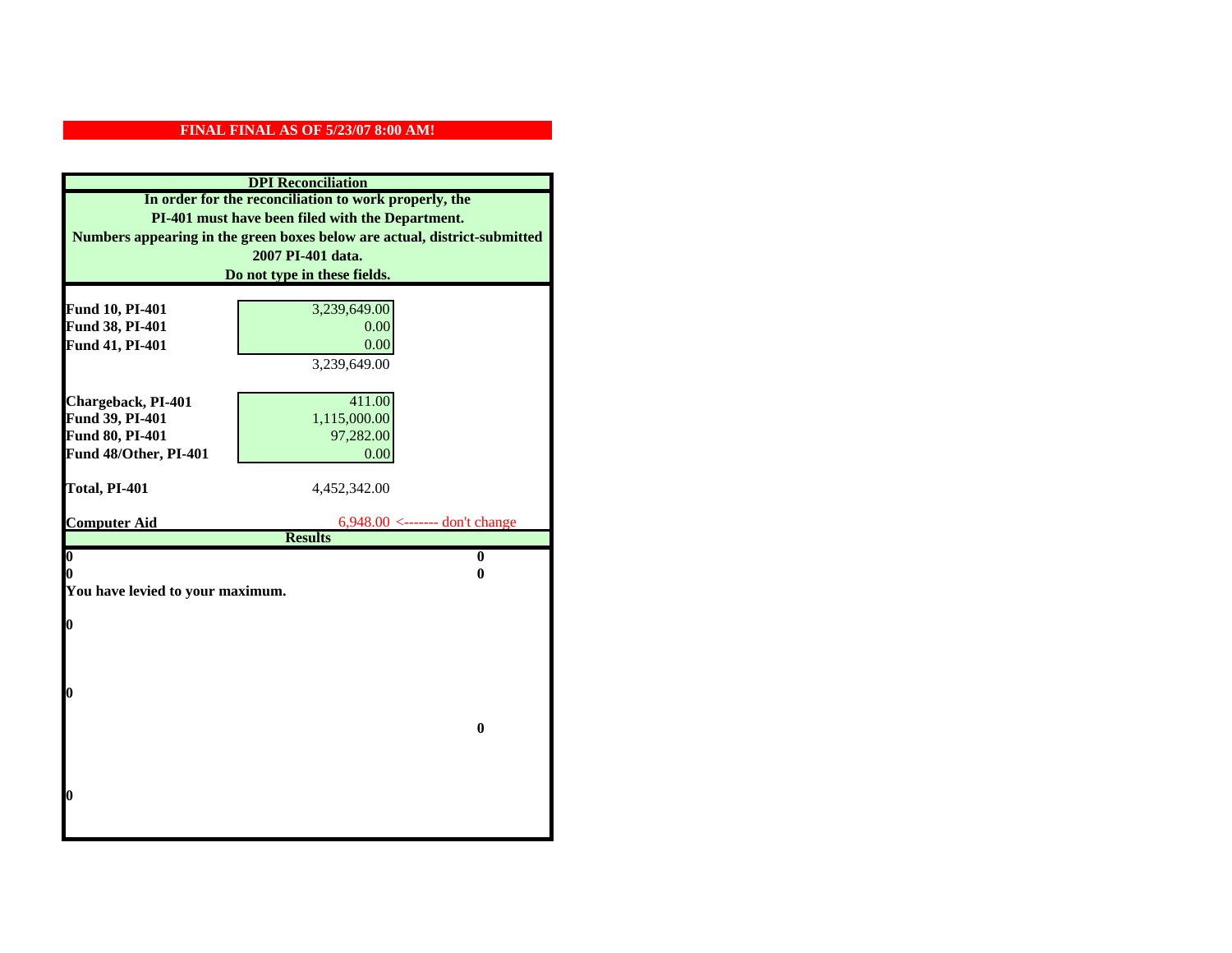**FINAL FINAL AS OF 5/23/07 8:00 AM!**

**DPI Reconciliation**

**In order for the reconciliation to work properly, the PI-401 must have been filed with the Department. Numbers appearing in the green boxes below are actual, district-submitted 2007 PI-401 data. Do not type in these fields.**

| | | |
|---|---|---|
| **Fund 10, PI-401** | 3,239,649.00 | |
| **Fund 38, PI-401** | 0.00 | |
| **Fund 41, PI-401** | 0.00 | |
| | 3,239,649.00 | |
| **Chargeback, PI-401** | 411.00 | |
| **Fund 39, PI-401** | 1,115,000.00 | |
| **Fund 80, PI-401** | 97,282.00 | |
| **Fund 48/Other, PI-401** | 0.00 | |
| **Total, PI-401** | 4,452,342.00 | |
| **Computer Aid** | 6,948.00 | <------- don't change |

**Results**

| | |
|---|---|
| **0** | **0** |
| **0** | **0** |

**You have levied to your maximum.**

**0**

**0**

**0**

**0**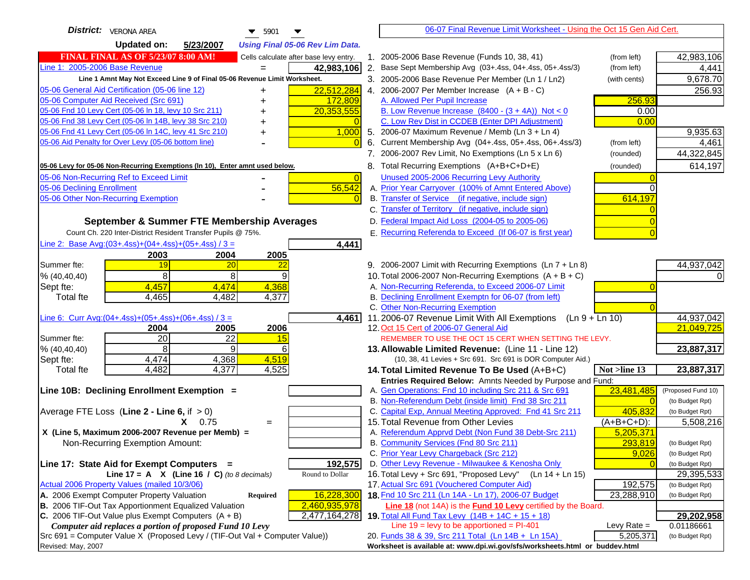**District:** VERONA AREA 5901

**Updated on:** 5/23/2007 *Using Final 05-06 Rev Lim Data.*

**FINAL FINAL AS OF 5/23/07 8:00 AM!** Cells calculate after base levy entry.

| | | |
|---|---|---|
| Line 1: 2005-2006 Base Revenue | = | 42,983,106 |

**Line 1 Amnt May Not Exceed Line 9 of Final 05-06 Revenue Limit Worksheet.**

| | | |
|---|---|---|
| 05-06 General Aid Certification (05-06 line 12) | + | 22,512,284 |
| 05-06 Computer Aid Received (Src 691) | + | 172,809 |
| 05-06 Fnd 10 Levy Cert (05-06 ln 18, levy 10 Src 211) | + | 20,353,555 |
| 05-06 Fnd 38 Levy Cert (05-06 ln 14B, levy 38 Src 210) | + | 0 |
| 05-06 Fnd 41 Levy Cert (05-06 ln 14C, levy 41 Src 210) | + | 1,000 |
| 05-06 Aid Penalty for Over Levy (05-06 bottom line) | - | 0 |

**05-06 Levy for 05-06 Non-Recurring Exemptions (ln 10), Enter amnt used below.**

| | | |
|---|---|---|
| 05-06 Non-Recurring Ref to Exceed Limit | - | 0 |
| 05-06 Declining Enrollment | - | 56,542 |
| 05-06 Other Non-Recurring Exemption | - | 0 |

## September & Summer FTE Membership Averages

Count Ch. 220 Inter-District Resident Transfer Pupils @ 75%.

Line 2: Base Avg:(03+.4ss)+(04+.4ss)+(05+.4ss) / 3 = **4,441**

| | 2003 | 2004 | 2005 |
|---|---|---|---|
| Summer fte: | 19 | 20 | 22 |
| % (40,40,40) | 8 | 8 | 9 |
| Sept fte: | 4,457 | 4,474 | 4,368 |
| Total fte | 4,465 | 4,482 | 4,377 |

Line 6: Curr Avg:(04+.4ss)+(05+.4ss)+(06+.4ss) / 3 = **4,461**

| | 2004 | 2005 | 2006 |
|---|---|---|---|
| Summer fte: | 20 | 22 | 15 |
| % (40,40,40) | 8 | 9 | 6 |
| Sept fte: | 4,474 | 4,368 | 4,519 |
| Total fte | 4,482 | 4,377 | 4,525 |

**Line 10B: Declining Enrollment Exemption =**

Average FTE Loss (**Line 2 - Line 6**, if > 0)
X 0.75 =
X (Line 5, Maximum 2006-2007 Revenue per Memb) =
Non-Recurring Exemption Amount:

**Line 17: State Aid for Exempt Computers =** **192,575**
Line 17 = A X (Line 16 / C) *(to 8 decimals)* Round to Dollar

Actual 2006 Property Values (mailed 10/3/06)

| | | |
|---|---|---|
| A. 2006 Exempt Computer Property Valuation | Required | 16,228,300 |
| B. 2006 TIF-Out Tax Apportionment Equalized Valuation | | 2,460,935,978 |
| C. 2006 TIF-Out Value plus Exempt Computers (A + B) | | 2,477,164,278 |

*Computer aid replaces a portion of proposed Fund 10 Levy*
Src 691 = Computer Value X (Proposed Levy / (TIF-Out Val + Computer Value))
Revised: May, 2007

06-07 Final Revenue Limit Worksheet - Using the Oct 15 Gen Aid Cert.

| | | | |
|---|---|---|---|
| 1. 2005-2006 Base Revenue (Funds 10, 38, 41) | (from left) | | 42,983,106 |
| 2. Base Sept Membership Avg (03+.4ss, 04+.4ss, 05+.4ss/3) | (from left) | | 4,441 |
| 3. 2005-2006 Base Revenue Per Member (Ln 1 / Ln2) | (with cents) | | 9,678.70 |
| 4. 2006-2007 Per Member Increase (A + B - C) | | | 256.93 |
| A. Allowed Per Pupil Increase | | 256.93 | |
| B. Low Revenue Increase (8400 - (3 + 4A)) Not < 0 | | 0.00 | |
| C. Low Rev Dist in CCDEB (Enter DPI Adjustment) | | 0.00 | |
| 5. 2006-07 Maximum Revenue / Memb (Ln 3 + Ln 4) | | | 9,935.63 |
| 6. Current Membership Avg (04+.4ss, 05+.4ss, 06+.4ss/3) | (from left) | | 4,461 |
| 7. 2006-2007 Rev Limit, No Exemptions (Ln 5 x Ln 6) | (rounded) | | 44,322,845 |
| 8. Total Recurring Exemptions (A+B+C+D+E) | (rounded) | | 614,197 |
| Unused 2005-2006 Recurring Levy Authority | | 0 | |
| A. Prior Year Carryover (100% of Amnt Entered Above) | | 0 | |
| B. Transfer of Service (if negative, include sign) | | 614,197 | |
| C. Transfer of Territory (if negative, include sign) | | 0 | |
| D. Federal Impact Aid Loss (2004-05 to 2005-06) | | 0 | |
| E. Recurring Referenda to Exceed (If 06-07 is first year) | | 0 | |
| 9. 2006-2007 Limit with Recurring Exemptions (Ln 7 + Ln 8) | | | 44,937,042 |
| 10. Total 2006-2007 Non-Recurring Exemptions (A + B + C) | | | 0 |
| A. Non-Recurring Referenda, to Exceed 2006-07 Limit | | 0 | |
| B. Declining Enrollment Exemptn for 06-07 (from left) | | | |
| C. Other Non-Recurring Exemption | | 0 | |
| 11. 2006-07 Revenue Limit With All Exemptions (Ln 9 + Ln 10) | | | 44,937,042 |
| 12. Oct 15 Cert of 2006-07 General Aid | | | 21,049,725 |

REMEMBER TO USE THE OCT 15 CERT WHEN SETTING THE LEVY.

| | | | |
|---|---|---|---|
| **13. Allowable Limited Revenue:** (Line 11 - Line 12) | | | **23,887,317** |
| (10, 38, 41 Levies + Src 691. Src 691 is DOR Computer Aid.) | | | |
| **14. Total Limited Revenue To Be Used** (A+B+C) | | **Not >line 13** | **23,887,317** |
| Entries Required Below: Amnts Needed by Purpose and Fund: | | | |
| A. Gen Operations: Fnd 10 including Src 211 & Src 691 | | 23,481,485 | (Proposed Fund 10) |
| B. Non-Referendum Debt (inside limit) Fnd 38 Src 211 | | 0 | (to Budget Rpt) |
| C. Capital Exp, Annual Meeting Approved: Fnd 41 Src 211 | | 405,832 | (to Budget Rpt) |
| 15. Total Revenue from Other Levies | | (A+B+C+D): | 5,508,216 |
| A. Referendum Apprvd Debt (Non Fund 38 Debt-Src 211) | | 5,205,371 | |
| B. Community Services (Fnd 80 Src 211) | | 293,819 | (to Budget Rpt) |
| C. Prior Year Levy Chargeback (Src 212) | | 9,026 | (to Budget Rpt) |
| D. Other Levy Revenue - Milwaukee & Kenosha Only | | 0 | (to Budget Rpt) |
| 16. Total Levy + Src 691, "Proposed Levy" (Ln 14 + Ln 15) | | | 29,395,533 |
| 17. Actual Src 691 (Vouchered Computer Aid) | | 192,575 | (to Budget Rpt) |
| **18.** Fnd 10 Src 211 (Ln 14A - Ln 17), 2006-07 Budget | | 23,288,910 | (to Budget Rpt) |
| **Line 18** (not 14A) is the **Fund 10 Levy** certified by the Board. | | | |
| **19.** Total All Fund Tax Levy (14B + 14C + 15 + 18) | | | **29,202,958** |
| Line 19 = levy to be apportioned = PI-401 | | Levy Rate = | 0.01186661 |
| 20. Funds 38 & 39, Src 211 Total (Ln 14B + Ln 15A) | | 5,205,371 | (to Budget Rpt) |

**Worksheet is available at: www.dpi.wi.gov/sfs/worksheets.html or buddev.html**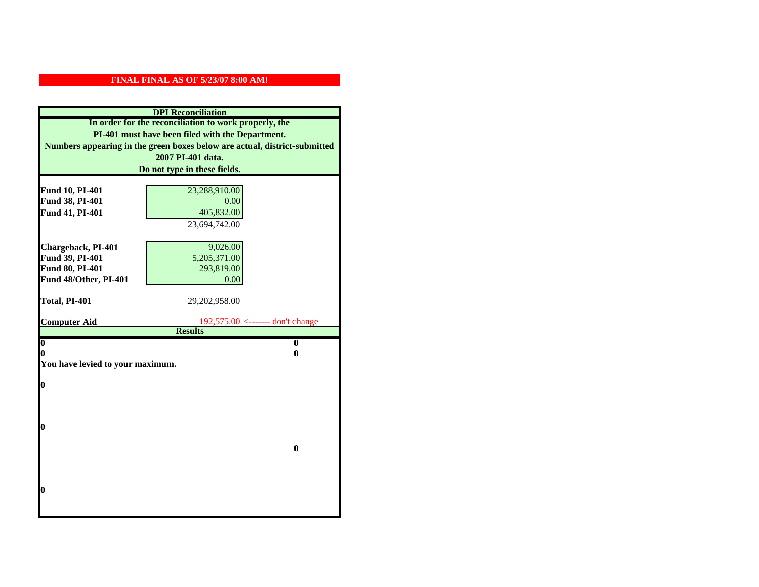**FINAL FINAL AS OF 5/23/07 8:00 AM!**

## DPI Reconciliation

**In order for the reconciliation to work properly, the PI-401 must have been filed with the Department. Numbers appearing in the green boxes below are actual, district-submitted 2007 PI-401 data. Do not type in these fields.**

| | | |
|---|---|---|
| **Fund 10, PI-401** | 23,288,910.00 | |
| **Fund 38, PI-401** | 0.00 | |
| **Fund 41, PI-401** | 405,832.00 | |
| | 23,694,742.00 | |
| | | |
| **Chargeback, PI-401** | 9,026.00 | |
| **Fund 39, PI-401** | 5,205,371.00 | |
| **Fund 80, PI-401** | 293,819.00 | |
| **Fund 48/Other, PI-401** | 0.00 | |
| | | |
| **Total, PI-401** | 29,202,958.00 | |
| | | |
| **Computer Aid** | 192,575.00 | <------- don't change |

## Results

| | |
|---|---|
| **0** | **0** |
| **0** | **0** |

**You have levied to your maximum.**

**0**

**0**

**0**

**0**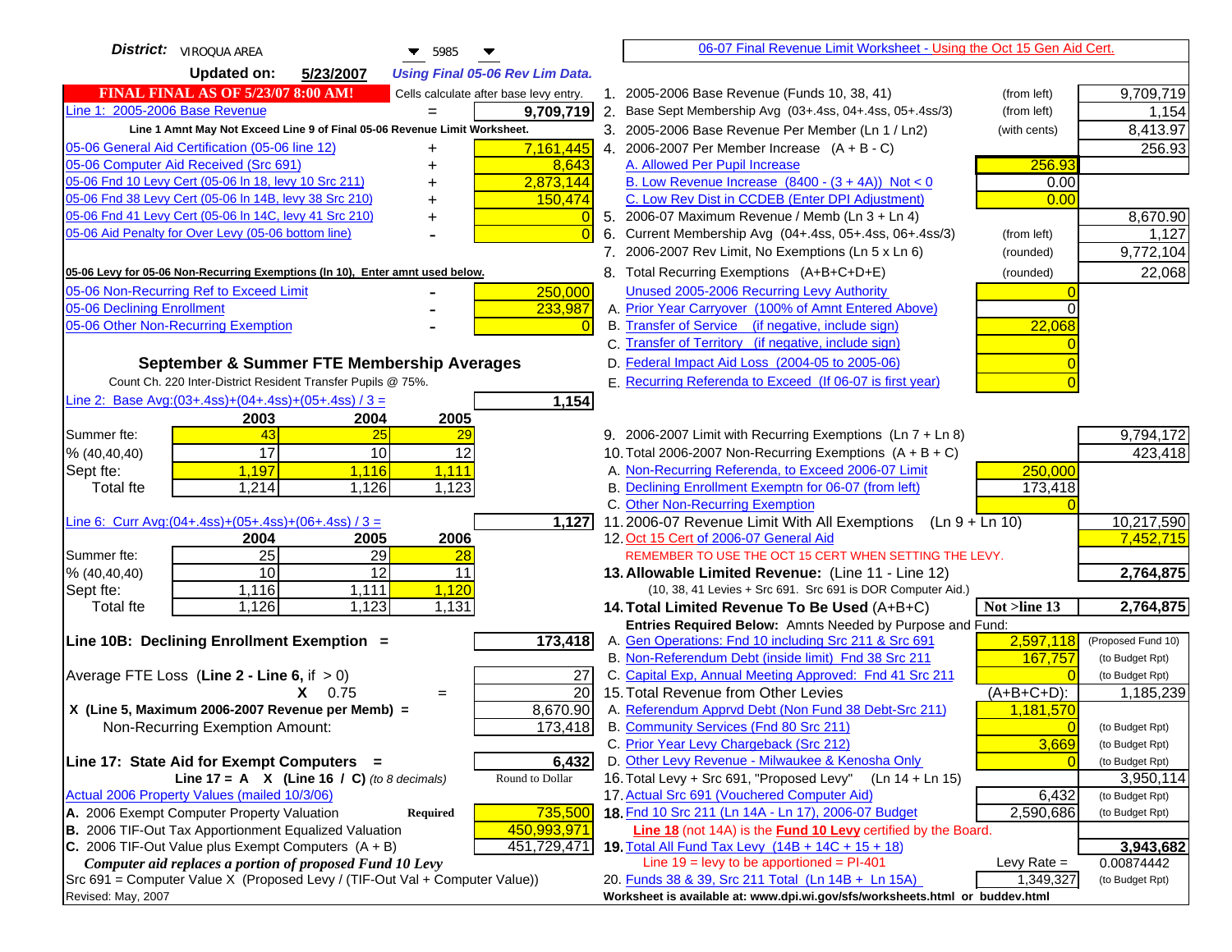**District:** VIROQUA AREA 5985

**Updated on:** 5/23/2007 *Using Final 05-06 Rev Lim Data.*

**FINAL FINAL AS OF 5/23/07 8:00 AM!** Cells calculate after base levy entry.

| | | |
|---|---|---|
| Line 1: 2005-2006 Base Revenue | = | 9,709,719 |
| Line 1 Amnt May Not Exceed Line 9 of Final 05-06 Revenue Limit Worksheet. | | |
| 05-06 General Aid Certification (05-06 line 12) | + | 7,161,445 |
| 05-06 Computer Aid Received (Src 691) | + | 8,643 |
| 05-06 Fnd 10 Levy Cert (05-06 ln 18, levy 10 Src 211) | + | 2,873,144 |
| 05-06 Fnd 38 Levy Cert (05-06 ln 14B, levy 38 Src 210) | + | 150,474 |
| 05-06 Fnd 41 Levy Cert (05-06 ln 14C, levy 41 Src 210) | + | 0 |
| 05-06 Aid Penalty for Over Levy (05-06 bottom line) | - | 0 |

**05-06 Levy for 05-06 Non-Recurring Exemptions (ln 10), Enter amnt used below.**

| | | |
|---|---|---|
| 05-06 Non-Recurring Ref to Exceed Limit | - | 250,000 |
| 05-06 Declining Enrollment | - | 233,987 |
| 05-06 Other Non-Recurring Exemption | - | 0 |

### September & Summer FTE Membership Averages

Count Ch. 220 Inter-District Resident Transfer Pupils @ 75%.

Line 2: Base Avg:(03+.4ss)+(04+.4ss)+(05+.4ss) / 3 = **1,154**

| | 2003 | 2004 | 2005 |
|---|---|---|---|
| Summer fte: | 43 | 25 | 29 |
| % (40,40,40) | 17 | 10 | 12 |
| Sept fte: | 1,197 | 1,116 | 1,111 |
| Total fte | 1,214 | 1,126 | 1,123 |

Line 6: Curr Avg:(04+.4ss)+(05+.4ss)+(06+.4ss) / 3 = **1,127**

| | 2004 | 2005 | 2006 |
|---|---|---|---|
| Summer fte: | 25 | 29 | 28 |
| % (40,40,40) | 10 | 12 | 11 |
| Sept fte: | 1,116 | 1,111 | 1,120 |
| Total fte | 1,126 | 1,123 | 1,131 |

**Line 10B: Declining Enrollment Exemption =** **173,418**

| | |
|---|---|
| Average FTE Loss (Line 2 - Line 6, if > 0) | 27 |
| X 0.75 = | 20 |
| X (Line 5, Maximum 2006-2007 Revenue per Memb) = | 8,670.90 |
| Non-Recurring Exemption Amount: | 173,418 |

**Line 17: State Aid for Exempt Computers =** **6,432**

Line 17 = A X (Line 16 / C) *(to 8 decimals)* Round to Dollar

Actual 2006 Property Values (mailed 10/3/06)

| | | |
|---|---|---|
| A. 2006 Exempt Computer Property Valuation | Required | 735,500 |
| B. 2006 TIF-Out Tax Apportionment Equalized Valuation | | 450,993,971 |
| C. 2006 TIF-Out Value plus Exempt Computers (A + B) | | 451,729,471 |

*Computer aid replaces a portion of proposed Fund 10 Levy*

Src 691 = Computer Value X (Proposed Levy / (TIF-Out Val + Computer Value))

Revised: May, 2007

---

**06-07 Final Revenue Limit Worksheet - Using the Oct 15 Gen Aid Cert.**

| | | | |
|---|---|---|---|
| 1. 2005-2006 Base Revenue (Funds 10, 38, 41) | (from left) | | 9,709,719 |
| 2. Base Sept Membership Avg (03+.4ss, 04+.4ss, 05+.4ss/3) | (from left) | | 1,154 |
| 3. 2005-2006 Base Revenue Per Member (Ln 1 / Ln2) | (with cents) | | 8,413.97 |
| 4. 2006-2007 Per Member Increase (A + B - C) | | | 256.93 |
| A. Allowed Per Pupil Increase | | 256.93 | |
| B. Low Revenue Increase (8400 - (3 + 4A)) Not < 0 | | 0.00 | |
| C. Low Rev Dist in CCDEB (Enter DPI Adjustment) | | 0.00 | |
| 5. 2006-07 Maximum Revenue / Memb (Ln 3 + Ln 4) | | | 8,670.90 |
| 6. Current Membership Avg (04+.4ss, 05+.4ss, 06+.4ss/3) | (from left) | | 1,127 |
| 7. 2006-2007 Rev Limit, No Exemptions (Ln 5 x Ln 6) | (rounded) | | 9,772,104 |
| 8. Total Recurring Exemptions (A+B+C+D+E) | (rounded) | | 22,068 |
| Unused 2005-2006 Recurring Levy Authority | | 0 | |
| A. Prior Year Carryover (100% of Amnt Entered Above) | | 0 | |
| B. Transfer of Service (if negative, include sign) | | 22,068 | |
| C. Transfer of Territory (if negative, include sign) | | 0 | |
| D. Federal Impact Aid Loss (2004-05 to 2005-06) | | 0 | |
| E. Recurring Referenda to Exceed (If 06-07 is first year) | | 0 | |
| 9. 2006-2007 Limit with Recurring Exemptions (Ln 7 + Ln 8) | | | 9,794,172 |
| 10. Total 2006-2007 Non-Recurring Exemptions (A + B + C) | | | 423,418 |
| A. Non-Recurring Referenda, to Exceed 2006-07 Limit | | 250,000 | |
| B. Declining Enrollment Exemptn for 06-07 (from left) | | 173,418 | |
| C. Other Non-Recurring Exemption | | 0 | |
| 11. 2006-07 Revenue Limit With All Exemptions (Ln 9 + Ln 10) | | | 10,217,590 |
| 12. Oct 15 Cert of 2006-07 General Aid | | | 7,452,715 |
| REMEMBER TO USE THE OCT 15 CERT WHEN SETTING THE LEVY. | | | |
| **13. Allowable Limited Revenue:** (Line 11 - Line 12) | | | **2,764,875** |
| (10, 38, 41 Levies + Src 691. Src 691 is DOR Computer Aid.) | | | |
| **14. Total Limited Revenue To Be Used** (A+B+C) | | Not >line 13 | **2,764,875** |
| Entries Required Below: Amnts Needed by Purpose and Fund: | | | |
| A. Gen Operations: Fnd 10 including Src 211 & Src 691 | | 2,597,118 | (Proposed Fund 10) |
| B. Non-Referendum Debt (inside limit) Fnd 38 Src 211 | | 167,757 | (to Budget Rpt) |
| C. Capital Exp, Annual Meeting Approved: Fnd 41 Src 211 | | 0 | (to Budget Rpt) |
| 15. Total Revenue from Other Levies | | (A+B+C+D): | 1,185,239 |
| A. Referendum Apprvd Debt (Non Fund 38 Debt-Src 211) | | 1,181,570 | |
| B. Community Services (Fnd 80 Src 211) | | 0 | (to Budget Rpt) |
| C. Prior Year Levy Chargeback (Src 212) | | 3,669 | (to Budget Rpt) |
| D. Other Levy Revenue - Milwaukee & Kenosha Only | | 0 | (to Budget Rpt) |
| 16. Total Levy + Src 691, "Proposed Levy" (Ln 14 + Ln 15) | | | 3,950,114 |
| 17. Actual Src 691 (Vouchered Computer Aid) | | 6,432 | (to Budget Rpt) |
| **18.** Fnd 10 Src 211 (Ln 14A - Ln 17), 2006-07 Budget | | 2,590,686 | (to Budget Rpt) |
| Line 18 (not 14A) is the **Fund 10 Levy** certified by the Board. | | | |
| **19.** Total All Fund Tax Levy (14B + 14C + 15 + 18) | | | **3,943,682** |
| Line 19 = levy to be apportioned = PI-401 | | Levy Rate = | 0.00874442 |
| 20. Funds 38 & 39, Src 211 Total (Ln 14B + Ln 15A) | | 1,349,327 | (to Budget Rpt) |

Worksheet is available at: www.dpi.wi.gov/sfs/worksheets.html or buddev.html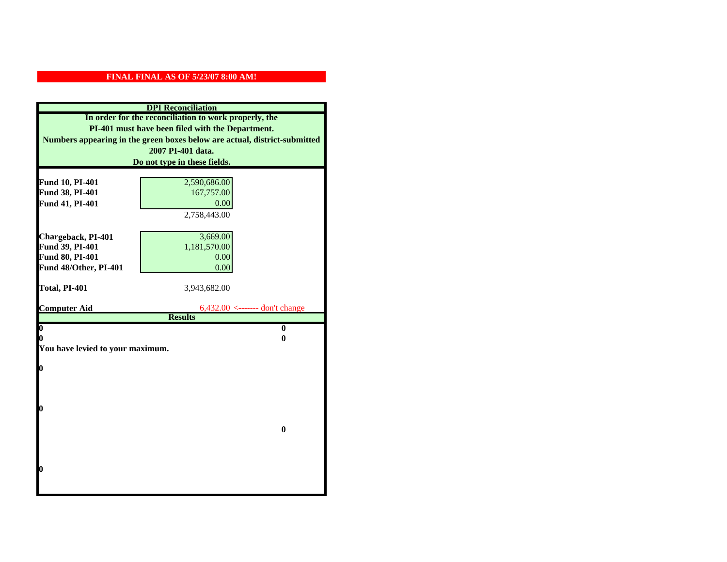**FINAL FINAL AS OF 5/23/07 8:00 AM!**

**DPI Reconciliation**

**In order for the reconciliation to work properly, the PI-401 must have been filed with the Department.**
**Numbers appearing in the green boxes below are actual, district-submitted 2007 PI-401 data.**
**Do not type in these fields.**

| | | |
|---|---|---|
| **Fund 10, PI-401** | 2,590,686.00 | |
| **Fund 38, PI-401** | 167,757.00 | |
| **Fund 41, PI-401** | 0.00 | |
| | 2,758,443.00 | |
| **Chargeback, PI-401** | 3,669.00 | |
| **Fund 39, PI-401** | 1,181,570.00 | |
| **Fund 80, PI-401** | 0.00 | |
| **Fund 48/Other, PI-401** | 0.00 | |
| **Total, PI-401** | 3,943,682.00 | |
| **Computer Aid** | 6,432.00 | <------- don't change |

**Results**

| | |
|---|---|
| **0** | **0** |
| **0** | **0** |

**You have levied to your maximum.**

**0**

**0**

**0**

**0**